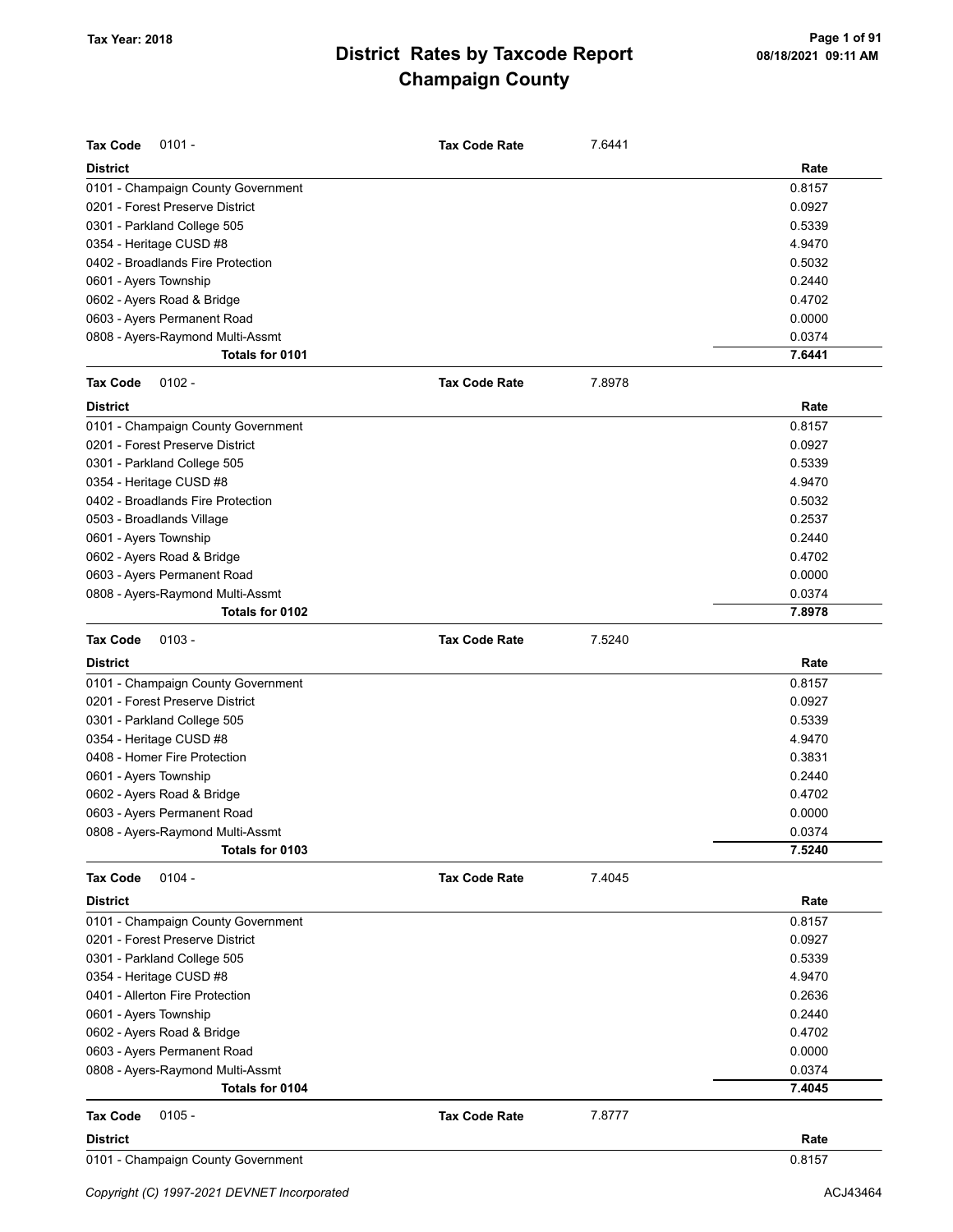# District Rates by Taxcode Report
## Champaign County

Tax Year: 2018

08/18/2021 09:11 AM

**Tax Code** 0101 - **Tax Code Rate** 7.6441

| District | Rate |
|---|---|
| 0101 - Champaign County Government | 0.8157 |
| 0201 - Forest Preserve District | 0.0927 |
| 0301 - Parkland College 505 | 0.5339 |
| 0354 - Heritage CUSD #8 | 4.9470 |
| 0402 - Broadlands Fire Protection | 0.5032 |
| 0601 - Ayers Township | 0.2440 |
| 0602 - Ayers Road & Bridge | 0.4702 |
| 0603 - Ayers Permanent Road | 0.0000 |
| 0808 - Ayers-Raymond Multi-Assmt | 0.0374 |
| **Totals for 0101** | **7.6441** |

**Tax Code** 0102 - **Tax Code Rate** 7.8978

| District | Rate |
|---|---|
| 0101 - Champaign County Government | 0.8157 |
| 0201 - Forest Preserve District | 0.0927 |
| 0301 - Parkland College 505 | 0.5339 |
| 0354 - Heritage CUSD #8 | 4.9470 |
| 0402 - Broadlands Fire Protection | 0.5032 |
| 0503 - Broadlands Village | 0.2537 |
| 0601 - Ayers Township | 0.2440 |
| 0602 - Ayers Road & Bridge | 0.4702 |
| 0603 - Ayers Permanent Road | 0.0000 |
| 0808 - Ayers-Raymond Multi-Assmt | 0.0374 |
| **Totals for 0102** | **7.8978** |

**Tax Code** 0103 - **Tax Code Rate** 7.5240

| District | Rate |
|---|---|
| 0101 - Champaign County Government | 0.8157 |
| 0201 - Forest Preserve District | 0.0927 |
| 0301 - Parkland College 505 | 0.5339 |
| 0354 - Heritage CUSD #8 | 4.9470 |
| 0408 - Homer Fire Protection | 0.3831 |
| 0601 - Ayers Township | 0.2440 |
| 0602 - Ayers Road & Bridge | 0.4702 |
| 0603 - Ayers Permanent Road | 0.0000 |
| 0808 - Ayers-Raymond Multi-Assmt | 0.0374 |
| **Totals for 0103** | **7.5240** |

**Tax Code** 0104 - **Tax Code Rate** 7.4045

| District | Rate |
|---|---|
| 0101 - Champaign County Government | 0.8157 |
| 0201 - Forest Preserve District | 0.0927 |
| 0301 - Parkland College 505 | 0.5339 |
| 0354 - Heritage CUSD #8 | 4.9470 |
| 0401 - Allerton Fire Protection | 0.2636 |
| 0601 - Ayers Township | 0.2440 |
| 0602 - Ayers Road & Bridge | 0.4702 |
| 0603 - Ayers Permanent Road | 0.0000 |
| 0808 - Ayers-Raymond Multi-Assmt | 0.0374 |
| **Totals for 0104** | **7.4045** |

**Tax Code** 0105 - **Tax Code Rate** 7.8777

| District | Rate |
|---|---|
| 0101 - Champaign County Government | 0.8157 |

Copyright (C) 1997-2021 DEVNET Incorporated

ACJ43464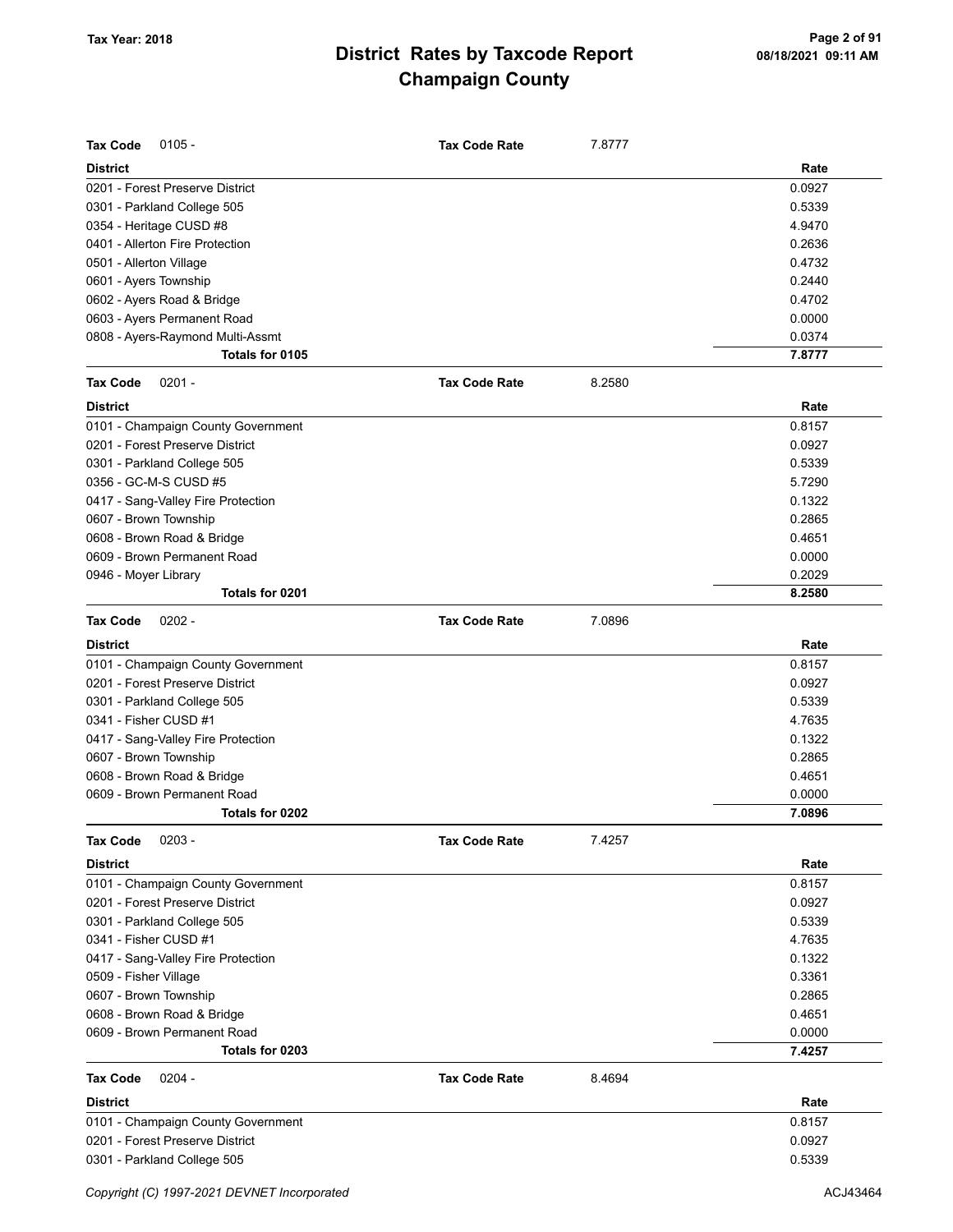# District Rates by Taxcode Report
## Champaign County

Tax Year: 2018

**Tax Code** 0105 - **Tax Code Rate** 7.8777

| District | Rate |
|---|---|
| 0201 - Forest Preserve District | 0.0927 |
| 0301 - Parkland College 505 | 0.5339 |
| 0354 - Heritage CUSD #8 | 4.9470 |
| 0401 - Allerton Fire Protection | 0.2636 |
| 0501 - Allerton Village | 0.4732 |
| 0601 - Ayers Township | 0.2440 |
| 0602 - Ayers Road & Bridge | 0.4702 |
| 0603 - Ayers Permanent Road | 0.0000 |
| 0808 - Ayers-Raymond Multi-Assmt | 0.0374 |
| **Totals for 0105** | **7.8777** |

**Tax Code** 0201 - **Tax Code Rate** 8.2580

| District | Rate |
|---|---|
| 0101 - Champaign County Government | 0.8157 |
| 0201 - Forest Preserve District | 0.0927 |
| 0301 - Parkland College 505 | 0.5339 |
| 0356 - GC-M-S CUSD #5 | 5.7290 |
| 0417 - Sang-Valley Fire Protection | 0.1322 |
| 0607 - Brown Township | 0.2865 |
| 0608 - Brown Road & Bridge | 0.4651 |
| 0609 - Brown Permanent Road | 0.0000 |
| 0946 - Moyer Library | 0.2029 |
| **Totals for 0201** | **8.2580** |

**Tax Code** 0202 - **Tax Code Rate** 7.0896

| District | Rate |
|---|---|
| 0101 - Champaign County Government | 0.8157 |
| 0201 - Forest Preserve District | 0.0927 |
| 0301 - Parkland College 505 | 0.5339 |
| 0341 - Fisher CUSD #1 | 4.7635 |
| 0417 - Sang-Valley Fire Protection | 0.1322 |
| 0607 - Brown Township | 0.2865 |
| 0608 - Brown Road & Bridge | 0.4651 |
| 0609 - Brown Permanent Road | 0.0000 |
| **Totals for 0202** | **7.0896** |

**Tax Code** 0203 - **Tax Code Rate** 7.4257

| District | Rate |
|---|---|
| 0101 - Champaign County Government | 0.8157 |
| 0201 - Forest Preserve District | 0.0927 |
| 0301 - Parkland College 505 | 0.5339 |
| 0341 - Fisher CUSD #1 | 4.7635 |
| 0417 - Sang-Valley Fire Protection | 0.1322 |
| 0509 - Fisher Village | 0.3361 |
| 0607 - Brown Township | 0.2865 |
| 0608 - Brown Road & Bridge | 0.4651 |
| 0609 - Brown Permanent Road | 0.0000 |
| **Totals for 0203** | **7.4257** |

**Tax Code** 0204 - **Tax Code Rate** 8.4694

| District | Rate |
|---|---|
| 0101 - Champaign County Government | 0.8157 |
| 0201 - Forest Preserve District | 0.0927 |
| 0301 - Parkland College 505 | 0.5339 |

Copyright (C) 1997-2021 DEVNET Incorporated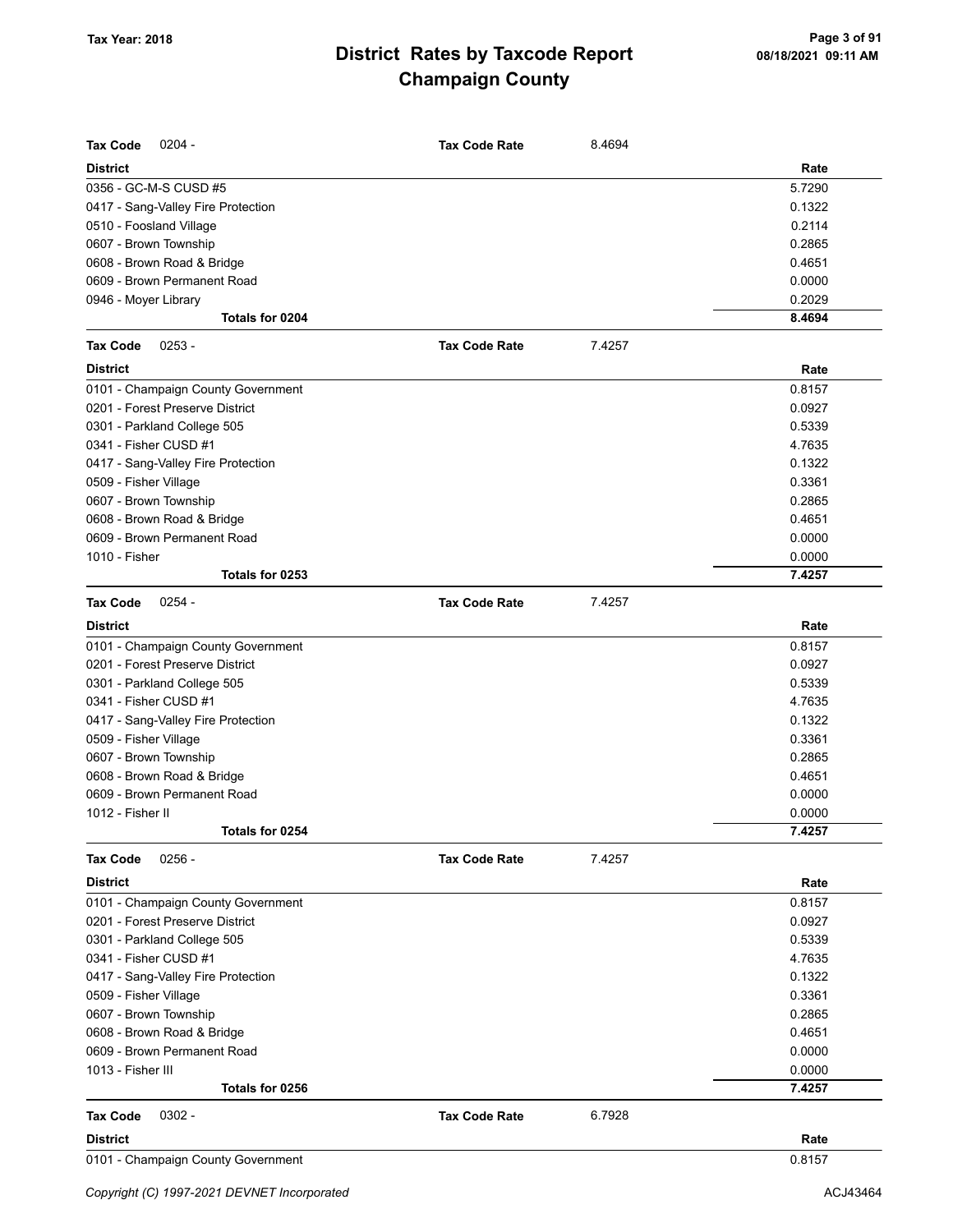# District Rates by Taxcode Report
# Champaign County

Tax Year: 2018

**Tax Code** 0204 - **Tax Code Rate** 8.4694

| District | Rate |
|---|---|
| 0356 - GC-M-S CUSD #5 | 5.7290 |
| 0417 - Sang-Valley Fire Protection | 0.1322 |
| 0510 - Foosland Village | 0.2114 |
| 0607 - Brown Township | 0.2865 |
| 0608 - Brown Road & Bridge | 0.4651 |
| 0609 - Brown Permanent Road | 0.0000 |
| 0946 - Moyer Library | 0.2029 |
| **Totals for 0204** | **8.4694** |

**Tax Code** 0253 - **Tax Code Rate** 7.4257

| District | Rate |
|---|---|
| 0101 - Champaign County Government | 0.8157 |
| 0201 - Forest Preserve District | 0.0927 |
| 0301 - Parkland College 505 | 0.5339 |
| 0341 - Fisher CUSD #1 | 4.7635 |
| 0417 - Sang-Valley Fire Protection | 0.1322 |
| 0509 - Fisher Village | 0.3361 |
| 0607 - Brown Township | 0.2865 |
| 0608 - Brown Road & Bridge | 0.4651 |
| 0609 - Brown Permanent Road | 0.0000 |
| 1010 - Fisher | 0.0000 |
| **Totals for 0253** | **7.4257** |

**Tax Code** 0254 - **Tax Code Rate** 7.4257

| District | Rate |
|---|---|
| 0101 - Champaign County Government | 0.8157 |
| 0201 - Forest Preserve District | 0.0927 |
| 0301 - Parkland College 505 | 0.5339 |
| 0341 - Fisher CUSD #1 | 4.7635 |
| 0417 - Sang-Valley Fire Protection | 0.1322 |
| 0509 - Fisher Village | 0.3361 |
| 0607 - Brown Township | 0.2865 |
| 0608 - Brown Road & Bridge | 0.4651 |
| 0609 - Brown Permanent Road | 0.0000 |
| 1012 - Fisher II | 0.0000 |
| **Totals for 0254** | **7.4257** |

**Tax Code** 0256 - **Tax Code Rate** 7.4257

| District | Rate |
|---|---|
| 0101 - Champaign County Government | 0.8157 |
| 0201 - Forest Preserve District | 0.0927 |
| 0301 - Parkland College 505 | 0.5339 |
| 0341 - Fisher CUSD #1 | 4.7635 |
| 0417 - Sang-Valley Fire Protection | 0.1322 |
| 0509 - Fisher Village | 0.3361 |
| 0607 - Brown Township | 0.2865 |
| 0608 - Brown Road & Bridge | 0.4651 |
| 0609 - Brown Permanent Road | 0.0000 |
| 1013 - Fisher III | 0.0000 |
| **Totals for 0256** | **7.4257** |

**Tax Code** 0302 - **Tax Code Rate** 6.7928

| District | Rate |
|---|---|
| 0101 - Champaign County Government | 0.8157 |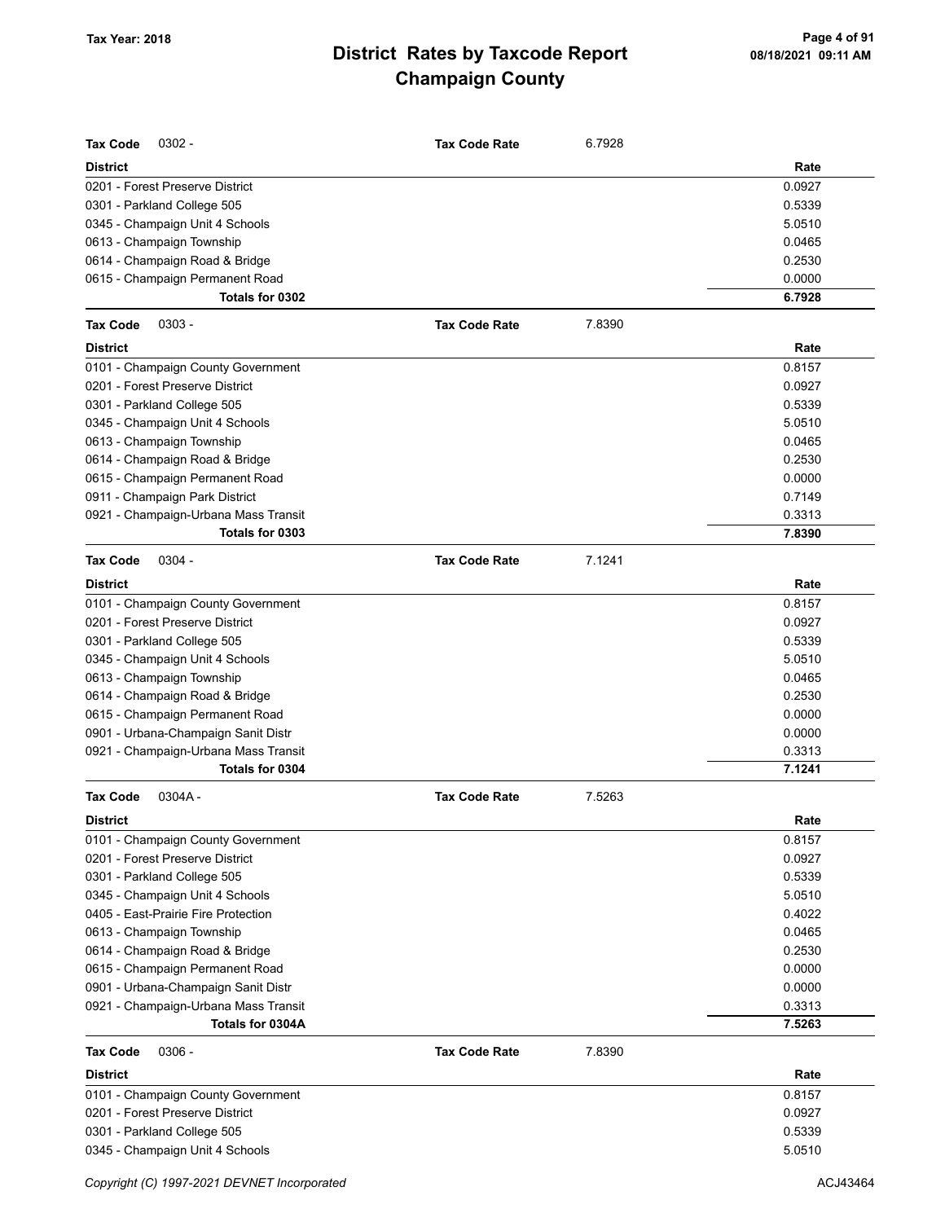# District Rates by Taxcode Report
# Champaign County

Tax Year: 2018

**Tax Code** 0302 - **Tax Code Rate** 6.7928

| District | Rate |
|---|---|
| 0201 - Forest Preserve District | 0.0927 |
| 0301 - Parkland College 505 | 0.5339 |
| 0345 - Champaign Unit 4 Schools | 5.0510 |
| 0613 - Champaign Township | 0.0465 |
| 0614 - Champaign Road & Bridge | 0.2530 |
| 0615 - Champaign Permanent Road | 0.0000 |
| **Totals for 0302** | **6.7928** |

**Tax Code** 0303 - **Tax Code Rate** 7.8390

| District | Rate |
|---|---|
| 0101 - Champaign County Government | 0.8157 |
| 0201 - Forest Preserve District | 0.0927 |
| 0301 - Parkland College 505 | 0.5339 |
| 0345 - Champaign Unit 4 Schools | 5.0510 |
| 0613 - Champaign Township | 0.0465 |
| 0614 - Champaign Road & Bridge | 0.2530 |
| 0615 - Champaign Permanent Road | 0.0000 |
| 0911 - Champaign Park District | 0.7149 |
| 0921 - Champaign-Urbana Mass Transit | 0.3313 |
| **Totals for 0303** | **7.8390** |

**Tax Code** 0304 - **Tax Code Rate** 7.1241

| District | Rate |
|---|---|
| 0101 - Champaign County Government | 0.8157 |
| 0201 - Forest Preserve District | 0.0927 |
| 0301 - Parkland College 505 | 0.5339 |
| 0345 - Champaign Unit 4 Schools | 5.0510 |
| 0613 - Champaign Township | 0.0465 |
| 0614 - Champaign Road & Bridge | 0.2530 |
| 0615 - Champaign Permanent Road | 0.0000 |
| 0901 - Urbana-Champaign Sanit Distr | 0.0000 |
| 0921 - Champaign-Urbana Mass Transit | 0.3313 |
| **Totals for 0304** | **7.1241** |

**Tax Code** 0304A - **Tax Code Rate** 7.5263

| District | Rate |
|---|---|
| 0101 - Champaign County Government | 0.8157 |
| 0201 - Forest Preserve District | 0.0927 |
| 0301 - Parkland College 505 | 0.5339 |
| 0345 - Champaign Unit 4 Schools | 5.0510 |
| 0405 - East-Prairie Fire Protection | 0.4022 |
| 0613 - Champaign Township | 0.0465 |
| 0614 - Champaign Road & Bridge | 0.2530 |
| 0615 - Champaign Permanent Road | 0.0000 |
| 0901 - Urbana-Champaign Sanit Distr | 0.0000 |
| 0921 - Champaign-Urbana Mass Transit | 0.3313 |
| **Totals for 0304A** | **7.5263** |

**Tax Code** 0306 - **Tax Code Rate** 7.8390

| District | Rate |
|---|---|
| 0101 - Champaign County Government | 0.8157 |
| 0201 - Forest Preserve District | 0.0927 |
| 0301 - Parkland College 505 | 0.5339 |
| 0345 - Champaign Unit 4 Schools | 5.0510 |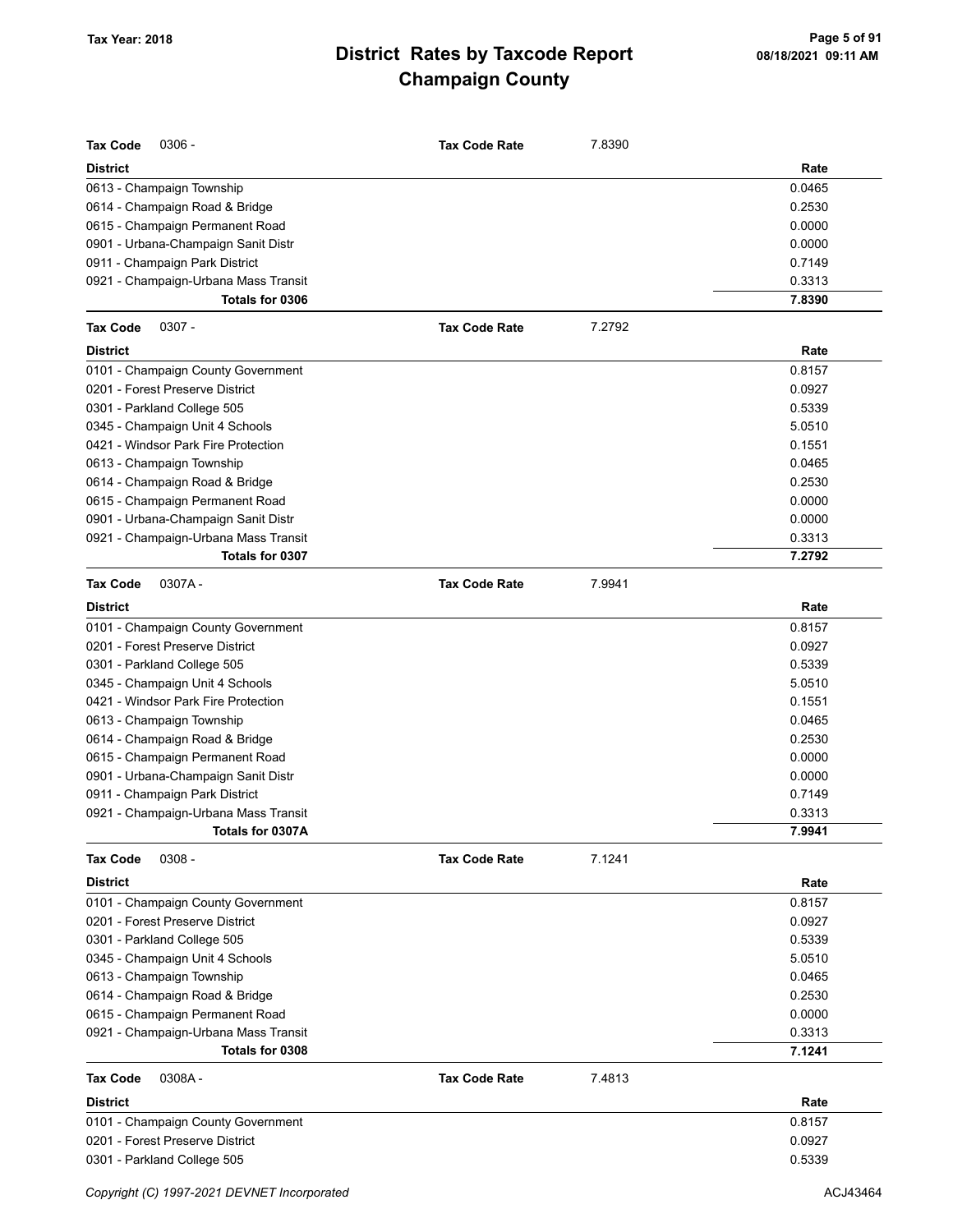# District Rates by Taxcode Report
# Champaign County

Tax Year: 2018

**Tax Code** 0306 - **Tax Code Rate** 7.8390

| District | Rate |
|---|---|
| 0613 - Champaign Township | 0.0465 |
| 0614 - Champaign Road & Bridge | 0.2530 |
| 0615 - Champaign Permanent Road | 0.0000 |
| 0901 - Urbana-Champaign Sanit Distr | 0.0000 |
| 0911 - Champaign Park District | 0.7149 |
| 0921 - Champaign-Urbana Mass Transit | 0.3313 |
| **Totals for 0306** | **7.8390** |

**Tax Code** 0307 - **Tax Code Rate** 7.2792

| District | Rate |
|---|---|
| 0101 - Champaign County Government | 0.8157 |
| 0201 - Forest Preserve District | 0.0927 |
| 0301 - Parkland College 505 | 0.5339 |
| 0345 - Champaign Unit 4 Schools | 5.0510 |
| 0421 - Windsor Park Fire Protection | 0.1551 |
| 0613 - Champaign Township | 0.0465 |
| 0614 - Champaign Road & Bridge | 0.2530 |
| 0615 - Champaign Permanent Road | 0.0000 |
| 0901 - Urbana-Champaign Sanit Distr | 0.0000 |
| 0921 - Champaign-Urbana Mass Transit | 0.3313 |
| **Totals for 0307** | **7.2792** |

**Tax Code** 0307A - **Tax Code Rate** 7.9941

| District | Rate |
|---|---|
| 0101 - Champaign County Government | 0.8157 |
| 0201 - Forest Preserve District | 0.0927 |
| 0301 - Parkland College 505 | 0.5339 |
| 0345 - Champaign Unit 4 Schools | 5.0510 |
| 0421 - Windsor Park Fire Protection | 0.1551 |
| 0613 - Champaign Township | 0.0465 |
| 0614 - Champaign Road & Bridge | 0.2530 |
| 0615 - Champaign Permanent Road | 0.0000 |
| 0901 - Urbana-Champaign Sanit Distr | 0.0000 |
| 0911 - Champaign Park District | 0.7149 |
| 0921 - Champaign-Urbana Mass Transit | 0.3313 |
| **Totals for 0307A** | **7.9941** |

**Tax Code** 0308 - **Tax Code Rate** 7.1241

| District | Rate |
|---|---|
| 0101 - Champaign County Government | 0.8157 |
| 0201 - Forest Preserve District | 0.0927 |
| 0301 - Parkland College 505 | 0.5339 |
| 0345 - Champaign Unit 4 Schools | 5.0510 |
| 0613 - Champaign Township | 0.0465 |
| 0614 - Champaign Road & Bridge | 0.2530 |
| 0615 - Champaign Permanent Road | 0.0000 |
| 0921 - Champaign-Urbana Mass Transit | 0.3313 |
| **Totals for 0308** | **7.1241** |

**Tax Code** 0308A - **Tax Code Rate** 7.4813

| District | Rate |
|---|---|
| 0101 - Champaign County Government | 0.8157 |
| 0201 - Forest Preserve District | 0.0927 |
| 0301 - Parkland College 505 | 0.5339 |

*Copyright (C) 1997-2021 DEVNET Incorporated* ACJ43464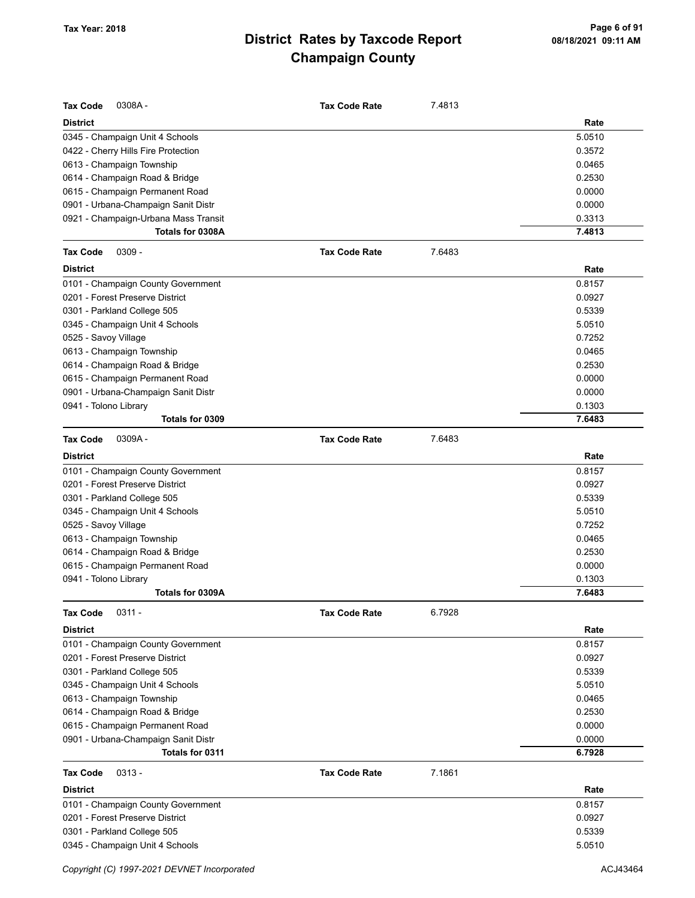| Tax Code | 0308A - | Tax Code Rate | 7.4813 |
|---|---|---|---|
| **District** | | | **Rate** |
| 0345 - Champaign Unit 4 Schools | | | 5.0510 |
| 0422 - Cherry Hills Fire Protection | | | 0.3572 |
| 0613 - Champaign Township | | | 0.0465 |
| 0614 - Champaign Road & Bridge | | | 0.2530 |
| 0615 - Champaign Permanent Road | | | 0.0000 |
| 0901 - Urbana-Champaign Sanit Distr | | | 0.0000 |
| 0921 - Champaign-Urbana Mass Transit | | | 0.3313 |
| **Totals for 0308A** | | | **7.4813** |

| Tax Code | 0309 - | Tax Code Rate | 7.6483 |
|---|---|---|---|
| **District** | | | **Rate** |
| 0101 - Champaign County Government | | | 0.8157 |
| 0201 - Forest Preserve District | | | 0.0927 |
| 0301 - Parkland College 505 | | | 0.5339 |
| 0345 - Champaign Unit 4 Schools | | | 5.0510 |
| 0525 - Savoy Village | | | 0.7252 |
| 0613 - Champaign Township | | | 0.0465 |
| 0614 - Champaign Road & Bridge | | | 0.2530 |
| 0615 - Champaign Permanent Road | | | 0.0000 |
| 0901 - Urbana-Champaign Sanit Distr | | | 0.0000 |
| 0941 - Tolono Library | | | 0.1303 |
| **Totals for 0309** | | | **7.6483** |

| Tax Code | 0309A - | Tax Code Rate | 7.6483 |
|---|---|---|---|
| **District** | | | **Rate** |
| 0101 - Champaign County Government | | | 0.8157 |
| 0201 - Forest Preserve District | | | 0.0927 |
| 0301 - Parkland College 505 | | | 0.5339 |
| 0345 - Champaign Unit 4 Schools | | | 5.0510 |
| 0525 - Savoy Village | | | 0.7252 |
| 0613 - Champaign Township | | | 0.0465 |
| 0614 - Champaign Road & Bridge | | | 0.2530 |
| 0615 - Champaign Permanent Road | | | 0.0000 |
| 0941 - Tolono Library | | | 0.1303 |
| **Totals for 0309A** | | | **7.6483** |

| Tax Code | 0311 - | Tax Code Rate | 6.7928 |
|---|---|---|---|
| **District** | | | **Rate** |
| 0101 - Champaign County Government | | | 0.8157 |
| 0201 - Forest Preserve District | | | 0.0927 |
| 0301 - Parkland College 505 | | | 0.5339 |
| 0345 - Champaign Unit 4 Schools | | | 5.0510 |
| 0613 - Champaign Township | | | 0.0465 |
| 0614 - Champaign Road & Bridge | | | 0.2530 |
| 0615 - Champaign Permanent Road | | | 0.0000 |
| 0901 - Urbana-Champaign Sanit Distr | | | 0.0000 |
| **Totals for 0311** | | | **6.7928** |

| Tax Code | 0313 - | Tax Code Rate | 7.1861 |
|---|---|---|---|
| **District** | | | **Rate** |
| 0101 - Champaign County Government | | | 0.8157 |
| 0201 - Forest Preserve District | | | 0.0927 |
| 0301 - Parkland College 505 | | | 0.5339 |
| 0345 - Champaign Unit 4 Schools | | | 5.0510 |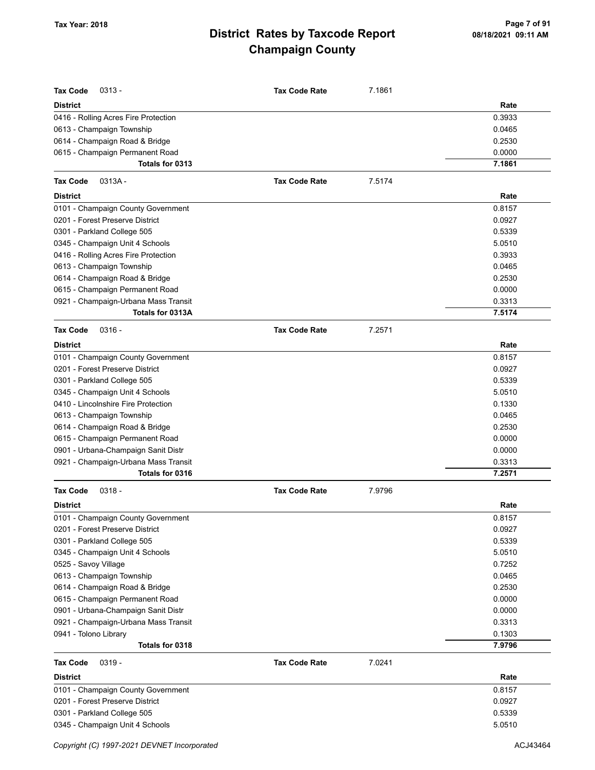# District Rates by Taxcode Report
# Champaign County

Tax Year: 2018

**Tax Code** 0313 - **Tax Code Rate** 7.1861

| District | Rate |
|---|---|
| 0416 - Rolling Acres Fire Protection | 0.3933 |
| 0613 - Champaign Township | 0.0465 |
| 0614 - Champaign Road & Bridge | 0.2530 |
| 0615 - Champaign Permanent Road | 0.0000 |
| **Totals for 0313** | **7.1861** |

**Tax Code** 0313A - **Tax Code Rate** 7.5174

| District | Rate |
|---|---|
| 0101 - Champaign County Government | 0.8157 |
| 0201 - Forest Preserve District | 0.0927 |
| 0301 - Parkland College 505 | 0.5339 |
| 0345 - Champaign Unit 4 Schools | 5.0510 |
| 0416 - Rolling Acres Fire Protection | 0.3933 |
| 0613 - Champaign Township | 0.0465 |
| 0614 - Champaign Road & Bridge | 0.2530 |
| 0615 - Champaign Permanent Road | 0.0000 |
| 0921 - Champaign-Urbana Mass Transit | 0.3313 |
| **Totals for 0313A** | **7.5174** |

**Tax Code** 0316 - **Tax Code Rate** 7.2571

| District | Rate |
|---|---|
| 0101 - Champaign County Government | 0.8157 |
| 0201 - Forest Preserve District | 0.0927 |
| 0301 - Parkland College 505 | 0.5339 |
| 0345 - Champaign Unit 4 Schools | 5.0510 |
| 0410 - Lincolnshire Fire Protection | 0.1330 |
| 0613 - Champaign Township | 0.0465 |
| 0614 - Champaign Road & Bridge | 0.2530 |
| 0615 - Champaign Permanent Road | 0.0000 |
| 0901 - Urbana-Champaign Sanit Distr | 0.0000 |
| 0921 - Champaign-Urbana Mass Transit | 0.3313 |
| **Totals for 0316** | **7.2571** |

**Tax Code** 0318 - **Tax Code Rate** 7.9796

| District | Rate |
|---|---|
| 0101 - Champaign County Government | 0.8157 |
| 0201 - Forest Preserve District | 0.0927 |
| 0301 - Parkland College 505 | 0.5339 |
| 0345 - Champaign Unit 4 Schools | 5.0510 |
| 0525 - Savoy Village | 0.7252 |
| 0613 - Champaign Township | 0.0465 |
| 0614 - Champaign Road & Bridge | 0.2530 |
| 0615 - Champaign Permanent Road | 0.0000 |
| 0901 - Urbana-Champaign Sanit Distr | 0.0000 |
| 0921 - Champaign-Urbana Mass Transit | 0.3313 |
| 0941 - Tolono Library | 0.1303 |
| **Totals for 0318** | **7.9796** |

**Tax Code** 0319 - **Tax Code Rate** 7.0241

| District | Rate |
|---|---|
| 0101 - Champaign County Government | 0.8157 |
| 0201 - Forest Preserve District | 0.0927 |
| 0301 - Parkland College 505 | 0.5339 |
| 0345 - Champaign Unit 4 Schools | 5.0510 |

*Copyright (C) 1997-2021 DEVNET Incorporated* ACJ43464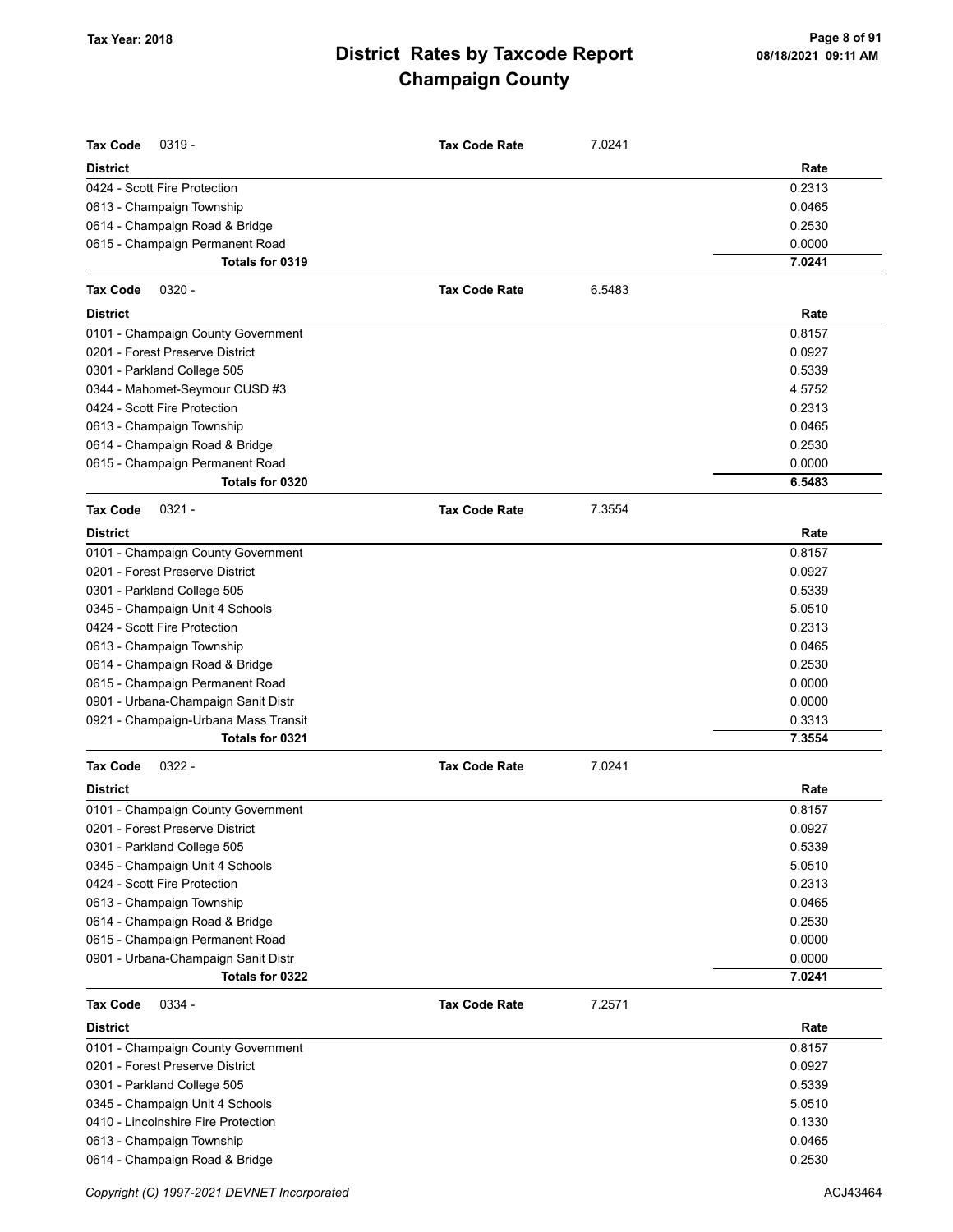| Tax Code 0319 - | Tax Code Rate | 7.0241 |
|---|---|---|
| **District** | | **Rate** |
| 0424 - Scott Fire Protection | | 0.2313 |
| 0613 - Champaign Township | | 0.0465 |
| 0614 - Champaign Road & Bridge | | 0.2530 |
| 0615 - Champaign Permanent Road | | 0.0000 |
| **Totals for 0319** | | **7.0241** |

| Tax Code 0320 - | Tax Code Rate | 6.5483 |
|---|---|---|
| **District** | | **Rate** |
| 0101 - Champaign County Government | | 0.8157 |
| 0201 - Forest Preserve District | | 0.0927 |
| 0301 - Parkland College 505 | | 0.5339 |
| 0344 - Mahomet-Seymour CUSD #3 | | 4.5752 |
| 0424 - Scott Fire Protection | | 0.2313 |
| 0613 - Champaign Township | | 0.0465 |
| 0614 - Champaign Road & Bridge | | 0.2530 |
| 0615 - Champaign Permanent Road | | 0.0000 |
| **Totals for 0320** | | **6.5483** |

| Tax Code 0321 - | Tax Code Rate | 7.3554 |
|---|---|---|
| **District** | | **Rate** |
| 0101 - Champaign County Government | | 0.8157 |
| 0201 - Forest Preserve District | | 0.0927 |
| 0301 - Parkland College 505 | | 0.5339 |
| 0345 - Champaign Unit 4 Schools | | 5.0510 |
| 0424 - Scott Fire Protection | | 0.2313 |
| 0613 - Champaign Township | | 0.0465 |
| 0614 - Champaign Road & Bridge | | 0.2530 |
| 0615 - Champaign Permanent Road | | 0.0000 |
| 0901 - Urbana-Champaign Sanit Distr | | 0.0000 |
| 0921 - Champaign-Urbana Mass Transit | | 0.3313 |
| **Totals for 0321** | | **7.3554** |

| Tax Code 0322 - | Tax Code Rate | 7.0241 |
|---|---|---|
| **District** | | **Rate** |
| 0101 - Champaign County Government | | 0.8157 |
| 0201 - Forest Preserve District | | 0.0927 |
| 0301 - Parkland College 505 | | 0.5339 |
| 0345 - Champaign Unit 4 Schools | | 5.0510 |
| 0424 - Scott Fire Protection | | 0.2313 |
| 0613 - Champaign Township | | 0.0465 |
| 0614 - Champaign Road & Bridge | | 0.2530 |
| 0615 - Champaign Permanent Road | | 0.0000 |
| 0901 - Urbana-Champaign Sanit Distr | | 0.0000 |
| **Totals for 0322** | | **7.0241** |

| Tax Code 0334 - | Tax Code Rate | 7.2571 |
|---|---|---|
| **District** | | **Rate** |
| 0101 - Champaign County Government | | 0.8157 |
| 0201 - Forest Preserve District | | 0.0927 |
| 0301 - Parkland College 505 | | 0.5339 |
| 0345 - Champaign Unit 4 Schools | | 5.0510 |
| 0410 - Lincolnshire Fire Protection | | 0.1330 |
| 0613 - Champaign Township | | 0.0465 |
| 0614 - Champaign Road & Bridge | | 0.2530 |

*Copyright (C) 1997-2021 DEVNET Incorporated*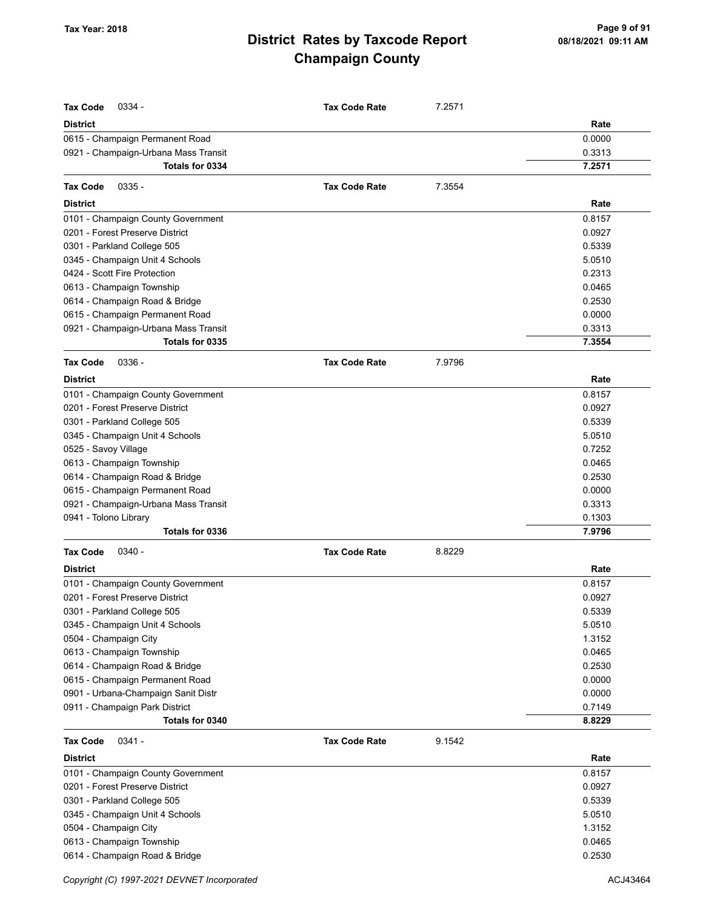| Tax Code 0334 - | Tax Code Rate | 7.2571 |
|---|---|---|
| **District** | | **Rate** |
| 0615 - Champaign Permanent Road | | 0.0000 |
| 0921 - Champaign-Urbana Mass Transit | | 0.3313 |
| **Totals for 0334** | | **7.2571** |

| Tax Code 0335 - | Tax Code Rate | 7.3554 |
|---|---|---|
| **District** | | **Rate** |
| 0101 - Champaign County Government | | 0.8157 |
| 0201 - Forest Preserve District | | 0.0927 |
| 0301 - Parkland College 505 | | 0.5339 |
| 0345 - Champaign Unit 4 Schools | | 5.0510 |
| 0424 - Scott Fire Protection | | 0.2313 |
| 0613 - Champaign Township | | 0.0465 |
| 0614 - Champaign Road & Bridge | | 0.2530 |
| 0615 - Champaign Permanent Road | | 0.0000 |
| 0921 - Champaign-Urbana Mass Transit | | 0.3313 |
| **Totals for 0335** | | **7.3554** |

| Tax Code 0336 - | Tax Code Rate | 7.9796 |
|---|---|---|
| **District** | | **Rate** |
| 0101 - Champaign County Government | | 0.8157 |
| 0201 - Forest Preserve District | | 0.0927 |
| 0301 - Parkland College 505 | | 0.5339 |
| 0345 - Champaign Unit 4 Schools | | 5.0510 |
| 0525 - Savoy Village | | 0.7252 |
| 0613 - Champaign Township | | 0.0465 |
| 0614 - Champaign Road & Bridge | | 0.2530 |
| 0615 - Champaign Permanent Road | | 0.0000 |
| 0921 - Champaign-Urbana Mass Transit | | 0.3313 |
| 0941 - Tolono Library | | 0.1303 |
| **Totals for 0336** | | **7.9796** |

| Tax Code 0340 - | Tax Code Rate | 8.8229 |
|---|---|---|
| **District** | | **Rate** |
| 0101 - Champaign County Government | | 0.8157 |
| 0201 - Forest Preserve District | | 0.0927 |
| 0301 - Parkland College 505 | | 0.5339 |
| 0345 - Champaign Unit 4 Schools | | 5.0510 |
| 0504 - Champaign City | | 1.3152 |
| 0613 - Champaign Township | | 0.0465 |
| 0614 - Champaign Road & Bridge | | 0.2530 |
| 0615 - Champaign Permanent Road | | 0.0000 |
| 0901 - Urbana-Champaign Sanit Distr | | 0.0000 |
| 0911 - Champaign Park District | | 0.7149 |
| **Totals for 0340** | | **8.8229** |

| Tax Code 0341 - | Tax Code Rate | 9.1542 |
|---|---|---|
| **District** | | **Rate** |
| 0101 - Champaign County Government | | 0.8157 |
| 0201 - Forest Preserve District | | 0.0927 |
| 0301 - Parkland College 505 | | 0.5339 |
| 0345 - Champaign Unit 4 Schools | | 5.0510 |
| 0504 - Champaign City | | 1.3152 |
| 0613 - Champaign Township | | 0.0465 |
| 0614 - Champaign Road & Bridge | | 0.2530 |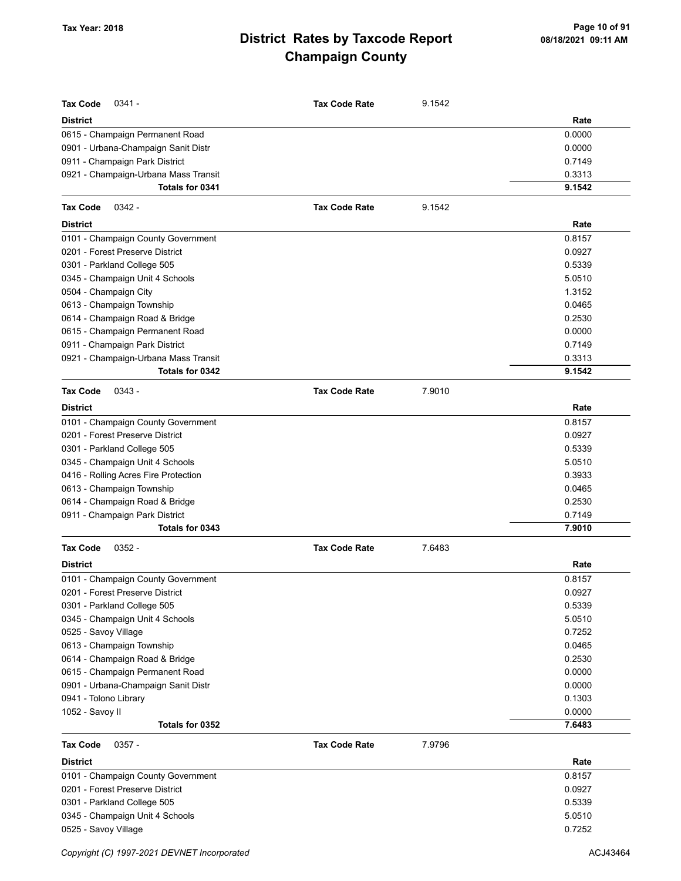# District Rates by Taxcode Report
## Champaign County

Tax Year: 2018

**Tax Code** 0341 - **Tax Code Rate** 9.1542

| District | Rate |
|---|---|
| 0615 - Champaign Permanent Road | 0.0000 |
| 0901 - Urbana-Champaign Sanit Distr | 0.0000 |
| 0911 - Champaign Park District | 0.7149 |
| 0921 - Champaign-Urbana Mass Transit | 0.3313 |
| **Totals for 0341** | **9.1542** |

**Tax Code** 0342 - **Tax Code Rate** 9.1542

| District | Rate |
|---|---|
| 0101 - Champaign County Government | 0.8157 |
| 0201 - Forest Preserve District | 0.0927 |
| 0301 - Parkland College 505 | 0.5339 |
| 0345 - Champaign Unit 4 Schools | 5.0510 |
| 0504 - Champaign City | 1.3152 |
| 0613 - Champaign Township | 0.0465 |
| 0614 - Champaign Road & Bridge | 0.2530 |
| 0615 - Champaign Permanent Road | 0.0000 |
| 0911 - Champaign Park District | 0.7149 |
| 0921 - Champaign-Urbana Mass Transit | 0.3313 |
| **Totals for 0342** | **9.1542** |

**Tax Code** 0343 - **Tax Code Rate** 7.9010

| District | Rate |
|---|---|
| 0101 - Champaign County Government | 0.8157 |
| 0201 - Forest Preserve District | 0.0927 |
| 0301 - Parkland College 505 | 0.5339 |
| 0345 - Champaign Unit 4 Schools | 5.0510 |
| 0416 - Rolling Acres Fire Protection | 0.3933 |
| 0613 - Champaign Township | 0.0465 |
| 0614 - Champaign Road & Bridge | 0.2530 |
| 0911 - Champaign Park District | 0.7149 |
| **Totals for 0343** | **7.9010** |

**Tax Code** 0352 - **Tax Code Rate** 7.6483

| District | Rate |
|---|---|
| 0101 - Champaign County Government | 0.8157 |
| 0201 - Forest Preserve District | 0.0927 |
| 0301 - Parkland College 505 | 0.5339 |
| 0345 - Champaign Unit 4 Schools | 5.0510 |
| 0525 - Savoy Village | 0.7252 |
| 0613 - Champaign Township | 0.0465 |
| 0614 - Champaign Road & Bridge | 0.2530 |
| 0615 - Champaign Permanent Road | 0.0000 |
| 0901 - Urbana-Champaign Sanit Distr | 0.0000 |
| 0941 - Tolono Library | 0.1303 |
| 1052 - Savoy II | 0.0000 |
| **Totals for 0352** | **7.6483** |

**Tax Code** 0357 - **Tax Code Rate** 7.9796

| District | Rate |
|---|---|
| 0101 - Champaign County Government | 0.8157 |
| 0201 - Forest Preserve District | 0.0927 |
| 0301 - Parkland College 505 | 0.5339 |
| 0345 - Champaign Unit 4 Schools | 5.0510 |
| 0525 - Savoy Village | 0.7252 |

*Copyright (C) 1997-2021 DEVNET Incorporated*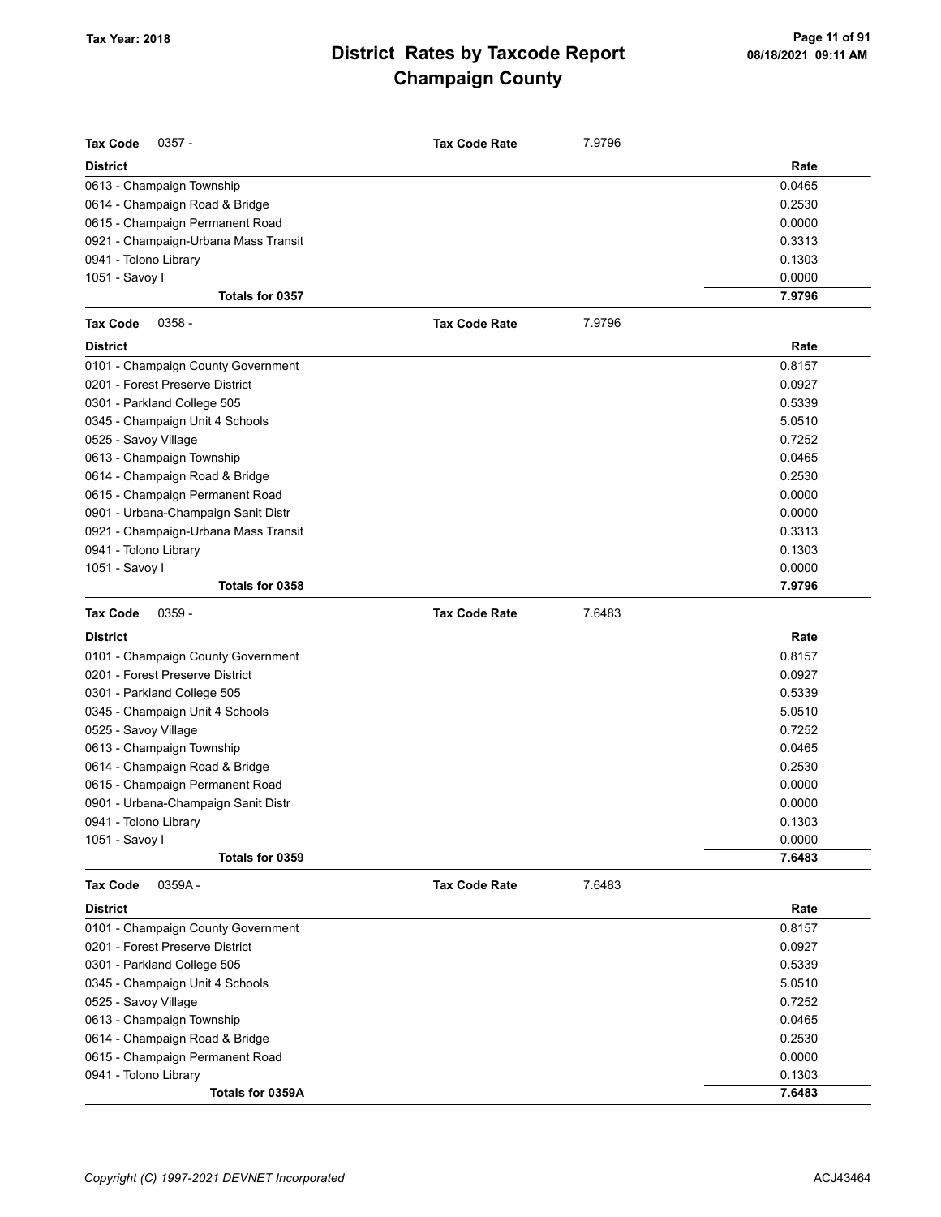# District Rates by Taxcode Report
# Champaign County

Tax Year: 2018

| **Tax Code** 0357 - | **Tax Code Rate** 7.9796 |
|---|---|
| **District** | **Rate** |
| 0613 - Champaign Township | 0.0465 |
| 0614 - Champaign Road & Bridge | 0.2530 |
| 0615 - Champaign Permanent Road | 0.0000 |
| 0921 - Champaign-Urbana Mass Transit | 0.3313 |
| 0941 - Tolono Library | 0.1303 |
| 1051 - Savoy I | 0.0000 |
| **Totals for 0357** | **7.9796** |

| **Tax Code** 0358 - | **Tax Code Rate** 7.9796 |
|---|---|
| **District** | **Rate** |
| 0101 - Champaign County Government | 0.8157 |
| 0201 - Forest Preserve District | 0.0927 |
| 0301 - Parkland College 505 | 0.5339 |
| 0345 - Champaign Unit 4 Schools | 5.0510 |
| 0525 - Savoy Village | 0.7252 |
| 0613 - Champaign Township | 0.0465 |
| 0614 - Champaign Road & Bridge | 0.2530 |
| 0615 - Champaign Permanent Road | 0.0000 |
| 0901 - Urbana-Champaign Sanit Distr | 0.0000 |
| 0921 - Champaign-Urbana Mass Transit | 0.3313 |
| 0941 - Tolono Library | 0.1303 |
| 1051 - Savoy I | 0.0000 |
| **Totals for 0358** | **7.9796** |

| **Tax Code** 0359 - | **Tax Code Rate** 7.6483 |
|---|---|
| **District** | **Rate** |
| 0101 - Champaign County Government | 0.8157 |
| 0201 - Forest Preserve District | 0.0927 |
| 0301 - Parkland College 505 | 0.5339 |
| 0345 - Champaign Unit 4 Schools | 5.0510 |
| 0525 - Savoy Village | 0.7252 |
| 0613 - Champaign Township | 0.0465 |
| 0614 - Champaign Road & Bridge | 0.2530 |
| 0615 - Champaign Permanent Road | 0.0000 |
| 0901 - Urbana-Champaign Sanit Distr | 0.0000 |
| 0941 - Tolono Library | 0.1303 |
| 1051 - Savoy I | 0.0000 |
| **Totals for 0359** | **7.6483** |

| **Tax Code** 0359A - | **Tax Code Rate** 7.6483 |
|---|---|
| **District** | **Rate** |
| 0101 - Champaign County Government | 0.8157 |
| 0201 - Forest Preserve District | 0.0927 |
| 0301 - Parkland College 505 | 0.5339 |
| 0345 - Champaign Unit 4 Schools | 5.0510 |
| 0525 - Savoy Village | 0.7252 |
| 0613 - Champaign Township | 0.0465 |
| 0614 - Champaign Road & Bridge | 0.2530 |
| 0615 - Champaign Permanent Road | 0.0000 |
| 0941 - Tolono Library | 0.1303 |
| **Totals for 0359A** | **7.6483** |

*Copyright (C) 1997-2021 DEVNET Incorporated* ACJ43464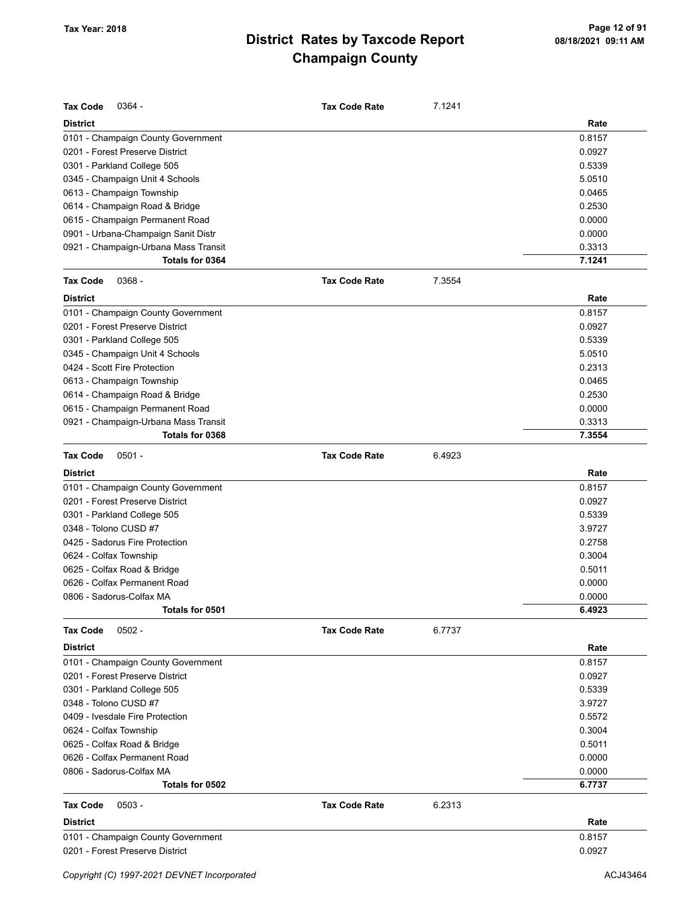| **Tax Code** 0364 - | **Tax Code Rate** | 7.1241 |
|---|---|---|
| **District** | | **Rate** |
| 0101 - Champaign County Government | | 0.8157 |
| 0201 - Forest Preserve District | | 0.0927 |
| 0301 - Parkland College 505 | | 0.5339 |
| 0345 - Champaign Unit 4 Schools | | 5.0510 |
| 0613 - Champaign Township | | 0.0465 |
| 0614 - Champaign Road & Bridge | | 0.2530 |
| 0615 - Champaign Permanent Road | | 0.0000 |
| 0901 - Urbana-Champaign Sanit Distr | | 0.0000 |
| 0921 - Champaign-Urbana Mass Transit | | 0.3313 |
| **Totals for 0364** | | **7.1241** |

| **Tax Code** 0368 - | **Tax Code Rate** | 7.3554 |
|---|---|---|
| **District** | | **Rate** |
| 0101 - Champaign County Government | | 0.8157 |
| 0201 - Forest Preserve District | | 0.0927 |
| 0301 - Parkland College 505 | | 0.5339 |
| 0345 - Champaign Unit 4 Schools | | 5.0510 |
| 0424 - Scott Fire Protection | | 0.2313 |
| 0613 - Champaign Township | | 0.0465 |
| 0614 - Champaign Road & Bridge | | 0.2530 |
| 0615 - Champaign Permanent Road | | 0.0000 |
| 0921 - Champaign-Urbana Mass Transit | | 0.3313 |
| **Totals for 0368** | | **7.3554** |

| **Tax Code** 0501 - | **Tax Code Rate** | 6.4923 |
|---|---|---|
| **District** | | **Rate** |
| 0101 - Champaign County Government | | 0.8157 |
| 0201 - Forest Preserve District | | 0.0927 |
| 0301 - Parkland College 505 | | 0.5339 |
| 0348 - Tolono CUSD #7 | | 3.9727 |
| 0425 - Sadorus Fire Protection | | 0.2758 |
| 0624 - Colfax Township | | 0.3004 |
| 0625 - Colfax Road & Bridge | | 0.5011 |
| 0626 - Colfax Permanent Road | | 0.0000 |
| 0806 - Sadorus-Colfax MA | | 0.0000 |
| **Totals for 0501** | | **6.4923** |

| **Tax Code** 0502 - | **Tax Code Rate** | 6.7737 |
|---|---|---|
| **District** | | **Rate** |
| 0101 - Champaign County Government | | 0.8157 |
| 0201 - Forest Preserve District | | 0.0927 |
| 0301 - Parkland College 505 | | 0.5339 |
| 0348 - Tolono CUSD #7 | | 3.9727 |
| 0409 - Ivesdale Fire Protection | | 0.5572 |
| 0624 - Colfax Township | | 0.3004 |
| 0625 - Colfax Road & Bridge | | 0.5011 |
| 0626 - Colfax Permanent Road | | 0.0000 |
| 0806 - Sadorus-Colfax MA | | 0.0000 |
| **Totals for 0502** | | **6.7737** |

| **Tax Code** 0503 - | **Tax Code Rate** | 6.2313 |
|---|---|---|
| **District** | | **Rate** |
| 0101 - Champaign County Government | | 0.8157 |
| 0201 - Forest Preserve District | | 0.0927 |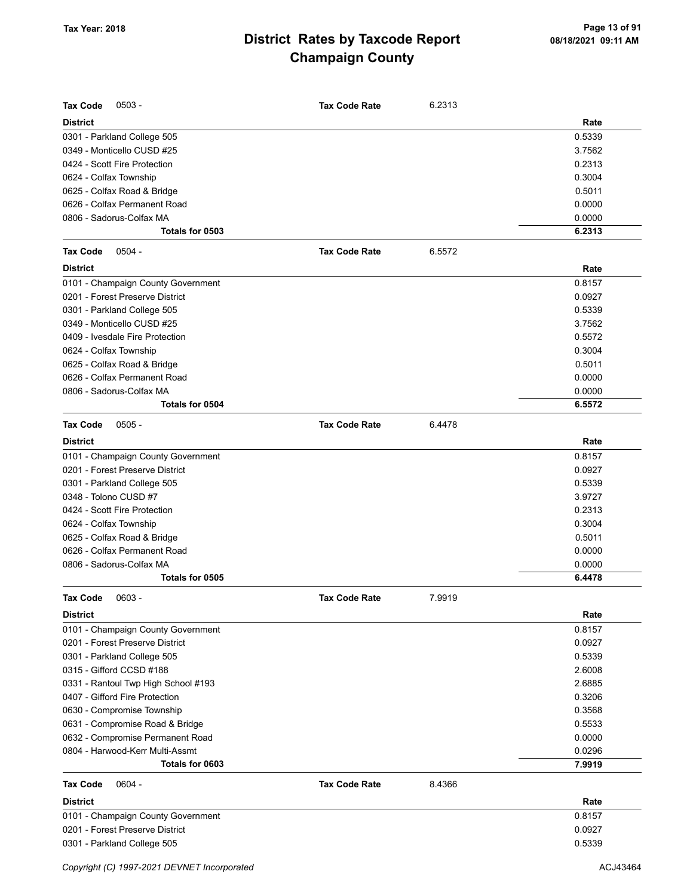| Tax Code | 0503 - | Tax Code Rate | 6.2313 |
|---|---|---|---|
| **District** | | | **Rate** |
| 0301 - Parkland College 505 | | | 0.5339 |
| 0349 - Monticello CUSD #25 | | | 3.7562 |
| 0424 - Scott Fire Protection | | | 0.2313 |
| 0624 - Colfax Township | | | 0.3004 |
| 0625 - Colfax Road & Bridge | | | 0.5011 |
| 0626 - Colfax Permanent Road | | | 0.0000 |
| 0806 - Sadorus-Colfax MA | | | 0.0000 |
| **Totals for 0503** | | | **6.2313** |

| Tax Code | 0504 - | Tax Code Rate | 6.5572 |
|---|---|---|---|
| **District** | | | **Rate** |
| 0101 - Champaign County Government | | | 0.8157 |
| 0201 - Forest Preserve District | | | 0.0927 |
| 0301 - Parkland College 505 | | | 0.5339 |
| 0349 - Monticello CUSD #25 | | | 3.7562 |
| 0409 - Ivesdale Fire Protection | | | 0.5572 |
| 0624 - Colfax Township | | | 0.3004 |
| 0625 - Colfax Road & Bridge | | | 0.5011 |
| 0626 - Colfax Permanent Road | | | 0.0000 |
| 0806 - Sadorus-Colfax MA | | | 0.0000 |
| **Totals for 0504** | | | **6.5572** |

| Tax Code | 0505 - | Tax Code Rate | 6.4478 |
|---|---|---|---|
| **District** | | | **Rate** |
| 0101 - Champaign County Government | | | 0.8157 |
| 0201 - Forest Preserve District | | | 0.0927 |
| 0301 - Parkland College 505 | | | 0.5339 |
| 0348 - Tolono CUSD #7 | | | 3.9727 |
| 0424 - Scott Fire Protection | | | 0.2313 |
| 0624 - Colfax Township | | | 0.3004 |
| 0625 - Colfax Road & Bridge | | | 0.5011 |
| 0626 - Colfax Permanent Road | | | 0.0000 |
| 0806 - Sadorus-Colfax MA | | | 0.0000 |
| **Totals for 0505** | | | **6.4478** |

| Tax Code | 0603 - | Tax Code Rate | 7.9919 |
|---|---|---|---|
| **District** | | | **Rate** |
| 0101 - Champaign County Government | | | 0.8157 |
| 0201 - Forest Preserve District | | | 0.0927 |
| 0301 - Parkland College 505 | | | 0.5339 |
| 0315 - Gifford CCSD #188 | | | 2.6008 |
| 0331 - Rantoul Twp High School #193 | | | 2.6885 |
| 0407 - Gifford Fire Protection | | | 0.3206 |
| 0630 - Compromise Township | | | 0.3568 |
| 0631 - Compromise Road & Bridge | | | 0.5533 |
| 0632 - Compromise Permanent Road | | | 0.0000 |
| 0804 - Harwood-Kerr Multi-Assmt | | | 0.0296 |
| **Totals for 0603** | | | **7.9919** |

| Tax Code | 0604 - | Tax Code Rate | 8.4366 |
|---|---|---|---|
| **District** | | | **Rate** |
| 0101 - Champaign County Government | | | 0.8157 |
| 0201 - Forest Preserve District | | | 0.0927 |
| 0301 - Parkland College 505 | | | 0.5339 |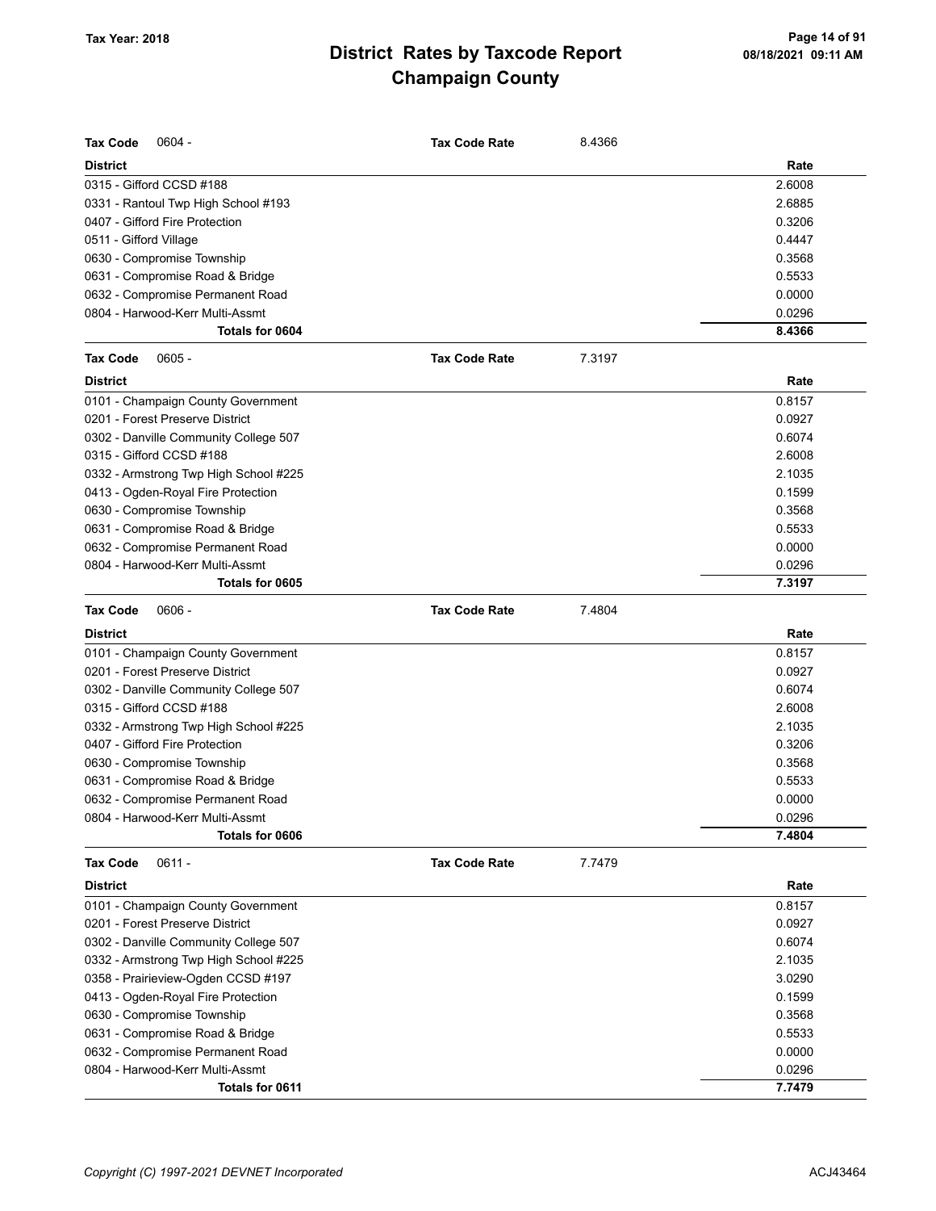# District Rates by Taxcode Report
# Champaign County

Tax Year: 2018

**Tax Code** 0604 - **Tax Code Rate** 8.4366

| District | Rate |
|---|---|
| 0315 - Gifford CCSD #188 | 2.6008 |
| 0331 - Rantoul Twp High School #193 | 2.6885 |
| 0407 - Gifford Fire Protection | 0.3206 |
| 0511 - Gifford Village | 0.4447 |
| 0630 - Compromise Township | 0.3568 |
| 0631 - Compromise Road & Bridge | 0.5533 |
| 0632 - Compromise Permanent Road | 0.0000 |
| 0804 - Harwood-Kerr Multi-Assmt | 0.0296 |
| **Totals for 0604** | **8.4366** |

**Tax Code** 0605 - **Tax Code Rate** 7.3197

| District | Rate |
|---|---|
| 0101 - Champaign County Government | 0.8157 |
| 0201 - Forest Preserve District | 0.0927 |
| 0302 - Danville Community College 507 | 0.6074 |
| 0315 - Gifford CCSD #188 | 2.6008 |
| 0332 - Armstrong Twp High School #225 | 2.1035 |
| 0413 - Ogden-Royal Fire Protection | 0.1599 |
| 0630 - Compromise Township | 0.3568 |
| 0631 - Compromise Road & Bridge | 0.5533 |
| 0632 - Compromise Permanent Road | 0.0000 |
| 0804 - Harwood-Kerr Multi-Assmt | 0.0296 |
| **Totals for 0605** | **7.3197** |

**Tax Code** 0606 - **Tax Code Rate** 7.4804

| District | Rate |
|---|---|
| 0101 - Champaign County Government | 0.8157 |
| 0201 - Forest Preserve District | 0.0927 |
| 0302 - Danville Community College 507 | 0.6074 |
| 0315 - Gifford CCSD #188 | 2.6008 |
| 0332 - Armstrong Twp High School #225 | 2.1035 |
| 0407 - Gifford Fire Protection | 0.3206 |
| 0630 - Compromise Township | 0.3568 |
| 0631 - Compromise Road & Bridge | 0.5533 |
| 0632 - Compromise Permanent Road | 0.0000 |
| 0804 - Harwood-Kerr Multi-Assmt | 0.0296 |
| **Totals for 0606** | **7.4804** |

**Tax Code** 0611 - **Tax Code Rate** 7.7479

| District | Rate |
|---|---|
| 0101 - Champaign County Government | 0.8157 |
| 0201 - Forest Preserve District | 0.0927 |
| 0302 - Danville Community College 507 | 0.6074 |
| 0332 - Armstrong Twp High School #225 | 2.1035 |
| 0358 - Prairieview-Ogden CCSD #197 | 3.0290 |
| 0413 - Ogden-Royal Fire Protection | 0.1599 |
| 0630 - Compromise Township | 0.3568 |
| 0631 - Compromise Road & Bridge | 0.5533 |
| 0632 - Compromise Permanent Road | 0.0000 |
| 0804 - Harwood-Kerr Multi-Assmt | 0.0296 |
| **Totals for 0611** | **7.7479** |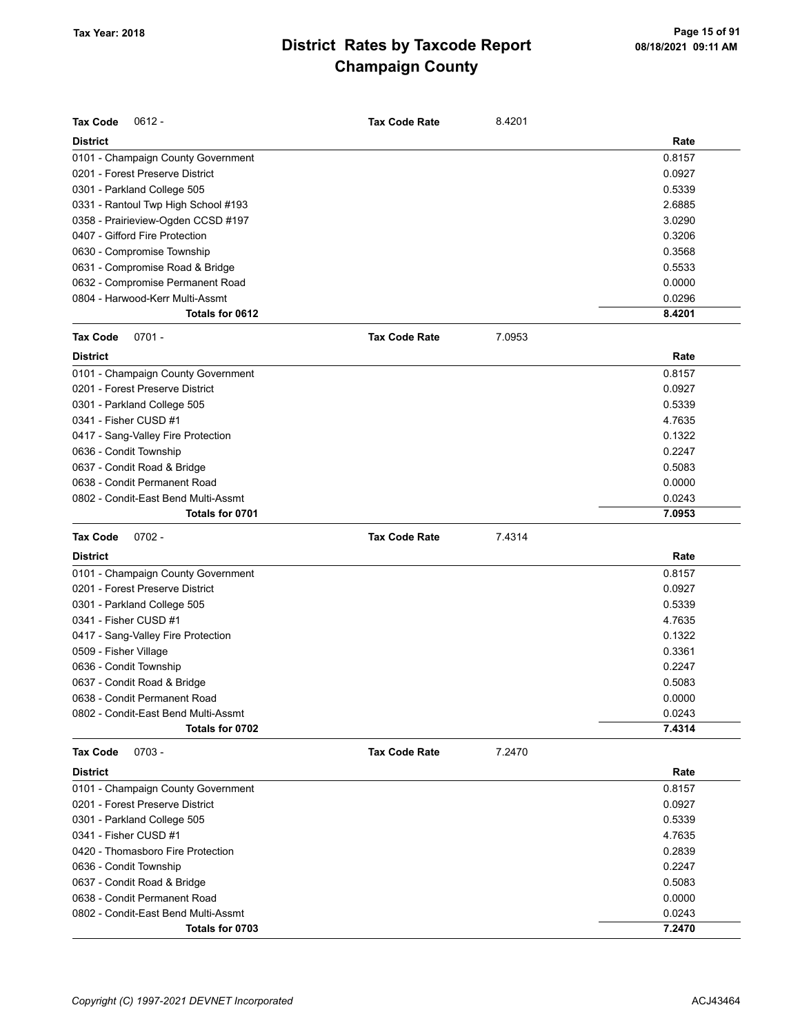# District Rates by Taxcode Report
# Champaign County

Tax Year: 2018

08/18/2021 09:11 AM

**Tax Code** 0612 - **Tax Code Rate** 8.4201

| District | Rate |
|---|---|
| 0101 - Champaign County Government | 0.8157 |
| 0201 - Forest Preserve District | 0.0927 |
| 0301 - Parkland College 505 | 0.5339 |
| 0331 - Rantoul Twp High School #193 | 2.6885 |
| 0358 - Prairieview-Ogden CCSD #197 | 3.0290 |
| 0407 - Gifford Fire Protection | 0.3206 |
| 0630 - Compromise Township | 0.3568 |
| 0631 - Compromise Road & Bridge | 0.5533 |
| 0632 - Compromise Permanent Road | 0.0000 |
| 0804 - Harwood-Kerr Multi-Assmt | 0.0296 |
| **Totals for 0612** | **8.4201** |

**Tax Code** 0701 - **Tax Code Rate** 7.0953

| District | Rate |
|---|---|
| 0101 - Champaign County Government | 0.8157 |
| 0201 - Forest Preserve District | 0.0927 |
| 0301 - Parkland College 505 | 0.5339 |
| 0341 - Fisher CUSD #1 | 4.7635 |
| 0417 - Sang-Valley Fire Protection | 0.1322 |
| 0636 - Condit Township | 0.2247 |
| 0637 - Condit Road & Bridge | 0.5083 |
| 0638 - Condit Permanent Road | 0.0000 |
| 0802 - Condit-East Bend Multi-Assmt | 0.0243 |
| **Totals for 0701** | **7.0953** |

**Tax Code** 0702 - **Tax Code Rate** 7.4314

| District | Rate |
|---|---|
| 0101 - Champaign County Government | 0.8157 |
| 0201 - Forest Preserve District | 0.0927 |
| 0301 - Parkland College 505 | 0.5339 |
| 0341 - Fisher CUSD #1 | 4.7635 |
| 0417 - Sang-Valley Fire Protection | 0.1322 |
| 0509 - Fisher Village | 0.3361 |
| 0636 - Condit Township | 0.2247 |
| 0637 - Condit Road & Bridge | 0.5083 |
| 0638 - Condit Permanent Road | 0.0000 |
| 0802 - Condit-East Bend Multi-Assmt | 0.0243 |
| **Totals for 0702** | **7.4314** |

**Tax Code** 0703 - **Tax Code Rate** 7.2470

| District | Rate |
|---|---|
| 0101 - Champaign County Government | 0.8157 |
| 0201 - Forest Preserve District | 0.0927 |
| 0301 - Parkland College 505 | 0.5339 |
| 0341 - Fisher CUSD #1 | 4.7635 |
| 0420 - Thomasboro Fire Protection | 0.2839 |
| 0636 - Condit Township | 0.2247 |
| 0637 - Condit Road & Bridge | 0.5083 |
| 0638 - Condit Permanent Road | 0.0000 |
| 0802 - Condit-East Bend Multi-Assmt | 0.0243 |
| **Totals for 0703** | **7.2470** |

*Copyright (C) 1997-2021 DEVNET Incorporated* ACJ43464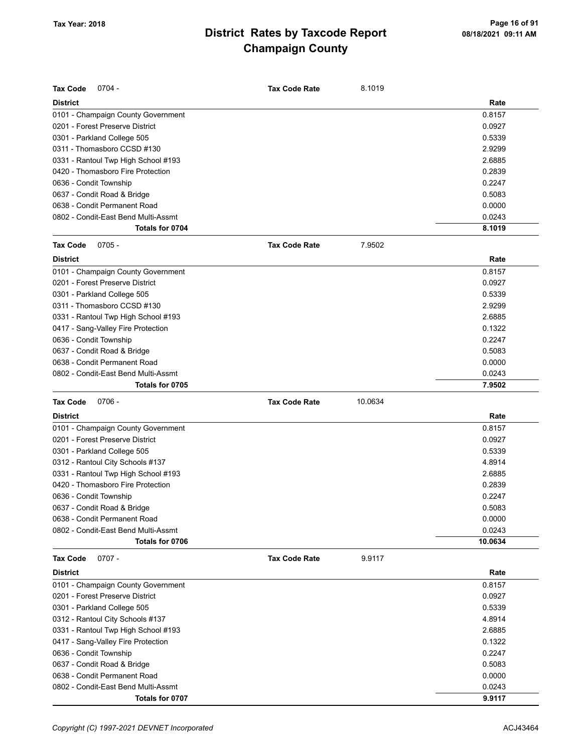# District Rates by Taxcode Report
# Champaign County

Tax Year: 2018

**Tax Code** 0704 - **Tax Code Rate** 8.1019

| District | Rate |
|---|---|
| 0101 - Champaign County Government | 0.8157 |
| 0201 - Forest Preserve District | 0.0927 |
| 0301 - Parkland College 505 | 0.5339 |
| 0311 - Thomasboro CCSD #130 | 2.9299 |
| 0331 - Rantoul Twp High School #193 | 2.6885 |
| 0420 - Thomasboro Fire Protection | 0.2839 |
| 0636 - Condit Township | 0.2247 |
| 0637 - Condit Road & Bridge | 0.5083 |
| 0638 - Condit Permanent Road | 0.0000 |
| 0802 - Condit-East Bend Multi-Assmt | 0.0243 |
| **Totals for 0704** | **8.1019** |

**Tax Code** 0705 - **Tax Code Rate** 7.9502

| District | Rate |
|---|---|
| 0101 - Champaign County Government | 0.8157 |
| 0201 - Forest Preserve District | 0.0927 |
| 0301 - Parkland College 505 | 0.5339 |
| 0311 - Thomasboro CCSD #130 | 2.9299 |
| 0331 - Rantoul Twp High School #193 | 2.6885 |
| 0417 - Sang-Valley Fire Protection | 0.1322 |
| 0636 - Condit Township | 0.2247 |
| 0637 - Condit Road & Bridge | 0.5083 |
| 0638 - Condit Permanent Road | 0.0000 |
| 0802 - Condit-East Bend Multi-Assmt | 0.0243 |
| **Totals for 0705** | **7.9502** |

**Tax Code** 0706 - **Tax Code Rate** 10.0634

| District | Rate |
|---|---|
| 0101 - Champaign County Government | 0.8157 |
| 0201 - Forest Preserve District | 0.0927 |
| 0301 - Parkland College 505 | 0.5339 |
| 0312 - Rantoul City Schools #137 | 4.8914 |
| 0331 - Rantoul Twp High School #193 | 2.6885 |
| 0420 - Thomasboro Fire Protection | 0.2839 |
| 0636 - Condit Township | 0.2247 |
| 0637 - Condit Road & Bridge | 0.5083 |
| 0638 - Condit Permanent Road | 0.0000 |
| 0802 - Condit-East Bend Multi-Assmt | 0.0243 |
| **Totals for 0706** | **10.0634** |

**Tax Code** 0707 - **Tax Code Rate** 9.9117

| District | Rate |
|---|---|
| 0101 - Champaign County Government | 0.8157 |
| 0201 - Forest Preserve District | 0.0927 |
| 0301 - Parkland College 505 | 0.5339 |
| 0312 - Rantoul City Schools #137 | 4.8914 |
| 0331 - Rantoul Twp High School #193 | 2.6885 |
| 0417 - Sang-Valley Fire Protection | 0.1322 |
| 0636 - Condit Township | 0.2247 |
| 0637 - Condit Road & Bridge | 0.5083 |
| 0638 - Condit Permanent Road | 0.0000 |
| 0802 - Condit-East Bend Multi-Assmt | 0.0243 |
| **Totals for 0707** | **9.9117** |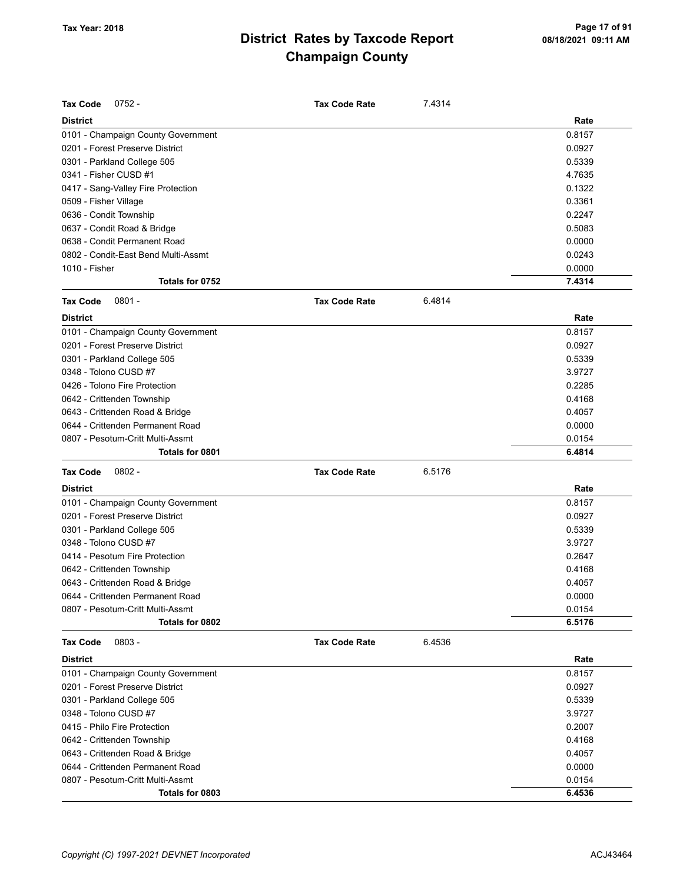# District Rates by Taxcode Report
## Champaign County

Tax Year: 2018

**Tax Code** 0752 - **Tax Code Rate** 7.4314

| District | Rate |
|---|---|
| 0101 - Champaign County Government | 0.8157 |
| 0201 - Forest Preserve District | 0.0927 |
| 0301 - Parkland College 505 | 0.5339 |
| 0341 - Fisher CUSD #1 | 4.7635 |
| 0417 - Sang-Valley Fire Protection | 0.1322 |
| 0509 - Fisher Village | 0.3361 |
| 0636 - Condit Township | 0.2247 |
| 0637 - Condit Road & Bridge | 0.5083 |
| 0638 - Condit Permanent Road | 0.0000 |
| 0802 - Condit-East Bend Multi-Assmt | 0.0243 |
| 1010 - Fisher | 0.0000 |
| **Totals for 0752** | **7.4314** |

**Tax Code** 0801 - **Tax Code Rate** 6.4814

| District | Rate |
|---|---|
| 0101 - Champaign County Government | 0.8157 |
| 0201 - Forest Preserve District | 0.0927 |
| 0301 - Parkland College 505 | 0.5339 |
| 0348 - Tolono CUSD #7 | 3.9727 |
| 0426 - Tolono Fire Protection | 0.2285 |
| 0642 - Crittenden Township | 0.4168 |
| 0643 - Crittenden Road & Bridge | 0.4057 |
| 0644 - Crittenden Permanent Road | 0.0000 |
| 0807 - Pesotum-Critt Multi-Assmt | 0.0154 |
| **Totals for 0801** | **6.4814** |

**Tax Code** 0802 - **Tax Code Rate** 6.5176

| District | Rate |
|---|---|
| 0101 - Champaign County Government | 0.8157 |
| 0201 - Forest Preserve District | 0.0927 |
| 0301 - Parkland College 505 | 0.5339 |
| 0348 - Tolono CUSD #7 | 3.9727 |
| 0414 - Pesotum Fire Protection | 0.2647 |
| 0642 - Crittenden Township | 0.4168 |
| 0643 - Crittenden Road & Bridge | 0.4057 |
| 0644 - Crittenden Permanent Road | 0.0000 |
| 0807 - Pesotum-Critt Multi-Assmt | 0.0154 |
| **Totals for 0802** | **6.5176** |

**Tax Code** 0803 - **Tax Code Rate** 6.4536

| District | Rate |
|---|---|
| 0101 - Champaign County Government | 0.8157 |
| 0201 - Forest Preserve District | 0.0927 |
| 0301 - Parkland College 505 | 0.5339 |
| 0348 - Tolono CUSD #7 | 3.9727 |
| 0415 - Philo Fire Protection | 0.2007 |
| 0642 - Crittenden Township | 0.4168 |
| 0643 - Crittenden Road & Bridge | 0.4057 |
| 0644 - Crittenden Permanent Road | 0.0000 |
| 0807 - Pesotum-Critt Multi-Assmt | 0.0154 |
| **Totals for 0803** | **6.4536** |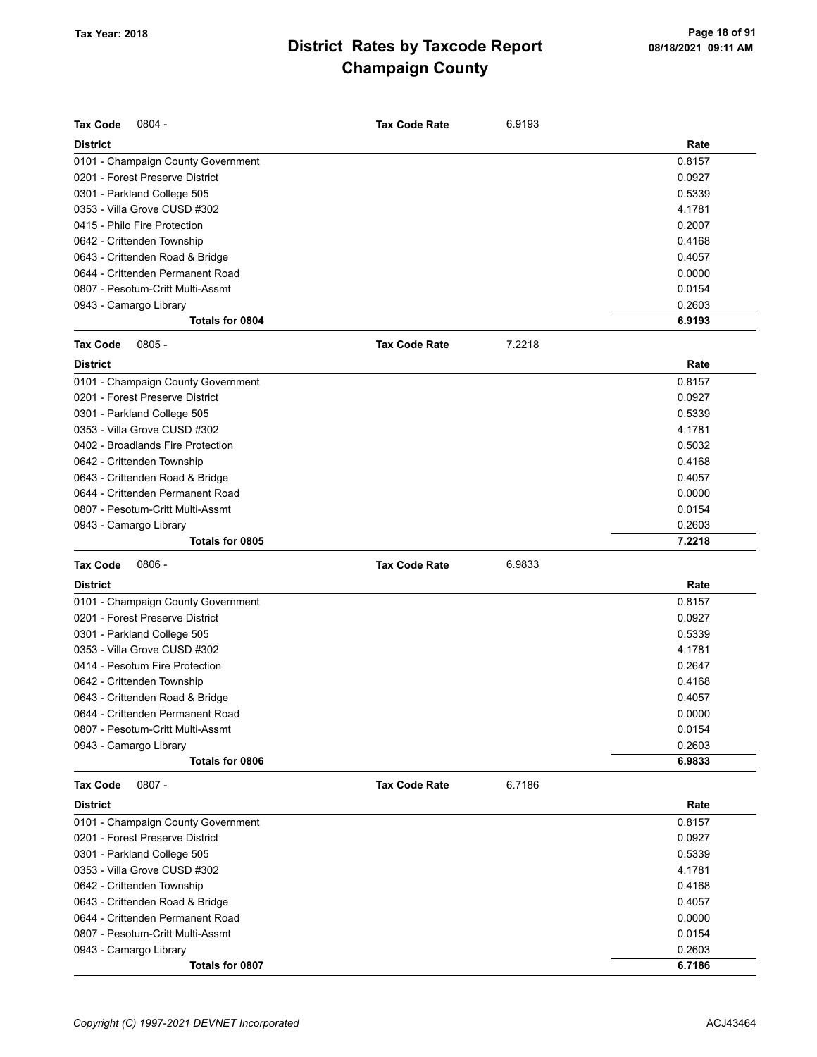# District Rates by Taxcode Report
# Champaign County

Tax Year: 2018

| Tax Code 0804 - | Tax Code Rate 6.9193 |
|---|---|
| **District** | **Rate** |
| 0101 - Champaign County Government | 0.8157 |
| 0201 - Forest Preserve District | 0.0927 |
| 0301 - Parkland College 505 | 0.5339 |
| 0353 - Villa Grove CUSD #302 | 4.1781 |
| 0415 - Philo Fire Protection | 0.2007 |
| 0642 - Crittenden Township | 0.4168 |
| 0643 - Crittenden Road & Bridge | 0.4057 |
| 0644 - Crittenden Permanent Road | 0.0000 |
| 0807 - Pesotum-Critt Multi-Assmt | 0.0154 |
| 0943 - Camargo Library | 0.2603 |
| **Totals for 0804** | **6.9193** |

| Tax Code 0805 - | Tax Code Rate 7.2218 |
|---|---|
| **District** | **Rate** |
| 0101 - Champaign County Government | 0.8157 |
| 0201 - Forest Preserve District | 0.0927 |
| 0301 - Parkland College 505 | 0.5339 |
| 0353 - Villa Grove CUSD #302 | 4.1781 |
| 0402 - Broadlands Fire Protection | 0.5032 |
| 0642 - Crittenden Township | 0.4168 |
| 0643 - Crittenden Road & Bridge | 0.4057 |
| 0644 - Crittenden Permanent Road | 0.0000 |
| 0807 - Pesotum-Critt Multi-Assmt | 0.0154 |
| 0943 - Camargo Library | 0.2603 |
| **Totals for 0805** | **7.2218** |

| Tax Code 0806 - | Tax Code Rate 6.9833 |
|---|---|
| **District** | **Rate** |
| 0101 - Champaign County Government | 0.8157 |
| 0201 - Forest Preserve District | 0.0927 |
| 0301 - Parkland College 505 | 0.5339 |
| 0353 - Villa Grove CUSD #302 | 4.1781 |
| 0414 - Pesotum Fire Protection | 0.2647 |
| 0642 - Crittenden Township | 0.4168 |
| 0643 - Crittenden Road & Bridge | 0.4057 |
| 0644 - Crittenden Permanent Road | 0.0000 |
| 0807 - Pesotum-Critt Multi-Assmt | 0.0154 |
| 0943 - Camargo Library | 0.2603 |
| **Totals for 0806** | **6.9833** |

| Tax Code 0807 - | Tax Code Rate 6.7186 |
|---|---|
| **District** | **Rate** |
| 0101 - Champaign County Government | 0.8157 |
| 0201 - Forest Preserve District | 0.0927 |
| 0301 - Parkland College 505 | 0.5339 |
| 0353 - Villa Grove CUSD #302 | 4.1781 |
| 0642 - Crittenden Township | 0.4168 |
| 0643 - Crittenden Road & Bridge | 0.4057 |
| 0644 - Crittenden Permanent Road | 0.0000 |
| 0807 - Pesotum-Critt Multi-Assmt | 0.0154 |
| 0943 - Camargo Library | 0.2603 |
| **Totals for 0807** | **6.7186** |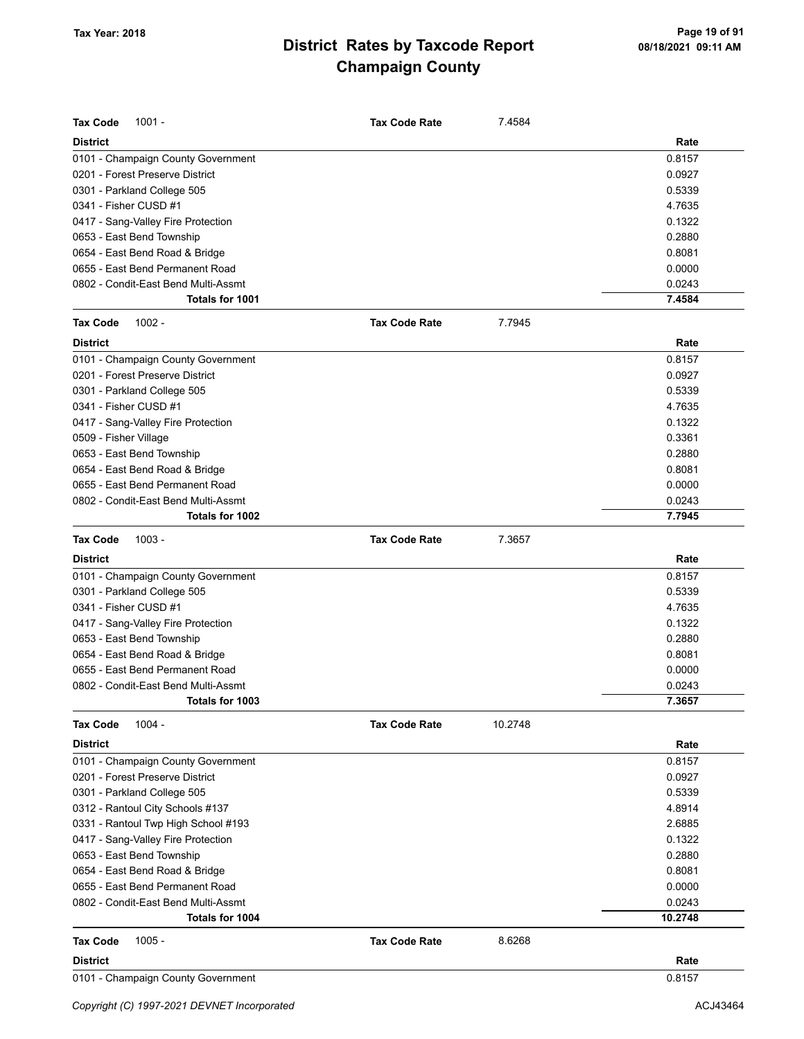# District Rates by Taxcode Report
# Champaign County

Tax Year: 2018

**Tax Code** 1001 - **Tax Code Rate** 7.4584

| District | Rate |
|---|---|
| 0101 - Champaign County Government | 0.8157 |
| 0201 - Forest Preserve District | 0.0927 |
| 0301 - Parkland College 505 | 0.5339 |
| 0341 - Fisher CUSD #1 | 4.7635 |
| 0417 - Sang-Valley Fire Protection | 0.1322 |
| 0653 - East Bend Township | 0.2880 |
| 0654 - East Bend Road & Bridge | 0.8081 |
| 0655 - East Bend Permanent Road | 0.0000 |
| 0802 - Condit-East Bend Multi-Assmt | 0.0243 |
| **Totals for 1001** | **7.4584** |

**Tax Code** 1002 - **Tax Code Rate** 7.7945

| District | Rate |
|---|---|
| 0101 - Champaign County Government | 0.8157 |
| 0201 - Forest Preserve District | 0.0927 |
| 0301 - Parkland College 505 | 0.5339 |
| 0341 - Fisher CUSD #1 | 4.7635 |
| 0417 - Sang-Valley Fire Protection | 0.1322 |
| 0509 - Fisher Village | 0.3361 |
| 0653 - East Bend Township | 0.2880 |
| 0654 - East Bend Road & Bridge | 0.8081 |
| 0655 - East Bend Permanent Road | 0.0000 |
| 0802 - Condit-East Bend Multi-Assmt | 0.0243 |
| **Totals for 1002** | **7.7945** |

**Tax Code** 1003 - **Tax Code Rate** 7.3657

| District | Rate |
|---|---|
| 0101 - Champaign County Government | 0.8157 |
| 0301 - Parkland College 505 | 0.5339 |
| 0341 - Fisher CUSD #1 | 4.7635 |
| 0417 - Sang-Valley Fire Protection | 0.1322 |
| 0653 - East Bend Township | 0.2880 |
| 0654 - East Bend Road & Bridge | 0.8081 |
| 0655 - East Bend Permanent Road | 0.0000 |
| 0802 - Condit-East Bend Multi-Assmt | 0.0243 |
| **Totals for 1003** | **7.3657** |

**Tax Code** 1004 - **Tax Code Rate** 10.2748

| District | Rate |
|---|---|
| 0101 - Champaign County Government | 0.8157 |
| 0201 - Forest Preserve District | 0.0927 |
| 0301 - Parkland College 505 | 0.5339 |
| 0312 - Rantoul City Schools #137 | 4.8914 |
| 0331 - Rantoul Twp High School #193 | 2.6885 |
| 0417 - Sang-Valley Fire Protection | 0.1322 |
| 0653 - East Bend Township | 0.2880 |
| 0654 - East Bend Road & Bridge | 0.8081 |
| 0655 - East Bend Permanent Road | 0.0000 |
| 0802 - Condit-East Bend Multi-Assmt | 0.0243 |
| **Totals for 1004** | **10.2748** |

**Tax Code** 1005 - **Tax Code Rate** 8.6268

| District | Rate |
|---|---|
| 0101 - Champaign County Government | 0.8157 |

Copyright (C) 1997-2021 DEVNET Incorporated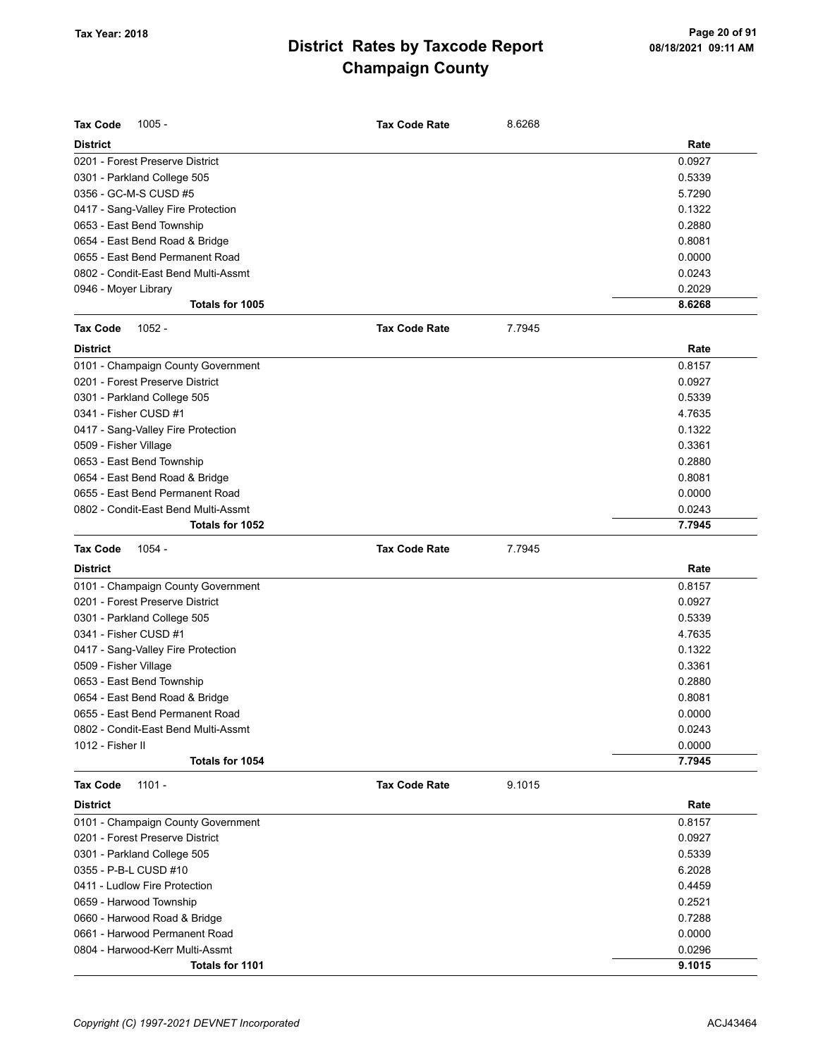# District Rates by Taxcode Report
# Champaign County

Tax Year: 2018

**Tax Code** 1005 - **Tax Code Rate** 8.6268

| District | Rate |
|---|---|
| 0201 - Forest Preserve District | 0.0927 |
| 0301 - Parkland College 505 | 0.5339 |
| 0356 - GC-M-S CUSD #5 | 5.7290 |
| 0417 - Sang-Valley Fire Protection | 0.1322 |
| 0653 - East Bend Township | 0.2880 |
| 0654 - East Bend Road & Bridge | 0.8081 |
| 0655 - East Bend Permanent Road | 0.0000 |
| 0802 - Condit-East Bend Multi-Assmt | 0.0243 |
| 0946 - Moyer Library | 0.2029 |
| **Totals for 1005** | **8.6268** |

**Tax Code** 1052 - **Tax Code Rate** 7.7945

| District | Rate |
|---|---|
| 0101 - Champaign County Government | 0.8157 |
| 0201 - Forest Preserve District | 0.0927 |
| 0301 - Parkland College 505 | 0.5339 |
| 0341 - Fisher CUSD #1 | 4.7635 |
| 0417 - Sang-Valley Fire Protection | 0.1322 |
| 0509 - Fisher Village | 0.3361 |
| 0653 - East Bend Township | 0.2880 |
| 0654 - East Bend Road & Bridge | 0.8081 |
| 0655 - East Bend Permanent Road | 0.0000 |
| 0802 - Condit-East Bend Multi-Assmt | 0.0243 |
| **Totals for 1052** | **7.7945** |

**Tax Code** 1054 - **Tax Code Rate** 7.7945

| District | Rate |
|---|---|
| 0101 - Champaign County Government | 0.8157 |
| 0201 - Forest Preserve District | 0.0927 |
| 0301 - Parkland College 505 | 0.5339 |
| 0341 - Fisher CUSD #1 | 4.7635 |
| 0417 - Sang-Valley Fire Protection | 0.1322 |
| 0509 - Fisher Village | 0.3361 |
| 0653 - East Bend Township | 0.2880 |
| 0654 - East Bend Road & Bridge | 0.8081 |
| 0655 - East Bend Permanent Road | 0.0000 |
| 0802 - Condit-East Bend Multi-Assmt | 0.0243 |
| 1012 - Fisher II | 0.0000 |
| **Totals for 1054** | **7.7945** |

**Tax Code** 1101 - **Tax Code Rate** 9.1015

| District | Rate |
|---|---|
| 0101 - Champaign County Government | 0.8157 |
| 0201 - Forest Preserve District | 0.0927 |
| 0301 - Parkland College 505 | 0.5339 |
| 0355 - P-B-L CUSD #10 | 6.2028 |
| 0411 - Ludlow Fire Protection | 0.4459 |
| 0659 - Harwood Township | 0.2521 |
| 0660 - Harwood Road & Bridge | 0.7288 |
| 0661 - Harwood Permanent Road | 0.0000 |
| 0804 - Harwood-Kerr Multi-Assmt | 0.0296 |
| **Totals for 1101** | **9.1015** |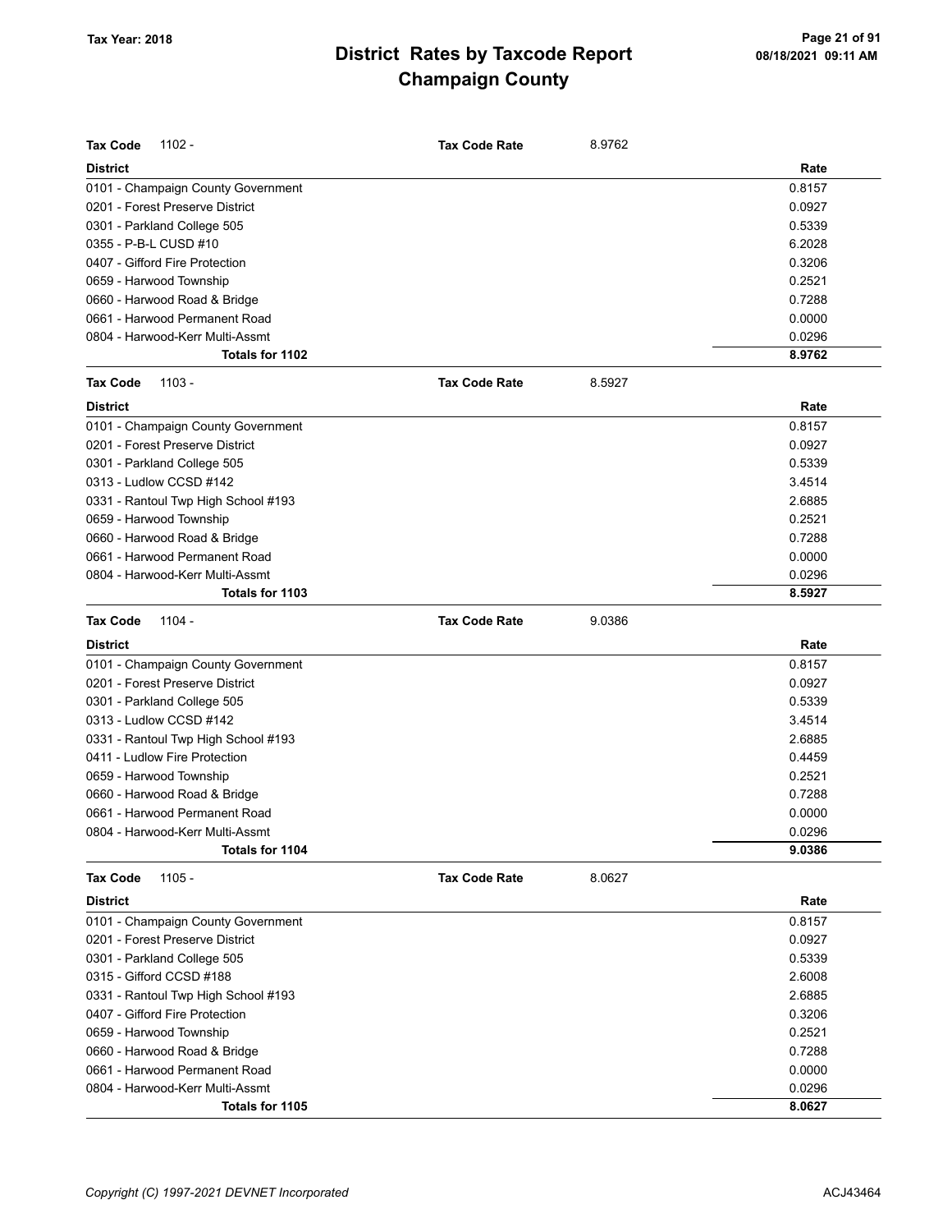# District Rates by Taxcode Report
## Champaign County

Tax Year: 2018

**Tax Code** 1102 - **Tax Code Rate** 8.9762

| District | Rate |
|---|---|
| 0101 - Champaign County Government | 0.8157 |
| 0201 - Forest Preserve District | 0.0927 |
| 0301 - Parkland College 505 | 0.5339 |
| 0355 - P-B-L CUSD #10 | 6.2028 |
| 0407 - Gifford Fire Protection | 0.3206 |
| 0659 - Harwood Township | 0.2521 |
| 0660 - Harwood Road & Bridge | 0.7288 |
| 0661 - Harwood Permanent Road | 0.0000 |
| 0804 - Harwood-Kerr Multi-Assmt | 0.0296 |
| **Totals for 1102** | **8.9762** |

**Tax Code** 1103 - **Tax Code Rate** 8.5927

| District | Rate |
|---|---|
| 0101 - Champaign County Government | 0.8157 |
| 0201 - Forest Preserve District | 0.0927 |
| 0301 - Parkland College 505 | 0.5339 |
| 0313 - Ludlow CCSD #142 | 3.4514 |
| 0331 - Rantoul Twp High School #193 | 2.6885 |
| 0659 - Harwood Township | 0.2521 |
| 0660 - Harwood Road & Bridge | 0.7288 |
| 0661 - Harwood Permanent Road | 0.0000 |
| 0804 - Harwood-Kerr Multi-Assmt | 0.0296 |
| **Totals for 1103** | **8.5927** |

**Tax Code** 1104 - **Tax Code Rate** 9.0386

| District | Rate |
|---|---|
| 0101 - Champaign County Government | 0.8157 |
| 0201 - Forest Preserve District | 0.0927 |
| 0301 - Parkland College 505 | 0.5339 |
| 0313 - Ludlow CCSD #142 | 3.4514 |
| 0331 - Rantoul Twp High School #193 | 2.6885 |
| 0411 - Ludlow Fire Protection | 0.4459 |
| 0659 - Harwood Township | 0.2521 |
| 0660 - Harwood Road & Bridge | 0.7288 |
| 0661 - Harwood Permanent Road | 0.0000 |
| 0804 - Harwood-Kerr Multi-Assmt | 0.0296 |
| **Totals for 1104** | **9.0386** |

**Tax Code** 1105 - **Tax Code Rate** 8.0627

| District | Rate |
|---|---|
| 0101 - Champaign County Government | 0.8157 |
| 0201 - Forest Preserve District | 0.0927 |
| 0301 - Parkland College 505 | 0.5339 |
| 0315 - Gifford CCSD #188 | 2.6008 |
| 0331 - Rantoul Twp High School #193 | 2.6885 |
| 0407 - Gifford Fire Protection | 0.3206 |
| 0659 - Harwood Township | 0.2521 |
| 0660 - Harwood Road & Bridge | 0.7288 |
| 0661 - Harwood Permanent Road | 0.0000 |
| 0804 - Harwood-Kerr Multi-Assmt | 0.0296 |
| **Totals for 1105** | **8.0627** |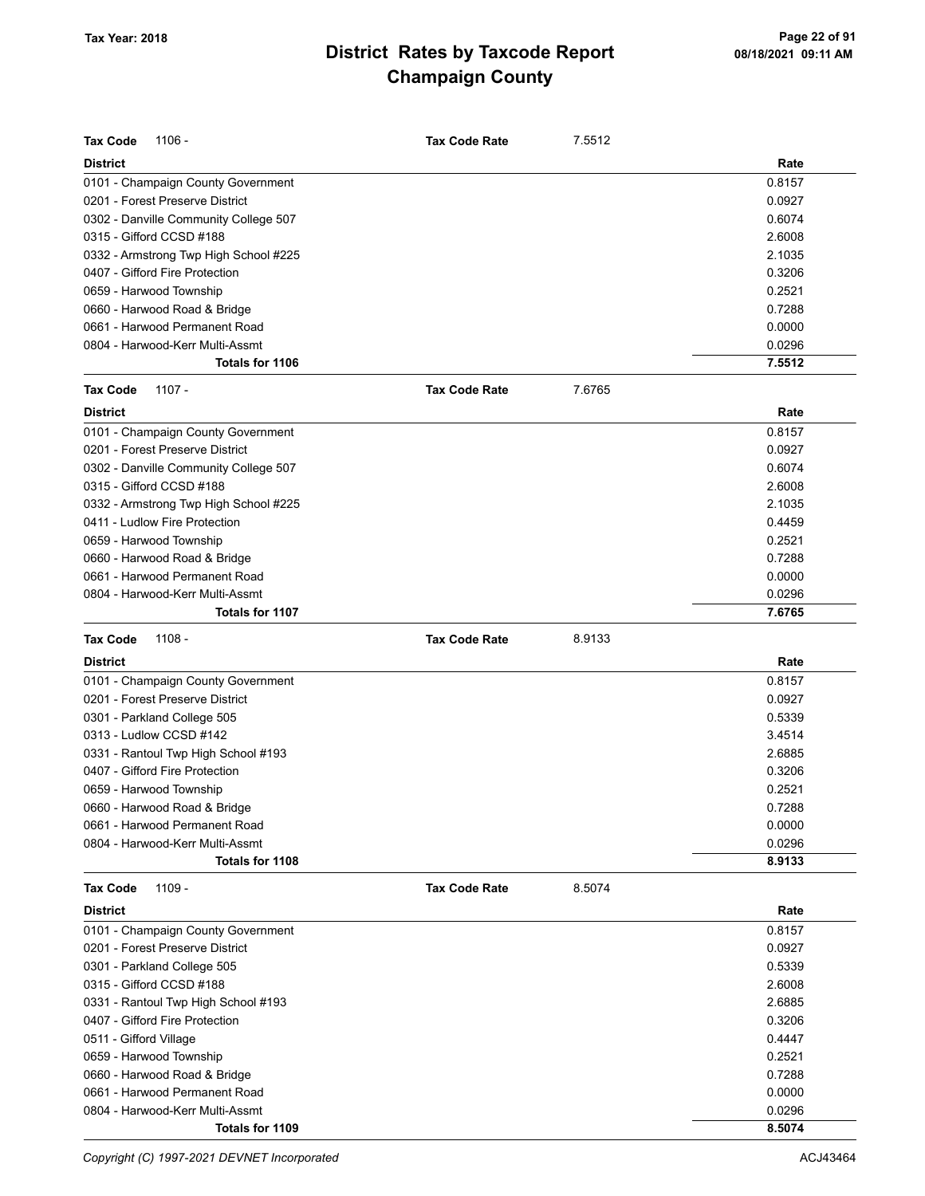# District Rates by Taxcode Report
# Champaign County

Tax Year: 2018

| Tax Code 1106 - | Tax Code Rate | 7.5512 |
|---|---|---|
| **District** | | **Rate** |
| 0101 - Champaign County Government | | 0.8157 |
| 0201 - Forest Preserve District | | 0.0927 |
| 0302 - Danville Community College 507 | | 0.6074 |
| 0315 - Gifford CCSD #188 | | 2.6008 |
| 0332 - Armstrong Twp High School #225 | | 2.1035 |
| 0407 - Gifford Fire Protection | | 0.3206 |
| 0659 - Harwood Township | | 0.2521 |
| 0660 - Harwood Road & Bridge | | 0.7288 |
| 0661 - Harwood Permanent Road | | 0.0000 |
| 0804 - Harwood-Kerr Multi-Assmt | | 0.0296 |
| **Totals for 1106** | | **7.5512** |

| Tax Code 1107 - | Tax Code Rate | 7.6765 |
|---|---|---|
| **District** | | **Rate** |
| 0101 - Champaign County Government | | 0.8157 |
| 0201 - Forest Preserve District | | 0.0927 |
| 0302 - Danville Community College 507 | | 0.6074 |
| 0315 - Gifford CCSD #188 | | 2.6008 |
| 0332 - Armstrong Twp High School #225 | | 2.1035 |
| 0411 - Ludlow Fire Protection | | 0.4459 |
| 0659 - Harwood Township | | 0.2521 |
| 0660 - Harwood Road & Bridge | | 0.7288 |
| 0661 - Harwood Permanent Road | | 0.0000 |
| 0804 - Harwood-Kerr Multi-Assmt | | 0.0296 |
| **Totals for 1107** | | **7.6765** |

| Tax Code 1108 - | Tax Code Rate | 8.9133 |
|---|---|---|
| **District** | | **Rate** |
| 0101 - Champaign County Government | | 0.8157 |
| 0201 - Forest Preserve District | | 0.0927 |
| 0301 - Parkland College 505 | | 0.5339 |
| 0313 - Ludlow CCSD #142 | | 3.4514 |
| 0331 - Rantoul Twp High School #193 | | 2.6885 |
| 0407 - Gifford Fire Protection | | 0.3206 |
| 0659 - Harwood Township | | 0.2521 |
| 0660 - Harwood Road & Bridge | | 0.7288 |
| 0661 - Harwood Permanent Road | | 0.0000 |
| 0804 - Harwood-Kerr Multi-Assmt | | 0.0296 |
| **Totals for 1108** | | **8.9133** |

| Tax Code 1109 - | Tax Code Rate | 8.5074 |
|---|---|---|
| **District** | | **Rate** |
| 0101 - Champaign County Government | | 0.8157 |
| 0201 - Forest Preserve District | | 0.0927 |
| 0301 - Parkland College 505 | | 0.5339 |
| 0315 - Gifford CCSD #188 | | 2.6008 |
| 0331 - Rantoul Twp High School #193 | | 2.6885 |
| 0407 - Gifford Fire Protection | | 0.3206 |
| 0511 - Gifford Village | | 0.4447 |
| 0659 - Harwood Township | | 0.2521 |
| 0660 - Harwood Road & Bridge | | 0.7288 |
| 0661 - Harwood Permanent Road | | 0.0000 |
| 0804 - Harwood-Kerr Multi-Assmt | | 0.0296 |
| **Totals for 1109** | | **8.5074** |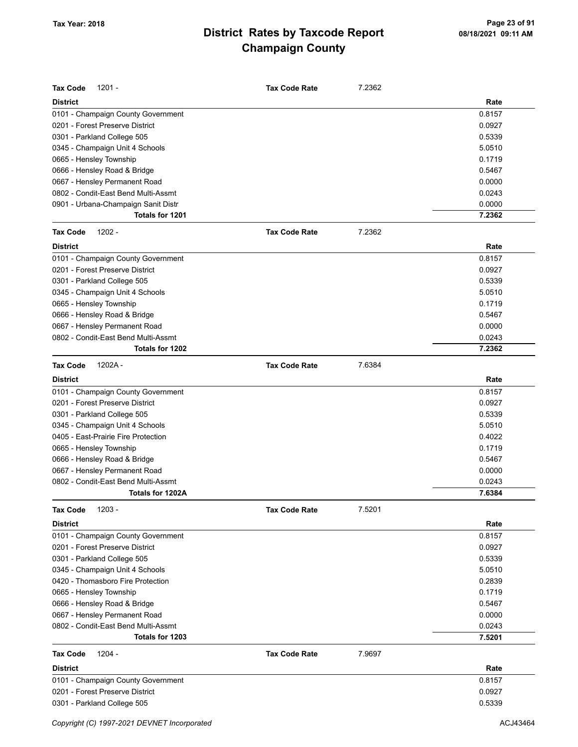# District Rates by Taxcode Report
# Champaign County

Tax Year: 2018

**Tax Code** 1201 - **Tax Code Rate** 7.2362

| District | Rate |
|---|---|
| 0101 - Champaign County Government | 0.8157 |
| 0201 - Forest Preserve District | 0.0927 |
| 0301 - Parkland College 505 | 0.5339 |
| 0345 - Champaign Unit 4 Schools | 5.0510 |
| 0665 - Hensley Township | 0.1719 |
| 0666 - Hensley Road & Bridge | 0.5467 |
| 0667 - Hensley Permanent Road | 0.0000 |
| 0802 - Condit-East Bend Multi-Assmt | 0.0243 |
| 0901 - Urbana-Champaign Sanit Distr | 0.0000 |
| **Totals for 1201** | **7.2362** |

**Tax Code** 1202 - **Tax Code Rate** 7.2362

| District | Rate |
|---|---|
| 0101 - Champaign County Government | 0.8157 |
| 0201 - Forest Preserve District | 0.0927 |
| 0301 - Parkland College 505 | 0.5339 |
| 0345 - Champaign Unit 4 Schools | 5.0510 |
| 0665 - Hensley Township | 0.1719 |
| 0666 - Hensley Road & Bridge | 0.5467 |
| 0667 - Hensley Permanent Road | 0.0000 |
| 0802 - Condit-East Bend Multi-Assmt | 0.0243 |
| **Totals for 1202** | **7.2362** |

**Tax Code** 1202A - **Tax Code Rate** 7.6384

| District | Rate |
|---|---|
| 0101 - Champaign County Government | 0.8157 |
| 0201 - Forest Preserve District | 0.0927 |
| 0301 - Parkland College 505 | 0.5339 |
| 0345 - Champaign Unit 4 Schools | 5.0510 |
| 0405 - East-Prairie Fire Protection | 0.4022 |
| 0665 - Hensley Township | 0.1719 |
| 0666 - Hensley Road & Bridge | 0.5467 |
| 0667 - Hensley Permanent Road | 0.0000 |
| 0802 - Condit-East Bend Multi-Assmt | 0.0243 |
| **Totals for 1202A** | **7.6384** |

**Tax Code** 1203 - **Tax Code Rate** 7.5201

| District | Rate |
|---|---|
| 0101 - Champaign County Government | 0.8157 |
| 0201 - Forest Preserve District | 0.0927 |
| 0301 - Parkland College 505 | 0.5339 |
| 0345 - Champaign Unit 4 Schools | 5.0510 |
| 0420 - Thomasboro Fire Protection | 0.2839 |
| 0665 - Hensley Township | 0.1719 |
| 0666 - Hensley Road & Bridge | 0.5467 |
| 0667 - Hensley Permanent Road | 0.0000 |
| 0802 - Condit-East Bend Multi-Assmt | 0.0243 |
| **Totals for 1203** | **7.5201** |

**Tax Code** 1204 - **Tax Code Rate** 7.9697

| District | Rate |
|---|---|
| 0101 - Champaign County Government | 0.8157 |
| 0201 - Forest Preserve District | 0.0927 |
| 0301 - Parkland College 505 | 0.5339 |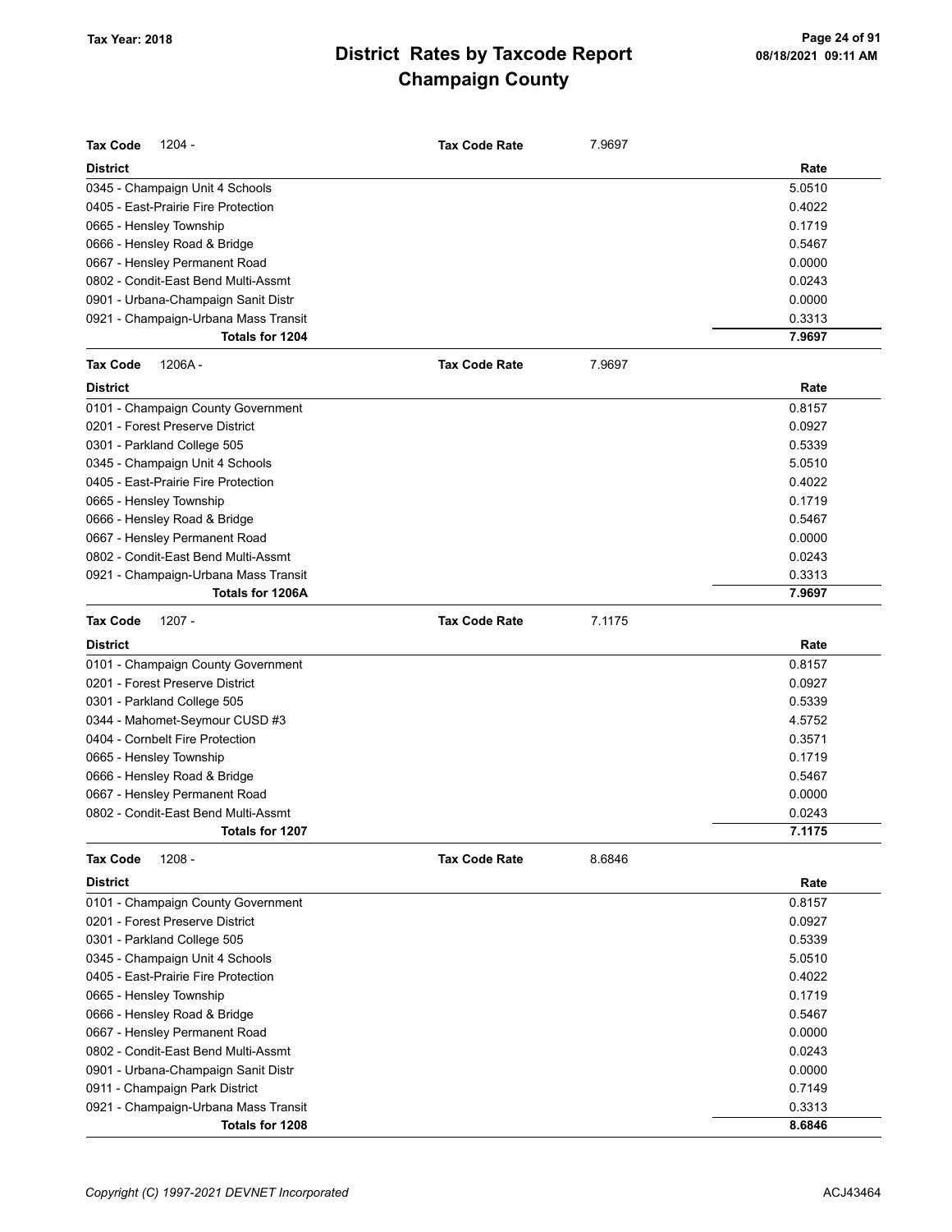# District Rates by Taxcode Report

# Champaign County

Tax Year: 2018

**Tax Code** 1204 - **Tax Code Rate** 7.9697

| District | Rate |
|---|---|
| 0345 - Champaign Unit 4 Schools | 5.0510 |
| 0405 - East-Prairie Fire Protection | 0.4022 |
| 0665 - Hensley Township | 0.1719 |
| 0666 - Hensley Road & Bridge | 0.5467 |
| 0667 - Hensley Permanent Road | 0.0000 |
| 0802 - Condit-East Bend Multi-Assmt | 0.0243 |
| 0901 - Urbana-Champaign Sanit Distr | 0.0000 |
| 0921 - Champaign-Urbana Mass Transit | 0.3313 |
| **Totals for 1204** | **7.9697** |

**Tax Code** 1206A - **Tax Code Rate** 7.9697

| District | Rate |
|---|---|
| 0101 - Champaign County Government | 0.8157 |
| 0201 - Forest Preserve District | 0.0927 |
| 0301 - Parkland College 505 | 0.5339 |
| 0345 - Champaign Unit 4 Schools | 5.0510 |
| 0405 - East-Prairie Fire Protection | 0.4022 |
| 0665 - Hensley Township | 0.1719 |
| 0666 - Hensley Road & Bridge | 0.5467 |
| 0667 - Hensley Permanent Road | 0.0000 |
| 0802 - Condit-East Bend Multi-Assmt | 0.0243 |
| 0921 - Champaign-Urbana Mass Transit | 0.3313 |
| **Totals for 1206A** | **7.9697** |

**Tax Code** 1207 - **Tax Code Rate** 7.1175

| District | Rate |
|---|---|
| 0101 - Champaign County Government | 0.8157 |
| 0201 - Forest Preserve District | 0.0927 |
| 0301 - Parkland College 505 | 0.5339 |
| 0344 - Mahomet-Seymour CUSD #3 | 4.5752 |
| 0404 - Cornbelt Fire Protection | 0.3571 |
| 0665 - Hensley Township | 0.1719 |
| 0666 - Hensley Road & Bridge | 0.5467 |
| 0667 - Hensley Permanent Road | 0.0000 |
| 0802 - Condit-East Bend Multi-Assmt | 0.0243 |
| **Totals for 1207** | **7.1175** |

**Tax Code** 1208 - **Tax Code Rate** 8.6846

| District | Rate |
|---|---|
| 0101 - Champaign County Government | 0.8157 |
| 0201 - Forest Preserve District | 0.0927 |
| 0301 - Parkland College 505 | 0.5339 |
| 0345 - Champaign Unit 4 Schools | 5.0510 |
| 0405 - East-Prairie Fire Protection | 0.4022 |
| 0665 - Hensley Township | 0.1719 |
| 0666 - Hensley Road & Bridge | 0.5467 |
| 0667 - Hensley Permanent Road | 0.0000 |
| 0802 - Condit-East Bend Multi-Assmt | 0.0243 |
| 0901 - Urbana-Champaign Sanit Distr | 0.0000 |
| 0911 - Champaign Park District | 0.7149 |
| 0921 - Champaign-Urbana Mass Transit | 0.3313 |
| **Totals for 1208** | **8.6846** |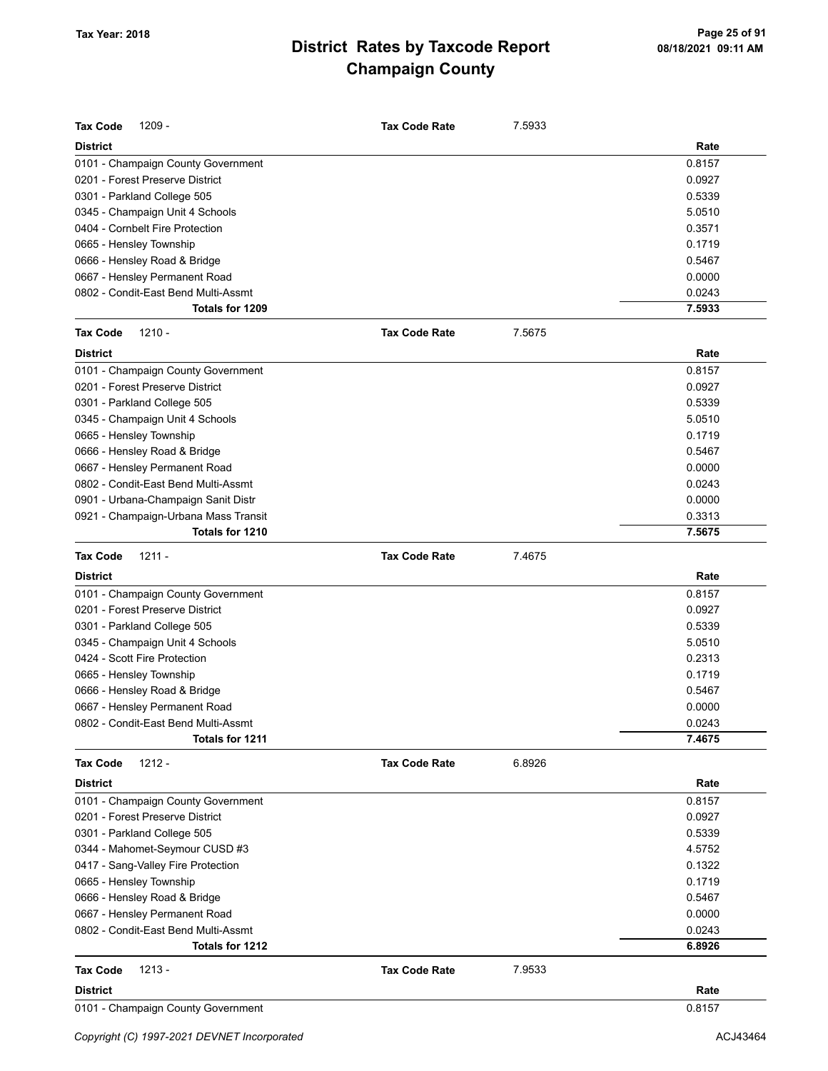# District Rates by Taxcode Report
## Champaign County

Tax Year: 2018

**Tax Code** 1209 - **Tax Code Rate** 7.5933

| District | Rate |
|---|---|
| 0101 - Champaign County Government | 0.8157 |
| 0201 - Forest Preserve District | 0.0927 |
| 0301 - Parkland College 505 | 0.5339 |
| 0345 - Champaign Unit 4 Schools | 5.0510 |
| 0404 - Cornbelt Fire Protection | 0.3571 |
| 0665 - Hensley Township | 0.1719 |
| 0666 - Hensley Road & Bridge | 0.5467 |
| 0667 - Hensley Permanent Road | 0.0000 |
| 0802 - Condit-East Bend Multi-Assmt | 0.0243 |
| **Totals for 1209** | **7.5933** |

**Tax Code** 1210 - **Tax Code Rate** 7.5675

| District | Rate |
|---|---|
| 0101 - Champaign County Government | 0.8157 |
| 0201 - Forest Preserve District | 0.0927 |
| 0301 - Parkland College 505 | 0.5339 |
| 0345 - Champaign Unit 4 Schools | 5.0510 |
| 0665 - Hensley Township | 0.1719 |
| 0666 - Hensley Road & Bridge | 0.5467 |
| 0667 - Hensley Permanent Road | 0.0000 |
| 0802 - Condit-East Bend Multi-Assmt | 0.0243 |
| 0901 - Urbana-Champaign Sanit Distr | 0.0000 |
| 0921 - Champaign-Urbana Mass Transit | 0.3313 |
| **Totals for 1210** | **7.5675** |

**Tax Code** 1211 - **Tax Code Rate** 7.4675

| District | Rate |
|---|---|
| 0101 - Champaign County Government | 0.8157 |
| 0201 - Forest Preserve District | 0.0927 |
| 0301 - Parkland College 505 | 0.5339 |
| 0345 - Champaign Unit 4 Schools | 5.0510 |
| 0424 - Scott Fire Protection | 0.2313 |
| 0665 - Hensley Township | 0.1719 |
| 0666 - Hensley Road & Bridge | 0.5467 |
| 0667 - Hensley Permanent Road | 0.0000 |
| 0802 - Condit-East Bend Multi-Assmt | 0.0243 |
| **Totals for 1211** | **7.4675** |

**Tax Code** 1212 - **Tax Code Rate** 6.8926

| District | Rate |
|---|---|
| 0101 - Champaign County Government | 0.8157 |
| 0201 - Forest Preserve District | 0.0927 |
| 0301 - Parkland College 505 | 0.5339 |
| 0344 - Mahomet-Seymour CUSD #3 | 4.5752 |
| 0417 - Sang-Valley Fire Protection | 0.1322 |
| 0665 - Hensley Township | 0.1719 |
| 0666 - Hensley Road & Bridge | 0.5467 |
| 0667 - Hensley Permanent Road | 0.0000 |
| 0802 - Condit-East Bend Multi-Assmt | 0.0243 |
| **Totals for 1212** | **6.8926** |

**Tax Code** 1213 - **Tax Code Rate** 7.9533

| District | Rate |
|---|---|
| 0101 - Champaign County Government | 0.8157 |

Copyright (C) 1997-2021 DEVNET Incorporated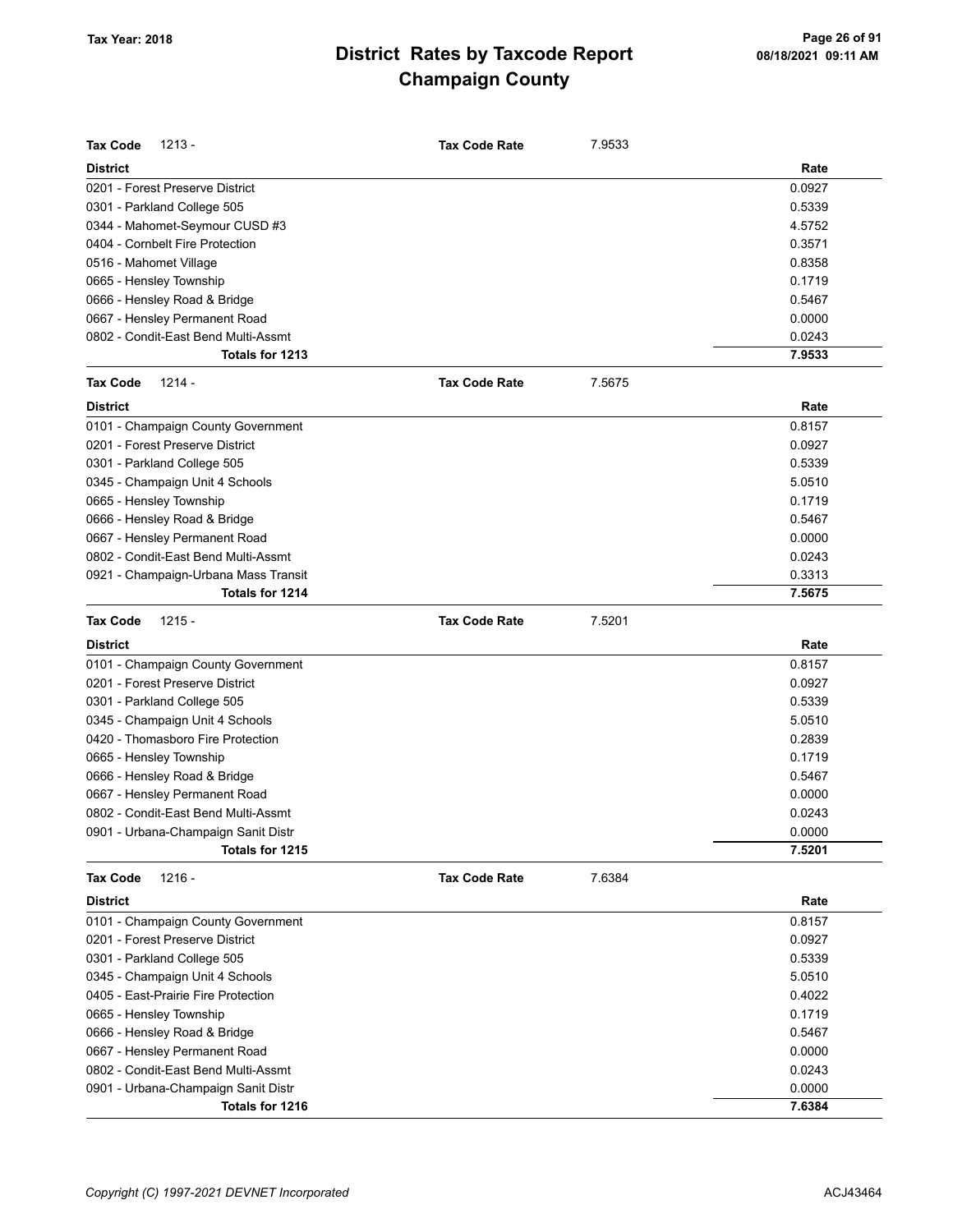# District Rates by Taxcode Report
## Champaign County

Tax Year: 2018

**Tax Code** 1213 - **Tax Code Rate** 7.9533

| District | Rate |
|---|---|
| 0201 - Forest Preserve District | 0.0927 |
| 0301 - Parkland College 505 | 0.5339 |
| 0344 - Mahomet-Seymour CUSD #3 | 4.5752 |
| 0404 - Cornbelt Fire Protection | 0.3571 |
| 0516 - Mahomet Village | 0.8358 |
| 0665 - Hensley Township | 0.1719 |
| 0666 - Hensley Road & Bridge | 0.5467 |
| 0667 - Hensley Permanent Road | 0.0000 |
| 0802 - Condit-East Bend Multi-Assmt | 0.0243 |
| **Totals for 1213** | **7.9533** |

**Tax Code** 1214 - **Tax Code Rate** 7.5675

| District | Rate |
|---|---|
| 0101 - Champaign County Government | 0.8157 |
| 0201 - Forest Preserve District | 0.0927 |
| 0301 - Parkland College 505 | 0.5339 |
| 0345 - Champaign Unit 4 Schools | 5.0510 |
| 0665 - Hensley Township | 0.1719 |
| 0666 - Hensley Road & Bridge | 0.5467 |
| 0667 - Hensley Permanent Road | 0.0000 |
| 0802 - Condit-East Bend Multi-Assmt | 0.0243 |
| 0921 - Champaign-Urbana Mass Transit | 0.3313 |
| **Totals for 1214** | **7.5675** |

**Tax Code** 1215 - **Tax Code Rate** 7.5201

| District | Rate |
|---|---|
| 0101 - Champaign County Government | 0.8157 |
| 0201 - Forest Preserve District | 0.0927 |
| 0301 - Parkland College 505 | 0.5339 |
| 0345 - Champaign Unit 4 Schools | 5.0510 |
| 0420 - Thomasboro Fire Protection | 0.2839 |
| 0665 - Hensley Township | 0.1719 |
| 0666 - Hensley Road & Bridge | 0.5467 |
| 0667 - Hensley Permanent Road | 0.0000 |
| 0802 - Condit-East Bend Multi-Assmt | 0.0243 |
| 0901 - Urbana-Champaign Sanit Distr | 0.0000 |
| **Totals for 1215** | **7.5201** |

**Tax Code** 1216 - **Tax Code Rate** 7.6384

| District | Rate |
|---|---|
| 0101 - Champaign County Government | 0.8157 |
| 0201 - Forest Preserve District | 0.0927 |
| 0301 - Parkland College 505 | 0.5339 |
| 0345 - Champaign Unit 4 Schools | 5.0510 |
| 0405 - East-Prairie Fire Protection | 0.4022 |
| 0665 - Hensley Township | 0.1719 |
| 0666 - Hensley Road & Bridge | 0.5467 |
| 0667 - Hensley Permanent Road | 0.0000 |
| 0802 - Condit-East Bend Multi-Assmt | 0.0243 |
| 0901 - Urbana-Champaign Sanit Distr | 0.0000 |
| **Totals for 1216** | **7.6384** |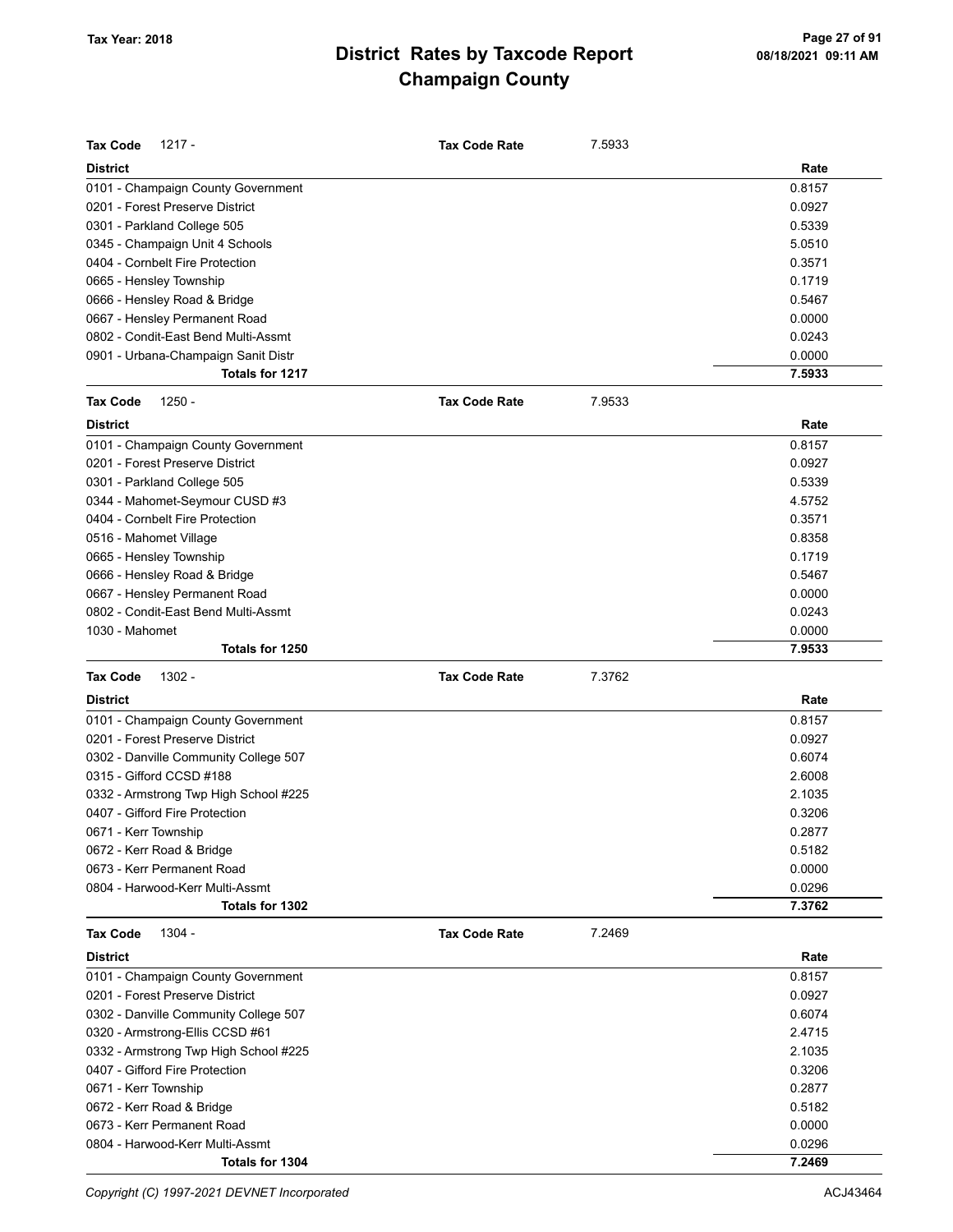**Tax Year: 2018**

# District Rates by Taxcode Report
## Champaign County

**Tax Code** 1217 - **Tax Code Rate** 7.5933

| District | Rate |
|---|---|
| 0101 - Champaign County Government | 0.8157 |
| 0201 - Forest Preserve District | 0.0927 |
| 0301 - Parkland College 505 | 0.5339 |
| 0345 - Champaign Unit 4 Schools | 5.0510 |
| 0404 - Cornbelt Fire Protection | 0.3571 |
| 0665 - Hensley Township | 0.1719 |
| 0666 - Hensley Road & Bridge | 0.5467 |
| 0667 - Hensley Permanent Road | 0.0000 |
| 0802 - Condit-East Bend Multi-Assmt | 0.0243 |
| 0901 - Urbana-Champaign Sanit Distr | 0.0000 |
| **Totals for 1217** | **7.5933** |

**Tax Code** 1250 - **Tax Code Rate** 7.9533

| District | Rate |
|---|---|
| 0101 - Champaign County Government | 0.8157 |
| 0201 - Forest Preserve District | 0.0927 |
| 0301 - Parkland College 505 | 0.5339 |
| 0344 - Mahomet-Seymour CUSD #3 | 4.5752 |
| 0404 - Cornbelt Fire Protection | 0.3571 |
| 0516 - Mahomet Village | 0.8358 |
| 0665 - Hensley Township | 0.1719 |
| 0666 - Hensley Road & Bridge | 0.5467 |
| 0667 - Hensley Permanent Road | 0.0000 |
| 0802 - Condit-East Bend Multi-Assmt | 0.0243 |
| 1030 - Mahomet | 0.0000 |
| **Totals for 1250** | **7.9533** |

**Tax Code** 1302 - **Tax Code Rate** 7.3762

| District | Rate |
|---|---|
| 0101 - Champaign County Government | 0.8157 |
| 0201 - Forest Preserve District | 0.0927 |
| 0302 - Danville Community College 507 | 0.6074 |
| 0315 - Gifford CCSD #188 | 2.6008 |
| 0332 - Armstrong Twp High School #225 | 2.1035 |
| 0407 - Gifford Fire Protection | 0.3206 |
| 0671 - Kerr Township | 0.2877 |
| 0672 - Kerr Road & Bridge | 0.5182 |
| 0673 - Kerr Permanent Road | 0.0000 |
| 0804 - Harwood-Kerr Multi-Assmt | 0.0296 |
| **Totals for 1302** | **7.3762** |

**Tax Code** 1304 - **Tax Code Rate** 7.2469

| District | Rate |
|---|---|
| 0101 - Champaign County Government | 0.8157 |
| 0201 - Forest Preserve District | 0.0927 |
| 0302 - Danville Community College 507 | 0.6074 |
| 0320 - Armstrong-Ellis CCSD #61 | 2.4715 |
| 0332 - Armstrong Twp High School #225 | 2.1035 |
| 0407 - Gifford Fire Protection | 0.3206 |
| 0671 - Kerr Township | 0.2877 |
| 0672 - Kerr Road & Bridge | 0.5182 |
| 0673 - Kerr Permanent Road | 0.0000 |
| 0804 - Harwood-Kerr Multi-Assmt | 0.0296 |
| **Totals for 1304** | **7.2469** |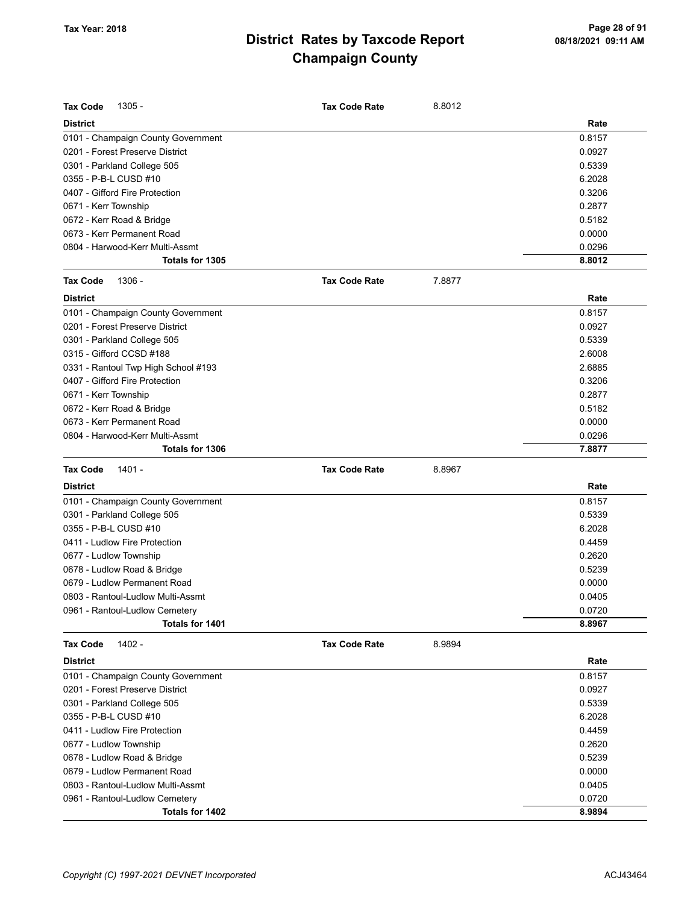# District Rates by Taxcode Report
# Champaign County

Tax Year: 2018

| **Tax Code** 1305 - | **Tax Code Rate** 8.8012 |
|---|---|
| **District** | **Rate** |
| 0101 - Champaign County Government | 0.8157 |
| 0201 - Forest Preserve District | 0.0927 |
| 0301 - Parkland College 505 | 0.5339 |
| 0355 - P-B-L CUSD #10 | 6.2028 |
| 0407 - Gifford Fire Protection | 0.3206 |
| 0671 - Kerr Township | 0.2877 |
| 0672 - Kerr Road & Bridge | 0.5182 |
| 0673 - Kerr Permanent Road | 0.0000 |
| 0804 - Harwood-Kerr Multi-Assmt | 0.0296 |
| **Totals for 1305** | **8.8012** |

| **Tax Code** 1306 - | **Tax Code Rate** 7.8877 |
|---|---|
| **District** | **Rate** |
| 0101 - Champaign County Government | 0.8157 |
| 0201 - Forest Preserve District | 0.0927 |
| 0301 - Parkland College 505 | 0.5339 |
| 0315 - Gifford CCSD #188 | 2.6008 |
| 0331 - Rantoul Twp High School #193 | 2.6885 |
| 0407 - Gifford Fire Protection | 0.3206 |
| 0671 - Kerr Township | 0.2877 |
| 0672 - Kerr Road & Bridge | 0.5182 |
| 0673 - Kerr Permanent Road | 0.0000 |
| 0804 - Harwood-Kerr Multi-Assmt | 0.0296 |
| **Totals for 1306** | **7.8877** |

| **Tax Code** 1401 - | **Tax Code Rate** 8.8967 |
|---|---|
| **District** | **Rate** |
| 0101 - Champaign County Government | 0.8157 |
| 0301 - Parkland College 505 | 0.5339 |
| 0355 - P-B-L CUSD #10 | 6.2028 |
| 0411 - Ludlow Fire Protection | 0.4459 |
| 0677 - Ludlow Township | 0.2620 |
| 0678 - Ludlow Road & Bridge | 0.5239 |
| 0679 - Ludlow Permanent Road | 0.0000 |
| 0803 - Rantoul-Ludlow Multi-Assmt | 0.0405 |
| 0961 - Rantoul-Ludlow Cemetery | 0.0720 |
| **Totals for 1401** | **8.8967** |

| **Tax Code** 1402 - | **Tax Code Rate** 8.9894 |
|---|---|
| **District** | **Rate** |
| 0101 - Champaign County Government | 0.8157 |
| 0201 - Forest Preserve District | 0.0927 |
| 0301 - Parkland College 505 | 0.5339 |
| 0355 - P-B-L CUSD #10 | 6.2028 |
| 0411 - Ludlow Fire Protection | 0.4459 |
| 0677 - Ludlow Township | 0.2620 |
| 0678 - Ludlow Road & Bridge | 0.5239 |
| 0679 - Ludlow Permanent Road | 0.0000 |
| 0803 - Rantoul-Ludlow Multi-Assmt | 0.0405 |
| 0961 - Rantoul-Ludlow Cemetery | 0.0720 |
| **Totals for 1402** | **8.9894** |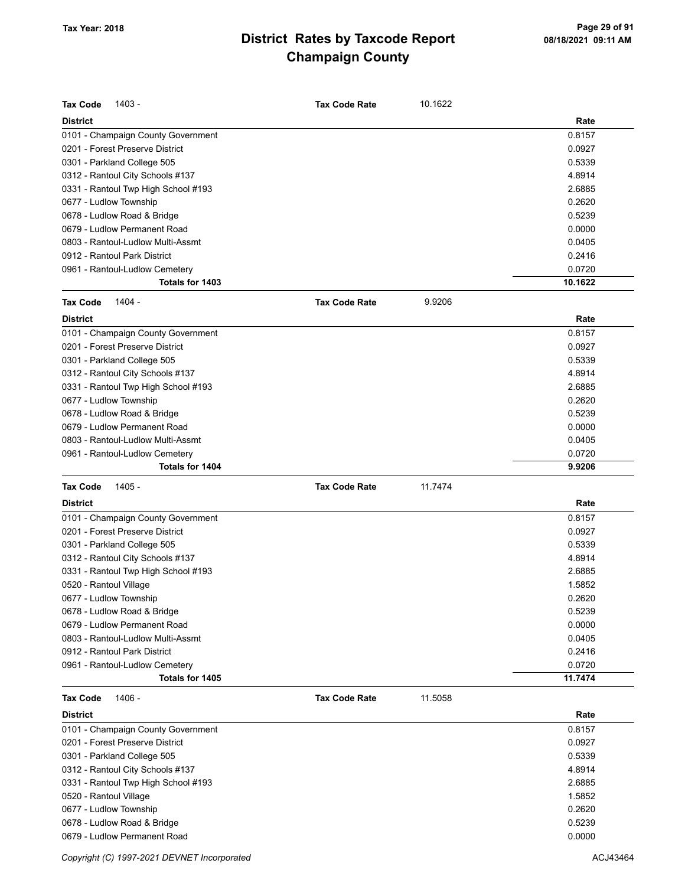# District Rates by Taxcode Report
# Champaign County

Tax Year: 2018

**Tax Code** 1403 - **Tax Code Rate** 10.1622

| District | Rate |
|---|---|
| 0101 - Champaign County Government | 0.8157 |
| 0201 - Forest Preserve District | 0.0927 |
| 0301 - Parkland College 505 | 0.5339 |
| 0312 - Rantoul City Schools #137 | 4.8914 |
| 0331 - Rantoul Twp High School #193 | 2.6885 |
| 0677 - Ludlow Township | 0.2620 |
| 0678 - Ludlow Road & Bridge | 0.5239 |
| 0679 - Ludlow Permanent Road | 0.0000 |
| 0803 - Rantoul-Ludlow Multi-Assmt | 0.0405 |
| 0912 - Rantoul Park District | 0.2416 |
| 0961 - Rantoul-Ludlow Cemetery | 0.0720 |
| **Totals for 1403** | **10.1622** |

**Tax Code** 1404 - **Tax Code Rate** 9.9206

| District | Rate |
|---|---|
| 0101 - Champaign County Government | 0.8157 |
| 0201 - Forest Preserve District | 0.0927 |
| 0301 - Parkland College 505 | 0.5339 |
| 0312 - Rantoul City Schools #137 | 4.8914 |
| 0331 - Rantoul Twp High School #193 | 2.6885 |
| 0677 - Ludlow Township | 0.2620 |
| 0678 - Ludlow Road & Bridge | 0.5239 |
| 0679 - Ludlow Permanent Road | 0.0000 |
| 0803 - Rantoul-Ludlow Multi-Assmt | 0.0405 |
| 0961 - Rantoul-Ludlow Cemetery | 0.0720 |
| **Totals for 1404** | **9.9206** |

**Tax Code** 1405 - **Tax Code Rate** 11.7474

| District | Rate |
|---|---|
| 0101 - Champaign County Government | 0.8157 |
| 0201 - Forest Preserve District | 0.0927 |
| 0301 - Parkland College 505 | 0.5339 |
| 0312 - Rantoul City Schools #137 | 4.8914 |
| 0331 - Rantoul Twp High School #193 | 2.6885 |
| 0520 - Rantoul Village | 1.5852 |
| 0677 - Ludlow Township | 0.2620 |
| 0678 - Ludlow Road & Bridge | 0.5239 |
| 0679 - Ludlow Permanent Road | 0.0000 |
| 0803 - Rantoul-Ludlow Multi-Assmt | 0.0405 |
| 0912 - Rantoul Park District | 0.2416 |
| 0961 - Rantoul-Ludlow Cemetery | 0.0720 |
| **Totals for 1405** | **11.7474** |

**Tax Code** 1406 - **Tax Code Rate** 11.5058

| District | Rate |
|---|---|
| 0101 - Champaign County Government | 0.8157 |
| 0201 - Forest Preserve District | 0.0927 |
| 0301 - Parkland College 505 | 0.5339 |
| 0312 - Rantoul City Schools #137 | 4.8914 |
| 0331 - Rantoul Twp High School #193 | 2.6885 |
| 0520 - Rantoul Village | 1.5852 |
| 0677 - Ludlow Township | 0.2620 |
| 0678 - Ludlow Road & Bridge | 0.5239 |
| 0679 - Ludlow Permanent Road | 0.0000 |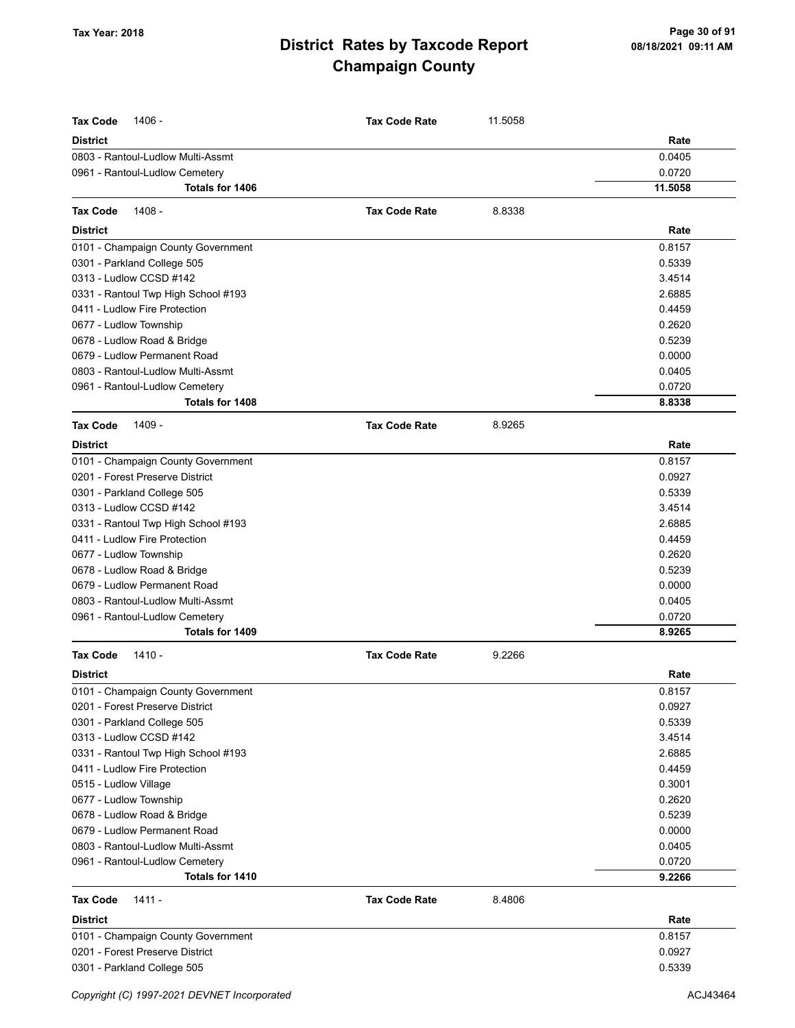# District Rates by Taxcode Report
# Champaign County

Tax Year: 2018

**Tax Code** 1406 - **Tax Code Rate** 11.5058

| District | Rate |
|---|---|
| 0803 - Rantoul-Ludlow Multi-Assmt | 0.0405 |
| 0961 - Rantoul-Ludlow Cemetery | 0.0720 |
| **Totals for 1406** | **11.5058** |

**Tax Code** 1408 - **Tax Code Rate** 8.8338

| District | Rate |
|---|---|
| 0101 - Champaign County Government | 0.8157 |
| 0301 - Parkland College 505 | 0.5339 |
| 0313 - Ludlow CCSD #142 | 3.4514 |
| 0331 - Rantoul Twp High School #193 | 2.6885 |
| 0411 - Ludlow Fire Protection | 0.4459 |
| 0677 - Ludlow Township | 0.2620 |
| 0678 - Ludlow Road & Bridge | 0.5239 |
| 0679 - Ludlow Permanent Road | 0.0000 |
| 0803 - Rantoul-Ludlow Multi-Assmt | 0.0405 |
| 0961 - Rantoul-Ludlow Cemetery | 0.0720 |
| **Totals for 1408** | **8.8338** |

**Tax Code** 1409 - **Tax Code Rate** 8.9265

| District | Rate |
|---|---|
| 0101 - Champaign County Government | 0.8157 |
| 0201 - Forest Preserve District | 0.0927 |
| 0301 - Parkland College 505 | 0.5339 |
| 0313 - Ludlow CCSD #142 | 3.4514 |
| 0331 - Rantoul Twp High School #193 | 2.6885 |
| 0411 - Ludlow Fire Protection | 0.4459 |
| 0677 - Ludlow Township | 0.2620 |
| 0678 - Ludlow Road & Bridge | 0.5239 |
| 0679 - Ludlow Permanent Road | 0.0000 |
| 0803 - Rantoul-Ludlow Multi-Assmt | 0.0405 |
| 0961 - Rantoul-Ludlow Cemetery | 0.0720 |
| **Totals for 1409** | **8.9265** |

**Tax Code** 1410 - **Tax Code Rate** 9.2266

| District | Rate |
|---|---|
| 0101 - Champaign County Government | 0.8157 |
| 0201 - Forest Preserve District | 0.0927 |
| 0301 - Parkland College 505 | 0.5339 |
| 0313 - Ludlow CCSD #142 | 3.4514 |
| 0331 - Rantoul Twp High School #193 | 2.6885 |
| 0411 - Ludlow Fire Protection | 0.4459 |
| 0515 - Ludlow Village | 0.3001 |
| 0677 - Ludlow Township | 0.2620 |
| 0678 - Ludlow Road & Bridge | 0.5239 |
| 0679 - Ludlow Permanent Road | 0.0000 |
| 0803 - Rantoul-Ludlow Multi-Assmt | 0.0405 |
| 0961 - Rantoul-Ludlow Cemetery | 0.0720 |
| **Totals for 1410** | **9.2266** |

**Tax Code** 1411 - **Tax Code Rate** 8.4806

| District | Rate |
|---|---|
| 0101 - Champaign County Government | 0.8157 |
| 0201 - Forest Preserve District | 0.0927 |
| 0301 - Parkland College 505 | 0.5339 |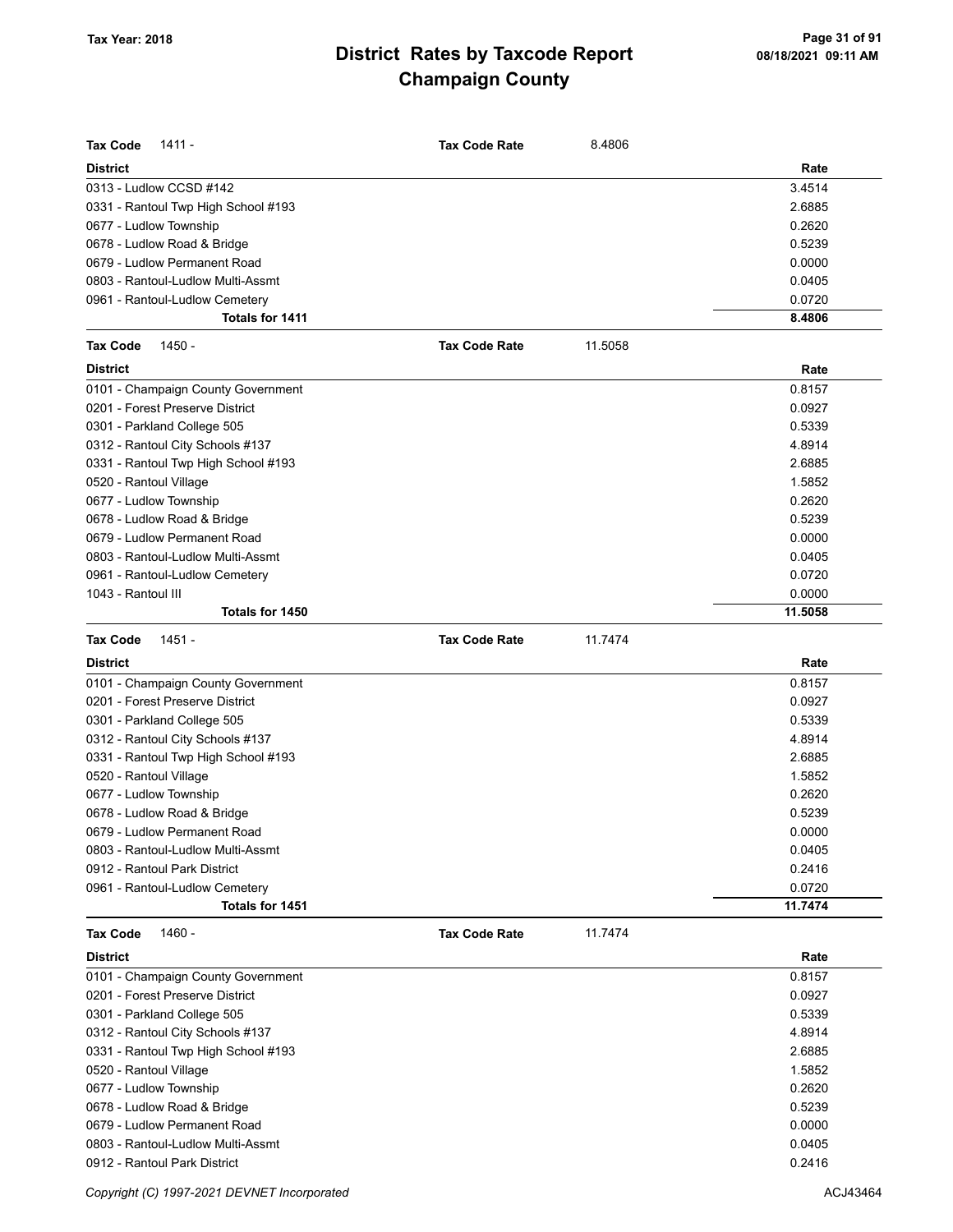# District Rates by Taxcode Report
# Champaign County

Tax Year: 2018

**Tax Code** 1411 - **Tax Code Rate** 8.4806

| District | Rate |
|---|---|
| 0313 - Ludlow CCSD #142 | 3.4514 |
| 0331 - Rantoul Twp High School #193 | 2.6885 |
| 0677 - Ludlow Township | 0.2620 |
| 0678 - Ludlow Road & Bridge | 0.5239 |
| 0679 - Ludlow Permanent Road | 0.0000 |
| 0803 - Rantoul-Ludlow Multi-Assmt | 0.0405 |
| 0961 - Rantoul-Ludlow Cemetery | 0.0720 |
| **Totals for 1411** | **8.4806** |

**Tax Code** 1450 - **Tax Code Rate** 11.5058

| District | Rate |
|---|---|
| 0101 - Champaign County Government | 0.8157 |
| 0201 - Forest Preserve District | 0.0927 |
| 0301 - Parkland College 505 | 0.5339 |
| 0312 - Rantoul City Schools #137 | 4.8914 |
| 0331 - Rantoul Twp High School #193 | 2.6885 |
| 0520 - Rantoul Village | 1.5852 |
| 0677 - Ludlow Township | 0.2620 |
| 0678 - Ludlow Road & Bridge | 0.5239 |
| 0679 - Ludlow Permanent Road | 0.0000 |
| 0803 - Rantoul-Ludlow Multi-Assmt | 0.0405 |
| 0961 - Rantoul-Ludlow Cemetery | 0.0720 |
| 1043 - Rantoul III | 0.0000 |
| **Totals for 1450** | **11.5058** |

**Tax Code** 1451 - **Tax Code Rate** 11.7474

| District | Rate |
|---|---|
| 0101 - Champaign County Government | 0.8157 |
| 0201 - Forest Preserve District | 0.0927 |
| 0301 - Parkland College 505 | 0.5339 |
| 0312 - Rantoul City Schools #137 | 4.8914 |
| 0331 - Rantoul Twp High School #193 | 2.6885 |
| 0520 - Rantoul Village | 1.5852 |
| 0677 - Ludlow Township | 0.2620 |
| 0678 - Ludlow Road & Bridge | 0.5239 |
| 0679 - Ludlow Permanent Road | 0.0000 |
| 0803 - Rantoul-Ludlow Multi-Assmt | 0.0405 |
| 0912 - Rantoul Park District | 0.2416 |
| 0961 - Rantoul-Ludlow Cemetery | 0.0720 |
| **Totals for 1451** | **11.7474** |

**Tax Code** 1460 - **Tax Code Rate** 11.7474

| District | Rate |
|---|---|
| 0101 - Champaign County Government | 0.8157 |
| 0201 - Forest Preserve District | 0.0927 |
| 0301 - Parkland College 505 | 0.5339 |
| 0312 - Rantoul City Schools #137 | 4.8914 |
| 0331 - Rantoul Twp High School #193 | 2.6885 |
| 0520 - Rantoul Village | 1.5852 |
| 0677 - Ludlow Township | 0.2620 |
| 0678 - Ludlow Road & Bridge | 0.5239 |
| 0679 - Ludlow Permanent Road | 0.0000 |
| 0803 - Rantoul-Ludlow Multi-Assmt | 0.0405 |
| 0912 - Rantoul Park District | 0.2416 |

Copyright (C) 1997-2021 DEVNET Incorporated ACJ43464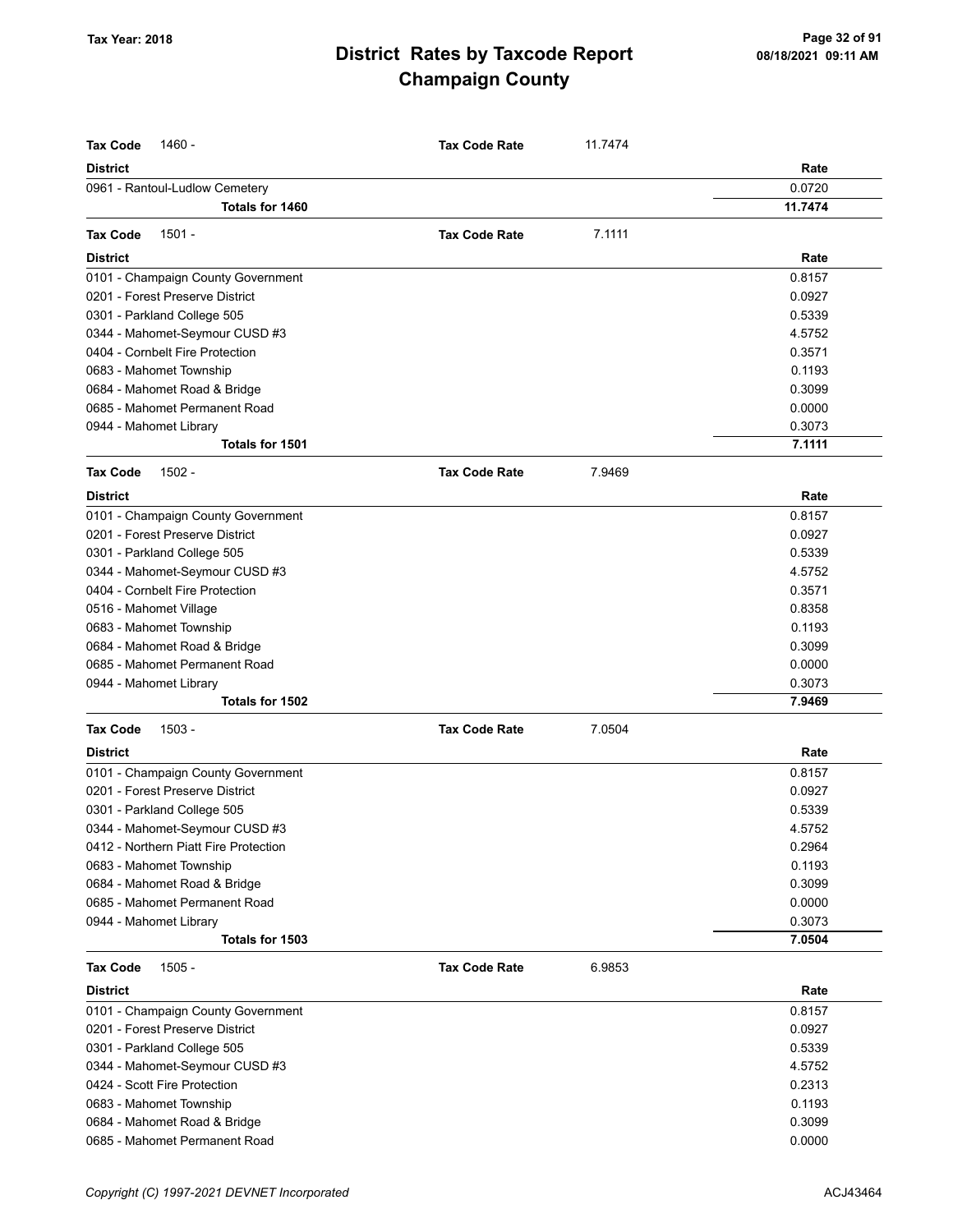# District Rates by Taxcode Report
# Champaign County

Tax Year: 2018

| Tax Code 1460 - | Tax Code Rate | 11.7474 |
|---|---|---|
| **District** | | **Rate** |
| 0961 - Rantoul-Ludlow Cemetery | | 0.0720 |
| **Totals for 1460** | | **11.7474** |

| Tax Code 1501 - | Tax Code Rate | 7.1111 |
|---|---|---|
| **District** | | **Rate** |
| 0101 - Champaign County Government | | 0.8157 |
| 0201 - Forest Preserve District | | 0.0927 |
| 0301 - Parkland College 505 | | 0.5339 |
| 0344 - Mahomet-Seymour CUSD #3 | | 4.5752 |
| 0404 - Cornbelt Fire Protection | | 0.3571 |
| 0683 - Mahomet Township | | 0.1193 |
| 0684 - Mahomet Road & Bridge | | 0.3099 |
| 0685 - Mahomet Permanent Road | | 0.0000 |
| 0944 - Mahomet Library | | 0.3073 |
| **Totals for 1501** | | **7.1111** |

| Tax Code 1502 - | Tax Code Rate | 7.9469 |
|---|---|---|
| **District** | | **Rate** |
| 0101 - Champaign County Government | | 0.8157 |
| 0201 - Forest Preserve District | | 0.0927 |
| 0301 - Parkland College 505 | | 0.5339 |
| 0344 - Mahomet-Seymour CUSD #3 | | 4.5752 |
| 0404 - Cornbelt Fire Protection | | 0.3571 |
| 0516 - Mahomet Village | | 0.8358 |
| 0683 - Mahomet Township | | 0.1193 |
| 0684 - Mahomet Road & Bridge | | 0.3099 |
| 0685 - Mahomet Permanent Road | | 0.0000 |
| 0944 - Mahomet Library | | 0.3073 |
| **Totals for 1502** | | **7.9469** |

| Tax Code 1503 - | Tax Code Rate | 7.0504 |
|---|---|---|
| **District** | | **Rate** |
| 0101 - Champaign County Government | | 0.8157 |
| 0201 - Forest Preserve District | | 0.0927 |
| 0301 - Parkland College 505 | | 0.5339 |
| 0344 - Mahomet-Seymour CUSD #3 | | 4.5752 |
| 0412 - Northern Piatt Fire Protection | | 0.2964 |
| 0683 - Mahomet Township | | 0.1193 |
| 0684 - Mahomet Road & Bridge | | 0.3099 |
| 0685 - Mahomet Permanent Road | | 0.0000 |
| 0944 - Mahomet Library | | 0.3073 |
| **Totals for 1503** | | **7.0504** |

| Tax Code 1505 - | Tax Code Rate | 6.9853 |
|---|---|---|
| **District** | | **Rate** |
| 0101 - Champaign County Government | | 0.8157 |
| 0201 - Forest Preserve District | | 0.0927 |
| 0301 - Parkland College 505 | | 0.5339 |
| 0344 - Mahomet-Seymour CUSD #3 | | 4.5752 |
| 0424 - Scott Fire Protection | | 0.2313 |
| 0683 - Mahomet Township | | 0.1193 |
| 0684 - Mahomet Road & Bridge | | 0.3099 |
| 0685 - Mahomet Permanent Road | | 0.0000 |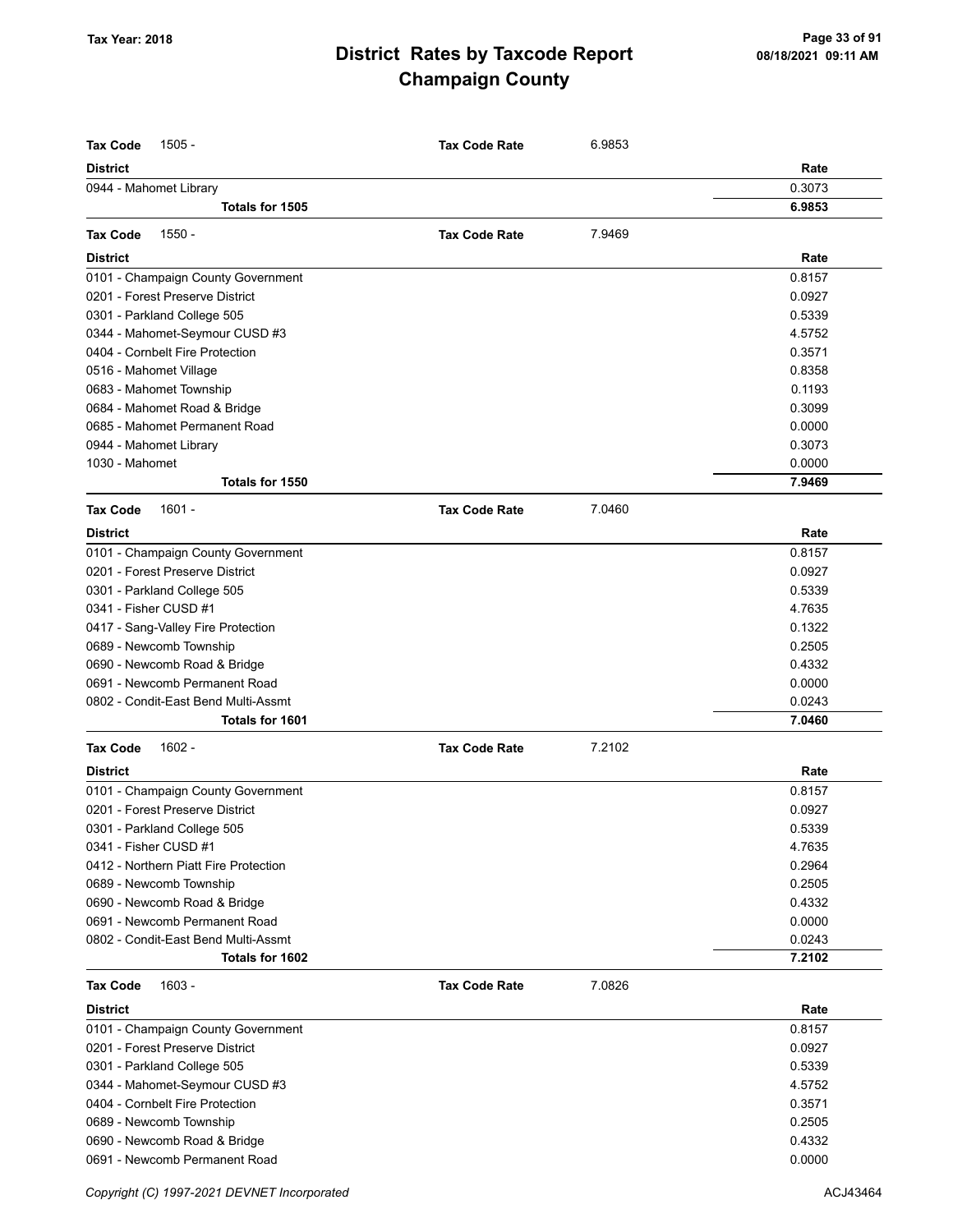# District Rates by Taxcode Report
## Champaign County

Tax Year: 2018

**Tax Code** 1505 - **Tax Code Rate** 6.9853

| District | Rate |
|---|---|
| 0944 - Mahomet Library | 0.3073 |
| **Totals for 1505** | **6.9853** |

**Tax Code** 1550 - **Tax Code Rate** 7.9469

| District | Rate |
|---|---|
| 0101 - Champaign County Government | 0.8157 |
| 0201 - Forest Preserve District | 0.0927 |
| 0301 - Parkland College 505 | 0.5339 |
| 0344 - Mahomet-Seymour CUSD #3 | 4.5752 |
| 0404 - Cornbelt Fire Protection | 0.3571 |
| 0516 - Mahomet Village | 0.8358 |
| 0683 - Mahomet Township | 0.1193 |
| 0684 - Mahomet Road & Bridge | 0.3099 |
| 0685 - Mahomet Permanent Road | 0.0000 |
| 0944 - Mahomet Library | 0.3073 |
| 1030 - Mahomet | 0.0000 |
| **Totals for 1550** | **7.9469** |

**Tax Code** 1601 - **Tax Code Rate** 7.0460

| District | Rate |
|---|---|
| 0101 - Champaign County Government | 0.8157 |
| 0201 - Forest Preserve District | 0.0927 |
| 0301 - Parkland College 505 | 0.5339 |
| 0341 - Fisher CUSD #1 | 4.7635 |
| 0417 - Sang-Valley Fire Protection | 0.1322 |
| 0689 - Newcomb Township | 0.2505 |
| 0690 - Newcomb Road & Bridge | 0.4332 |
| 0691 - Newcomb Permanent Road | 0.0000 |
| 0802 - Condit-East Bend Multi-Assmt | 0.0243 |
| **Totals for 1601** | **7.0460** |

**Tax Code** 1602 - **Tax Code Rate** 7.2102

| District | Rate |
|---|---|
| 0101 - Champaign County Government | 0.8157 |
| 0201 - Forest Preserve District | 0.0927 |
| 0301 - Parkland College 505 | 0.5339 |
| 0341 - Fisher CUSD #1 | 4.7635 |
| 0412 - Northern Piatt Fire Protection | 0.2964 |
| 0689 - Newcomb Township | 0.2505 |
| 0690 - Newcomb Road & Bridge | 0.4332 |
| 0691 - Newcomb Permanent Road | 0.0000 |
| 0802 - Condit-East Bend Multi-Assmt | 0.0243 |
| **Totals for 1602** | **7.2102** |

**Tax Code** 1603 - **Tax Code Rate** 7.0826

| District | Rate |
|---|---|
| 0101 - Champaign County Government | 0.8157 |
| 0201 - Forest Preserve District | 0.0927 |
| 0301 - Parkland College 505 | 0.5339 |
| 0344 - Mahomet-Seymour CUSD #3 | 4.5752 |
| 0404 - Cornbelt Fire Protection | 0.3571 |
| 0689 - Newcomb Township | 0.2505 |
| 0690 - Newcomb Road & Bridge | 0.4332 |
| 0691 - Newcomb Permanent Road | 0.0000 |

Copyright (C) 1997-2021 DEVNET Incorporated ACJ43464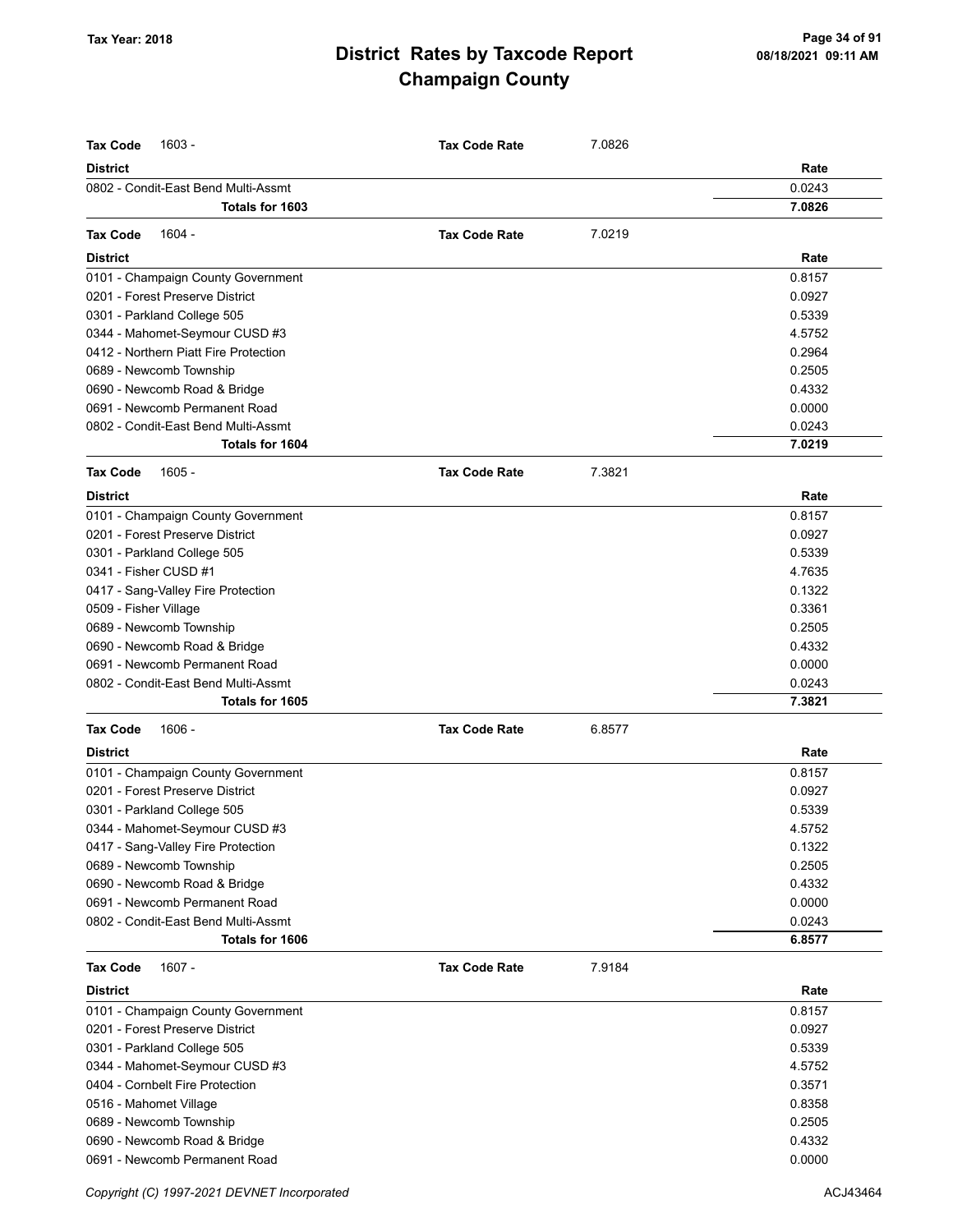# District Rates by Taxcode Report
# Champaign County

Tax Year: 2018

**Tax Code** 1603 - **Tax Code Rate** 7.0826

| District | Rate |
|---|---|
| 0802 - Condit-East Bend Multi-Assmt | 0.0243 |
| **Totals for 1603** | **7.0826** |

**Tax Code** 1604 - **Tax Code Rate** 7.0219

| District | Rate |
|---|---|
| 0101 - Champaign County Government | 0.8157 |
| 0201 - Forest Preserve District | 0.0927 |
| 0301 - Parkland College 505 | 0.5339 |
| 0344 - Mahomet-Seymour CUSD #3 | 4.5752 |
| 0412 - Northern Piatt Fire Protection | 0.2964 |
| 0689 - Newcomb Township | 0.2505 |
| 0690 - Newcomb Road & Bridge | 0.4332 |
| 0691 - Newcomb Permanent Road | 0.0000 |
| 0802 - Condit-East Bend Multi-Assmt | 0.0243 |
| **Totals for 1604** | **7.0219** |

**Tax Code** 1605 - **Tax Code Rate** 7.3821

| District | Rate |
|---|---|
| 0101 - Champaign County Government | 0.8157 |
| 0201 - Forest Preserve District | 0.0927 |
| 0301 - Parkland College 505 | 0.5339 |
| 0341 - Fisher CUSD #1 | 4.7635 |
| 0417 - Sang-Valley Fire Protection | 0.1322 |
| 0509 - Fisher Village | 0.3361 |
| 0689 - Newcomb Township | 0.2505 |
| 0690 - Newcomb Road & Bridge | 0.4332 |
| 0691 - Newcomb Permanent Road | 0.0000 |
| 0802 - Condit-East Bend Multi-Assmt | 0.0243 |
| **Totals for 1605** | **7.3821** |

**Tax Code** 1606 - **Tax Code Rate** 6.8577

| District | Rate |
|---|---|
| 0101 - Champaign County Government | 0.8157 |
| 0201 - Forest Preserve District | 0.0927 |
| 0301 - Parkland College 505 | 0.5339 |
| 0344 - Mahomet-Seymour CUSD #3 | 4.5752 |
| 0417 - Sang-Valley Fire Protection | 0.1322 |
| 0689 - Newcomb Township | 0.2505 |
| 0690 - Newcomb Road & Bridge | 0.4332 |
| 0691 - Newcomb Permanent Road | 0.0000 |
| 0802 - Condit-East Bend Multi-Assmt | 0.0243 |
| **Totals for 1606** | **6.8577** |

**Tax Code** 1607 - **Tax Code Rate** 7.9184

| District | Rate |
|---|---|
| 0101 - Champaign County Government | 0.8157 |
| 0201 - Forest Preserve District | 0.0927 |
| 0301 - Parkland College 505 | 0.5339 |
| 0344 - Mahomet-Seymour CUSD #3 | 4.5752 |
| 0404 - Cornbelt Fire Protection | 0.3571 |
| 0516 - Mahomet Village | 0.8358 |
| 0689 - Newcomb Township | 0.2505 |
| 0690 - Newcomb Road & Bridge | 0.4332 |
| 0691 - Newcomb Permanent Road | 0.0000 |

Copyright (C) 1997-2021 DEVNET Incorporated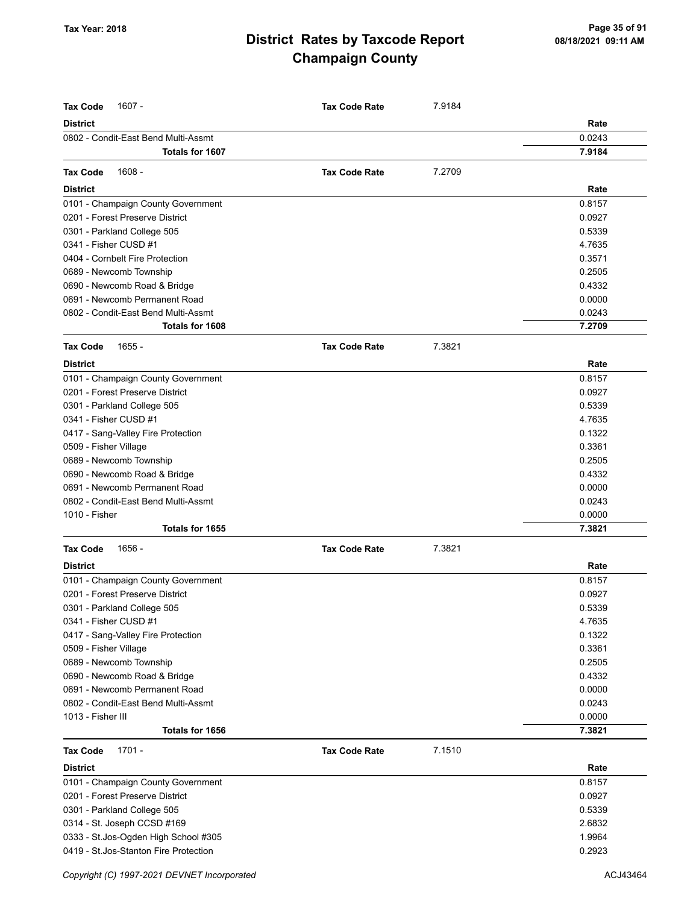# District Rates by Taxcode Report
# Champaign County

Tax Year: 2018

**Tax Code** 1607 - **Tax Code Rate** 7.9184

| District | Rate |
|---|---|
| 0802 - Condit-East Bend Multi-Assmt | 0.0243 |
| **Totals for 1607** | **7.9184** |

**Tax Code** 1608 - **Tax Code Rate** 7.2709

| District | Rate |
|---|---|
| 0101 - Champaign County Government | 0.8157 |
| 0201 - Forest Preserve District | 0.0927 |
| 0301 - Parkland College 505 | 0.5339 |
| 0341 - Fisher CUSD #1 | 4.7635 |
| 0404 - Cornbelt Fire Protection | 0.3571 |
| 0689 - Newcomb Township | 0.2505 |
| 0690 - Newcomb Road & Bridge | 0.4332 |
| 0691 - Newcomb Permanent Road | 0.0000 |
| 0802 - Condit-East Bend Multi-Assmt | 0.0243 |
| **Totals for 1608** | **7.2709** |

**Tax Code** 1655 - **Tax Code Rate** 7.3821

| District | Rate |
|---|---|
| 0101 - Champaign County Government | 0.8157 |
| 0201 - Forest Preserve District | 0.0927 |
| 0301 - Parkland College 505 | 0.5339 |
| 0341 - Fisher CUSD #1 | 4.7635 |
| 0417 - Sang-Valley Fire Protection | 0.1322 |
| 0509 - Fisher Village | 0.3361 |
| 0689 - Newcomb Township | 0.2505 |
| 0690 - Newcomb Road & Bridge | 0.4332 |
| 0691 - Newcomb Permanent Road | 0.0000 |
| 0802 - Condit-East Bend Multi-Assmt | 0.0243 |
| 1010 - Fisher | 0.0000 |
| **Totals for 1655** | **7.3821** |

**Tax Code** 1656 - **Tax Code Rate** 7.3821

| District | Rate |
|---|---|
| 0101 - Champaign County Government | 0.8157 |
| 0201 - Forest Preserve District | 0.0927 |
| 0301 - Parkland College 505 | 0.5339 |
| 0341 - Fisher CUSD #1 | 4.7635 |
| 0417 - Sang-Valley Fire Protection | 0.1322 |
| 0509 - Fisher Village | 0.3361 |
| 0689 - Newcomb Township | 0.2505 |
| 0690 - Newcomb Road & Bridge | 0.4332 |
| 0691 - Newcomb Permanent Road | 0.0000 |
| 0802 - Condit-East Bend Multi-Assmt | 0.0243 |
| 1013 - Fisher III | 0.0000 |
| **Totals for 1656** | **7.3821** |

**Tax Code** 1701 - **Tax Code Rate** 7.1510

| District | Rate |
|---|---|
| 0101 - Champaign County Government | 0.8157 |
| 0201 - Forest Preserve District | 0.0927 |
| 0301 - Parkland College 505 | 0.5339 |
| 0314 - St. Joseph CCSD #169 | 2.6832 |
| 0333 - St.Jos-Ogden High School #305 | 1.9964 |
| 0419 - St.Jos-Stanton Fire Protection | 0.2923 |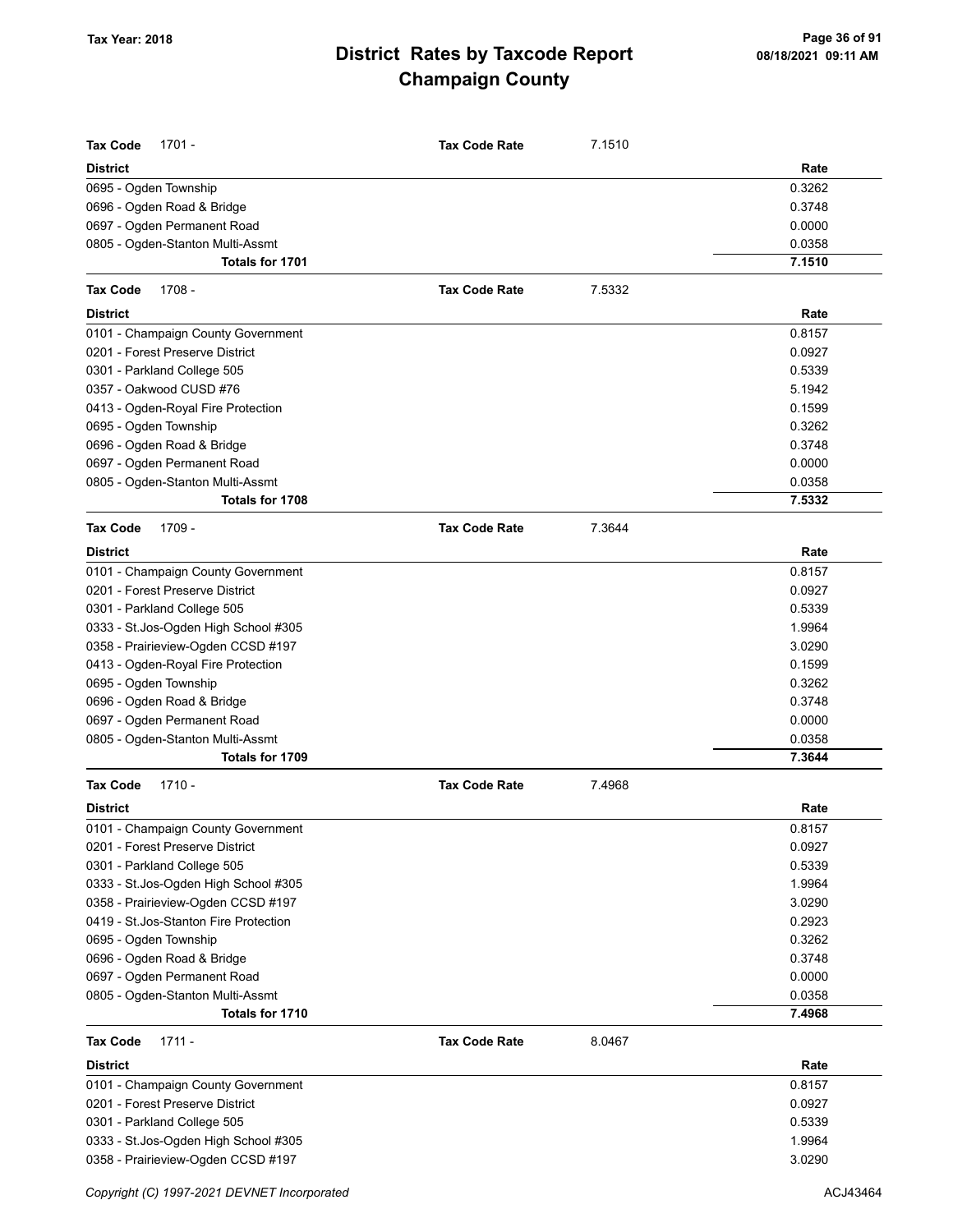# District Rates by Taxcode Report
## Champaign County

Tax Year: 2018

**Tax Code** 1701 - **Tax Code Rate** 7.1510

| District | Rate |
|---|---|
| 0695 - Ogden Township | 0.3262 |
| 0696 - Ogden Road & Bridge | 0.3748 |
| 0697 - Ogden Permanent Road | 0.0000 |
| 0805 - Ogden-Stanton Multi-Assmt | 0.0358 |
| **Totals for 1701** | **7.1510** |

**Tax Code** 1708 - **Tax Code Rate** 7.5332

| District | Rate |
|---|---|
| 0101 - Champaign County Government | 0.8157 |
| 0201 - Forest Preserve District | 0.0927 |
| 0301 - Parkland College 505 | 0.5339 |
| 0357 - Oakwood CUSD #76 | 5.1942 |
| 0413 - Ogden-Royal Fire Protection | 0.1599 |
| 0695 - Ogden Township | 0.3262 |
| 0696 - Ogden Road & Bridge | 0.3748 |
| 0697 - Ogden Permanent Road | 0.0000 |
| 0805 - Ogden-Stanton Multi-Assmt | 0.0358 |
| **Totals for 1708** | **7.5332** |

**Tax Code** 1709 - **Tax Code Rate** 7.3644

| District | Rate |
|---|---|
| 0101 - Champaign County Government | 0.8157 |
| 0201 - Forest Preserve District | 0.0927 |
| 0301 - Parkland College 505 | 0.5339 |
| 0333 - St.Jos-Ogden High School #305 | 1.9964 |
| 0358 - Prairieview-Ogden CCSD #197 | 3.0290 |
| 0413 - Ogden-Royal Fire Protection | 0.1599 |
| 0695 - Ogden Township | 0.3262 |
| 0696 - Ogden Road & Bridge | 0.3748 |
| 0697 - Ogden Permanent Road | 0.0000 |
| 0805 - Ogden-Stanton Multi-Assmt | 0.0358 |
| **Totals for 1709** | **7.3644** |

**Tax Code** 1710 - **Tax Code Rate** 7.4968

| District | Rate |
|---|---|
| 0101 - Champaign County Government | 0.8157 |
| 0201 - Forest Preserve District | 0.0927 |
| 0301 - Parkland College 505 | 0.5339 |
| 0333 - St.Jos-Ogden High School #305 | 1.9964 |
| 0358 - Prairieview-Ogden CCSD #197 | 3.0290 |
| 0419 - St.Jos-Stanton Fire Protection | 0.2923 |
| 0695 - Ogden Township | 0.3262 |
| 0696 - Ogden Road & Bridge | 0.3748 |
| 0697 - Ogden Permanent Road | 0.0000 |
| 0805 - Ogden-Stanton Multi-Assmt | 0.0358 |
| **Totals for 1710** | **7.4968** |

**Tax Code** 1711 - **Tax Code Rate** 8.0467

| District | Rate |
|---|---|
| 0101 - Champaign County Government | 0.8157 |
| 0201 - Forest Preserve District | 0.0927 |
| 0301 - Parkland College 505 | 0.5339 |
| 0333 - St.Jos-Ogden High School #305 | 1.9964 |
| 0358 - Prairieview-Ogden CCSD #197 | 3.0290 |

Copyright (C) 1997-2021 DEVNET Incorporated ACJ43464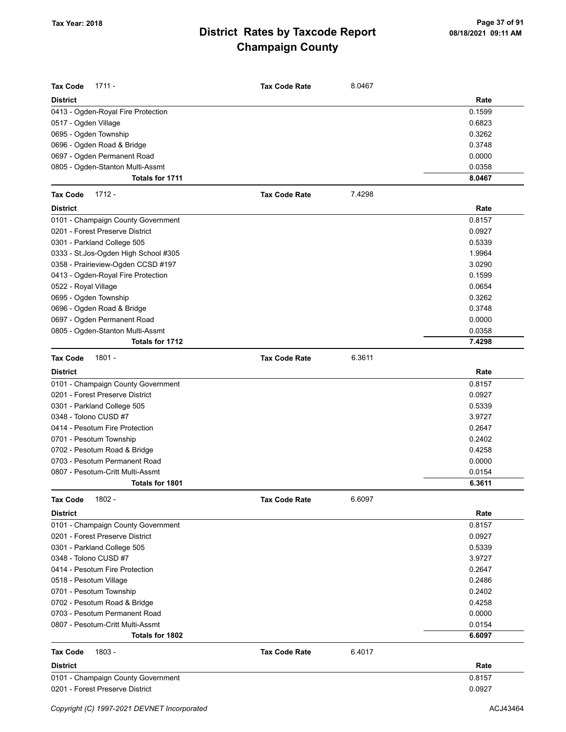# District Rates by Taxcode Report
## Champaign County

Tax Year: 2018

| Tax Code 1711 - | Tax Code Rate | 8.0467 |
|---|---|---|
| **District** | | **Rate** |
| 0413 - Ogden-Royal Fire Protection | | 0.1599 |
| 0517 - Ogden Village | | 0.6823 |
| 0695 - Ogden Township | | 0.3262 |
| 0696 - Ogden Road & Bridge | | 0.3748 |
| 0697 - Ogden Permanent Road | | 0.0000 |
| 0805 - Ogden-Stanton Multi-Assmt | | 0.0358 |
| **Totals for 1711** | | **8.0467** |

| Tax Code 1712 - | Tax Code Rate | 7.4298 |
|---|---|---|
| **District** | | **Rate** |
| 0101 - Champaign County Government | | 0.8157 |
| 0201 - Forest Preserve District | | 0.0927 |
| 0301 - Parkland College 505 | | 0.5339 |
| 0333 - St.Jos-Ogden High School #305 | | 1.9964 |
| 0358 - Prairieview-Ogden CCSD #197 | | 3.0290 |
| 0413 - Ogden-Royal Fire Protection | | 0.1599 |
| 0522 - Royal Village | | 0.0654 |
| 0695 - Ogden Township | | 0.3262 |
| 0696 - Ogden Road & Bridge | | 0.3748 |
| 0697 - Ogden Permanent Road | | 0.0000 |
| 0805 - Ogden-Stanton Multi-Assmt | | 0.0358 |
| **Totals for 1712** | | **7.4298** |

| Tax Code 1801 - | Tax Code Rate | 6.3611 |
|---|---|---|
| **District** | | **Rate** |
| 0101 - Champaign County Government | | 0.8157 |
| 0201 - Forest Preserve District | | 0.0927 |
| 0301 - Parkland College 505 | | 0.5339 |
| 0348 - Tolono CUSD #7 | | 3.9727 |
| 0414 - Pesotum Fire Protection | | 0.2647 |
| 0701 - Pesotum Township | | 0.2402 |
| 0702 - Pesotum Road & Bridge | | 0.4258 |
| 0703 - Pesotum Permanent Road | | 0.0000 |
| 0807 - Pesotum-Critt Multi-Assmt | | 0.0154 |
| **Totals for 1801** | | **6.3611** |

| Tax Code 1802 - | Tax Code Rate | 6.6097 |
|---|---|---|
| **District** | | **Rate** |
| 0101 - Champaign County Government | | 0.8157 |
| 0201 - Forest Preserve District | | 0.0927 |
| 0301 - Parkland College 505 | | 0.5339 |
| 0348 - Tolono CUSD #7 | | 3.9727 |
| 0414 - Pesotum Fire Protection | | 0.2647 |
| 0518 - Pesotum Village | | 0.2486 |
| 0701 - Pesotum Township | | 0.2402 |
| 0702 - Pesotum Road & Bridge | | 0.4258 |
| 0703 - Pesotum Permanent Road | | 0.0000 |
| 0807 - Pesotum-Critt Multi-Assmt | | 0.0154 |
| **Totals for 1802** | | **6.6097** |

| Tax Code 1803 - | Tax Code Rate | 6.4017 |
|---|---|---|
| **District** | | **Rate** |
| 0101 - Champaign County Government | | 0.8157 |
| 0201 - Forest Preserve District | | 0.0927 |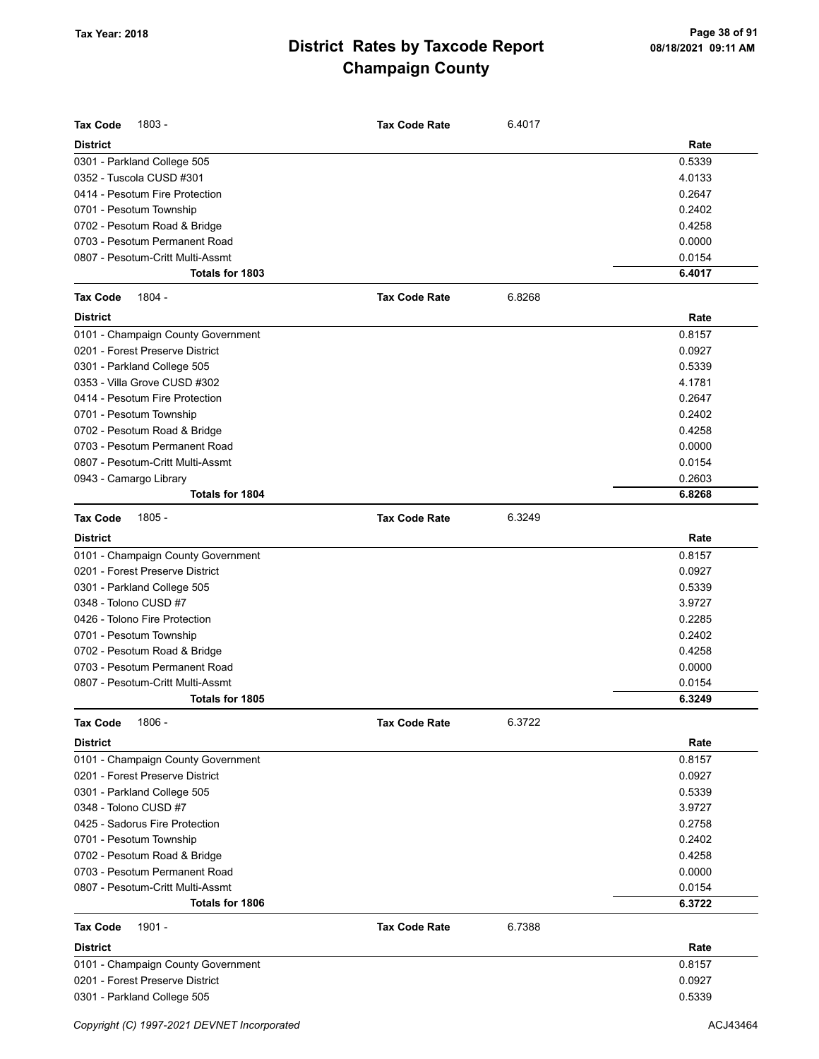# District Rates by Taxcode Report
# Champaign County

Tax Year: 2018

**Tax Code** 1803 - **Tax Code Rate** 6.4017

| District | Rate |
|---|---|
| 0301 - Parkland College 505 | 0.5339 |
| 0352 - Tuscola CUSD #301 | 4.0133 |
| 0414 - Pesotum Fire Protection | 0.2647 |
| 0701 - Pesotum Township | 0.2402 |
| 0702 - Pesotum Road & Bridge | 0.4258 |
| 0703 - Pesotum Permanent Road | 0.0000 |
| 0807 - Pesotum-Critt Multi-Assmt | 0.0154 |
| **Totals for 1803** | **6.4017** |

**Tax Code** 1804 - **Tax Code Rate** 6.8268

| District | Rate |
|---|---|
| 0101 - Champaign County Government | 0.8157 |
| 0201 - Forest Preserve District | 0.0927 |
| 0301 - Parkland College 505 | 0.5339 |
| 0353 - Villa Grove CUSD #302 | 4.1781 |
| 0414 - Pesotum Fire Protection | 0.2647 |
| 0701 - Pesotum Township | 0.2402 |
| 0702 - Pesotum Road & Bridge | 0.4258 |
| 0703 - Pesotum Permanent Road | 0.0000 |
| 0807 - Pesotum-Critt Multi-Assmt | 0.0154 |
| 0943 - Camargo Library | 0.2603 |
| **Totals for 1804** | **6.8268** |

**Tax Code** 1805 - **Tax Code Rate** 6.3249

| District | Rate |
|---|---|
| 0101 - Champaign County Government | 0.8157 |
| 0201 - Forest Preserve District | 0.0927 |
| 0301 - Parkland College 505 | 0.5339 |
| 0348 - Tolono CUSD #7 | 3.9727 |
| 0426 - Tolono Fire Protection | 0.2285 |
| 0701 - Pesotum Township | 0.2402 |
| 0702 - Pesotum Road & Bridge | 0.4258 |
| 0703 - Pesotum Permanent Road | 0.0000 |
| 0807 - Pesotum-Critt Multi-Assmt | 0.0154 |
| **Totals for 1805** | **6.3249** |

**Tax Code** 1806 - **Tax Code Rate** 6.3722

| District | Rate |
|---|---|
| 0101 - Champaign County Government | 0.8157 |
| 0201 - Forest Preserve District | 0.0927 |
| 0301 - Parkland College 505 | 0.5339 |
| 0348 - Tolono CUSD #7 | 3.9727 |
| 0425 - Sadorus Fire Protection | 0.2758 |
| 0701 - Pesotum Township | 0.2402 |
| 0702 - Pesotum Road & Bridge | 0.4258 |
| 0703 - Pesotum Permanent Road | 0.0000 |
| 0807 - Pesotum-Critt Multi-Assmt | 0.0154 |
| **Totals for 1806** | **6.3722** |

**Tax Code** 1901 - **Tax Code Rate** 6.7388

| District | Rate |
|---|---|
| 0101 - Champaign County Government | 0.8157 |
| 0201 - Forest Preserve District | 0.0927 |
| 0301 - Parkland College 505 | 0.5339 |

Copyright (C) 1997-2021 DEVNET Incorporated ACJ43464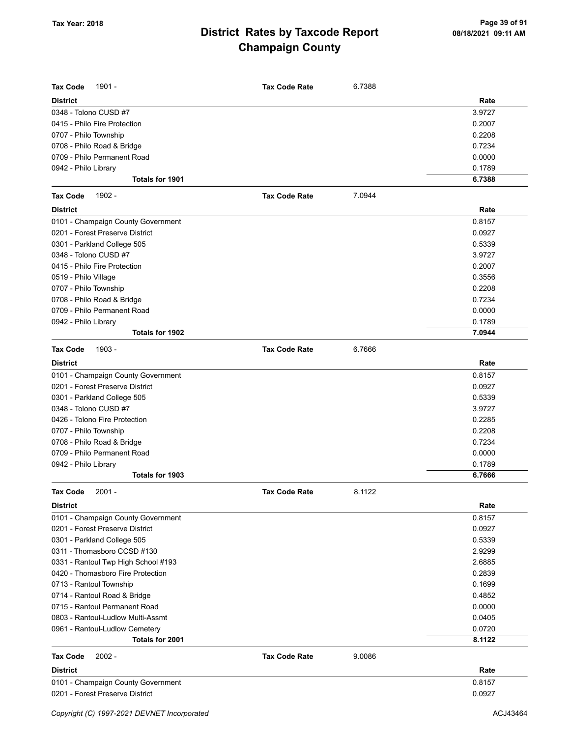# District Rates by Taxcode Report
# Champaign County

Tax Year: 2018

**Tax Code** 1901 - **Tax Code Rate** 6.7388

| District | Rate |
|---|---|
| 0348 - Tolono CUSD #7 | 3.9727 |
| 0415 - Philo Fire Protection | 0.2007 |
| 0707 - Philo Township | 0.2208 |
| 0708 - Philo Road & Bridge | 0.7234 |
| 0709 - Philo Permanent Road | 0.0000 |
| 0942 - Philo Library | 0.1789 |
| **Totals for 1901** | **6.7388** |

**Tax Code** 1902 - **Tax Code Rate** 7.0944

| District | Rate |
|---|---|
| 0101 - Champaign County Government | 0.8157 |
| 0201 - Forest Preserve District | 0.0927 |
| 0301 - Parkland College 505 | 0.5339 |
| 0348 - Tolono CUSD #7 | 3.9727 |
| 0415 - Philo Fire Protection | 0.2007 |
| 0519 - Philo Village | 0.3556 |
| 0707 - Philo Township | 0.2208 |
| 0708 - Philo Road & Bridge | 0.7234 |
| 0709 - Philo Permanent Road | 0.0000 |
| 0942 - Philo Library | 0.1789 |
| **Totals for 1902** | **7.0944** |

**Tax Code** 1903 - **Tax Code Rate** 6.7666

| District | Rate |
|---|---|
| 0101 - Champaign County Government | 0.8157 |
| 0201 - Forest Preserve District | 0.0927 |
| 0301 - Parkland College 505 | 0.5339 |
| 0348 - Tolono CUSD #7 | 3.9727 |
| 0426 - Tolono Fire Protection | 0.2285 |
| 0707 - Philo Township | 0.2208 |
| 0708 - Philo Road & Bridge | 0.7234 |
| 0709 - Philo Permanent Road | 0.0000 |
| 0942 - Philo Library | 0.1789 |
| **Totals for 1903** | **6.7666** |

**Tax Code** 2001 - **Tax Code Rate** 8.1122

| District | Rate |
|---|---|
| 0101 - Champaign County Government | 0.8157 |
| 0201 - Forest Preserve District | 0.0927 |
| 0301 - Parkland College 505 | 0.5339 |
| 0311 - Thomasboro CCSD #130 | 2.9299 |
| 0331 - Rantoul Twp High School #193 | 2.6885 |
| 0420 - Thomasboro Fire Protection | 0.2839 |
| 0713 - Rantoul Township | 0.1699 |
| 0714 - Rantoul Road & Bridge | 0.4852 |
| 0715 - Rantoul Permanent Road | 0.0000 |
| 0803 - Rantoul-Ludlow Multi-Assmt | 0.0405 |
| 0961 - Rantoul-Ludlow Cemetery | 0.0720 |
| **Totals for 2001** | **8.1122** |

**Tax Code** 2002 - **Tax Code Rate** 9.0086

| District | Rate |
|---|---|
| 0101 - Champaign County Government | 0.8157 |
| 0201 - Forest Preserve District | 0.0927 |

Copyright (C) 1997-2021 DEVNET Incorporated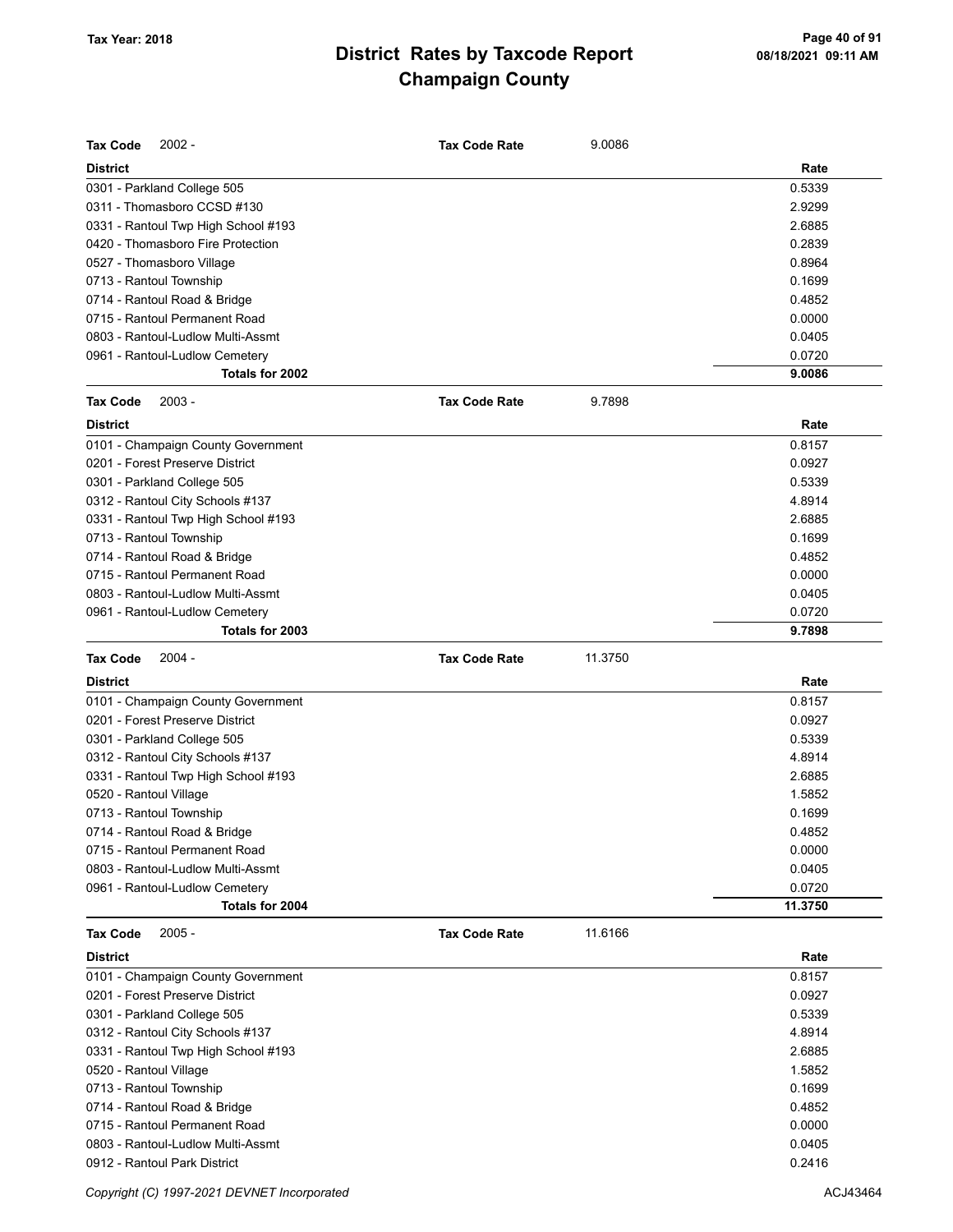| Tax Code | 2002 - | Tax Code Rate | 9.0086 |
|---|---|---|---|
| **District** | | | **Rate** |
| 0301 - Parkland College 505 | | | 0.5339 |
| 0311 - Thomasboro CCSD #130 | | | 2.9299 |
| 0331 - Rantoul Twp High School #193 | | | 2.6885 |
| 0420 - Thomasboro Fire Protection | | | 0.2839 |
| 0527 - Thomasboro Village | | | 0.8964 |
| 0713 - Rantoul Township | | | 0.1699 |
| 0714 - Rantoul Road & Bridge | | | 0.4852 |
| 0715 - Rantoul Permanent Road | | | 0.0000 |
| 0803 - Rantoul-Ludlow Multi-Assmt | | | 0.0405 |
| 0961 - Rantoul-Ludlow Cemetery | | | 0.0720 |
| **Totals for 2002** | | | **9.0086** |

| Tax Code | 2003 - | Tax Code Rate | 9.7898 |
|---|---|---|---|
| **District** | | | **Rate** |
| 0101 - Champaign County Government | | | 0.8157 |
| 0201 - Forest Preserve District | | | 0.0927 |
| 0301 - Parkland College 505 | | | 0.5339 |
| 0312 - Rantoul City Schools #137 | | | 4.8914 |
| 0331 - Rantoul Twp High School #193 | | | 2.6885 |
| 0713 - Rantoul Township | | | 0.1699 |
| 0714 - Rantoul Road & Bridge | | | 0.4852 |
| 0715 - Rantoul Permanent Road | | | 0.0000 |
| 0803 - Rantoul-Ludlow Multi-Assmt | | | 0.0405 |
| 0961 - Rantoul-Ludlow Cemetery | | | 0.0720 |
| **Totals for 2003** | | | **9.7898** |

| Tax Code | 2004 - | Tax Code Rate | 11.3750 |
|---|---|---|---|
| **District** | | | **Rate** |
| 0101 - Champaign County Government | | | 0.8157 |
| 0201 - Forest Preserve District | | | 0.0927 |
| 0301 - Parkland College 505 | | | 0.5339 |
| 0312 - Rantoul City Schools #137 | | | 4.8914 |
| 0331 - Rantoul Twp High School #193 | | | 2.6885 |
| 0520 - Rantoul Village | | | 1.5852 |
| 0713 - Rantoul Township | | | 0.1699 |
| 0714 - Rantoul Road & Bridge | | | 0.4852 |
| 0715 - Rantoul Permanent Road | | | 0.0000 |
| 0803 - Rantoul-Ludlow Multi-Assmt | | | 0.0405 |
| 0961 - Rantoul-Ludlow Cemetery | | | 0.0720 |
| **Totals for 2004** | | | **11.3750** |

| Tax Code | 2005 - | Tax Code Rate | 11.6166 |
|---|---|---|---|
| **District** | | | **Rate** |
| 0101 - Champaign County Government | | | 0.8157 |
| 0201 - Forest Preserve District | | | 0.0927 |
| 0301 - Parkland College 505 | | | 0.5339 |
| 0312 - Rantoul City Schools #137 | | | 4.8914 |
| 0331 - Rantoul Twp High School #193 | | | 2.6885 |
| 0520 - Rantoul Village | | | 1.5852 |
| 0713 - Rantoul Township | | | 0.1699 |
| 0714 - Rantoul Road & Bridge | | | 0.4852 |
| 0715 - Rantoul Permanent Road | | | 0.0000 |
| 0803 - Rantoul-Ludlow Multi-Assmt | | | 0.0405 |
| 0912 - Rantoul Park District | | | 0.2416 |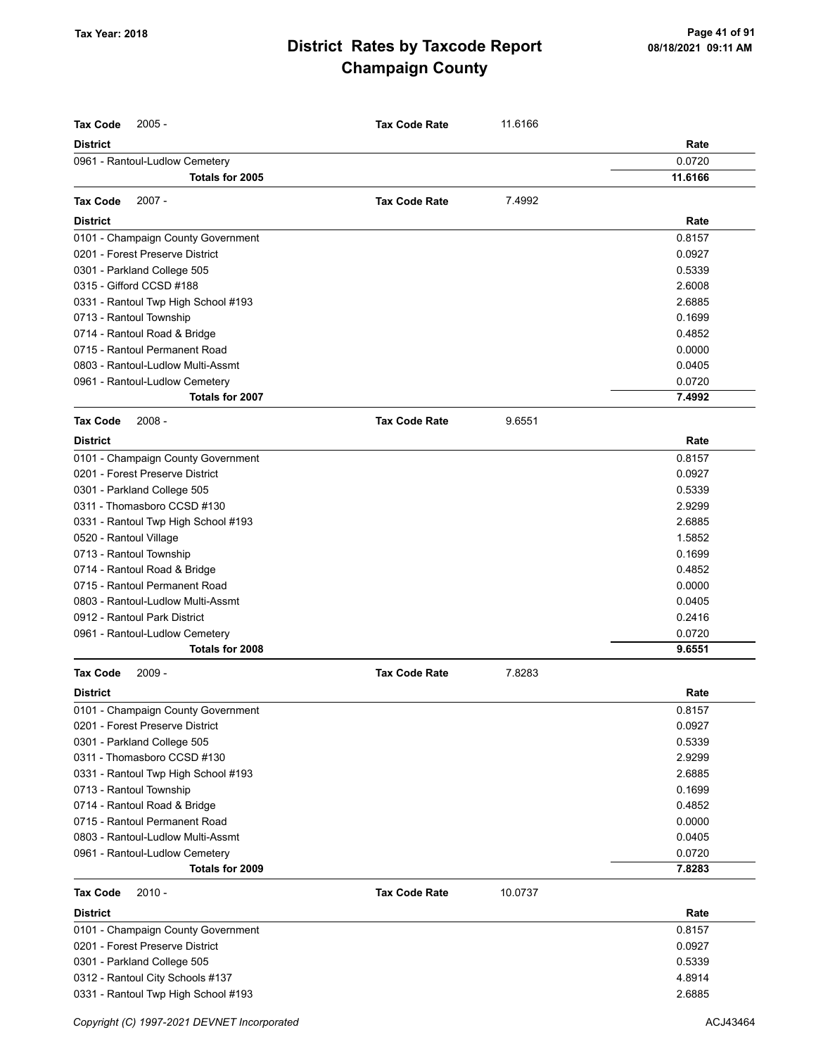# District Rates by Taxcode Report
# Champaign County

Tax Year: 2018

| Tax Code 2005 - | Tax Code Rate | 11.6166 |
|---|---|---|
| **District** | | **Rate** |
| 0961 - Rantoul-Ludlow Cemetery | | 0.0720 |
| **Totals for 2005** | | **11.6166** |

| Tax Code 2007 - | Tax Code Rate | 7.4992 |
|---|---|---|
| **District** | | **Rate** |
| 0101 - Champaign County Government | | 0.8157 |
| 0201 - Forest Preserve District | | 0.0927 |
| 0301 - Parkland College 505 | | 0.5339 |
| 0315 - Gifford CCSD #188 | | 2.6008 |
| 0331 - Rantoul Twp High School #193 | | 2.6885 |
| 0713 - Rantoul Township | | 0.1699 |
| 0714 - Rantoul Road & Bridge | | 0.4852 |
| 0715 - Rantoul Permanent Road | | 0.0000 |
| 0803 - Rantoul-Ludlow Multi-Assmt | | 0.0405 |
| 0961 - Rantoul-Ludlow Cemetery | | 0.0720 |
| **Totals for 2007** | | **7.4992** |

| Tax Code 2008 - | Tax Code Rate | 9.6551 |
|---|---|---|
| **District** | | **Rate** |
| 0101 - Champaign County Government | | 0.8157 |
| 0201 - Forest Preserve District | | 0.0927 |
| 0301 - Parkland College 505 | | 0.5339 |
| 0311 - Thomasboro CCSD #130 | | 2.9299 |
| 0331 - Rantoul Twp High School #193 | | 2.6885 |
| 0520 - Rantoul Village | | 1.5852 |
| 0713 - Rantoul Township | | 0.1699 |
| 0714 - Rantoul Road & Bridge | | 0.4852 |
| 0715 - Rantoul Permanent Road | | 0.0000 |
| 0803 - Rantoul-Ludlow Multi-Assmt | | 0.0405 |
| 0912 - Rantoul Park District | | 0.2416 |
| 0961 - Rantoul-Ludlow Cemetery | | 0.0720 |
| **Totals for 2008** | | **9.6551** |

| Tax Code 2009 - | Tax Code Rate | 7.8283 |
|---|---|---|
| **District** | | **Rate** |
| 0101 - Champaign County Government | | 0.8157 |
| 0201 - Forest Preserve District | | 0.0927 |
| 0301 - Parkland College 505 | | 0.5339 |
| 0311 - Thomasboro CCSD #130 | | 2.9299 |
| 0331 - Rantoul Twp High School #193 | | 2.6885 |
| 0713 - Rantoul Township | | 0.1699 |
| 0714 - Rantoul Road & Bridge | | 0.4852 |
| 0715 - Rantoul Permanent Road | | 0.0000 |
| 0803 - Rantoul-Ludlow Multi-Assmt | | 0.0405 |
| 0961 - Rantoul-Ludlow Cemetery | | 0.0720 |
| **Totals for 2009** | | **7.8283** |

| Tax Code 2010 - | Tax Code Rate | 10.0737 |
|---|---|---|
| **District** | | **Rate** |
| 0101 - Champaign County Government | | 0.8157 |
| 0201 - Forest Preserve District | | 0.0927 |
| 0301 - Parkland College 505 | | 0.5339 |
| 0312 - Rantoul City Schools #137 | | 4.8914 |
| 0331 - Rantoul Twp High School #193 | | 2.6885 |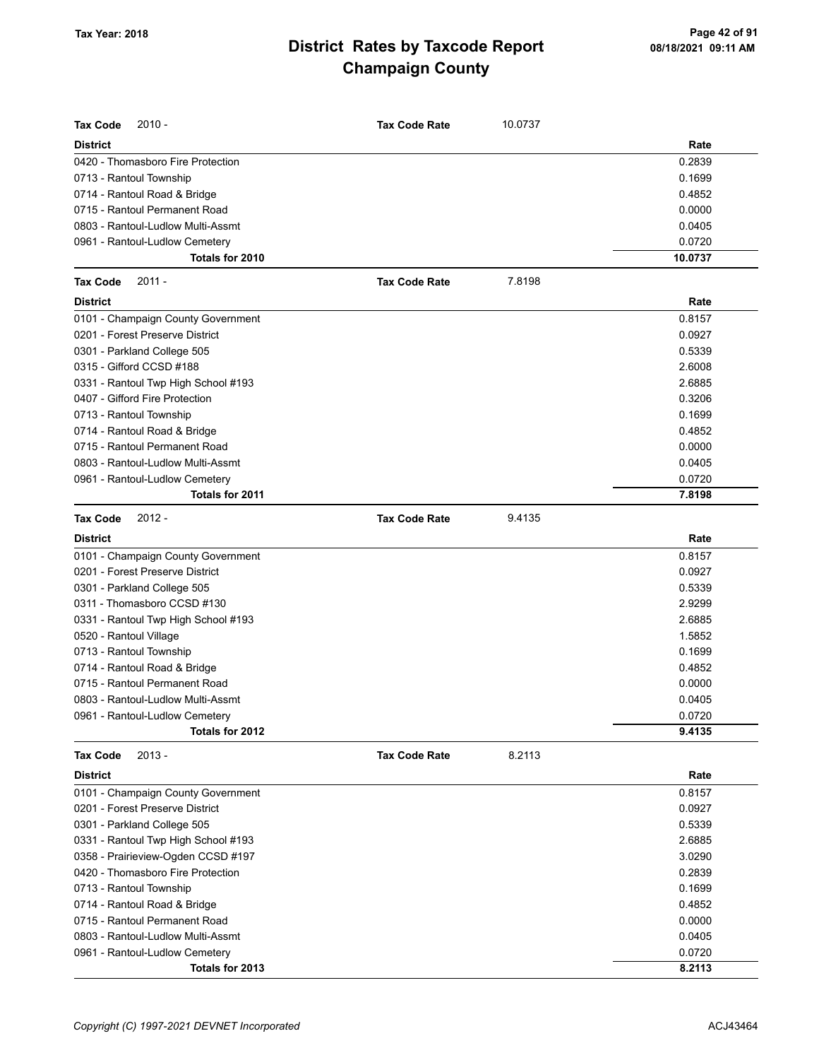# District Rates by Taxcode Report
# Champaign County

Tax Year: 2018

**Tax Code** 2010 - **Tax Code Rate** 10.0737

| District | Rate |
|---|---|
| 0420 - Thomasboro Fire Protection | 0.2839 |
| 0713 - Rantoul Township | 0.1699 |
| 0714 - Rantoul Road & Bridge | 0.4852 |
| 0715 - Rantoul Permanent Road | 0.0000 |
| 0803 - Rantoul-Ludlow Multi-Assmt | 0.0405 |
| 0961 - Rantoul-Ludlow Cemetery | 0.0720 |
| **Totals for 2010** | **10.0737** |

**Tax Code** 2011 - **Tax Code Rate** 7.8198

| District | Rate |
|---|---|
| 0101 - Champaign County Government | 0.8157 |
| 0201 - Forest Preserve District | 0.0927 |
| 0301 - Parkland College 505 | 0.5339 |
| 0315 - Gifford CCSD #188 | 2.6008 |
| 0331 - Rantoul Twp High School #193 | 2.6885 |
| 0407 - Gifford Fire Protection | 0.3206 |
| 0713 - Rantoul Township | 0.1699 |
| 0714 - Rantoul Road & Bridge | 0.4852 |
| 0715 - Rantoul Permanent Road | 0.0000 |
| 0803 - Rantoul-Ludlow Multi-Assmt | 0.0405 |
| 0961 - Rantoul-Ludlow Cemetery | 0.0720 |
| **Totals for 2011** | **7.8198** |

**Tax Code** 2012 - **Tax Code Rate** 9.4135

| District | Rate |
|---|---|
| 0101 - Champaign County Government | 0.8157 |
| 0201 - Forest Preserve District | 0.0927 |
| 0301 - Parkland College 505 | 0.5339 |
| 0311 - Thomasboro CCSD #130 | 2.9299 |
| 0331 - Rantoul Twp High School #193 | 2.6885 |
| 0520 - Rantoul Village | 1.5852 |
| 0713 - Rantoul Township | 0.1699 |
| 0714 - Rantoul Road & Bridge | 0.4852 |
| 0715 - Rantoul Permanent Road | 0.0000 |
| 0803 - Rantoul-Ludlow Multi-Assmt | 0.0405 |
| 0961 - Rantoul-Ludlow Cemetery | 0.0720 |
| **Totals for 2012** | **9.4135** |

**Tax Code** 2013 - **Tax Code Rate** 8.2113

| District | Rate |
|---|---|
| 0101 - Champaign County Government | 0.8157 |
| 0201 - Forest Preserve District | 0.0927 |
| 0301 - Parkland College 505 | 0.5339 |
| 0331 - Rantoul Twp High School #193 | 2.6885 |
| 0358 - Prairieview-Ogden CCSD #197 | 3.0290 |
| 0420 - Thomasboro Fire Protection | 0.2839 |
| 0713 - Rantoul Township | 0.1699 |
| 0714 - Rantoul Road & Bridge | 0.4852 |
| 0715 - Rantoul Permanent Road | 0.0000 |
| 0803 - Rantoul-Ludlow Multi-Assmt | 0.0405 |
| 0961 - Rantoul-Ludlow Cemetery | 0.0720 |
| **Totals for 2013** | **8.2113** |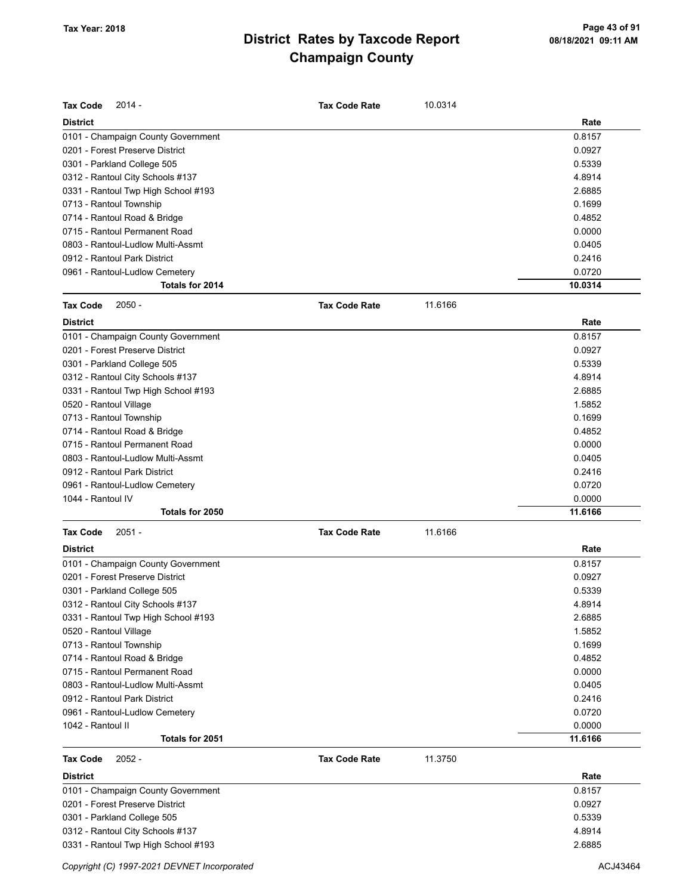# District Rates by Taxcode Report
## Champaign County

Tax Year: 2018

**Tax Code** 2014 - **Tax Code Rate** 10.0314

| District | Rate |
|---|---|
| 0101 - Champaign County Government | 0.8157 |
| 0201 - Forest Preserve District | 0.0927 |
| 0301 - Parkland College 505 | 0.5339 |
| 0312 - Rantoul City Schools #137 | 4.8914 |
| 0331 - Rantoul Twp High School #193 | 2.6885 |
| 0713 - Rantoul Township | 0.1699 |
| 0714 - Rantoul Road & Bridge | 0.4852 |
| 0715 - Rantoul Permanent Road | 0.0000 |
| 0803 - Rantoul-Ludlow Multi-Assmt | 0.0405 |
| 0912 - Rantoul Park District | 0.2416 |
| 0961 - Rantoul-Ludlow Cemetery | 0.0720 |
| **Totals for 2014** | **10.0314** |

**Tax Code** 2050 - **Tax Code Rate** 11.6166

| District | Rate |
|---|---|
| 0101 - Champaign County Government | 0.8157 |
| 0201 - Forest Preserve District | 0.0927 |
| 0301 - Parkland College 505 | 0.5339 |
| 0312 - Rantoul City Schools #137 | 4.8914 |
| 0331 - Rantoul Twp High School #193 | 2.6885 |
| 0520 - Rantoul Village | 1.5852 |
| 0713 - Rantoul Township | 0.1699 |
| 0714 - Rantoul Road & Bridge | 0.4852 |
| 0715 - Rantoul Permanent Road | 0.0000 |
| 0803 - Rantoul-Ludlow Multi-Assmt | 0.0405 |
| 0912 - Rantoul Park District | 0.2416 |
| 0961 - Rantoul-Ludlow Cemetery | 0.0720 |
| 1044 - Rantoul IV | 0.0000 |
| **Totals for 2050** | **11.6166** |

**Tax Code** 2051 - **Tax Code Rate** 11.6166

| District | Rate |
|---|---|
| 0101 - Champaign County Government | 0.8157 |
| 0201 - Forest Preserve District | 0.0927 |
| 0301 - Parkland College 505 | 0.5339 |
| 0312 - Rantoul City Schools #137 | 4.8914 |
| 0331 - Rantoul Twp High School #193 | 2.6885 |
| 0520 - Rantoul Village | 1.5852 |
| 0713 - Rantoul Township | 0.1699 |
| 0714 - Rantoul Road & Bridge | 0.4852 |
| 0715 - Rantoul Permanent Road | 0.0000 |
| 0803 - Rantoul-Ludlow Multi-Assmt | 0.0405 |
| 0912 - Rantoul Park District | 0.2416 |
| 0961 - Rantoul-Ludlow Cemetery | 0.0720 |
| 1042 - Rantoul II | 0.0000 |
| **Totals for 2051** | **11.6166** |

**Tax Code** 2052 - **Tax Code Rate** 11.3750

| District | Rate |
|---|---|
| 0101 - Champaign County Government | 0.8157 |
| 0201 - Forest Preserve District | 0.0927 |
| 0301 - Parkland College 505 | 0.5339 |
| 0312 - Rantoul City Schools #137 | 4.8914 |
| 0331 - Rantoul Twp High School #193 | 2.6885 |

Copyright (C) 1997-2021 DEVNET Incorporated — ACJ43464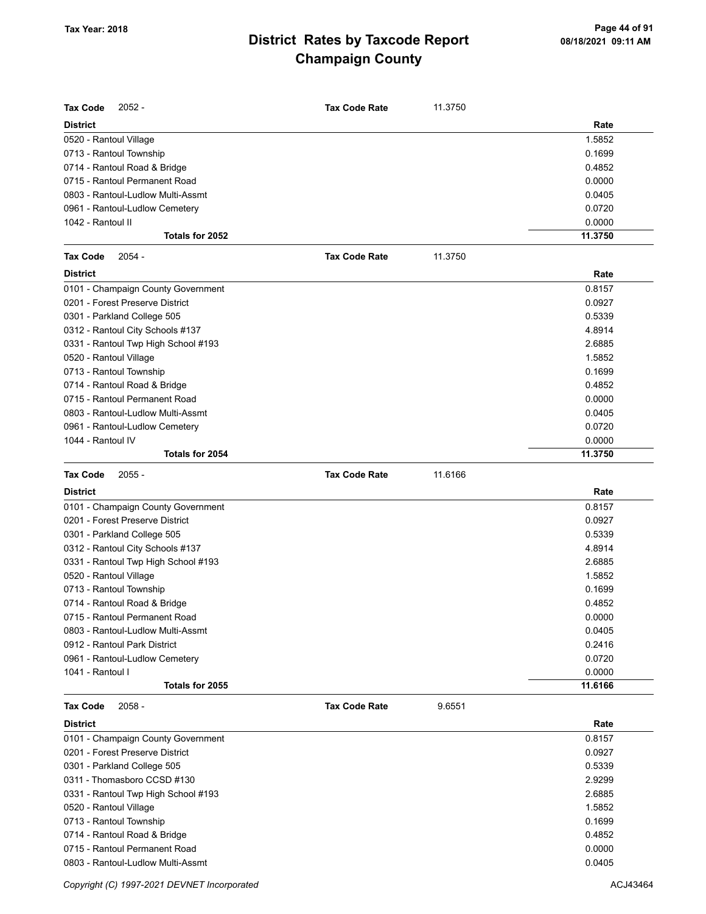# District Rates by Taxcode Report
# Champaign County

Tax Year: 2018

**Tax Code** 2052 - **Tax Code Rate** 11.3750

| District | Rate |
|---|---|
| 0520 - Rantoul Village | 1.5852 |
| 0713 - Rantoul Township | 0.1699 |
| 0714 - Rantoul Road & Bridge | 0.4852 |
| 0715 - Rantoul Permanent Road | 0.0000 |
| 0803 - Rantoul-Ludlow Multi-Assmt | 0.0405 |
| 0961 - Rantoul-Ludlow Cemetery | 0.0720 |
| 1042 - Rantoul II | 0.0000 |
| **Totals for 2052** | **11.3750** |

**Tax Code** 2054 - **Tax Code Rate** 11.3750

| District | Rate |
|---|---|
| 0101 - Champaign County Government | 0.8157 |
| 0201 - Forest Preserve District | 0.0927 |
| 0301 - Parkland College 505 | 0.5339 |
| 0312 - Rantoul City Schools #137 | 4.8914 |
| 0331 - Rantoul Twp High School #193 | 2.6885 |
| 0520 - Rantoul Village | 1.5852 |
| 0713 - Rantoul Township | 0.1699 |
| 0714 - Rantoul Road & Bridge | 0.4852 |
| 0715 - Rantoul Permanent Road | 0.0000 |
| 0803 - Rantoul-Ludlow Multi-Assmt | 0.0405 |
| 0961 - Rantoul-Ludlow Cemetery | 0.0720 |
| 1044 - Rantoul IV | 0.0000 |
| **Totals for 2054** | **11.3750** |

**Tax Code** 2055 - **Tax Code Rate** 11.6166

| District | Rate |
|---|---|
| 0101 - Champaign County Government | 0.8157 |
| 0201 - Forest Preserve District | 0.0927 |
| 0301 - Parkland College 505 | 0.5339 |
| 0312 - Rantoul City Schools #137 | 4.8914 |
| 0331 - Rantoul Twp High School #193 | 2.6885 |
| 0520 - Rantoul Village | 1.5852 |
| 0713 - Rantoul Township | 0.1699 |
| 0714 - Rantoul Road & Bridge | 0.4852 |
| 0715 - Rantoul Permanent Road | 0.0000 |
| 0803 - Rantoul-Ludlow Multi-Assmt | 0.0405 |
| 0912 - Rantoul Park District | 0.2416 |
| 0961 - Rantoul-Ludlow Cemetery | 0.0720 |
| 1041 - Rantoul I | 0.0000 |
| **Totals for 2055** | **11.6166** |

**Tax Code** 2058 - **Tax Code Rate** 9.6551

| District | Rate |
|---|---|
| 0101 - Champaign County Government | 0.8157 |
| 0201 - Forest Preserve District | 0.0927 |
| 0301 - Parkland College 505 | 0.5339 |
| 0311 - Thomasboro CCSD #130 | 2.9299 |
| 0331 - Rantoul Twp High School #193 | 2.6885 |
| 0520 - Rantoul Village | 1.5852 |
| 0713 - Rantoul Township | 0.1699 |
| 0714 - Rantoul Road & Bridge | 0.4852 |
| 0715 - Rantoul Permanent Road | 0.0000 |
| 0803 - Rantoul-Ludlow Multi-Assmt | 0.0405 |

Copyright (C) 1997-2021 DEVNET Incorporated ACJ43464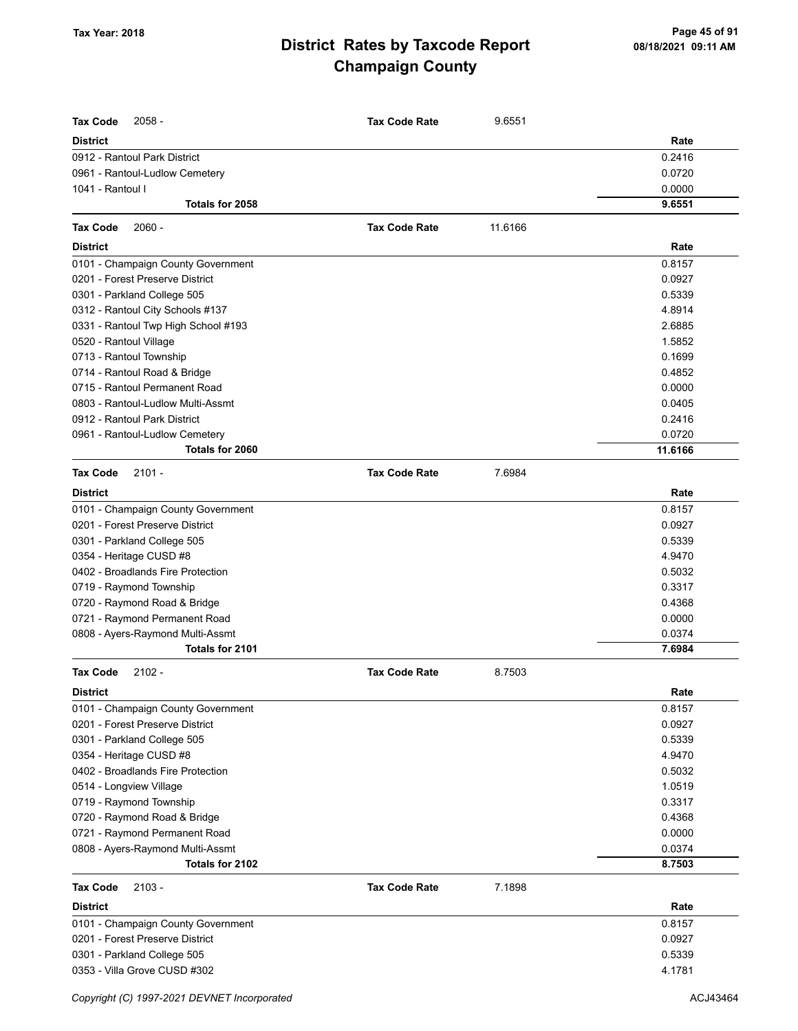## District Rates by Taxcode Report
## Champaign County

Tax Year: 2018

**Tax Code** 2058 - **Tax Code Rate** 9.6551

| District | Rate |
|---|---|
| 0912 - Rantoul Park District | 0.2416 |
| 0961 - Rantoul-Ludlow Cemetery | 0.0720 |
| 1041 - Rantoul I | 0.0000 |
| **Totals for 2058** | **9.6551** |

**Tax Code** 2060 - **Tax Code Rate** 11.6166

| District | Rate |
|---|---|
| 0101 - Champaign County Government | 0.8157 |
| 0201 - Forest Preserve District | 0.0927 |
| 0301 - Parkland College 505 | 0.5339 |
| 0312 - Rantoul City Schools #137 | 4.8914 |
| 0331 - Rantoul Twp High School #193 | 2.6885 |
| 0520 - Rantoul Village | 1.5852 |
| 0713 - Rantoul Township | 0.1699 |
| 0714 - Rantoul Road & Bridge | 0.4852 |
| 0715 - Rantoul Permanent Road | 0.0000 |
| 0803 - Rantoul-Ludlow Multi-Assmt | 0.0405 |
| 0912 - Rantoul Park District | 0.2416 |
| 0961 - Rantoul-Ludlow Cemetery | 0.0720 |
| **Totals for 2060** | **11.6166** |

**Tax Code** 2101 - **Tax Code Rate** 7.6984

| District | Rate |
|---|---|
| 0101 - Champaign County Government | 0.8157 |
| 0201 - Forest Preserve District | 0.0927 |
| 0301 - Parkland College 505 | 0.5339 |
| 0354 - Heritage CUSD #8 | 4.9470 |
| 0402 - Broadlands Fire Protection | 0.5032 |
| 0719 - Raymond Township | 0.3317 |
| 0720 - Raymond Road & Bridge | 0.4368 |
| 0721 - Raymond Permanent Road | 0.0000 |
| 0808 - Ayers-Raymond Multi-Assmt | 0.0374 |
| **Totals for 2101** | **7.6984** |

**Tax Code** 2102 - **Tax Code Rate** 8.7503

| District | Rate |
|---|---|
| 0101 - Champaign County Government | 0.8157 |
| 0201 - Forest Preserve District | 0.0927 |
| 0301 - Parkland College 505 | 0.5339 |
| 0354 - Heritage CUSD #8 | 4.9470 |
| 0402 - Broadlands Fire Protection | 0.5032 |
| 0514 - Longview Village | 1.0519 |
| 0719 - Raymond Township | 0.3317 |
| 0720 - Raymond Road & Bridge | 0.4368 |
| 0721 - Raymond Permanent Road | 0.0000 |
| 0808 - Ayers-Raymond Multi-Assmt | 0.0374 |
| **Totals for 2102** | **8.7503** |

**Tax Code** 2103 - **Tax Code Rate** 7.1898

| District | Rate |
|---|---|
| 0101 - Champaign County Government | 0.8157 |
| 0201 - Forest Preserve District | 0.0927 |
| 0301 - Parkland College 505 | 0.5339 |
| 0353 - Villa Grove CUSD #302 | 4.1781 |

*Copyright (C) 1997-2021 DEVNET Incorporated* ACJ43464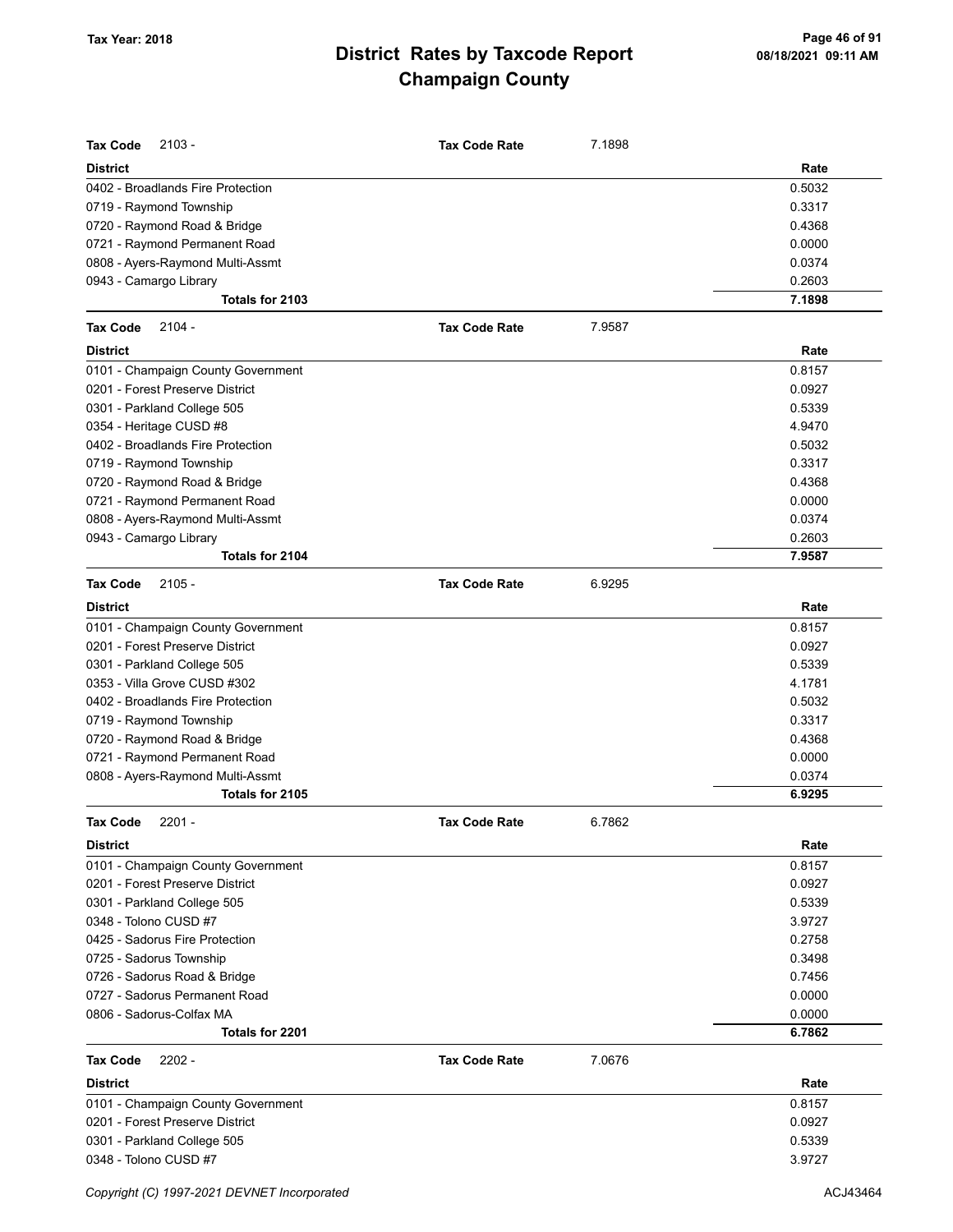# District Rates by Taxcode Report
# Champaign County

Tax Year: 2018

**Tax Code** 2103 - **Tax Code Rate** 7.1898

| District | Rate |
|---|---|
| 0402 - Broadlands Fire Protection | 0.5032 |
| 0719 - Raymond Township | 0.3317 |
| 0720 - Raymond Road & Bridge | 0.4368 |
| 0721 - Raymond Permanent Road | 0.0000 |
| 0808 - Ayers-Raymond Multi-Assmt | 0.0374 |
| 0943 - Camargo Library | 0.2603 |
| **Totals for 2103** | **7.1898** |

**Tax Code** 2104 - **Tax Code Rate** 7.9587

| District | Rate |
|---|---|
| 0101 - Champaign County Government | 0.8157 |
| 0201 - Forest Preserve District | 0.0927 |
| 0301 - Parkland College 505 | 0.5339 |
| 0354 - Heritage CUSD #8 | 4.9470 |
| 0402 - Broadlands Fire Protection | 0.5032 |
| 0719 - Raymond Township | 0.3317 |
| 0720 - Raymond Road & Bridge | 0.4368 |
| 0721 - Raymond Permanent Road | 0.0000 |
| 0808 - Ayers-Raymond Multi-Assmt | 0.0374 |
| 0943 - Camargo Library | 0.2603 |
| **Totals for 2104** | **7.9587** |

**Tax Code** 2105 - **Tax Code Rate** 6.9295

| District | Rate |
|---|---|
| 0101 - Champaign County Government | 0.8157 |
| 0201 - Forest Preserve District | 0.0927 |
| 0301 - Parkland College 505 | 0.5339 |
| 0353 - Villa Grove CUSD #302 | 4.1781 |
| 0402 - Broadlands Fire Protection | 0.5032 |
| 0719 - Raymond Township | 0.3317 |
| 0720 - Raymond Road & Bridge | 0.4368 |
| 0721 - Raymond Permanent Road | 0.0000 |
| 0808 - Ayers-Raymond Multi-Assmt | 0.0374 |
| **Totals for 2105** | **6.9295** |

**Tax Code** 2201 - **Tax Code Rate** 6.7862

| District | Rate |
|---|---|
| 0101 - Champaign County Government | 0.8157 |
| 0201 - Forest Preserve District | 0.0927 |
| 0301 - Parkland College 505 | 0.5339 |
| 0348 - Tolono CUSD #7 | 3.9727 |
| 0425 - Sadorus Fire Protection | 0.2758 |
| 0725 - Sadorus Township | 0.3498 |
| 0726 - Sadorus Road & Bridge | 0.7456 |
| 0727 - Sadorus Permanent Road | 0.0000 |
| 0806 - Sadorus-Colfax MA | 0.0000 |
| **Totals for 2201** | **6.7862** |

**Tax Code** 2202 - **Tax Code Rate** 7.0676

| District | Rate |
|---|---|
| 0101 - Champaign County Government | 0.8157 |
| 0201 - Forest Preserve District | 0.0927 |
| 0301 - Parkland College 505 | 0.5339 |
| 0348 - Tolono CUSD #7 | 3.9727 |

Copyright (C) 1997-2021 DEVNET Incorporated ACJ43464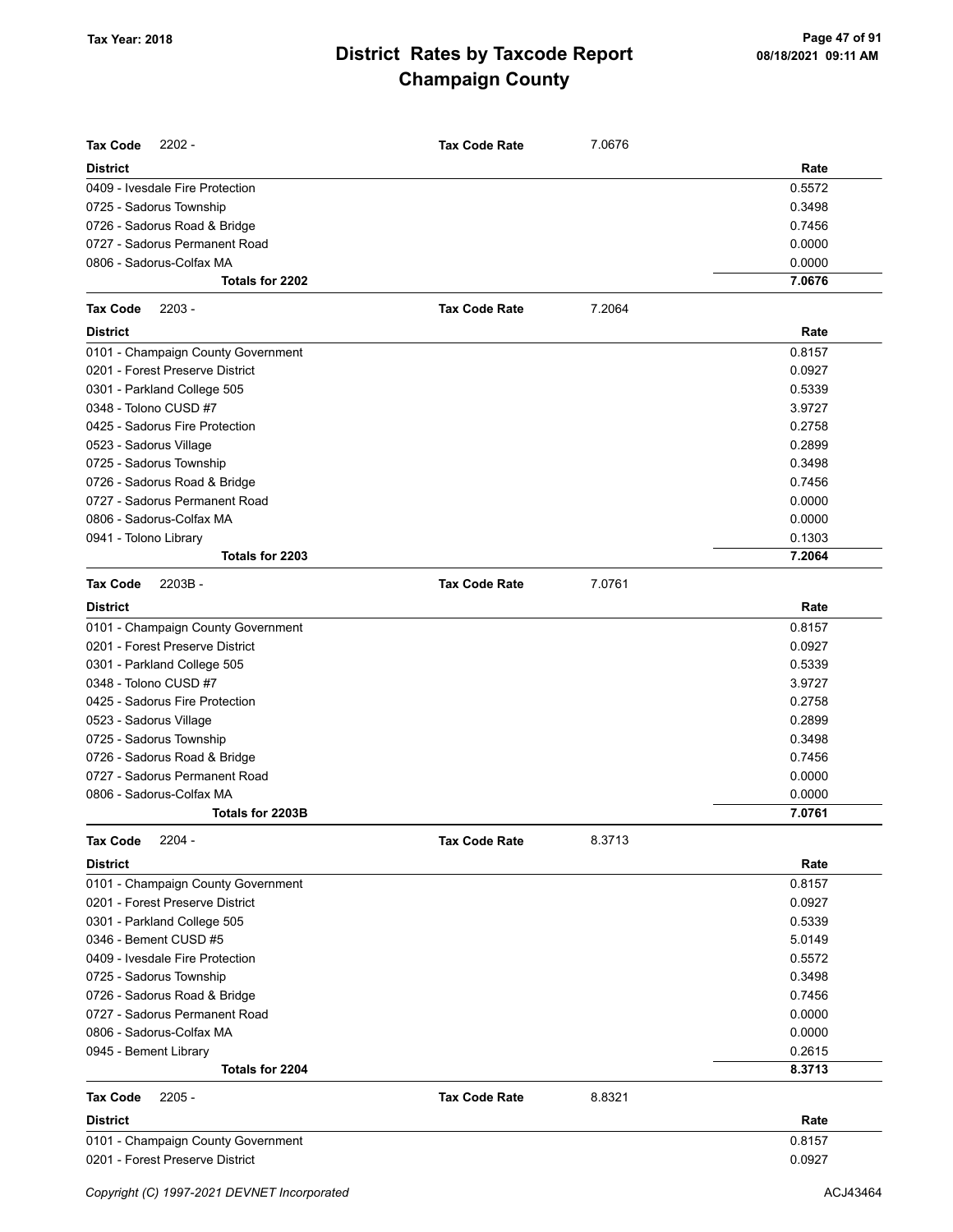**Tax Code** 2202 - **Tax Code Rate** 7.0676

| District | Rate |
|---|---|
| 0409 - Ivesdale Fire Protection | 0.5572 |
| 0725 - Sadorus Township | 0.3498 |
| 0726 - Sadorus Road & Bridge | 0.7456 |
| 0727 - Sadorus Permanent Road | 0.0000 |
| 0806 - Sadorus-Colfax MA | 0.0000 |
| **Totals for 2202** | **7.0676** |

**Tax Code** 2203 - **Tax Code Rate** 7.2064

| District | Rate |
|---|---|
| 0101 - Champaign County Government | 0.8157 |
| 0201 - Forest Preserve District | 0.0927 |
| 0301 - Parkland College 505 | 0.5339 |
| 0348 - Tolono CUSD #7 | 3.9727 |
| 0425 - Sadorus Fire Protection | 0.2758 |
| 0523 - Sadorus Village | 0.2899 |
| 0725 - Sadorus Township | 0.3498 |
| 0726 - Sadorus Road & Bridge | 0.7456 |
| 0727 - Sadorus Permanent Road | 0.0000 |
| 0806 - Sadorus-Colfax MA | 0.0000 |
| 0941 - Tolono Library | 0.1303 |
| **Totals for 2203** | **7.2064** |

**Tax Code** 2203B - **Tax Code Rate** 7.0761

| District | Rate |
|---|---|
| 0101 - Champaign County Government | 0.8157 |
| 0201 - Forest Preserve District | 0.0927 |
| 0301 - Parkland College 505 | 0.5339 |
| 0348 - Tolono CUSD #7 | 3.9727 |
| 0425 - Sadorus Fire Protection | 0.2758 |
| 0523 - Sadorus Village | 0.2899 |
| 0725 - Sadorus Township | 0.3498 |
| 0726 - Sadorus Road & Bridge | 0.7456 |
| 0727 - Sadorus Permanent Road | 0.0000 |
| 0806 - Sadorus-Colfax MA | 0.0000 |
| **Totals for 2203B** | **7.0761** |

**Tax Code** 2204 - **Tax Code Rate** 8.3713

| District | Rate |
|---|---|
| 0101 - Champaign County Government | 0.8157 |
| 0201 - Forest Preserve District | 0.0927 |
| 0301 - Parkland College 505 | 0.5339 |
| 0346 - Bement CUSD #5 | 5.0149 |
| 0409 - Ivesdale Fire Protection | 0.5572 |
| 0725 - Sadorus Township | 0.3498 |
| 0726 - Sadorus Road & Bridge | 0.7456 |
| 0727 - Sadorus Permanent Road | 0.0000 |
| 0806 - Sadorus-Colfax MA | 0.0000 |
| 0945 - Bement Library | 0.2615 |
| **Totals for 2204** | **8.3713** |

**Tax Code** 2205 - **Tax Code Rate** 8.8321

| District | Rate |
|---|---|
| 0101 - Champaign County Government | 0.8157 |
| 0201 - Forest Preserve District | 0.0927 |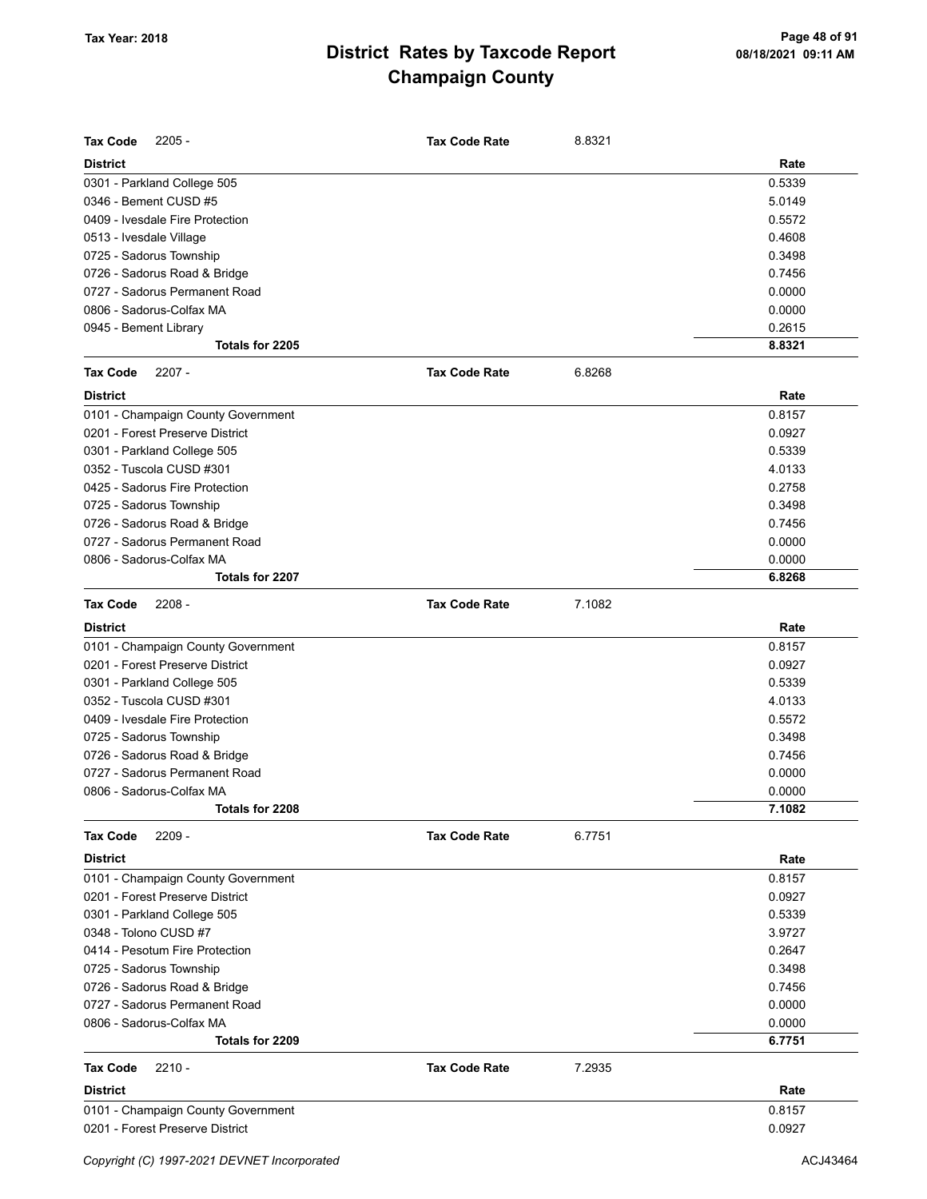# District Rates by Taxcode Report
## Champaign County

Tax Year: 2018

| Tax Code 2205 - | Tax Code Rate | 8.8321 |
|---|---|---|
| **District** | | **Rate** |
| 0301 - Parkland College 505 | | 0.5339 |
| 0346 - Bement CUSD #5 | | 5.0149 |
| 0409 - Ivesdale Fire Protection | | 0.5572 |
| 0513 - Ivesdale Village | | 0.4608 |
| 0725 - Sadorus Township | | 0.3498 |
| 0726 - Sadorus Road & Bridge | | 0.7456 |
| 0727 - Sadorus Permanent Road | | 0.0000 |
| 0806 - Sadorus-Colfax MA | | 0.0000 |
| 0945 - Bement Library | | 0.2615 |
| **Totals for 2205** | | **8.8321** |

| Tax Code 2207 - | Tax Code Rate | 6.8268 |
|---|---|---|
| **District** | | **Rate** |
| 0101 - Champaign County Government | | 0.8157 |
| 0201 - Forest Preserve District | | 0.0927 |
| 0301 - Parkland College 505 | | 0.5339 |
| 0352 - Tuscola CUSD #301 | | 4.0133 |
| 0425 - Sadorus Fire Protection | | 0.2758 |
| 0725 - Sadorus Township | | 0.3498 |
| 0726 - Sadorus Road & Bridge | | 0.7456 |
| 0727 - Sadorus Permanent Road | | 0.0000 |
| 0806 - Sadorus-Colfax MA | | 0.0000 |
| **Totals for 2207** | | **6.8268** |

| Tax Code 2208 - | Tax Code Rate | 7.1082 |
|---|---|---|
| **District** | | **Rate** |
| 0101 - Champaign County Government | | 0.8157 |
| 0201 - Forest Preserve District | | 0.0927 |
| 0301 - Parkland College 505 | | 0.5339 |
| 0352 - Tuscola CUSD #301 | | 4.0133 |
| 0409 - Ivesdale Fire Protection | | 0.5572 |
| 0725 - Sadorus Township | | 0.3498 |
| 0726 - Sadorus Road & Bridge | | 0.7456 |
| 0727 - Sadorus Permanent Road | | 0.0000 |
| 0806 - Sadorus-Colfax MA | | 0.0000 |
| **Totals for 2208** | | **7.1082** |

| Tax Code 2209 - | Tax Code Rate | 6.7751 |
|---|---|---|
| **District** | | **Rate** |
| 0101 - Champaign County Government | | 0.8157 |
| 0201 - Forest Preserve District | | 0.0927 |
| 0301 - Parkland College 505 | | 0.5339 |
| 0348 - Tolono CUSD #7 | | 3.9727 |
| 0414 - Pesotum Fire Protection | | 0.2647 |
| 0725 - Sadorus Township | | 0.3498 |
| 0726 - Sadorus Road & Bridge | | 0.7456 |
| 0727 - Sadorus Permanent Road | | 0.0000 |
| 0806 - Sadorus-Colfax MA | | 0.0000 |
| **Totals for 2209** | | **6.7751** |

| Tax Code 2210 - | Tax Code Rate | 7.2935 |
|---|---|---|
| **District** | | **Rate** |
| 0101 - Champaign County Government | | 0.8157 |
| 0201 - Forest Preserve District | | 0.0927 |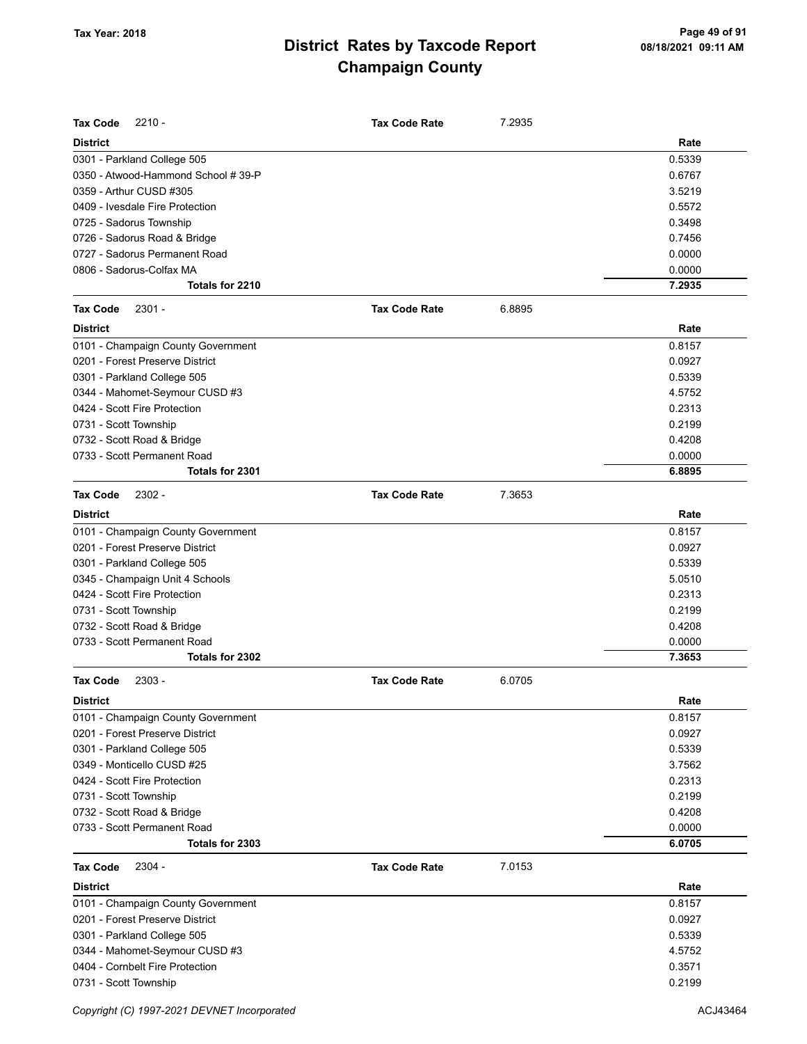# District Rates by Taxcode Report
## Champaign County

Tax Year: 2018

**Tax Code** 2210 - **Tax Code Rate** 7.2935

| District | Rate |
|---|---|
| 0301 - Parkland College 505 | 0.5339 |
| 0350 - Atwood-Hammond School # 39-P | 0.6767 |
| 0359 - Arthur CUSD #305 | 3.5219 |
| 0409 - Ivesdale Fire Protection | 0.5572 |
| 0725 - Sadorus Township | 0.3498 |
| 0726 - Sadorus Road & Bridge | 0.7456 |
| 0727 - Sadorus Permanent Road | 0.0000 |
| 0806 - Sadorus-Colfax MA | 0.0000 |
| **Totals for 2210** | **7.2935** |

**Tax Code** 2301 - **Tax Code Rate** 6.8895

| District | Rate |
|---|---|
| 0101 - Champaign County Government | 0.8157 |
| 0201 - Forest Preserve District | 0.0927 |
| 0301 - Parkland College 505 | 0.5339 |
| 0344 - Mahomet-Seymour CUSD #3 | 4.5752 |
| 0424 - Scott Fire Protection | 0.2313 |
| 0731 - Scott Township | 0.2199 |
| 0732 - Scott Road & Bridge | 0.4208 |
| 0733 - Scott Permanent Road | 0.0000 |
| **Totals for 2301** | **6.8895** |

**Tax Code** 2302 - **Tax Code Rate** 7.3653

| District | Rate |
|---|---|
| 0101 - Champaign County Government | 0.8157 |
| 0201 - Forest Preserve District | 0.0927 |
| 0301 - Parkland College 505 | 0.5339 |
| 0345 - Champaign Unit 4 Schools | 5.0510 |
| 0424 - Scott Fire Protection | 0.2313 |
| 0731 - Scott Township | 0.2199 |
| 0732 - Scott Road & Bridge | 0.4208 |
| 0733 - Scott Permanent Road | 0.0000 |
| **Totals for 2302** | **7.3653** |

**Tax Code** 2303 - **Tax Code Rate** 6.0705

| District | Rate |
|---|---|
| 0101 - Champaign County Government | 0.8157 |
| 0201 - Forest Preserve District | 0.0927 |
| 0301 - Parkland College 505 | 0.5339 |
| 0349 - Monticello CUSD #25 | 3.7562 |
| 0424 - Scott Fire Protection | 0.2313 |
| 0731 - Scott Township | 0.2199 |
| 0732 - Scott Road & Bridge | 0.4208 |
| 0733 - Scott Permanent Road | 0.0000 |
| **Totals for 2303** | **6.0705** |

**Tax Code** 2304 - **Tax Code Rate** 7.0153

| District | Rate |
|---|---|
| 0101 - Champaign County Government | 0.8157 |
| 0201 - Forest Preserve District | 0.0927 |
| 0301 - Parkland College 505 | 0.5339 |
| 0344 - Mahomet-Seymour CUSD #3 | 4.5752 |
| 0404 - Cornbelt Fire Protection | 0.3571 |
| 0731 - Scott Township | 0.2199 |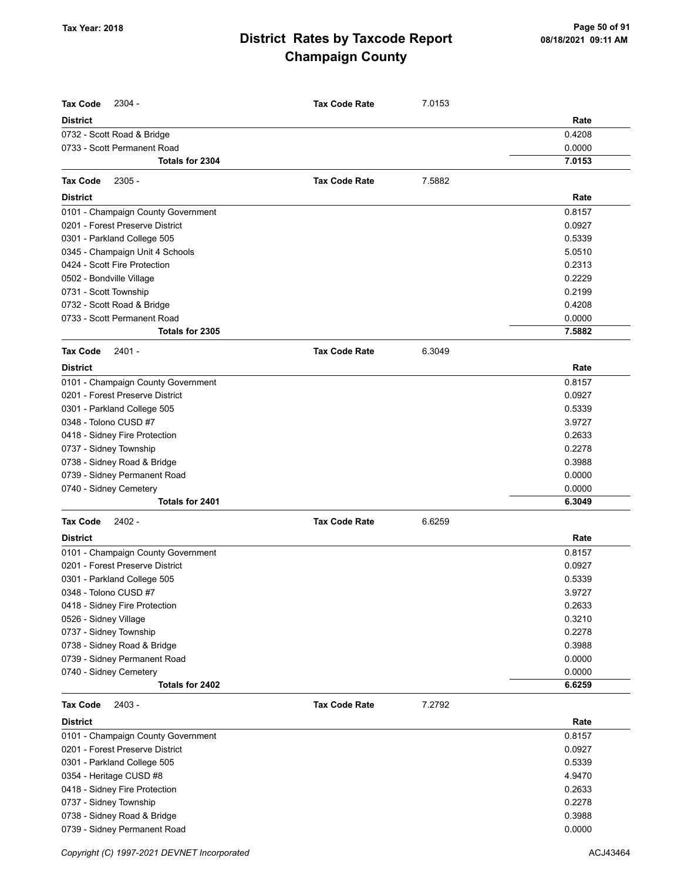# District Rates by Taxcode Report
## Champaign County

Tax Year: 2018

| Tax Code 2304 - | Tax Code Rate | 7.0153 |
|---|---|---|
| **District** | | **Rate** |
| 0732 - Scott Road & Bridge | | 0.4208 |
| 0733 - Scott Permanent Road | | 0.0000 |
| **Totals for 2304** | | **7.0153** |

| Tax Code 2305 - | Tax Code Rate | 7.5882 |
|---|---|---|
| **District** | | **Rate** |
| 0101 - Champaign County Government | | 0.8157 |
| 0201 - Forest Preserve District | | 0.0927 |
| 0301 - Parkland College 505 | | 0.5339 |
| 0345 - Champaign Unit 4 Schools | | 5.0510 |
| 0424 - Scott Fire Protection | | 0.2313 |
| 0502 - Bondville Village | | 0.2229 |
| 0731 - Scott Township | | 0.2199 |
| 0732 - Scott Road & Bridge | | 0.4208 |
| 0733 - Scott Permanent Road | | 0.0000 |
| **Totals for 2305** | | **7.5882** |

| Tax Code 2401 - | Tax Code Rate | 6.3049 |
|---|---|---|
| **District** | | **Rate** |
| 0101 - Champaign County Government | | 0.8157 |
| 0201 - Forest Preserve District | | 0.0927 |
| 0301 - Parkland College 505 | | 0.5339 |
| 0348 - Tolono CUSD #7 | | 3.9727 |
| 0418 - Sidney Fire Protection | | 0.2633 |
| 0737 - Sidney Township | | 0.2278 |
| 0738 - Sidney Road & Bridge | | 0.3988 |
| 0739 - Sidney Permanent Road | | 0.0000 |
| 0740 - Sidney Cemetery | | 0.0000 |
| **Totals for 2401** | | **6.3049** |

| Tax Code 2402 - | Tax Code Rate | 6.6259 |
|---|---|---|
| **District** | | **Rate** |
| 0101 - Champaign County Government | | 0.8157 |
| 0201 - Forest Preserve District | | 0.0927 |
| 0301 - Parkland College 505 | | 0.5339 |
| 0348 - Tolono CUSD #7 | | 3.9727 |
| 0418 - Sidney Fire Protection | | 0.2633 |
| 0526 - Sidney Village | | 0.3210 |
| 0737 - Sidney Township | | 0.2278 |
| 0738 - Sidney Road & Bridge | | 0.3988 |
| 0739 - Sidney Permanent Road | | 0.0000 |
| 0740 - Sidney Cemetery | | 0.0000 |
| **Totals for 2402** | | **6.6259** |

| Tax Code 2403 - | Tax Code Rate | 7.2792 |
|---|---|---|
| **District** | | **Rate** |
| 0101 - Champaign County Government | | 0.8157 |
| 0201 - Forest Preserve District | | 0.0927 |
| 0301 - Parkland College 505 | | 0.5339 |
| 0354 - Heritage CUSD #8 | | 4.9470 |
| 0418 - Sidney Fire Protection | | 0.2633 |
| 0737 - Sidney Township | | 0.2278 |
| 0738 - Sidney Road & Bridge | | 0.3988 |
| 0739 - Sidney Permanent Road | | 0.0000 |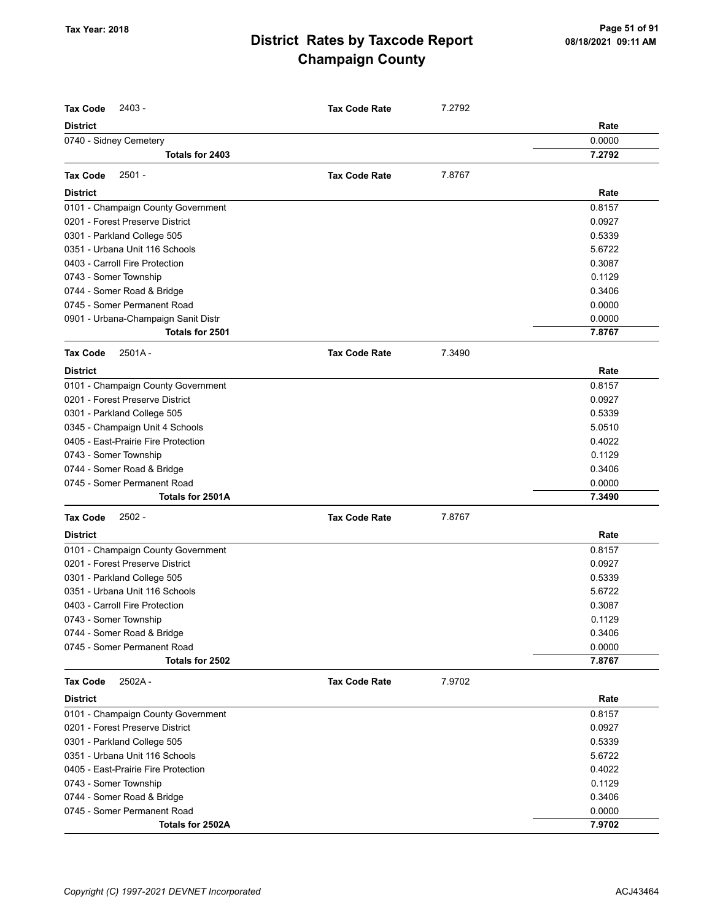# District Rates by Taxcode Report
## Champaign County

Tax Year: 2018

**Tax Code** 2403 - **Tax Code Rate** 7.2792

| District | Rate |
|---|---|
| 0740 - Sidney Cemetery | 0.0000 |
| **Totals for 2403** | **7.2792** |

**Tax Code** 2501 - **Tax Code Rate** 7.8767

| District | Rate |
|---|---|
| 0101 - Champaign County Government | 0.8157 |
| 0201 - Forest Preserve District | 0.0927 |
| 0301 - Parkland College 505 | 0.5339 |
| 0351 - Urbana Unit 116 Schools | 5.6722 |
| 0403 - Carroll Fire Protection | 0.3087 |
| 0743 - Somer Township | 0.1129 |
| 0744 - Somer Road & Bridge | 0.3406 |
| 0745 - Somer Permanent Road | 0.0000 |
| 0901 - Urbana-Champaign Sanit Distr | 0.0000 |
| **Totals for 2501** | **7.8767** |

**Tax Code** 2501A - **Tax Code Rate** 7.3490

| District | Rate |
|---|---|
| 0101 - Champaign County Government | 0.8157 |
| 0201 - Forest Preserve District | 0.0927 |
| 0301 - Parkland College 505 | 0.5339 |
| 0345 - Champaign Unit 4 Schools | 5.0510 |
| 0405 - East-Prairie Fire Protection | 0.4022 |
| 0743 - Somer Township | 0.1129 |
| 0744 - Somer Road & Bridge | 0.3406 |
| 0745 - Somer Permanent Road | 0.0000 |
| **Totals for 2501A** | **7.3490** |

**Tax Code** 2502 - **Tax Code Rate** 7.8767

| District | Rate |
|---|---|
| 0101 - Champaign County Government | 0.8157 |
| 0201 - Forest Preserve District | 0.0927 |
| 0301 - Parkland College 505 | 0.5339 |
| 0351 - Urbana Unit 116 Schools | 5.6722 |
| 0403 - Carroll Fire Protection | 0.3087 |
| 0743 - Somer Township | 0.1129 |
| 0744 - Somer Road & Bridge | 0.3406 |
| 0745 - Somer Permanent Road | 0.0000 |
| **Totals for 2502** | **7.8767** |

**Tax Code** 2502A - **Tax Code Rate** 7.9702

| District | Rate |
|---|---|
| 0101 - Champaign County Government | 0.8157 |
| 0201 - Forest Preserve District | 0.0927 |
| 0301 - Parkland College 505 | 0.5339 |
| 0351 - Urbana Unit 116 Schools | 5.6722 |
| 0405 - East-Prairie Fire Protection | 0.4022 |
| 0743 - Somer Township | 0.1129 |
| 0744 - Somer Road & Bridge | 0.3406 |
| 0745 - Somer Permanent Road | 0.0000 |
| **Totals for 2502A** | **7.9702** |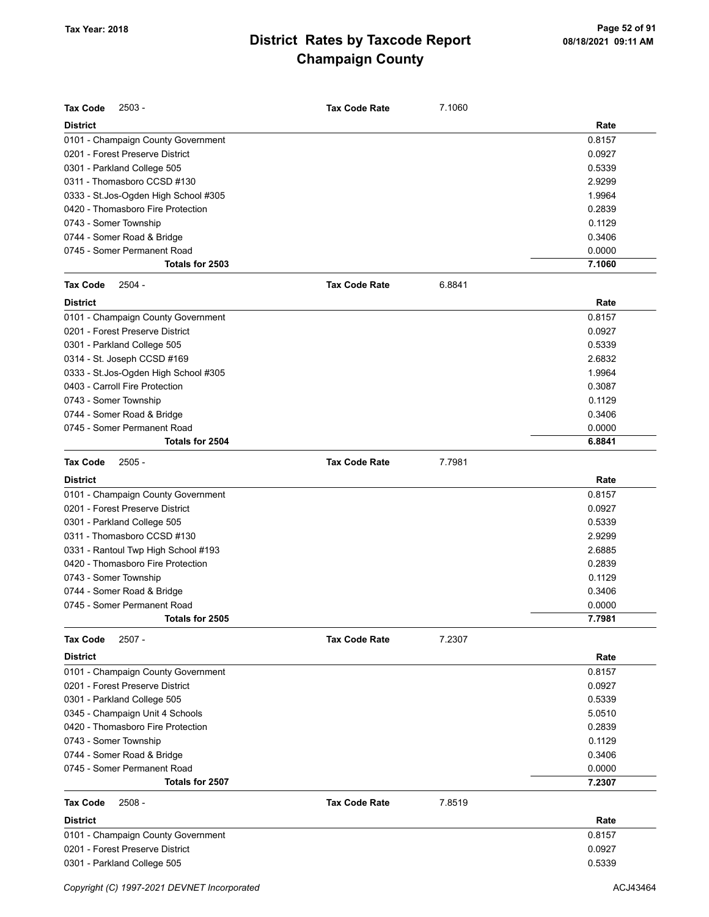# District Rates by Taxcode Report
## Champaign County

Tax Year: 2018

**Tax Code** 2503 - **Tax Code Rate** 7.1060

| District | Rate |
|---|---|
| 0101 - Champaign County Government | 0.8157 |
| 0201 - Forest Preserve District | 0.0927 |
| 0301 - Parkland College 505 | 0.5339 |
| 0311 - Thomasboro CCSD #130 | 2.9299 |
| 0333 - St.Jos-Ogden High School #305 | 1.9964 |
| 0420 - Thomasboro Fire Protection | 0.2839 |
| 0743 - Somer Township | 0.1129 |
| 0744 - Somer Road & Bridge | 0.3406 |
| 0745 - Somer Permanent Road | 0.0000 |
| **Totals for 2503** | **7.1060** |

**Tax Code** 2504 - **Tax Code Rate** 6.8841

| District | Rate |
|---|---|
| 0101 - Champaign County Government | 0.8157 |
| 0201 - Forest Preserve District | 0.0927 |
| 0301 - Parkland College 505 | 0.5339 |
| 0314 - St. Joseph CCSD #169 | 2.6832 |
| 0333 - St.Jos-Ogden High School #305 | 1.9964 |
| 0403 - Carroll Fire Protection | 0.3087 |
| 0743 - Somer Township | 0.1129 |
| 0744 - Somer Road & Bridge | 0.3406 |
| 0745 - Somer Permanent Road | 0.0000 |
| **Totals for 2504** | **6.8841** |

**Tax Code** 2505 - **Tax Code Rate** 7.7981

| District | Rate |
|---|---|
| 0101 - Champaign County Government | 0.8157 |
| 0201 - Forest Preserve District | 0.0927 |
| 0301 - Parkland College 505 | 0.5339 |
| 0311 - Thomasboro CCSD #130 | 2.9299 |
| 0331 - Rantoul Twp High School #193 | 2.6885 |
| 0420 - Thomasboro Fire Protection | 0.2839 |
| 0743 - Somer Township | 0.1129 |
| 0744 - Somer Road & Bridge | 0.3406 |
| 0745 - Somer Permanent Road | 0.0000 |
| **Totals for 2505** | **7.7981** |

**Tax Code** 2507 - **Tax Code Rate** 7.2307

| District | Rate |
|---|---|
| 0101 - Champaign County Government | 0.8157 |
| 0201 - Forest Preserve District | 0.0927 |
| 0301 - Parkland College 505 | 0.5339 |
| 0345 - Champaign Unit 4 Schools | 5.0510 |
| 0420 - Thomasboro Fire Protection | 0.2839 |
| 0743 - Somer Township | 0.1129 |
| 0744 - Somer Road & Bridge | 0.3406 |
| 0745 - Somer Permanent Road | 0.0000 |
| **Totals for 2507** | **7.2307** |

**Tax Code** 2508 - **Tax Code Rate** 7.8519

| District | Rate |
|---|---|
| 0101 - Champaign County Government | 0.8157 |
| 0201 - Forest Preserve District | 0.0927 |
| 0301 - Parkland College 505 | 0.5339 |

Copyright (C) 1997-2021 DEVNET Incorporated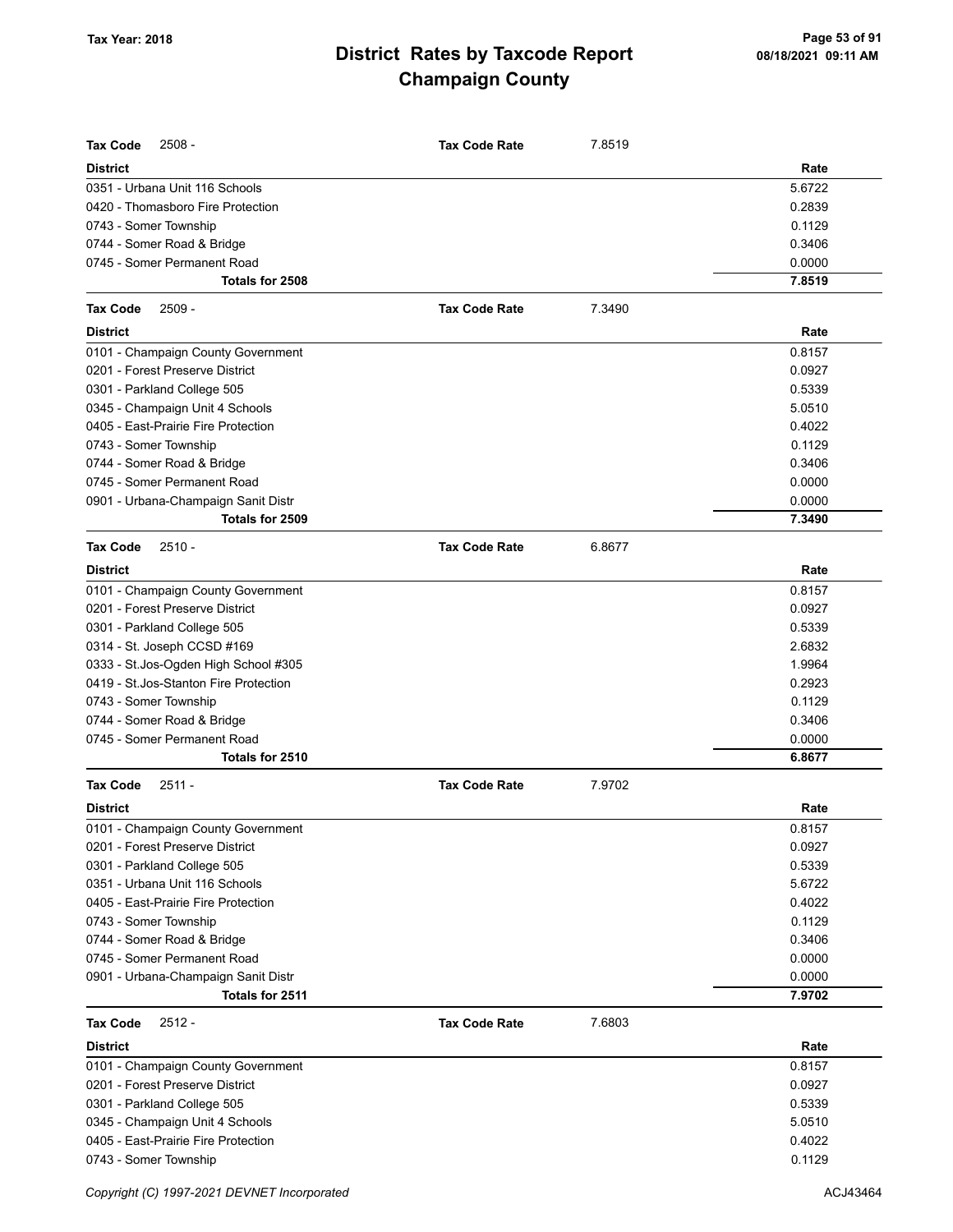# District Rates by Taxcode Report
## Champaign County

Tax Year: 2018

**Tax Code** 2508 - **Tax Code Rate** 7.8519

| District | Rate |
|---|---|
| 0351 - Urbana Unit 116 Schools | 5.6722 |
| 0420 - Thomasboro Fire Protection | 0.2839 |
| 0743 - Somer Township | 0.1129 |
| 0744 - Somer Road & Bridge | 0.3406 |
| 0745 - Somer Permanent Road | 0.0000 |
| **Totals for 2508** | **7.8519** |

**Tax Code** 2509 - **Tax Code Rate** 7.3490

| District | Rate |
|---|---|
| 0101 - Champaign County Government | 0.8157 |
| 0201 - Forest Preserve District | 0.0927 |
| 0301 - Parkland College 505 | 0.5339 |
| 0345 - Champaign Unit 4 Schools | 5.0510 |
| 0405 - East-Prairie Fire Protection | 0.4022 |
| 0743 - Somer Township | 0.1129 |
| 0744 - Somer Road & Bridge | 0.3406 |
| 0745 - Somer Permanent Road | 0.0000 |
| 0901 - Urbana-Champaign Sanit Distr | 0.0000 |
| **Totals for 2509** | **7.3490** |

**Tax Code** 2510 - **Tax Code Rate** 6.8677

| District | Rate |
|---|---|
| 0101 - Champaign County Government | 0.8157 |
| 0201 - Forest Preserve District | 0.0927 |
| 0301 - Parkland College 505 | 0.5339 |
| 0314 - St. Joseph CCSD #169 | 2.6832 |
| 0333 - St.Jos-Ogden High School #305 | 1.9964 |
| 0419 - St.Jos-Stanton Fire Protection | 0.2923 |
| 0743 - Somer Township | 0.1129 |
| 0744 - Somer Road & Bridge | 0.3406 |
| 0745 - Somer Permanent Road | 0.0000 |
| **Totals for 2510** | **6.8677** |

**Tax Code** 2511 - **Tax Code Rate** 7.9702

| District | Rate |
|---|---|
| 0101 - Champaign County Government | 0.8157 |
| 0201 - Forest Preserve District | 0.0927 |
| 0301 - Parkland College 505 | 0.5339 |
| 0351 - Urbana Unit 116 Schools | 5.6722 |
| 0405 - East-Prairie Fire Protection | 0.4022 |
| 0743 - Somer Township | 0.1129 |
| 0744 - Somer Road & Bridge | 0.3406 |
| 0745 - Somer Permanent Road | 0.0000 |
| 0901 - Urbana-Champaign Sanit Distr | 0.0000 |
| **Totals for 2511** | **7.9702** |

**Tax Code** 2512 - **Tax Code Rate** 7.6803

| District | Rate |
|---|---|
| 0101 - Champaign County Government | 0.8157 |
| 0201 - Forest Preserve District | 0.0927 |
| 0301 - Parkland College 505 | 0.5339 |
| 0345 - Champaign Unit 4 Schools | 5.0510 |
| 0405 - East-Prairie Fire Protection | 0.4022 |
| 0743 - Somer Township | 0.1129 |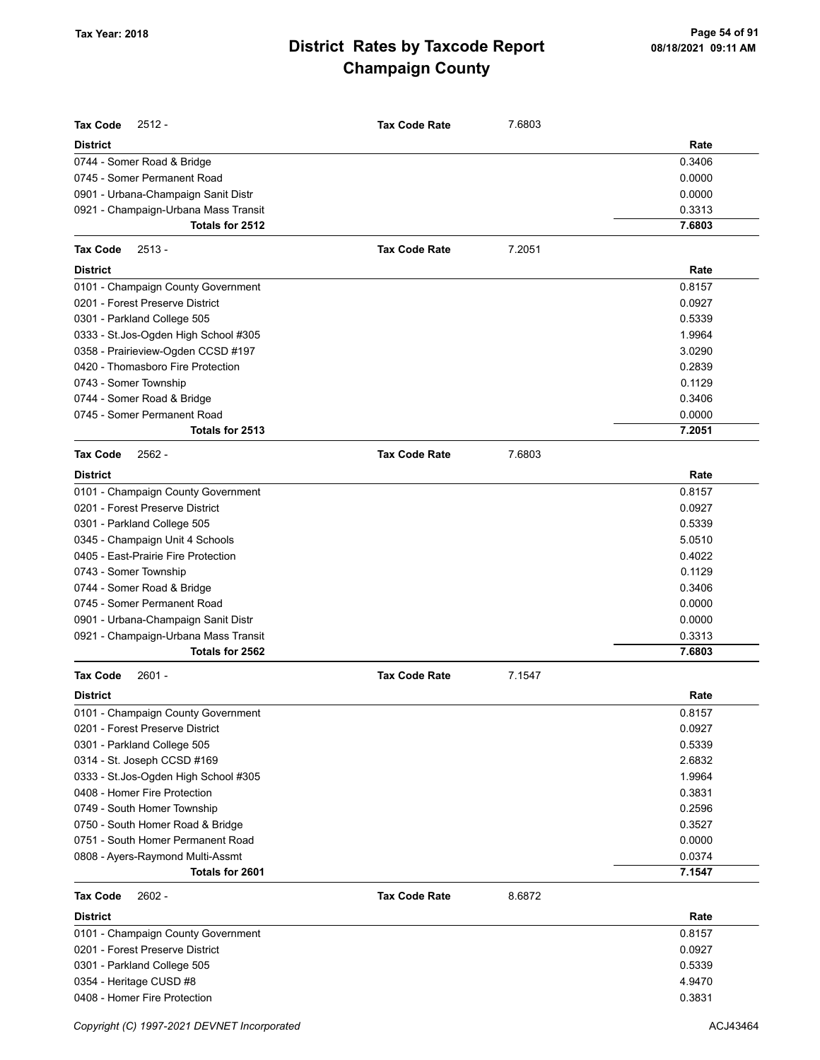# District Rates by Taxcode Report
# Champaign County

Tax Year: 2018

**Tax Code** 2512 - **Tax Code Rate** 7.6803

| District | Rate |
|---|---|
| 0744 - Somer Road & Bridge | 0.3406 |
| 0745 - Somer Permanent Road | 0.0000 |
| 0901 - Urbana-Champaign Sanit Distr | 0.0000 |
| 0921 - Champaign-Urbana Mass Transit | 0.3313 |
| **Totals for 2512** | **7.6803** |

**Tax Code** 2513 - **Tax Code Rate** 7.2051

| District | Rate |
|---|---|
| 0101 - Champaign County Government | 0.8157 |
| 0201 - Forest Preserve District | 0.0927 |
| 0301 - Parkland College 505 | 0.5339 |
| 0333 - St.Jos-Ogden High School #305 | 1.9964 |
| 0358 - Prairieview-Ogden CCSD #197 | 3.0290 |
| 0420 - Thomasboro Fire Protection | 0.2839 |
| 0743 - Somer Township | 0.1129 |
| 0744 - Somer Road & Bridge | 0.3406 |
| 0745 - Somer Permanent Road | 0.0000 |
| **Totals for 2513** | **7.2051** |

**Tax Code** 2562 - **Tax Code Rate** 7.6803

| District | Rate |
|---|---|
| 0101 - Champaign County Government | 0.8157 |
| 0201 - Forest Preserve District | 0.0927 |
| 0301 - Parkland College 505 | 0.5339 |
| 0345 - Champaign Unit 4 Schools | 5.0510 |
| 0405 - East-Prairie Fire Protection | 0.4022 |
| 0743 - Somer Township | 0.1129 |
| 0744 - Somer Road & Bridge | 0.3406 |
| 0745 - Somer Permanent Road | 0.0000 |
| 0901 - Urbana-Champaign Sanit Distr | 0.0000 |
| 0921 - Champaign-Urbana Mass Transit | 0.3313 |
| **Totals for 2562** | **7.6803** |

**Tax Code** 2601 - **Tax Code Rate** 7.1547

| District | Rate |
|---|---|
| 0101 - Champaign County Government | 0.8157 |
| 0201 - Forest Preserve District | 0.0927 |
| 0301 - Parkland College 505 | 0.5339 |
| 0314 - St. Joseph CCSD #169 | 2.6832 |
| 0333 - St.Jos-Ogden High School #305 | 1.9964 |
| 0408 - Homer Fire Protection | 0.3831 |
| 0749 - South Homer Township | 0.2596 |
| 0750 - South Homer Road & Bridge | 0.3527 |
| 0751 - South Homer Permanent Road | 0.0000 |
| 0808 - Ayers-Raymond Multi-Assmt | 0.0374 |
| **Totals for 2601** | **7.1547** |

**Tax Code** 2602 - **Tax Code Rate** 8.6872

| District | Rate |
|---|---|
| 0101 - Champaign County Government | 0.8157 |
| 0201 - Forest Preserve District | 0.0927 |
| 0301 - Parkland College 505 | 0.5339 |
| 0354 - Heritage CUSD #8 | 4.9470 |
| 0408 - Homer Fire Protection | 0.3831 |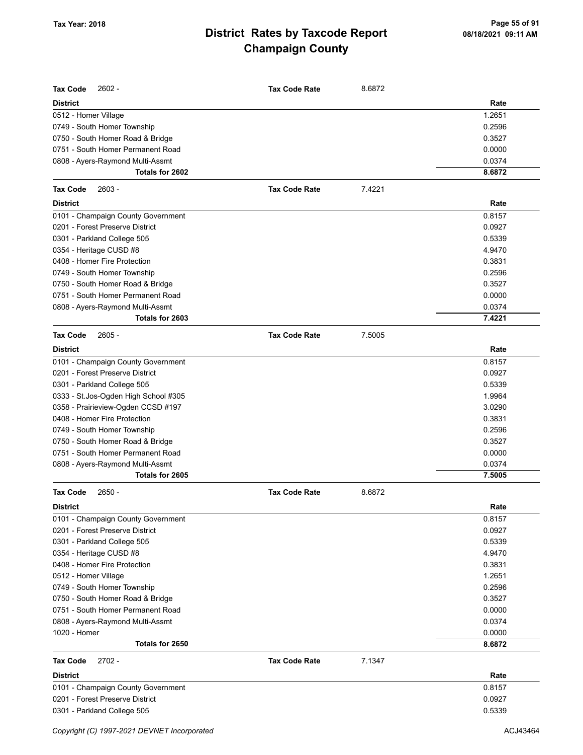# District Rates by Taxcode Report
# Champaign County

Tax Year: 2018

**Tax Code** 2602 - **Tax Code Rate** 8.6872

| District | Rate |
|---|---|
| 0512 - Homer Village | 1.2651 |
| 0749 - South Homer Township | 0.2596 |
| 0750 - South Homer Road & Bridge | 0.3527 |
| 0751 - South Homer Permanent Road | 0.0000 |
| 0808 - Ayers-Raymond Multi-Assmt | 0.0374 |
| **Totals for 2602** | **8.6872** |

**Tax Code** 2603 - **Tax Code Rate** 7.4221

| District | Rate |
|---|---|
| 0101 - Champaign County Government | 0.8157 |
| 0201 - Forest Preserve District | 0.0927 |
| 0301 - Parkland College 505 | 0.5339 |
| 0354 - Heritage CUSD #8 | 4.9470 |
| 0408 - Homer Fire Protection | 0.3831 |
| 0749 - South Homer Township | 0.2596 |
| 0750 - South Homer Road & Bridge | 0.3527 |
| 0751 - South Homer Permanent Road | 0.0000 |
| 0808 - Ayers-Raymond Multi-Assmt | 0.0374 |
| **Totals for 2603** | **7.4221** |

**Tax Code** 2605 - **Tax Code Rate** 7.5005

| District | Rate |
|---|---|
| 0101 - Champaign County Government | 0.8157 |
| 0201 - Forest Preserve District | 0.0927 |
| 0301 - Parkland College 505 | 0.5339 |
| 0333 - St.Jos-Ogden High School #305 | 1.9964 |
| 0358 - Prairieview-Ogden CCSD #197 | 3.0290 |
| 0408 - Homer Fire Protection | 0.3831 |
| 0749 - South Homer Township | 0.2596 |
| 0750 - South Homer Road & Bridge | 0.3527 |
| 0751 - South Homer Permanent Road | 0.0000 |
| 0808 - Ayers-Raymond Multi-Assmt | 0.0374 |
| **Totals for 2605** | **7.5005** |

**Tax Code** 2650 - **Tax Code Rate** 8.6872

| District | Rate |
|---|---|
| 0101 - Champaign County Government | 0.8157 |
| 0201 - Forest Preserve District | 0.0927 |
| 0301 - Parkland College 505 | 0.5339 |
| 0354 - Heritage CUSD #8 | 4.9470 |
| 0408 - Homer Fire Protection | 0.3831 |
| 0512 - Homer Village | 1.2651 |
| 0749 - South Homer Township | 0.2596 |
| 0750 - South Homer Road & Bridge | 0.3527 |
| 0751 - South Homer Permanent Road | 0.0000 |
| 0808 - Ayers-Raymond Multi-Assmt | 0.0374 |
| 1020 - Homer | 0.0000 |
| **Totals for 2650** | **8.6872** |

**Tax Code** 2702 - **Tax Code Rate** 7.1347

| District | Rate |
|---|---|
| 0101 - Champaign County Government | 0.8157 |
| 0201 - Forest Preserve District | 0.0927 |
| 0301 - Parkland College 505 | 0.5339 |

Copyright (C) 1997-2021 DEVNET Incorporated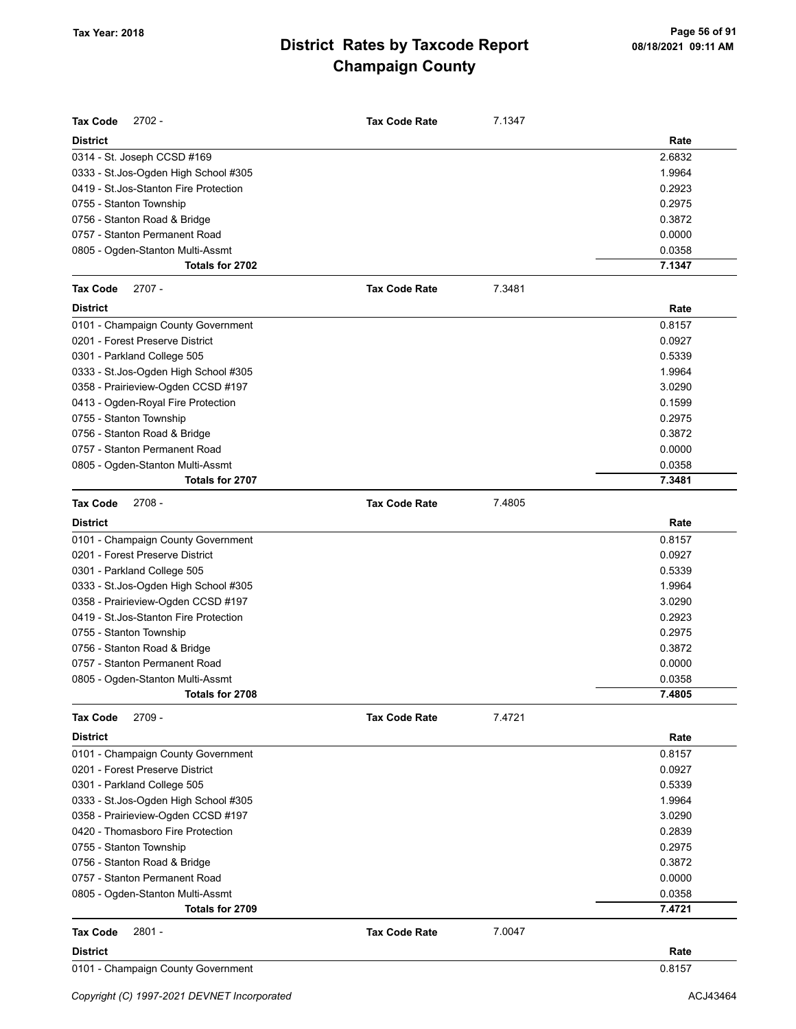**Tax Code** 2702 - **Tax Code Rate** 7.1347

| District | Rate |
|---|---|
| 0314 - St. Joseph CCSD #169 | 2.6832 |
| 0333 - St.Jos-Ogden High School #305 | 1.9964 |
| 0419 - St.Jos-Stanton Fire Protection | 0.2923 |
| 0755 - Stanton Township | 0.2975 |
| 0756 - Stanton Road & Bridge | 0.3872 |
| 0757 - Stanton Permanent Road | 0.0000 |
| 0805 - Ogden-Stanton Multi-Assmt | 0.0358 |
| **Totals for 2702** | **7.1347** |

**Tax Code** 2707 - **Tax Code Rate** 7.3481

| District | Rate |
|---|---|
| 0101 - Champaign County Government | 0.8157 |
| 0201 - Forest Preserve District | 0.0927 |
| 0301 - Parkland College 505 | 0.5339 |
| 0333 - St.Jos-Ogden High School #305 | 1.9964 |
| 0358 - Prairieview-Ogden CCSD #197 | 3.0290 |
| 0413 - Ogden-Royal Fire Protection | 0.1599 |
| 0755 - Stanton Township | 0.2975 |
| 0756 - Stanton Road & Bridge | 0.3872 |
| 0757 - Stanton Permanent Road | 0.0000 |
| 0805 - Ogden-Stanton Multi-Assmt | 0.0358 |
| **Totals for 2707** | **7.3481** |

**Tax Code** 2708 - **Tax Code Rate** 7.4805

| District | Rate |
|---|---|
| 0101 - Champaign County Government | 0.8157 |
| 0201 - Forest Preserve District | 0.0927 |
| 0301 - Parkland College 505 | 0.5339 |
| 0333 - St.Jos-Ogden High School #305 | 1.9964 |
| 0358 - Prairieview-Ogden CCSD #197 | 3.0290 |
| 0419 - St.Jos-Stanton Fire Protection | 0.2923 |
| 0755 - Stanton Township | 0.2975 |
| 0756 - Stanton Road & Bridge | 0.3872 |
| 0757 - Stanton Permanent Road | 0.0000 |
| 0805 - Ogden-Stanton Multi-Assmt | 0.0358 |
| **Totals for 2708** | **7.4805** |

**Tax Code** 2709 - **Tax Code Rate** 7.4721

| District | Rate |
|---|---|
| 0101 - Champaign County Government | 0.8157 |
| 0201 - Forest Preserve District | 0.0927 |
| 0301 - Parkland College 505 | 0.5339 |
| 0333 - St.Jos-Ogden High School #305 | 1.9964 |
| 0358 - Prairieview-Ogden CCSD #197 | 3.0290 |
| 0420 - Thomasboro Fire Protection | 0.2839 |
| 0755 - Stanton Township | 0.2975 |
| 0756 - Stanton Road & Bridge | 0.3872 |
| 0757 - Stanton Permanent Road | 0.0000 |
| 0805 - Ogden-Stanton Multi-Assmt | 0.0358 |
| **Totals for 2709** | **7.4721** |

**Tax Code** 2801 - **Tax Code Rate** 7.0047

| District | Rate |
|---|---|
| 0101 - Champaign County Government | 0.8157 |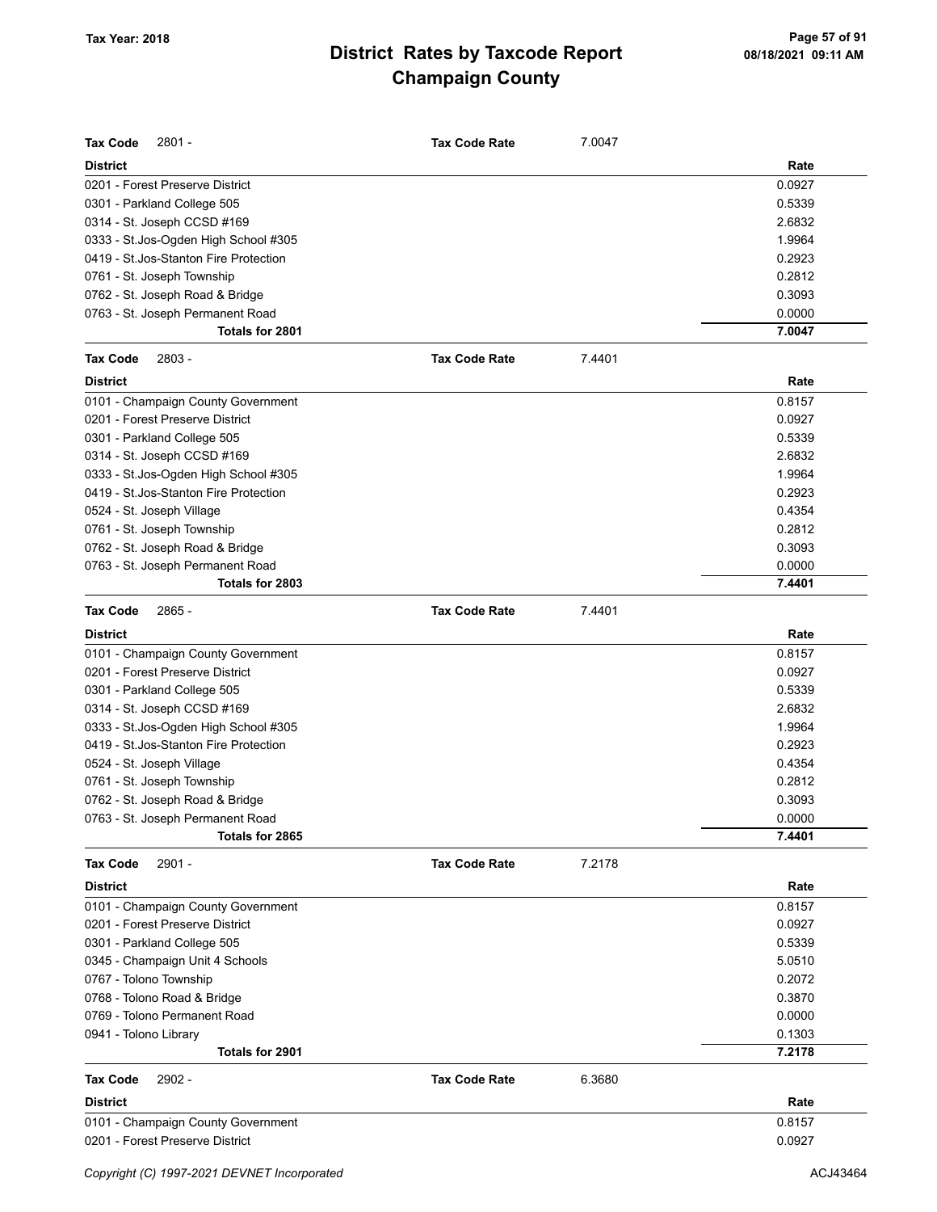# District Rates by Taxcode Report
# Champaign County

Tax Year: 2018

**Tax Code** 2801 - **Tax Code Rate** 7.0047

| District | Rate |
|---|---|
| 0201 - Forest Preserve District | 0.0927 |
| 0301 - Parkland College 505 | 0.5339 |
| 0314 - St. Joseph CCSD #169 | 2.6832 |
| 0333 - St.Jos-Ogden High School #305 | 1.9964 |
| 0419 - St.Jos-Stanton Fire Protection | 0.2923 |
| 0761 - St. Joseph Township | 0.2812 |
| 0762 - St. Joseph Road & Bridge | 0.3093 |
| 0763 - St. Joseph Permanent Road | 0.0000 |
| **Totals for 2801** | **7.0047** |

**Tax Code** 2803 - **Tax Code Rate** 7.4401

| District | Rate |
|---|---|
| 0101 - Champaign County Government | 0.8157 |
| 0201 - Forest Preserve District | 0.0927 |
| 0301 - Parkland College 505 | 0.5339 |
| 0314 - St. Joseph CCSD #169 | 2.6832 |
| 0333 - St.Jos-Ogden High School #305 | 1.9964 |
| 0419 - St.Jos-Stanton Fire Protection | 0.2923 |
| 0524 - St. Joseph Village | 0.4354 |
| 0761 - St. Joseph Township | 0.2812 |
| 0762 - St. Joseph Road & Bridge | 0.3093 |
| 0763 - St. Joseph Permanent Road | 0.0000 |
| **Totals for 2803** | **7.4401** |

**Tax Code** 2865 - **Tax Code Rate** 7.4401

| District | Rate |
|---|---|
| 0101 - Champaign County Government | 0.8157 |
| 0201 - Forest Preserve District | 0.0927 |
| 0301 - Parkland College 505 | 0.5339 |
| 0314 - St. Joseph CCSD #169 | 2.6832 |
| 0333 - St.Jos-Ogden High School #305 | 1.9964 |
| 0419 - St.Jos-Stanton Fire Protection | 0.2923 |
| 0524 - St. Joseph Village | 0.4354 |
| 0761 - St. Joseph Township | 0.2812 |
| 0762 - St. Joseph Road & Bridge | 0.3093 |
| 0763 - St. Joseph Permanent Road | 0.0000 |
| **Totals for 2865** | **7.4401** |

**Tax Code** 2901 - **Tax Code Rate** 7.2178

| District | Rate |
|---|---|
| 0101 - Champaign County Government | 0.8157 |
| 0201 - Forest Preserve District | 0.0927 |
| 0301 - Parkland College 505 | 0.5339 |
| 0345 - Champaign Unit 4 Schools | 5.0510 |
| 0767 - Tolono Township | 0.2072 |
| 0768 - Tolono Road & Bridge | 0.3870 |
| 0769 - Tolono Permanent Road | 0.0000 |
| 0941 - Tolono Library | 0.1303 |
| **Totals for 2901** | **7.2178** |

**Tax Code** 2902 - **Tax Code Rate** 6.3680

| District | Rate |
|---|---|
| 0101 - Champaign County Government | 0.8157 |
| 0201 - Forest Preserve District | 0.0927 |

Copyright (C) 1997-2021 DEVNET Incorporated — ACJ43464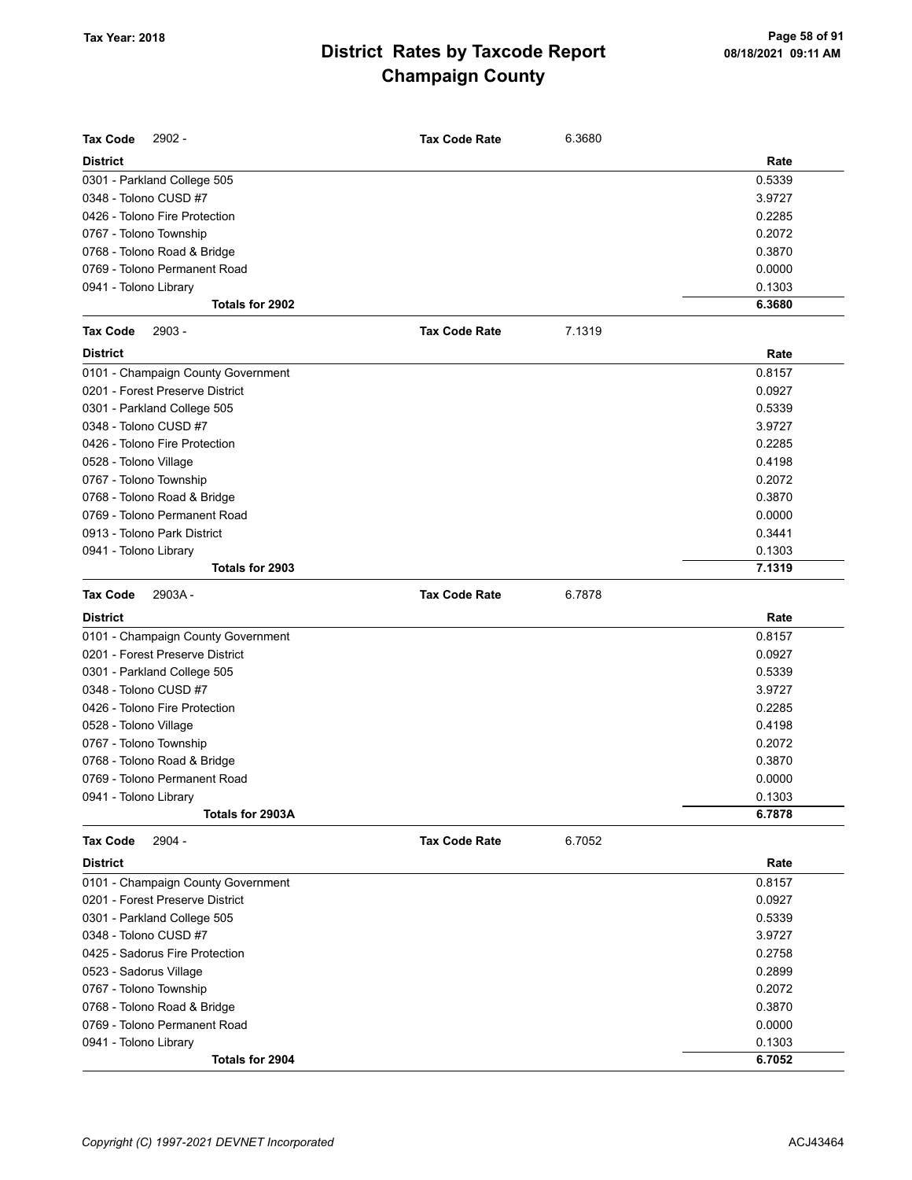# District Rates by Taxcode Report
## Champaign County

Tax Year: 2018

**Tax Code** 2902 - **Tax Code Rate** 6.3680

| District | Rate |
|---|---|
| 0301 - Parkland College 505 | 0.5339 |
| 0348 - Tolono CUSD #7 | 3.9727 |
| 0426 - Tolono Fire Protection | 0.2285 |
| 0767 - Tolono Township | 0.2072 |
| 0768 - Tolono Road & Bridge | 0.3870 |
| 0769 - Tolono Permanent Road | 0.0000 |
| 0941 - Tolono Library | 0.1303 |
| **Totals for 2902** | **6.3680** |

**Tax Code** 2903 - **Tax Code Rate** 7.1319

| District | Rate |
|---|---|
| 0101 - Champaign County Government | 0.8157 |
| 0201 - Forest Preserve District | 0.0927 |
| 0301 - Parkland College 505 | 0.5339 |
| 0348 - Tolono CUSD #7 | 3.9727 |
| 0426 - Tolono Fire Protection | 0.2285 |
| 0528 - Tolono Village | 0.4198 |
| 0767 - Tolono Township | 0.2072 |
| 0768 - Tolono Road & Bridge | 0.3870 |
| 0769 - Tolono Permanent Road | 0.0000 |
| 0913 - Tolono Park District | 0.3441 |
| 0941 - Tolono Library | 0.1303 |
| **Totals for 2903** | **7.1319** |

**Tax Code** 2903A - **Tax Code Rate** 6.7878

| District | Rate |
|---|---|
| 0101 - Champaign County Government | 0.8157 |
| 0201 - Forest Preserve District | 0.0927 |
| 0301 - Parkland College 505 | 0.5339 |
| 0348 - Tolono CUSD #7 | 3.9727 |
| 0426 - Tolono Fire Protection | 0.2285 |
| 0528 - Tolono Village | 0.4198 |
| 0767 - Tolono Township | 0.2072 |
| 0768 - Tolono Road & Bridge | 0.3870 |
| 0769 - Tolono Permanent Road | 0.0000 |
| 0941 - Tolono Library | 0.1303 |
| **Totals for 2903A** | **6.7878** |

**Tax Code** 2904 - **Tax Code Rate** 6.7052

| District | Rate |
|---|---|
| 0101 - Champaign County Government | 0.8157 |
| 0201 - Forest Preserve District | 0.0927 |
| 0301 - Parkland College 505 | 0.5339 |
| 0348 - Tolono CUSD #7 | 3.9727 |
| 0425 - Sadorus Fire Protection | 0.2758 |
| 0523 - Sadorus Village | 0.2899 |
| 0767 - Tolono Township | 0.2072 |
| 0768 - Tolono Road & Bridge | 0.3870 |
| 0769 - Tolono Permanent Road | 0.0000 |
| 0941 - Tolono Library | 0.1303 |
| **Totals for 2904** | **6.7052** |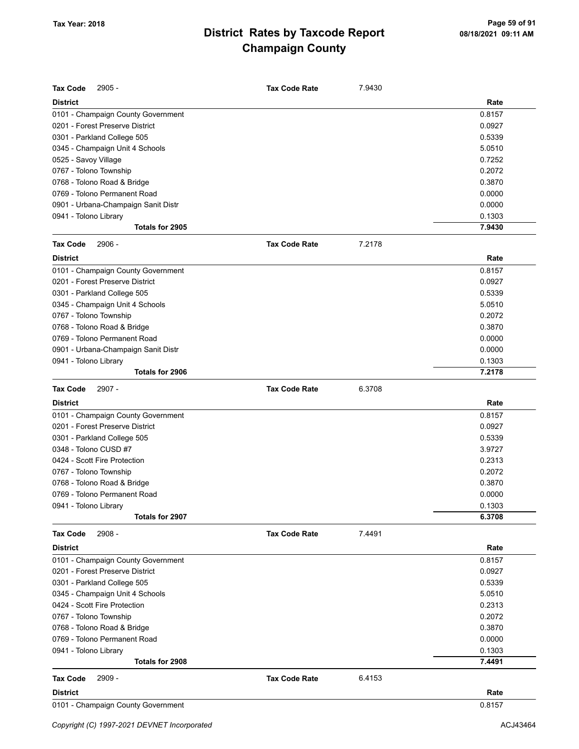# District Rates by Taxcode Report
## Champaign County

Tax Year: 2018

**Tax Code** 2905 - **Tax Code Rate** 7.9430

| District | Rate |
|---|---|
| 0101 - Champaign County Government | 0.8157 |
| 0201 - Forest Preserve District | 0.0927 |
| 0301 - Parkland College 505 | 0.5339 |
| 0345 - Champaign Unit 4 Schools | 5.0510 |
| 0525 - Savoy Village | 0.7252 |
| 0767 - Tolono Township | 0.2072 |
| 0768 - Tolono Road & Bridge | 0.3870 |
| 0769 - Tolono Permanent Road | 0.0000 |
| 0901 - Urbana-Champaign Sanit Distr | 0.0000 |
| 0941 - Tolono Library | 0.1303 |
| **Totals for 2905** | **7.9430** |

**Tax Code** 2906 - **Tax Code Rate** 7.2178

| District | Rate |
|---|---|
| 0101 - Champaign County Government | 0.8157 |
| 0201 - Forest Preserve District | 0.0927 |
| 0301 - Parkland College 505 | 0.5339 |
| 0345 - Champaign Unit 4 Schools | 5.0510 |
| 0767 - Tolono Township | 0.2072 |
| 0768 - Tolono Road & Bridge | 0.3870 |
| 0769 - Tolono Permanent Road | 0.0000 |
| 0901 - Urbana-Champaign Sanit Distr | 0.0000 |
| 0941 - Tolono Library | 0.1303 |
| **Totals for 2906** | **7.2178** |

**Tax Code** 2907 - **Tax Code Rate** 6.3708

| District | Rate |
|---|---|
| 0101 - Champaign County Government | 0.8157 |
| 0201 - Forest Preserve District | 0.0927 |
| 0301 - Parkland College 505 | 0.5339 |
| 0348 - Tolono CUSD #7 | 3.9727 |
| 0424 - Scott Fire Protection | 0.2313 |
| 0767 - Tolono Township | 0.2072 |
| 0768 - Tolono Road & Bridge | 0.3870 |
| 0769 - Tolono Permanent Road | 0.0000 |
| 0941 - Tolono Library | 0.1303 |
| **Totals for 2907** | **6.3708** |

**Tax Code** 2908 - **Tax Code Rate** 7.4491

| District | Rate |
|---|---|
| 0101 - Champaign County Government | 0.8157 |
| 0201 - Forest Preserve District | 0.0927 |
| 0301 - Parkland College 505 | 0.5339 |
| 0345 - Champaign Unit 4 Schools | 5.0510 |
| 0424 - Scott Fire Protection | 0.2313 |
| 0767 - Tolono Township | 0.2072 |
| 0768 - Tolono Road & Bridge | 0.3870 |
| 0769 - Tolono Permanent Road | 0.0000 |
| 0941 - Tolono Library | 0.1303 |
| **Totals for 2908** | **7.4491** |

**Tax Code** 2909 - **Tax Code Rate** 6.4153

| District | Rate |
|---|---|
| 0101 - Champaign County Government | 0.8157 |

Copyright (C) 1997-2021 DEVNET Incorporated — ACJ43464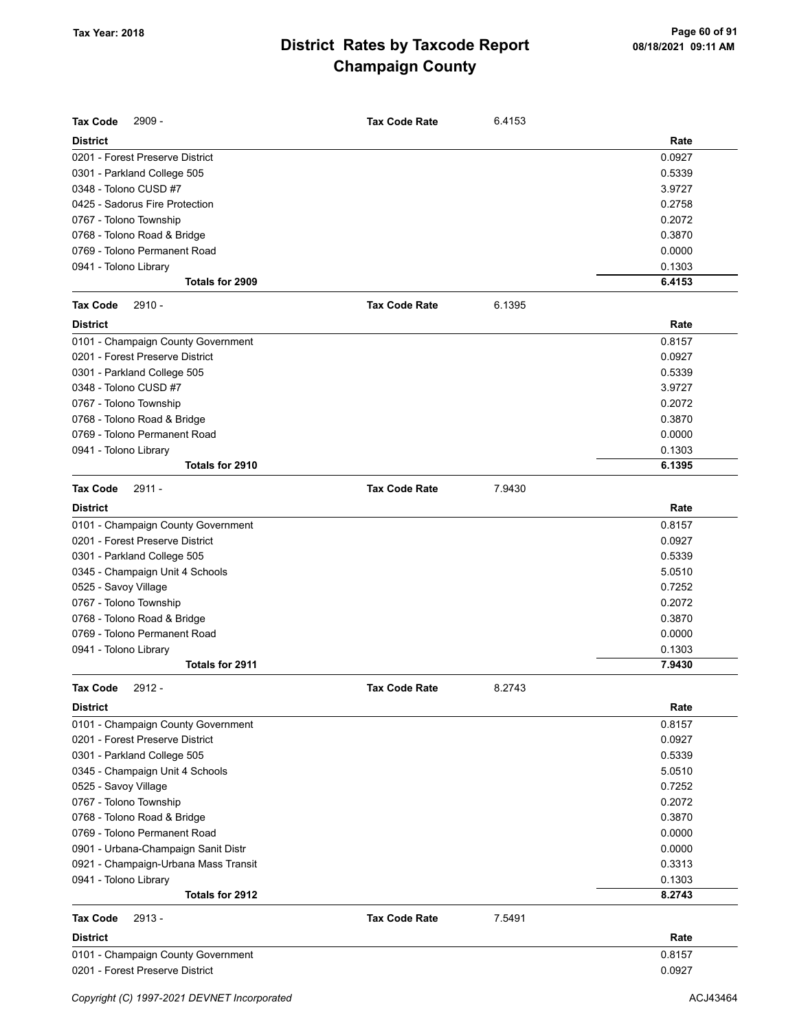# District Rates by Taxcode Report
## Champaign County

Tax Year: 2018

**Tax Code** 2909 - **Tax Code Rate** 6.4153

| District | Rate |
|---|---|
| 0201 - Forest Preserve District | 0.0927 |
| 0301 - Parkland College 505 | 0.5339 |
| 0348 - Tolono CUSD #7 | 3.9727 |
| 0425 - Sadorus Fire Protection | 0.2758 |
| 0767 - Tolono Township | 0.2072 |
| 0768 - Tolono Road & Bridge | 0.3870 |
| 0769 - Tolono Permanent Road | 0.0000 |
| 0941 - Tolono Library | 0.1303 |
| **Totals for 2909** | **6.4153** |

**Tax Code** 2910 - **Tax Code Rate** 6.1395

| District | Rate |
|---|---|
| 0101 - Champaign County Government | 0.8157 |
| 0201 - Forest Preserve District | 0.0927 |
| 0301 - Parkland College 505 | 0.5339 |
| 0348 - Tolono CUSD #7 | 3.9727 |
| 0767 - Tolono Township | 0.2072 |
| 0768 - Tolono Road & Bridge | 0.3870 |
| 0769 - Tolono Permanent Road | 0.0000 |
| 0941 - Tolono Library | 0.1303 |
| **Totals for 2910** | **6.1395** |

**Tax Code** 2911 - **Tax Code Rate** 7.9430

| District | Rate |
|---|---|
| 0101 - Champaign County Government | 0.8157 |
| 0201 - Forest Preserve District | 0.0927 |
| 0301 - Parkland College 505 | 0.5339 |
| 0345 - Champaign Unit 4 Schools | 5.0510 |
| 0525 - Savoy Village | 0.7252 |
| 0767 - Tolono Township | 0.2072 |
| 0768 - Tolono Road & Bridge | 0.3870 |
| 0769 - Tolono Permanent Road | 0.0000 |
| 0941 - Tolono Library | 0.1303 |
| **Totals for 2911** | **7.9430** |

**Tax Code** 2912 - **Tax Code Rate** 8.2743

| District | Rate |
|---|---|
| 0101 - Champaign County Government | 0.8157 |
| 0201 - Forest Preserve District | 0.0927 |
| 0301 - Parkland College 505 | 0.5339 |
| 0345 - Champaign Unit 4 Schools | 5.0510 |
| 0525 - Savoy Village | 0.7252 |
| 0767 - Tolono Township | 0.2072 |
| 0768 - Tolono Road & Bridge | 0.3870 |
| 0769 - Tolono Permanent Road | 0.0000 |
| 0901 - Urbana-Champaign Sanit Distr | 0.0000 |
| 0921 - Champaign-Urbana Mass Transit | 0.3313 |
| 0941 - Tolono Library | 0.1303 |
| **Totals for 2912** | **8.2743** |

**Tax Code** 2913 - **Tax Code Rate** 7.5491

| District | Rate |
|---|---|
| 0101 - Champaign County Government | 0.8157 |
| 0201 - Forest Preserve District | 0.0927 |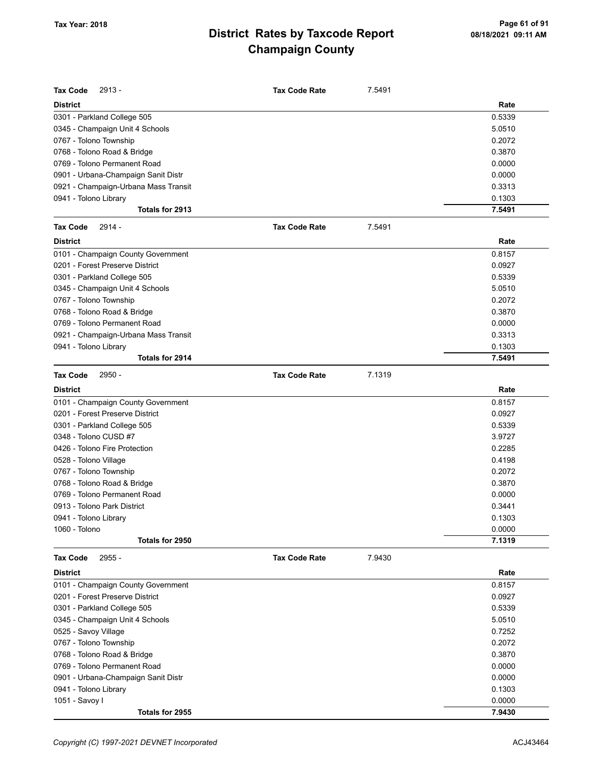**Tax Code** 2913 - **Tax Code Rate** 7.5491

| District | Rate |
|---|---|
| 0301 - Parkland College 505 | 0.5339 |
| 0345 - Champaign Unit 4 Schools | 5.0510 |
| 0767 - Tolono Township | 0.2072 |
| 0768 - Tolono Road & Bridge | 0.3870 |
| 0769 - Tolono Permanent Road | 0.0000 |
| 0901 - Urbana-Champaign Sanit Distr | 0.0000 |
| 0921 - Champaign-Urbana Mass Transit | 0.3313 |
| 0941 - Tolono Library | 0.1303 |
| **Totals for 2913** | **7.5491** |

**Tax Code** 2914 - **Tax Code Rate** 7.5491

| District | Rate |
|---|---|
| 0101 - Champaign County Government | 0.8157 |
| 0201 - Forest Preserve District | 0.0927 |
| 0301 - Parkland College 505 | 0.5339 |
| 0345 - Champaign Unit 4 Schools | 5.0510 |
| 0767 - Tolono Township | 0.2072 |
| 0768 - Tolono Road & Bridge | 0.3870 |
| 0769 - Tolono Permanent Road | 0.0000 |
| 0921 - Champaign-Urbana Mass Transit | 0.3313 |
| 0941 - Tolono Library | 0.1303 |
| **Totals for 2914** | **7.5491** |

**Tax Code** 2950 - **Tax Code Rate** 7.1319

| District | Rate |
|---|---|
| 0101 - Champaign County Government | 0.8157 |
| 0201 - Forest Preserve District | 0.0927 |
| 0301 - Parkland College 505 | 0.5339 |
| 0348 - Tolono CUSD #7 | 3.9727 |
| 0426 - Tolono Fire Protection | 0.2285 |
| 0528 - Tolono Village | 0.4198 |
| 0767 - Tolono Township | 0.2072 |
| 0768 - Tolono Road & Bridge | 0.3870 |
| 0769 - Tolono Permanent Road | 0.0000 |
| 0913 - Tolono Park District | 0.3441 |
| 0941 - Tolono Library | 0.1303 |
| 1060 - Tolono | 0.0000 |
| **Totals for 2950** | **7.1319** |

**Tax Code** 2955 - **Tax Code Rate** 7.9430

| District | Rate |
|---|---|
| 0101 - Champaign County Government | 0.8157 |
| 0201 - Forest Preserve District | 0.0927 |
| 0301 - Parkland College 505 | 0.5339 |
| 0345 - Champaign Unit 4 Schools | 5.0510 |
| 0525 - Savoy Village | 0.7252 |
| 0767 - Tolono Township | 0.2072 |
| 0768 - Tolono Road & Bridge | 0.3870 |
| 0769 - Tolono Permanent Road | 0.0000 |
| 0901 - Urbana-Champaign Sanit Distr | 0.0000 |
| 0941 - Tolono Library | 0.1303 |
| 1051 - Savoy I | 0.0000 |
| **Totals for 2955** | **7.9430** |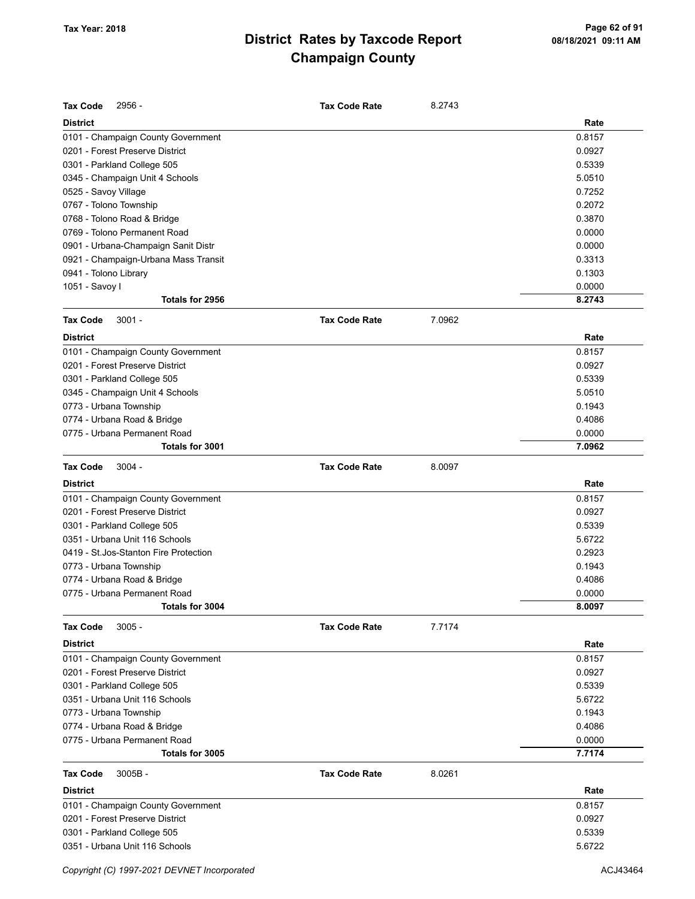# District Rates by Taxcode Report
## Champaign County

Tax Year: 2018

**Tax Code** 2956 - **Tax Code Rate** 8.2743

| District | Rate |
|---|---|
| 0101 - Champaign County Government | 0.8157 |
| 0201 - Forest Preserve District | 0.0927 |
| 0301 - Parkland College 505 | 0.5339 |
| 0345 - Champaign Unit 4 Schools | 5.0510 |
| 0525 - Savoy Village | 0.7252 |
| 0767 - Tolono Township | 0.2072 |
| 0768 - Tolono Road & Bridge | 0.3870 |
| 0769 - Tolono Permanent Road | 0.0000 |
| 0901 - Urbana-Champaign Sanit Distr | 0.0000 |
| 0921 - Champaign-Urbana Mass Transit | 0.3313 |
| 0941 - Tolono Library | 0.1303 |
| 1051 - Savoy I | 0.0000 |
| **Totals for 2956** | **8.2743** |

**Tax Code** 3001 - **Tax Code Rate** 7.0962

| District | Rate |
|---|---|
| 0101 - Champaign County Government | 0.8157 |
| 0201 - Forest Preserve District | 0.0927 |
| 0301 - Parkland College 505 | 0.5339 |
| 0345 - Champaign Unit 4 Schools | 5.0510 |
| 0773 - Urbana Township | 0.1943 |
| 0774 - Urbana Road & Bridge | 0.4086 |
| 0775 - Urbana Permanent Road | 0.0000 |
| **Totals for 3001** | **7.0962** |

**Tax Code** 3004 - **Tax Code Rate** 8.0097

| District | Rate |
|---|---|
| 0101 - Champaign County Government | 0.8157 |
| 0201 - Forest Preserve District | 0.0927 |
| 0301 - Parkland College 505 | 0.5339 |
| 0351 - Urbana Unit 116 Schools | 5.6722 |
| 0419 - St.Jos-Stanton Fire Protection | 0.2923 |
| 0773 - Urbana Township | 0.1943 |
| 0774 - Urbana Road & Bridge | 0.4086 |
| 0775 - Urbana Permanent Road | 0.0000 |
| **Totals for 3004** | **8.0097** |

**Tax Code** 3005 - **Tax Code Rate** 7.7174

| District | Rate |
|---|---|
| 0101 - Champaign County Government | 0.8157 |
| 0201 - Forest Preserve District | 0.0927 |
| 0301 - Parkland College 505 | 0.5339 |
| 0351 - Urbana Unit 116 Schools | 5.6722 |
| 0773 - Urbana Township | 0.1943 |
| 0774 - Urbana Road & Bridge | 0.4086 |
| 0775 - Urbana Permanent Road | 0.0000 |
| **Totals for 3005** | **7.7174** |

**Tax Code** 3005B - **Tax Code Rate** 8.0261

| District | Rate |
|---|---|
| 0101 - Champaign County Government | 0.8157 |
| 0201 - Forest Preserve District | 0.0927 |
| 0301 - Parkland College 505 | 0.5339 |
| 0351 - Urbana Unit 116 Schools | 5.6722 |

Copyright (C) 1997-2021 DEVNET Incorporated ACJ43464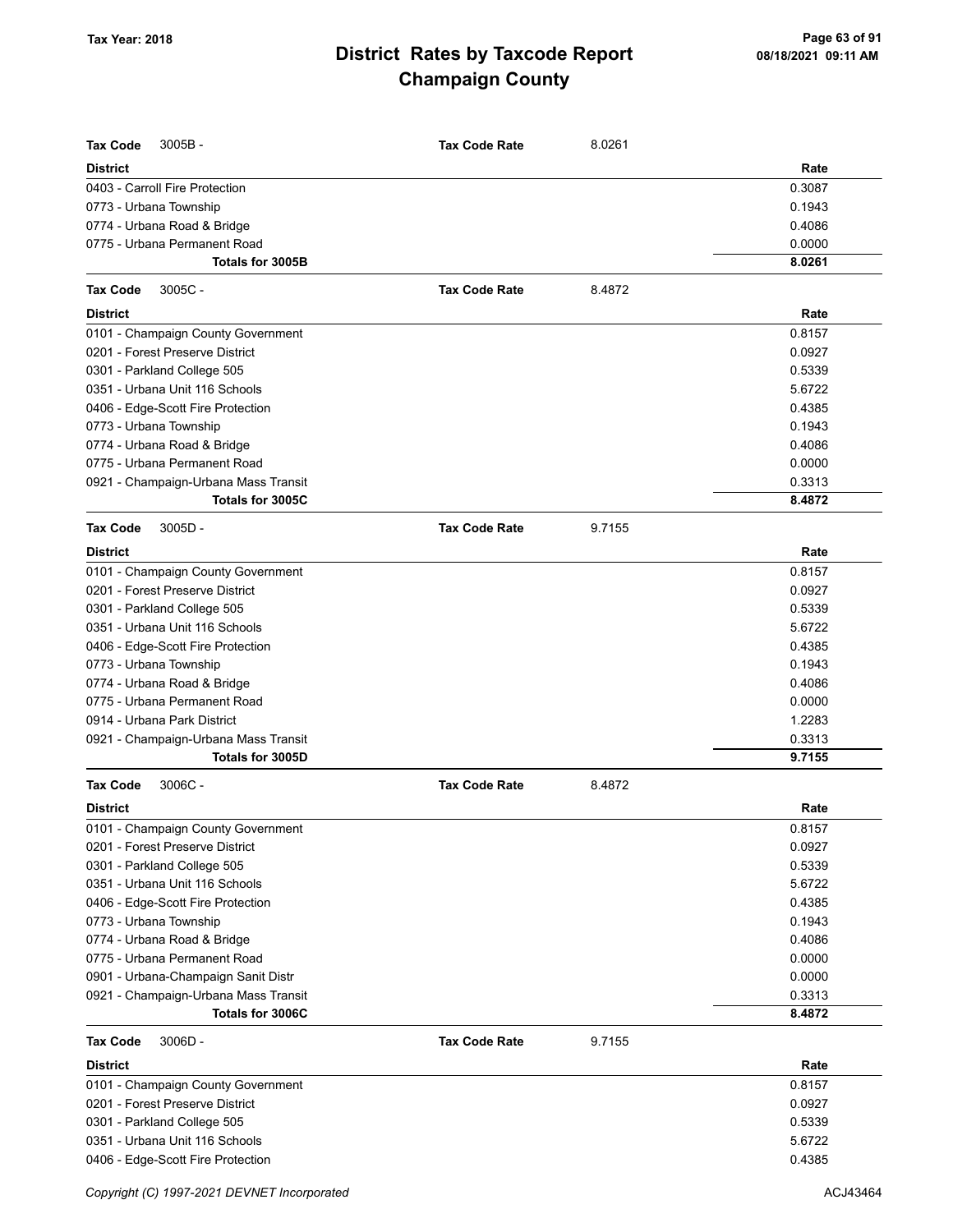## Tax Code 3005B -

**Tax Code Rate:** 8.0261

| District | Rate |
|---|---|
| 0403 - Carroll Fire Protection | 0.3087 |
| 0773 - Urbana Township | 0.1943 |
| 0774 - Urbana Road & Bridge | 0.4086 |
| 0775 - Urbana Permanent Road | 0.0000 |
| **Totals for 3005B** | **8.0261** |

## Tax Code 3005C -

**Tax Code Rate:** 8.4872

| District | Rate |
|---|---|
| 0101 - Champaign County Government | 0.8157 |
| 0201 - Forest Preserve District | 0.0927 |
| 0301 - Parkland College 505 | 0.5339 |
| 0351 - Urbana Unit 116 Schools | 5.6722 |
| 0406 - Edge-Scott Fire Protection | 0.4385 |
| 0773 - Urbana Township | 0.1943 |
| 0774 - Urbana Road & Bridge | 0.4086 |
| 0775 - Urbana Permanent Road | 0.0000 |
| 0921 - Champaign-Urbana Mass Transit | 0.3313 |
| **Totals for 3005C** | **8.4872** |

## Tax Code 3005D -

**Tax Code Rate:** 9.7155

| District | Rate |
|---|---|
| 0101 - Champaign County Government | 0.8157 |
| 0201 - Forest Preserve District | 0.0927 |
| 0301 - Parkland College 505 | 0.5339 |
| 0351 - Urbana Unit 116 Schools | 5.6722 |
| 0406 - Edge-Scott Fire Protection | 0.4385 |
| 0773 - Urbana Township | 0.1943 |
| 0774 - Urbana Road & Bridge | 0.4086 |
| 0775 - Urbana Permanent Road | 0.0000 |
| 0914 - Urbana Park District | 1.2283 |
| 0921 - Champaign-Urbana Mass Transit | 0.3313 |
| **Totals for 3005D** | **9.7155** |

## Tax Code 3006C -

**Tax Code Rate:** 8.4872

| District | Rate |
|---|---|
| 0101 - Champaign County Government | 0.8157 |
| 0201 - Forest Preserve District | 0.0927 |
| 0301 - Parkland College 505 | 0.5339 |
| 0351 - Urbana Unit 116 Schools | 5.6722 |
| 0406 - Edge-Scott Fire Protection | 0.4385 |
| 0773 - Urbana Township | 0.1943 |
| 0774 - Urbana Road & Bridge | 0.4086 |
| 0775 - Urbana Permanent Road | 0.0000 |
| 0901 - Urbana-Champaign Sanit Distr | 0.0000 |
| 0921 - Champaign-Urbana Mass Transit | 0.3313 |
| **Totals for 3006C** | **8.4872** |

## Tax Code 3006D -

**Tax Code Rate:** 9.7155

| District | Rate |
|---|---|
| 0101 - Champaign County Government | 0.8157 |
| 0201 - Forest Preserve District | 0.0927 |
| 0301 - Parkland College 505 | 0.5339 |
| 0351 - Urbana Unit 116 Schools | 5.6722 |
| 0406 - Edge-Scott Fire Protection | 0.4385 |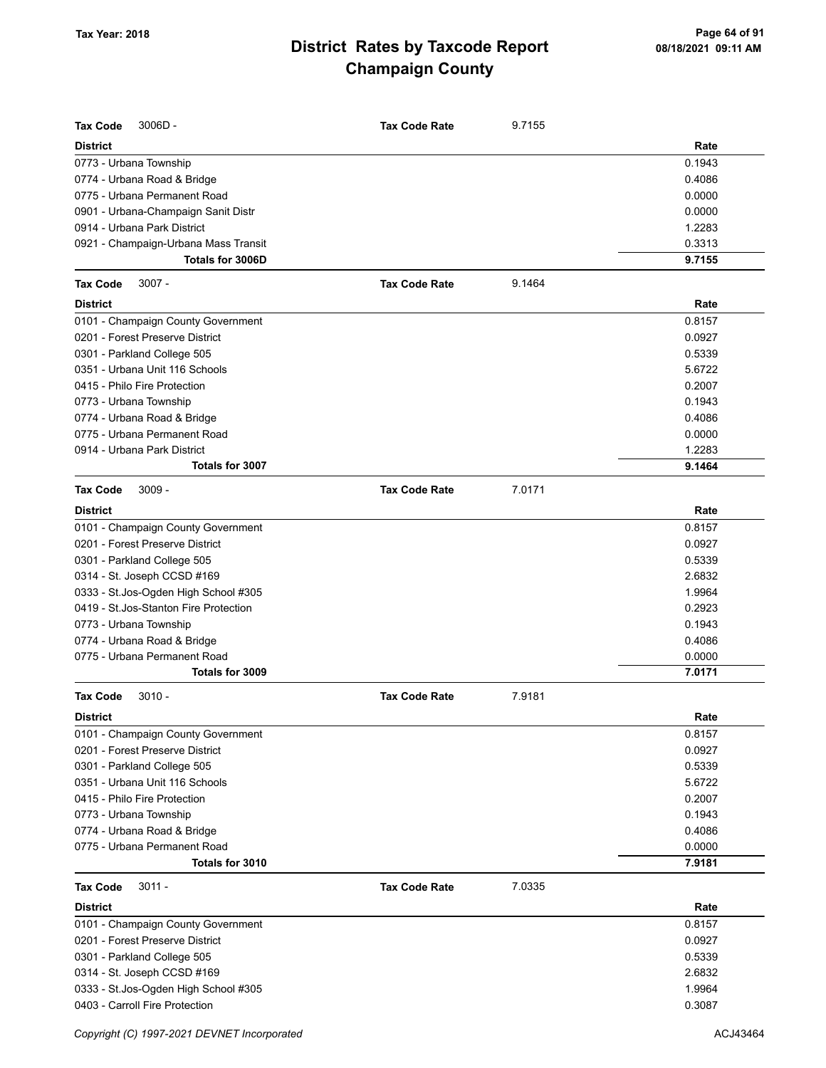# District Rates by Taxcode Report
## Champaign County

Tax Year: 2018

**Tax Code** 3006D - **Tax Code Rate** 9.7155

| District | Rate |
|---|---|
| 0773 - Urbana Township | 0.1943 |
| 0774 - Urbana Road & Bridge | 0.4086 |
| 0775 - Urbana Permanent Road | 0.0000 |
| 0901 - Urbana-Champaign Sanit Distr | 0.0000 |
| 0914 - Urbana Park District | 1.2283 |
| 0921 - Champaign-Urbana Mass Transit | 0.3313 |
| **Totals for 3006D** | **9.7155** |

**Tax Code** 3007 - **Tax Code Rate** 9.1464

| District | Rate |
|---|---|
| 0101 - Champaign County Government | 0.8157 |
| 0201 - Forest Preserve District | 0.0927 |
| 0301 - Parkland College 505 | 0.5339 |
| 0351 - Urbana Unit 116 Schools | 5.6722 |
| 0415 - Philo Fire Protection | 0.2007 |
| 0773 - Urbana Township | 0.1943 |
| 0774 - Urbana Road & Bridge | 0.4086 |
| 0775 - Urbana Permanent Road | 0.0000 |
| 0914 - Urbana Park District | 1.2283 |
| **Totals for 3007** | **9.1464** |

**Tax Code** 3009 - **Tax Code Rate** 7.0171

| District | Rate |
|---|---|
| 0101 - Champaign County Government | 0.8157 |
| 0201 - Forest Preserve District | 0.0927 |
| 0301 - Parkland College 505 | 0.5339 |
| 0314 - St. Joseph CCSD #169 | 2.6832 |
| 0333 - St.Jos-Ogden High School #305 | 1.9964 |
| 0419 - St.Jos-Stanton Fire Protection | 0.2923 |
| 0773 - Urbana Township | 0.1943 |
| 0774 - Urbana Road & Bridge | 0.4086 |
| 0775 - Urbana Permanent Road | 0.0000 |
| **Totals for 3009** | **7.0171** |

**Tax Code** 3010 - **Tax Code Rate** 7.9181

| District | Rate |
|---|---|
| 0101 - Champaign County Government | 0.8157 |
| 0201 - Forest Preserve District | 0.0927 |
| 0301 - Parkland College 505 | 0.5339 |
| 0351 - Urbana Unit 116 Schools | 5.6722 |
| 0415 - Philo Fire Protection | 0.2007 |
| 0773 - Urbana Township | 0.1943 |
| 0774 - Urbana Road & Bridge | 0.4086 |
| 0775 - Urbana Permanent Road | 0.0000 |
| **Totals for 3010** | **7.9181** |

**Tax Code** 3011 - **Tax Code Rate** 7.0335

| District | Rate |
|---|---|
| 0101 - Champaign County Government | 0.8157 |
| 0201 - Forest Preserve District | 0.0927 |
| 0301 - Parkland College 505 | 0.5339 |
| 0314 - St. Joseph CCSD #169 | 2.6832 |
| 0333 - St.Jos-Ogden High School #305 | 1.9964 |
| 0403 - Carroll Fire Protection | 0.3087 |

Copyright (C) 1997-2021 DEVNET Incorporated ACJ43464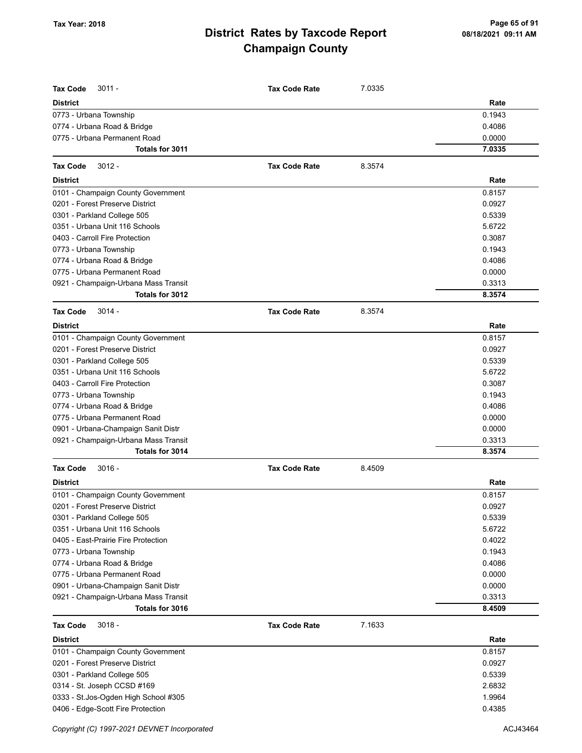# District Rates by Taxcode Report
# Champaign County

Tax Year: 2018

| Tax Code 3011 - | Tax Code Rate | 7.0335 |
|---|---|---|
| **District** | | **Rate** |
| 0773 - Urbana Township | | 0.1943 |
| 0774 - Urbana Road & Bridge | | 0.4086 |
| 0775 - Urbana Permanent Road | | 0.0000 |
| **Totals for 3011** | | **7.0335** |

| Tax Code 3012 - | Tax Code Rate | 8.3574 |
|---|---|---|
| **District** | | **Rate** |
| 0101 - Champaign County Government | | 0.8157 |
| 0201 - Forest Preserve District | | 0.0927 |
| 0301 - Parkland College 505 | | 0.5339 |
| 0351 - Urbana Unit 116 Schools | | 5.6722 |
| 0403 - Carroll Fire Protection | | 0.3087 |
| 0773 - Urbana Township | | 0.1943 |
| 0774 - Urbana Road & Bridge | | 0.4086 |
| 0775 - Urbana Permanent Road | | 0.0000 |
| 0921 - Champaign-Urbana Mass Transit | | 0.3313 |
| **Totals for 3012** | | **8.3574** |

| Tax Code 3014 - | Tax Code Rate | 8.3574 |
|---|---|---|
| **District** | | **Rate** |
| 0101 - Champaign County Government | | 0.8157 |
| 0201 - Forest Preserve District | | 0.0927 |
| 0301 - Parkland College 505 | | 0.5339 |
| 0351 - Urbana Unit 116 Schools | | 5.6722 |
| 0403 - Carroll Fire Protection | | 0.3087 |
| 0773 - Urbana Township | | 0.1943 |
| 0774 - Urbana Road & Bridge | | 0.4086 |
| 0775 - Urbana Permanent Road | | 0.0000 |
| 0901 - Urbana-Champaign Sanit Distr | | 0.0000 |
| 0921 - Champaign-Urbana Mass Transit | | 0.3313 |
| **Totals for 3014** | | **8.3574** |

| Tax Code 3016 - | Tax Code Rate | 8.4509 |
|---|---|---|
| **District** | | **Rate** |
| 0101 - Champaign County Government | | 0.8157 |
| 0201 - Forest Preserve District | | 0.0927 |
| 0301 - Parkland College 505 | | 0.5339 |
| 0351 - Urbana Unit 116 Schools | | 5.6722 |
| 0405 - East-Prairie Fire Protection | | 0.4022 |
| 0773 - Urbana Township | | 0.1943 |
| 0774 - Urbana Road & Bridge | | 0.4086 |
| 0775 - Urbana Permanent Road | | 0.0000 |
| 0901 - Urbana-Champaign Sanit Distr | | 0.0000 |
| 0921 - Champaign-Urbana Mass Transit | | 0.3313 |
| **Totals for 3016** | | **8.4509** |

| Tax Code 3018 - | Tax Code Rate | 7.1633 |
|---|---|---|
| **District** | | **Rate** |
| 0101 - Champaign County Government | | 0.8157 |
| 0201 - Forest Preserve District | | 0.0927 |
| 0301 - Parkland College 505 | | 0.5339 |
| 0314 - St. Joseph CCSD #169 | | 2.6832 |
| 0333 - St.Jos-Ogden High School #305 | | 1.9964 |
| 0406 - Edge-Scott Fire Protection | | 0.4385 |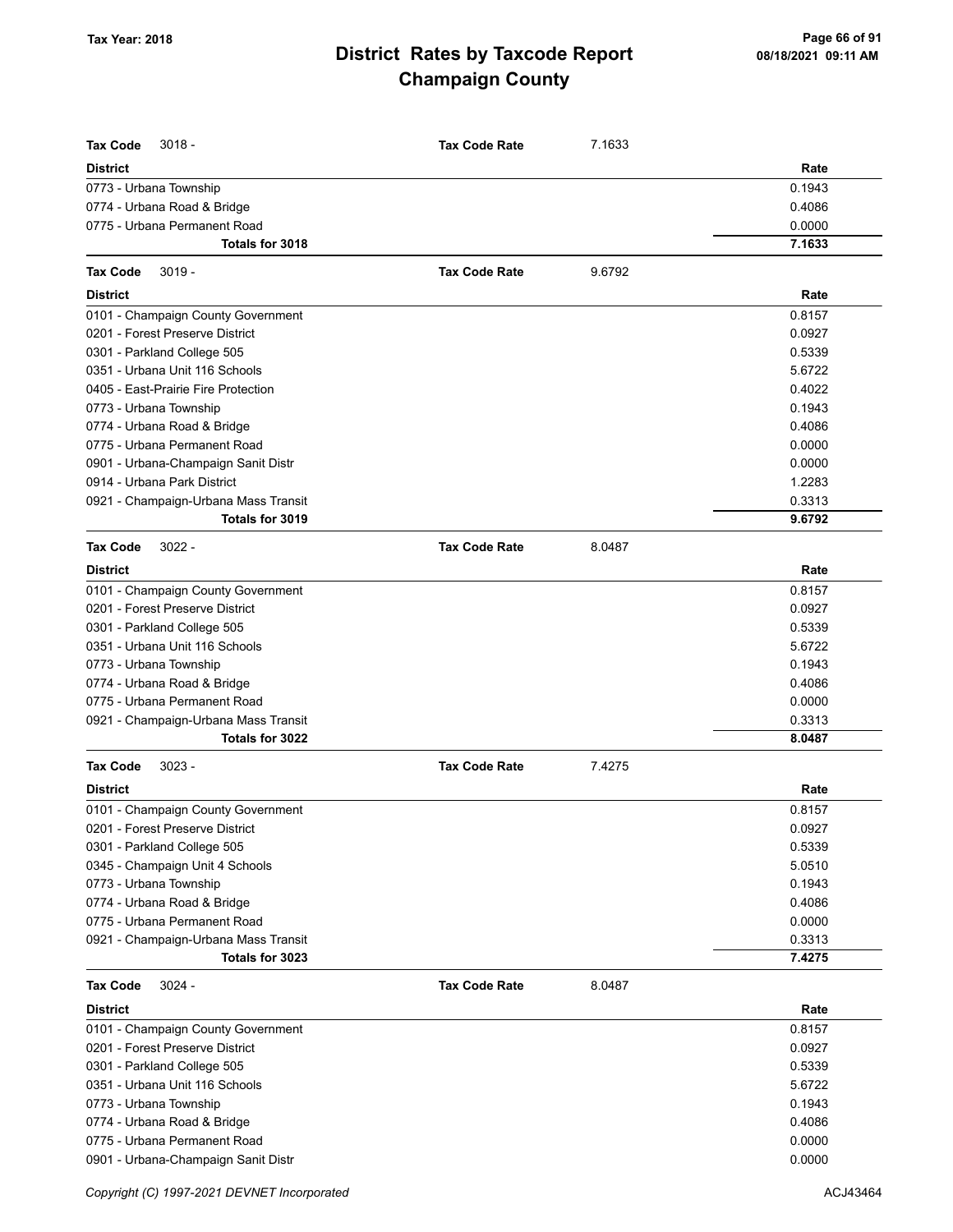| Tax Code 3018 - | Tax Code Rate | 7.1633 |
|---|---|---|
| **District** | | **Rate** |
| 0773 - Urbana Township | | 0.1943 |
| 0774 - Urbana Road & Bridge | | 0.4086 |
| 0775 - Urbana Permanent Road | | 0.0000 |
| **Totals for 3018** | | **7.1633** |

| Tax Code 3019 - | Tax Code Rate | 9.6792 |
|---|---|---|
| **District** | | **Rate** |
| 0101 - Champaign County Government | | 0.8157 |
| 0201 - Forest Preserve District | | 0.0927 |
| 0301 - Parkland College 505 | | 0.5339 |
| 0351 - Urbana Unit 116 Schools | | 5.6722 |
| 0405 - East-Prairie Fire Protection | | 0.4022 |
| 0773 - Urbana Township | | 0.1943 |
| 0774 - Urbana Road & Bridge | | 0.4086 |
| 0775 - Urbana Permanent Road | | 0.0000 |
| 0901 - Urbana-Champaign Sanit Distr | | 0.0000 |
| 0914 - Urbana Park District | | 1.2283 |
| 0921 - Champaign-Urbana Mass Transit | | 0.3313 |
| **Totals for 3019** | | **9.6792** |

| Tax Code 3022 - | Tax Code Rate | 8.0487 |
|---|---|---|
| **District** | | **Rate** |
| 0101 - Champaign County Government | | 0.8157 |
| 0201 - Forest Preserve District | | 0.0927 |
| 0301 - Parkland College 505 | | 0.5339 |
| 0351 - Urbana Unit 116 Schools | | 5.6722 |
| 0773 - Urbana Township | | 0.1943 |
| 0774 - Urbana Road & Bridge | | 0.4086 |
| 0775 - Urbana Permanent Road | | 0.0000 |
| 0921 - Champaign-Urbana Mass Transit | | 0.3313 |
| **Totals for 3022** | | **8.0487** |

| Tax Code 3023 - | Tax Code Rate | 7.4275 |
|---|---|---|
| **District** | | **Rate** |
| 0101 - Champaign County Government | | 0.8157 |
| 0201 - Forest Preserve District | | 0.0927 |
| 0301 - Parkland College 505 | | 0.5339 |
| 0345 - Champaign Unit 4 Schools | | 5.0510 |
| 0773 - Urbana Township | | 0.1943 |
| 0774 - Urbana Road & Bridge | | 0.4086 |
| 0775 - Urbana Permanent Road | | 0.0000 |
| 0921 - Champaign-Urbana Mass Transit | | 0.3313 |
| **Totals for 3023** | | **7.4275** |

| Tax Code 3024 - | Tax Code Rate | 8.0487 |
|---|---|---|
| **District** | | **Rate** |
| 0101 - Champaign County Government | | 0.8157 |
| 0201 - Forest Preserve District | | 0.0927 |
| 0301 - Parkland College 505 | | 0.5339 |
| 0351 - Urbana Unit 116 Schools | | 5.6722 |
| 0773 - Urbana Township | | 0.1943 |
| 0774 - Urbana Road & Bridge | | 0.4086 |
| 0775 - Urbana Permanent Road | | 0.0000 |
| 0901 - Urbana-Champaign Sanit Distr | | 0.0000 |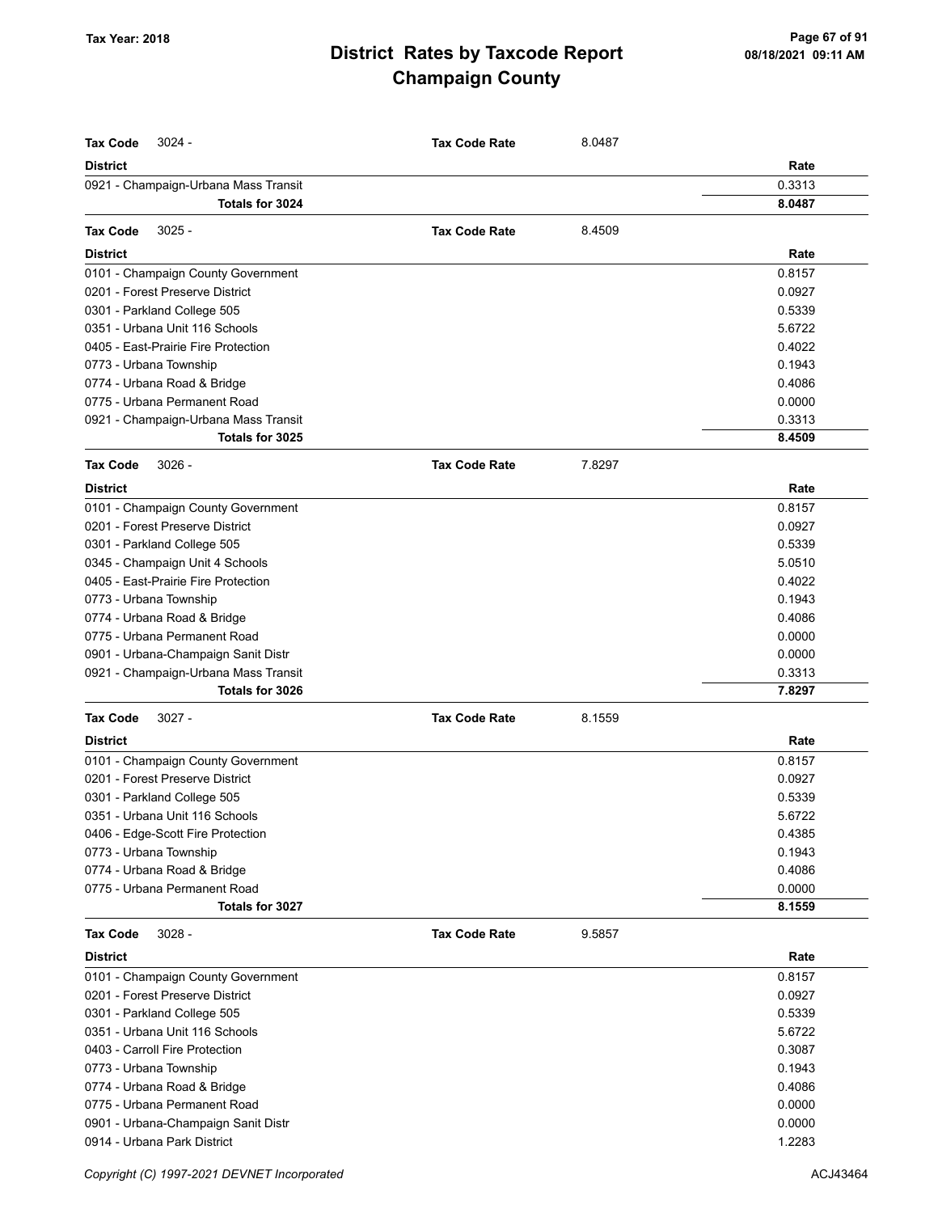# District Rates by Taxcode Report
## Champaign County

**Tax Code** 3024 - **Tax Code Rate** 8.0487

| District | Rate |
|---|---|
| 0921 - Champaign-Urbana Mass Transit | 0.3313 |
| **Totals for 3024** | **8.0487** |

**Tax Code** 3025 - **Tax Code Rate** 8.4509

| District | Rate |
|---|---|
| 0101 - Champaign County Government | 0.8157 |
| 0201 - Forest Preserve District | 0.0927 |
| 0301 - Parkland College 505 | 0.5339 |
| 0351 - Urbana Unit 116 Schools | 5.6722 |
| 0405 - East-Prairie Fire Protection | 0.4022 |
| 0773 - Urbana Township | 0.1943 |
| 0774 - Urbana Road & Bridge | 0.4086 |
| 0775 - Urbana Permanent Road | 0.0000 |
| 0921 - Champaign-Urbana Mass Transit | 0.3313 |
| **Totals for 3025** | **8.4509** |

**Tax Code** 3026 - **Tax Code Rate** 7.8297

| District | Rate |
|---|---|
| 0101 - Champaign County Government | 0.8157 |
| 0201 - Forest Preserve District | 0.0927 |
| 0301 - Parkland College 505 | 0.5339 |
| 0345 - Champaign Unit 4 Schools | 5.0510 |
| 0405 - East-Prairie Fire Protection | 0.4022 |
| 0773 - Urbana Township | 0.1943 |
| 0774 - Urbana Road & Bridge | 0.4086 |
| 0775 - Urbana Permanent Road | 0.0000 |
| 0901 - Urbana-Champaign Sanit Distr | 0.0000 |
| 0921 - Champaign-Urbana Mass Transit | 0.3313 |
| **Totals for 3026** | **7.8297** |

**Tax Code** 3027 - **Tax Code Rate** 8.1559

| District | Rate |
|---|---|
| 0101 - Champaign County Government | 0.8157 |
| 0201 - Forest Preserve District | 0.0927 |
| 0301 - Parkland College 505 | 0.5339 |
| 0351 - Urbana Unit 116 Schools | 5.6722 |
| 0406 - Edge-Scott Fire Protection | 0.4385 |
| 0773 - Urbana Township | 0.1943 |
| 0774 - Urbana Road & Bridge | 0.4086 |
| 0775 - Urbana Permanent Road | 0.0000 |
| **Totals for 3027** | **8.1559** |

**Tax Code** 3028 - **Tax Code Rate** 9.5857

| District | Rate |
|---|---|
| 0101 - Champaign County Government | 0.8157 |
| 0201 - Forest Preserve District | 0.0927 |
| 0301 - Parkland College 505 | 0.5339 |
| 0351 - Urbana Unit 116 Schools | 5.6722 |
| 0403 - Carroll Fire Protection | 0.3087 |
| 0773 - Urbana Township | 0.1943 |
| 0774 - Urbana Road & Bridge | 0.4086 |
| 0775 - Urbana Permanent Road | 0.0000 |
| 0901 - Urbana-Champaign Sanit Distr | 0.0000 |
| 0914 - Urbana Park District | 1.2283 |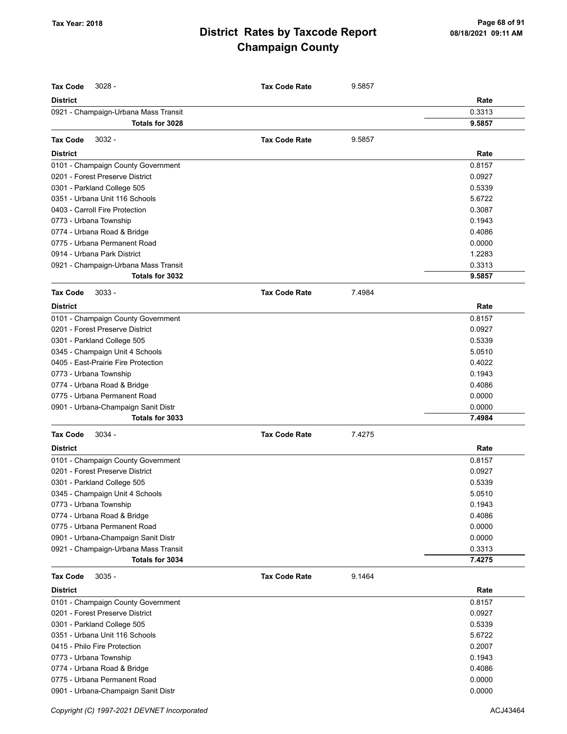# District Rates by Taxcode Report
## Champaign County

Tax Year: 2018

**Tax Code** 3028 - **Tax Code Rate** 9.5857

| District | Rate |
|---|---|
| 0921 - Champaign-Urbana Mass Transit | 0.3313 |
| **Totals for 3028** | **9.5857** |

**Tax Code** 3032 - **Tax Code Rate** 9.5857

| District | Rate |
|---|---|
| 0101 - Champaign County Government | 0.8157 |
| 0201 - Forest Preserve District | 0.0927 |
| 0301 - Parkland College 505 | 0.5339 |
| 0351 - Urbana Unit 116 Schools | 5.6722 |
| 0403 - Carroll Fire Protection | 0.3087 |
| 0773 - Urbana Township | 0.1943 |
| 0774 - Urbana Road & Bridge | 0.4086 |
| 0775 - Urbana Permanent Road | 0.0000 |
| 0914 - Urbana Park District | 1.2283 |
| 0921 - Champaign-Urbana Mass Transit | 0.3313 |
| **Totals for 3032** | **9.5857** |

**Tax Code** 3033 - **Tax Code Rate** 7.4984

| District | Rate |
|---|---|
| 0101 - Champaign County Government | 0.8157 |
| 0201 - Forest Preserve District | 0.0927 |
| 0301 - Parkland College 505 | 0.5339 |
| 0345 - Champaign Unit 4 Schools | 5.0510 |
| 0405 - East-Prairie Fire Protection | 0.4022 |
| 0773 - Urbana Township | 0.1943 |
| 0774 - Urbana Road & Bridge | 0.4086 |
| 0775 - Urbana Permanent Road | 0.0000 |
| 0901 - Urbana-Champaign Sanit Distr | 0.0000 |
| **Totals for 3033** | **7.4984** |

**Tax Code** 3034 - **Tax Code Rate** 7.4275

| District | Rate |
|---|---|
| 0101 - Champaign County Government | 0.8157 |
| 0201 - Forest Preserve District | 0.0927 |
| 0301 - Parkland College 505 | 0.5339 |
| 0345 - Champaign Unit 4 Schools | 5.0510 |
| 0773 - Urbana Township | 0.1943 |
| 0774 - Urbana Road & Bridge | 0.4086 |
| 0775 - Urbana Permanent Road | 0.0000 |
| 0901 - Urbana-Champaign Sanit Distr | 0.0000 |
| 0921 - Champaign-Urbana Mass Transit | 0.3313 |
| **Totals for 3034** | **7.4275** |

**Tax Code** 3035 - **Tax Code Rate** 9.1464

| District | Rate |
|---|---|
| 0101 - Champaign County Government | 0.8157 |
| 0201 - Forest Preserve District | 0.0927 |
| 0301 - Parkland College 505 | 0.5339 |
| 0351 - Urbana Unit 116 Schools | 5.6722 |
| 0415 - Philo Fire Protection | 0.2007 |
| 0773 - Urbana Township | 0.1943 |
| 0774 - Urbana Road & Bridge | 0.4086 |
| 0775 - Urbana Permanent Road | 0.0000 |
| 0901 - Urbana-Champaign Sanit Distr | 0.0000 |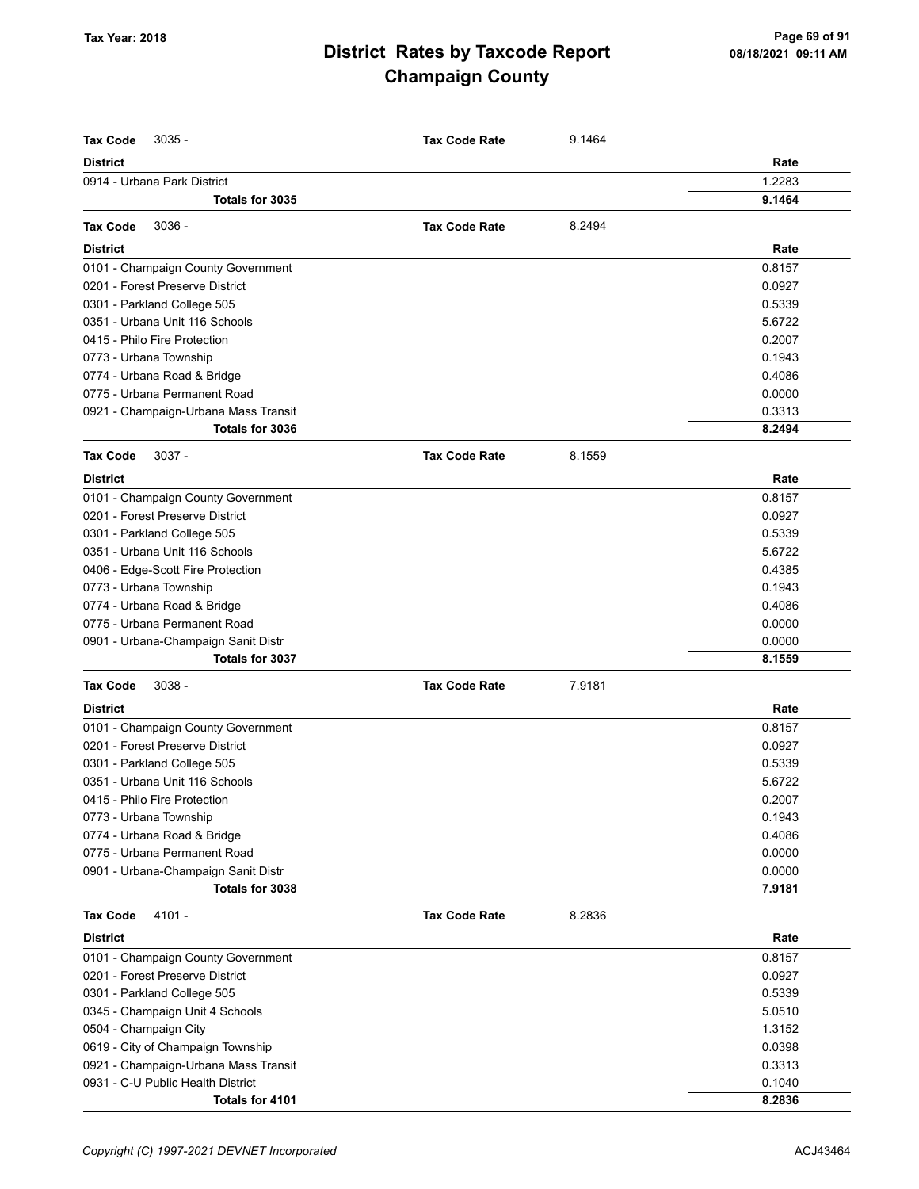# District Rates by Taxcode Report
# Champaign County

Tax Year: 2018

**Tax Code** 3035 - **Tax Code Rate** 9.1464

| District | Rate |
|---|---|
| 0914 - Urbana Park District | 1.2283 |
| **Totals for 3035** | **9.1464** |

**Tax Code** 3036 - **Tax Code Rate** 8.2494

| District | Rate |
|---|---|
| 0101 - Champaign County Government | 0.8157 |
| 0201 - Forest Preserve District | 0.0927 |
| 0301 - Parkland College 505 | 0.5339 |
| 0351 - Urbana Unit 116 Schools | 5.6722 |
| 0415 - Philo Fire Protection | 0.2007 |
| 0773 - Urbana Township | 0.1943 |
| 0774 - Urbana Road & Bridge | 0.4086 |
| 0775 - Urbana Permanent Road | 0.0000 |
| 0921 - Champaign-Urbana Mass Transit | 0.3313 |
| **Totals for 3036** | **8.2494** |

**Tax Code** 3037 - **Tax Code Rate** 8.1559

| District | Rate |
|---|---|
| 0101 - Champaign County Government | 0.8157 |
| 0201 - Forest Preserve District | 0.0927 |
| 0301 - Parkland College 505 | 0.5339 |
| 0351 - Urbana Unit 116 Schools | 5.6722 |
| 0406 - Edge-Scott Fire Protection | 0.4385 |
| 0773 - Urbana Township | 0.1943 |
| 0774 - Urbana Road & Bridge | 0.4086 |
| 0775 - Urbana Permanent Road | 0.0000 |
| 0901 - Urbana-Champaign Sanit Distr | 0.0000 |
| **Totals for 3037** | **8.1559** |

**Tax Code** 3038 - **Tax Code Rate** 7.9181

| District | Rate |
|---|---|
| 0101 - Champaign County Government | 0.8157 |
| 0201 - Forest Preserve District | 0.0927 |
| 0301 - Parkland College 505 | 0.5339 |
| 0351 - Urbana Unit 116 Schools | 5.6722 |
| 0415 - Philo Fire Protection | 0.2007 |
| 0773 - Urbana Township | 0.1943 |
| 0774 - Urbana Road & Bridge | 0.4086 |
| 0775 - Urbana Permanent Road | 0.0000 |
| 0901 - Urbana-Champaign Sanit Distr | 0.0000 |
| **Totals for 3038** | **7.9181** |

**Tax Code** 4101 - **Tax Code Rate** 8.2836

| District | Rate |
|---|---|
| 0101 - Champaign County Government | 0.8157 |
| 0201 - Forest Preserve District | 0.0927 |
| 0301 - Parkland College 505 | 0.5339 |
| 0345 - Champaign Unit 4 Schools | 5.0510 |
| 0504 - Champaign City | 1.3152 |
| 0619 - City of Champaign Township | 0.0398 |
| 0921 - Champaign-Urbana Mass Transit | 0.3313 |
| 0931 - C-U Public Health District | 0.1040 |
| **Totals for 4101** | **8.2836** |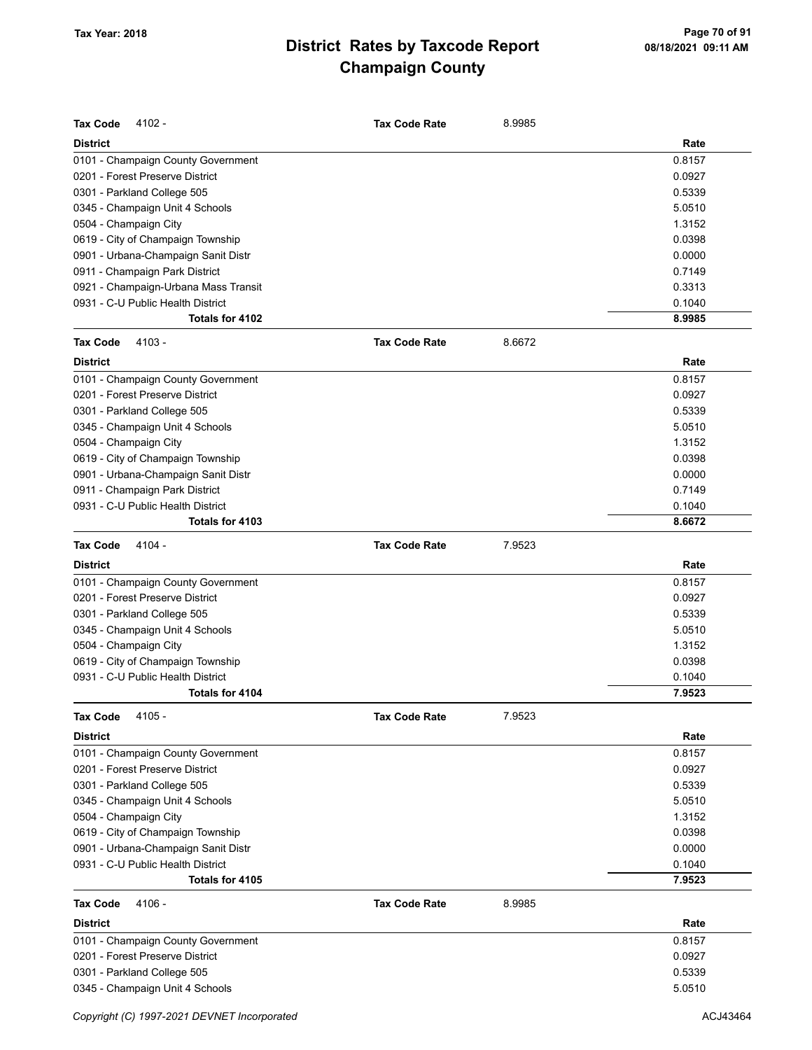# District Rates by Taxcode Report
# Champaign County

Tax Year: 2018

**Tax Code** 4102 - **Tax Code Rate** 8.9985

| District | Rate |
|---|---|
| 0101 - Champaign County Government | 0.8157 |
| 0201 - Forest Preserve District | 0.0927 |
| 0301 - Parkland College 505 | 0.5339 |
| 0345 - Champaign Unit 4 Schools | 5.0510 |
| 0504 - Champaign City | 1.3152 |
| 0619 - City of Champaign Township | 0.0398 |
| 0901 - Urbana-Champaign Sanit Distr | 0.0000 |
| 0911 - Champaign Park District | 0.7149 |
| 0921 - Champaign-Urbana Mass Transit | 0.3313 |
| 0931 - C-U Public Health District | 0.1040 |
| **Totals for 4102** | **8.9985** |

**Tax Code** 4103 - **Tax Code Rate** 8.6672

| District | Rate |
|---|---|
| 0101 - Champaign County Government | 0.8157 |
| 0201 - Forest Preserve District | 0.0927 |
| 0301 - Parkland College 505 | 0.5339 |
| 0345 - Champaign Unit 4 Schools | 5.0510 |
| 0504 - Champaign City | 1.3152 |
| 0619 - City of Champaign Township | 0.0398 |
| 0901 - Urbana-Champaign Sanit Distr | 0.0000 |
| 0911 - Champaign Park District | 0.7149 |
| 0931 - C-U Public Health District | 0.1040 |
| **Totals for 4103** | **8.6672** |

**Tax Code** 4104 - **Tax Code Rate** 7.9523

| District | Rate |
|---|---|
| 0101 - Champaign County Government | 0.8157 |
| 0201 - Forest Preserve District | 0.0927 |
| 0301 - Parkland College 505 | 0.5339 |
| 0345 - Champaign Unit 4 Schools | 5.0510 |
| 0504 - Champaign City | 1.3152 |
| 0619 - City of Champaign Township | 0.0398 |
| 0931 - C-U Public Health District | 0.1040 |
| **Totals for 4104** | **7.9523** |

**Tax Code** 4105 - **Tax Code Rate** 7.9523

| District | Rate |
|---|---|
| 0101 - Champaign County Government | 0.8157 |
| 0201 - Forest Preserve District | 0.0927 |
| 0301 - Parkland College 505 | 0.5339 |
| 0345 - Champaign Unit 4 Schools | 5.0510 |
| 0504 - Champaign City | 1.3152 |
| 0619 - City of Champaign Township | 0.0398 |
| 0901 - Urbana-Champaign Sanit Distr | 0.0000 |
| 0931 - C-U Public Health District | 0.1040 |
| **Totals for 4105** | **7.9523** |

**Tax Code** 4106 - **Tax Code Rate** 8.9985

| District | Rate |
|---|---|
| 0101 - Champaign County Government | 0.8157 |
| 0201 - Forest Preserve District | 0.0927 |
| 0301 - Parkland College 505 | 0.5339 |
| 0345 - Champaign Unit 4 Schools | 5.0510 |

Copyright (C) 1997-2021 DEVNET Incorporated ACJ43464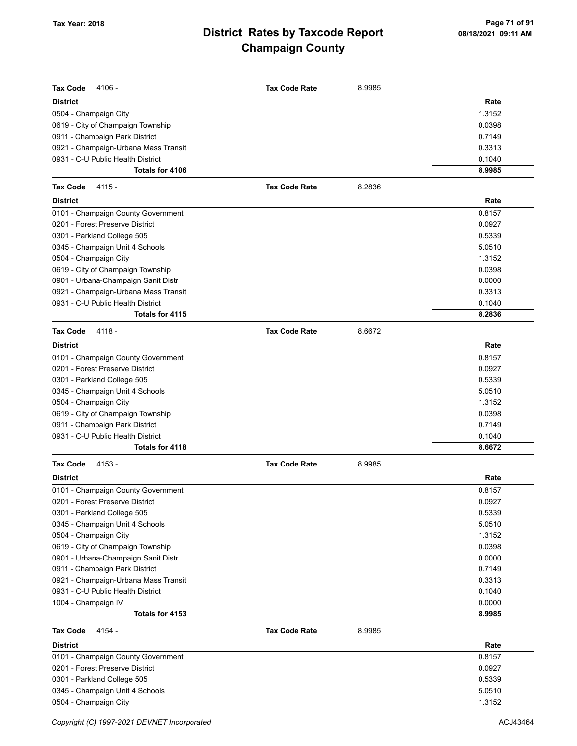# District Rates by Taxcode Report
## Champaign County

Tax Year: 2018

**Tax Code** 4106 - **Tax Code Rate** 8.9985

| District | Rate |
|---|---|
| 0504 - Champaign City | 1.3152 |
| 0619 - City of Champaign Township | 0.0398 |
| 0911 - Champaign Park District | 0.7149 |
| 0921 - Champaign-Urbana Mass Transit | 0.3313 |
| 0931 - C-U Public Health District | 0.1040 |
| **Totals for 4106** | **8.9985** |

**Tax Code** 4115 - **Tax Code Rate** 8.2836

| District | Rate |
|---|---|
| 0101 - Champaign County Government | 0.8157 |
| 0201 - Forest Preserve District | 0.0927 |
| 0301 - Parkland College 505 | 0.5339 |
| 0345 - Champaign Unit 4 Schools | 5.0510 |
| 0504 - Champaign City | 1.3152 |
| 0619 - City of Champaign Township | 0.0398 |
| 0901 - Urbana-Champaign Sanit Distr | 0.0000 |
| 0921 - Champaign-Urbana Mass Transit | 0.3313 |
| 0931 - C-U Public Health District | 0.1040 |
| **Totals for 4115** | **8.2836** |

**Tax Code** 4118 - **Tax Code Rate** 8.6672

| District | Rate |
|---|---|
| 0101 - Champaign County Government | 0.8157 |
| 0201 - Forest Preserve District | 0.0927 |
| 0301 - Parkland College 505 | 0.5339 |
| 0345 - Champaign Unit 4 Schools | 5.0510 |
| 0504 - Champaign City | 1.3152 |
| 0619 - City of Champaign Township | 0.0398 |
| 0911 - Champaign Park District | 0.7149 |
| 0931 - C-U Public Health District | 0.1040 |
| **Totals for 4118** | **8.6672** |

**Tax Code** 4153 - **Tax Code Rate** 8.9985

| District | Rate |
|---|---|
| 0101 - Champaign County Government | 0.8157 |
| 0201 - Forest Preserve District | 0.0927 |
| 0301 - Parkland College 505 | 0.5339 |
| 0345 - Champaign Unit 4 Schools | 5.0510 |
| 0504 - Champaign City | 1.3152 |
| 0619 - City of Champaign Township | 0.0398 |
| 0901 - Urbana-Champaign Sanit Distr | 0.0000 |
| 0911 - Champaign Park District | 0.7149 |
| 0921 - Champaign-Urbana Mass Transit | 0.3313 |
| 0931 - C-U Public Health District | 0.1040 |
| 1004 - Champaign IV | 0.0000 |
| **Totals for 4153** | **8.9985** |

**Tax Code** 4154 - **Tax Code Rate** 8.9985

| District | Rate |
|---|---|
| 0101 - Champaign County Government | 0.8157 |
| 0201 - Forest Preserve District | 0.0927 |
| 0301 - Parkland College 505 | 0.5339 |
| 0345 - Champaign Unit 4 Schools | 5.0510 |
| 0504 - Champaign City | 1.3152 |

Copyright (C) 1997-2021 DEVNET Incorporated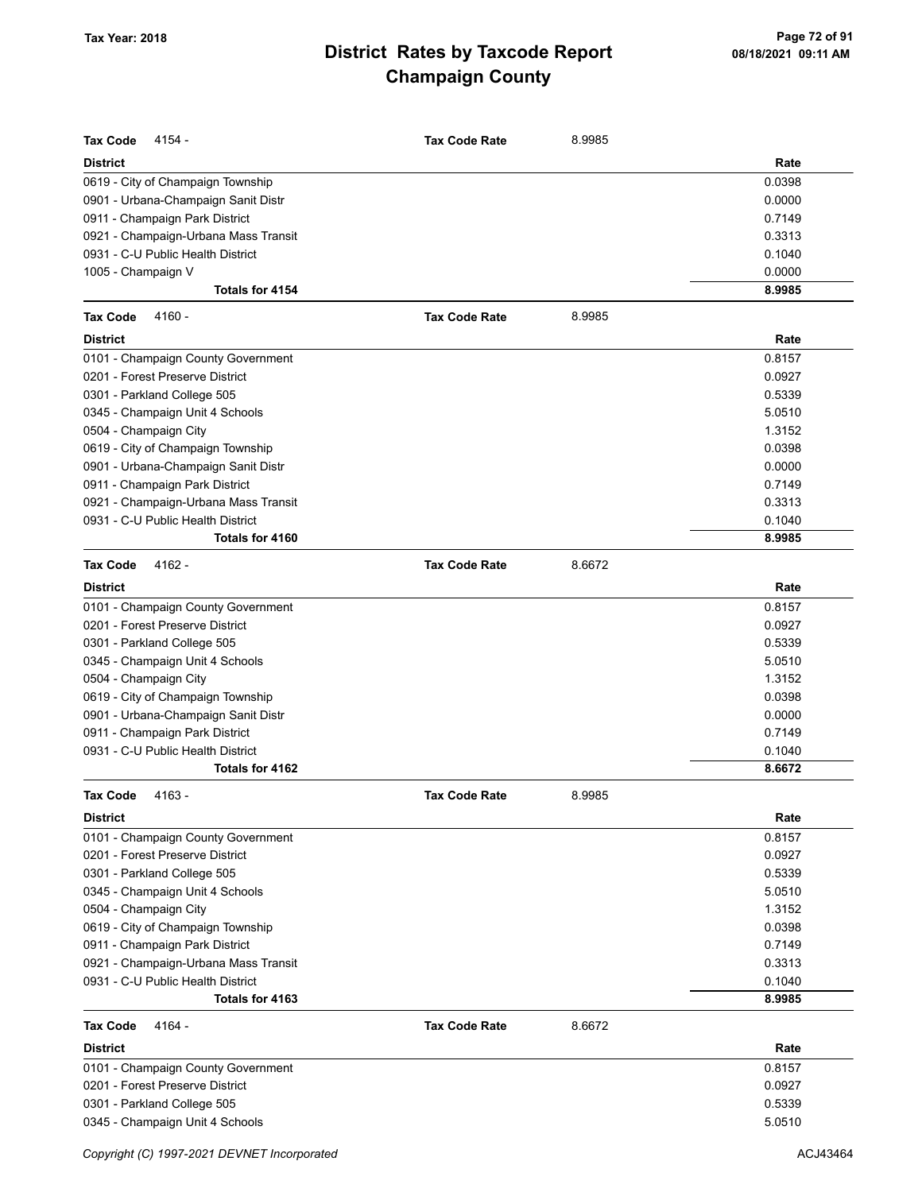# District Rates by Taxcode Report
# Champaign County

**Tax Year: 2018**

**Tax Code** 4154 - **Tax Code Rate** 8.9985

| District | Rate |
|---|---|
| 0619 - City of Champaign Township | 0.0398 |
| 0901 - Urbana-Champaign Sanit Distr | 0.0000 |
| 0911 - Champaign Park District | 0.7149 |
| 0921 - Champaign-Urbana Mass Transit | 0.3313 |
| 0931 - C-U Public Health District | 0.1040 |
| 1005 - Champaign V | 0.0000 |
| **Totals for 4154** | **8.9985** |

**Tax Code** 4160 - **Tax Code Rate** 8.9985

| District | Rate |
|---|---|
| 0101 - Champaign County Government | 0.8157 |
| 0201 - Forest Preserve District | 0.0927 |
| 0301 - Parkland College 505 | 0.5339 |
| 0345 - Champaign Unit 4 Schools | 5.0510 |
| 0504 - Champaign City | 1.3152 |
| 0619 - City of Champaign Township | 0.0398 |
| 0901 - Urbana-Champaign Sanit Distr | 0.0000 |
| 0911 - Champaign Park District | 0.7149 |
| 0921 - Champaign-Urbana Mass Transit | 0.3313 |
| 0931 - C-U Public Health District | 0.1040 |
| **Totals for 4160** | **8.9985** |

**Tax Code** 4162 - **Tax Code Rate** 8.6672

| District | Rate |
|---|---|
| 0101 - Champaign County Government | 0.8157 |
| 0201 - Forest Preserve District | 0.0927 |
| 0301 - Parkland College 505 | 0.5339 |
| 0345 - Champaign Unit 4 Schools | 5.0510 |
| 0504 - Champaign City | 1.3152 |
| 0619 - City of Champaign Township | 0.0398 |
| 0901 - Urbana-Champaign Sanit Distr | 0.0000 |
| 0911 - Champaign Park District | 0.7149 |
| 0931 - C-U Public Health District | 0.1040 |
| **Totals for 4162** | **8.6672** |

**Tax Code** 4163 - **Tax Code Rate** 8.9985

| District | Rate |
|---|---|
| 0101 - Champaign County Government | 0.8157 |
| 0201 - Forest Preserve District | 0.0927 |
| 0301 - Parkland College 505 | 0.5339 |
| 0345 - Champaign Unit 4 Schools | 5.0510 |
| 0504 - Champaign City | 1.3152 |
| 0619 - City of Champaign Township | 0.0398 |
| 0911 - Champaign Park District | 0.7149 |
| 0921 - Champaign-Urbana Mass Transit | 0.3313 |
| 0931 - C-U Public Health District | 0.1040 |
| **Totals for 4163** | **8.9985** |

**Tax Code** 4164 - **Tax Code Rate** 8.6672

| District | Rate |
|---|---|
| 0101 - Champaign County Government | 0.8157 |
| 0201 - Forest Preserve District | 0.0927 |
| 0301 - Parkland College 505 | 0.5339 |
| 0345 - Champaign Unit 4 Schools | 5.0510 |

*Copyright (C) 1997-2021 DEVNET Incorporated* ACJ43464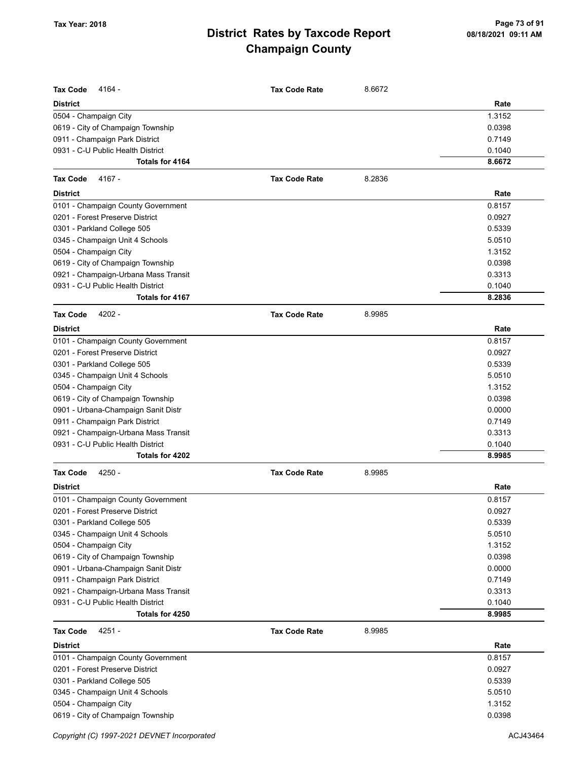| Tax Code | 4164 - | Tax Code Rate | 8.6672 |
|---|---|---|---|
| **District** | | | **Rate** |
| 0504 - Champaign City | | | 1.3152 |
| 0619 - City of Champaign Township | | | 0.0398 |
| 0911 - Champaign Park District | | | 0.7149 |
| 0931 - C-U Public Health District | | | 0.1040 |
| **Totals for 4164** | | | **8.6672** |

| Tax Code | 4167 - | Tax Code Rate | 8.2836 |
|---|---|---|---|
| **District** | | | **Rate** |
| 0101 - Champaign County Government | | | 0.8157 |
| 0201 - Forest Preserve District | | | 0.0927 |
| 0301 - Parkland College 505 | | | 0.5339 |
| 0345 - Champaign Unit 4 Schools | | | 5.0510 |
| 0504 - Champaign City | | | 1.3152 |
| 0619 - City of Champaign Township | | | 0.0398 |
| 0921 - Champaign-Urbana Mass Transit | | | 0.3313 |
| 0931 - C-U Public Health District | | | 0.1040 |
| **Totals for 4167** | | | **8.2836** |

| Tax Code | 4202 - | Tax Code Rate | 8.9985 |
|---|---|---|---|
| **District** | | | **Rate** |
| 0101 - Champaign County Government | | | 0.8157 |
| 0201 - Forest Preserve District | | | 0.0927 |
| 0301 - Parkland College 505 | | | 0.5339 |
| 0345 - Champaign Unit 4 Schools | | | 5.0510 |
| 0504 - Champaign City | | | 1.3152 |
| 0619 - City of Champaign Township | | | 0.0398 |
| 0901 - Urbana-Champaign Sanit Distr | | | 0.0000 |
| 0911 - Champaign Park District | | | 0.7149 |
| 0921 - Champaign-Urbana Mass Transit | | | 0.3313 |
| 0931 - C-U Public Health District | | | 0.1040 |
| **Totals for 4202** | | | **8.9985** |

| Tax Code | 4250 - | Tax Code Rate | 8.9985 |
|---|---|---|---|
| **District** | | | **Rate** |
| 0101 - Champaign County Government | | | 0.8157 |
| 0201 - Forest Preserve District | | | 0.0927 |
| 0301 - Parkland College 505 | | | 0.5339 |
| 0345 - Champaign Unit 4 Schools | | | 5.0510 |
| 0504 - Champaign City | | | 1.3152 |
| 0619 - City of Champaign Township | | | 0.0398 |
| 0901 - Urbana-Champaign Sanit Distr | | | 0.0000 |
| 0911 - Champaign Park District | | | 0.7149 |
| 0921 - Champaign-Urbana Mass Transit | | | 0.3313 |
| 0931 - C-U Public Health District | | | 0.1040 |
| **Totals for 4250** | | | **8.9985** |

| Tax Code | 4251 - | Tax Code Rate | 8.9985 |
|---|---|---|---|
| **District** | | | **Rate** |
| 0101 - Champaign County Government | | | 0.8157 |
| 0201 - Forest Preserve District | | | 0.0927 |
| 0301 - Parkland College 505 | | | 0.5339 |
| 0345 - Champaign Unit 4 Schools | | | 5.0510 |
| 0504 - Champaign City | | | 1.3152 |
| 0619 - City of Champaign Township | | | 0.0398 |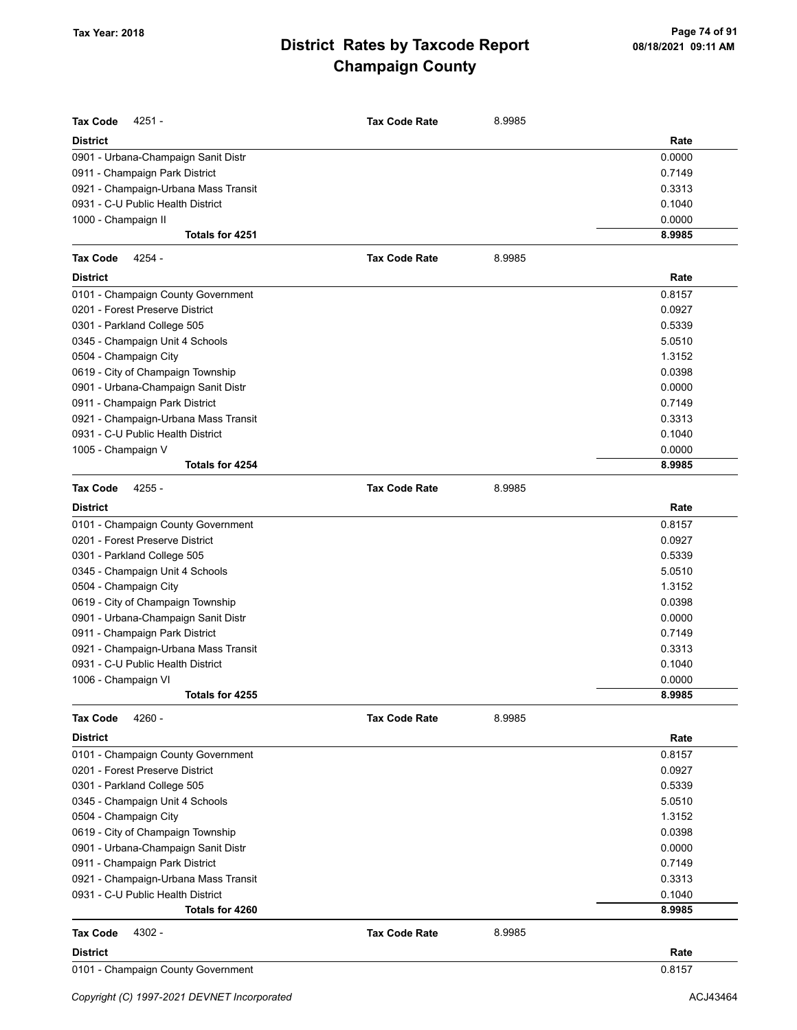# District Rates by Taxcode Report
## Champaign County

Tax Year: 2018

**Tax Code** 4251 - **Tax Code Rate** 8.9985

| District | Rate |
|---|---|
| 0901 - Urbana-Champaign Sanit Distr | 0.0000 |
| 0911 - Champaign Park District | 0.7149 |
| 0921 - Champaign-Urbana Mass Transit | 0.3313 |
| 0931 - C-U Public Health District | 0.1040 |
| 1000 - Champaign II | 0.0000 |
| **Totals for 4251** | **8.9985** |

**Tax Code** 4254 - **Tax Code Rate** 8.9985

| District | Rate |
|---|---|
| 0101 - Champaign County Government | 0.8157 |
| 0201 - Forest Preserve District | 0.0927 |
| 0301 - Parkland College 505 | 0.5339 |
| 0345 - Champaign Unit 4 Schools | 5.0510 |
| 0504 - Champaign City | 1.3152 |
| 0619 - City of Champaign Township | 0.0398 |
| 0901 - Urbana-Champaign Sanit Distr | 0.0000 |
| 0911 - Champaign Park District | 0.7149 |
| 0921 - Champaign-Urbana Mass Transit | 0.3313 |
| 0931 - C-U Public Health District | 0.1040 |
| 1005 - Champaign V | 0.0000 |
| **Totals for 4254** | **8.9985** |

**Tax Code** 4255 - **Tax Code Rate** 8.9985

| District | Rate |
|---|---|
| 0101 - Champaign County Government | 0.8157 |
| 0201 - Forest Preserve District | 0.0927 |
| 0301 - Parkland College 505 | 0.5339 |
| 0345 - Champaign Unit 4 Schools | 5.0510 |
| 0504 - Champaign City | 1.3152 |
| 0619 - City of Champaign Township | 0.0398 |
| 0901 - Urbana-Champaign Sanit Distr | 0.0000 |
| 0911 - Champaign Park District | 0.7149 |
| 0921 - Champaign-Urbana Mass Transit | 0.3313 |
| 0931 - C-U Public Health District | 0.1040 |
| 1006 - Champaign VI | 0.0000 |
| **Totals for 4255** | **8.9985** |

**Tax Code** 4260 - **Tax Code Rate** 8.9985

| District | Rate |
|---|---|
| 0101 - Champaign County Government | 0.8157 |
| 0201 - Forest Preserve District | 0.0927 |
| 0301 - Parkland College 505 | 0.5339 |
| 0345 - Champaign Unit 4 Schools | 5.0510 |
| 0504 - Champaign City | 1.3152 |
| 0619 - City of Champaign Township | 0.0398 |
| 0901 - Urbana-Champaign Sanit Distr | 0.0000 |
| 0911 - Champaign Park District | 0.7149 |
| 0921 - Champaign-Urbana Mass Transit | 0.3313 |
| 0931 - C-U Public Health District | 0.1040 |
| **Totals for 4260** | **8.9985** |

**Tax Code** 4302 - **Tax Code Rate** 8.9985

| District | Rate |
|---|---|
| 0101 - Champaign County Government | 0.8157 |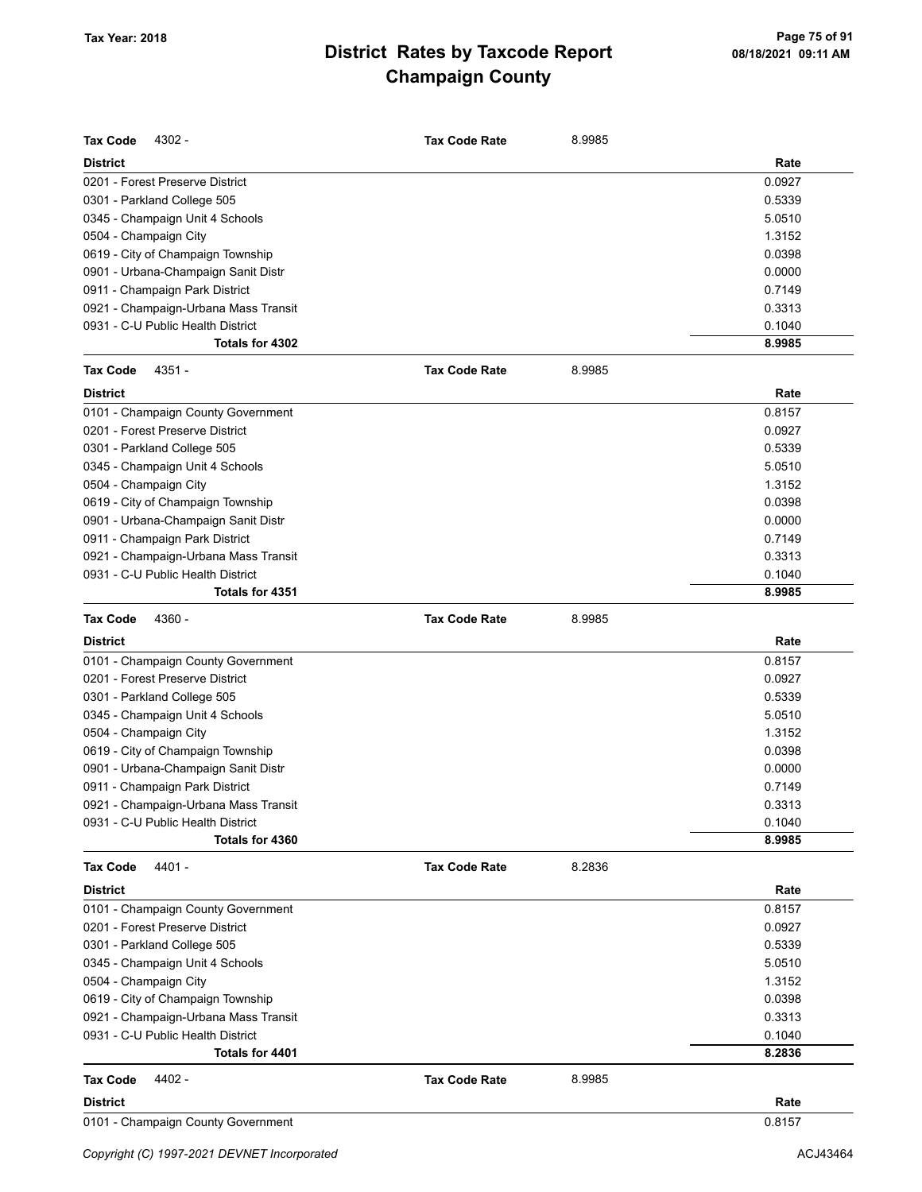# District Rates by Taxcode Report
## Champaign County

Tax Year: 2018

**Tax Code** 4302 - **Tax Code Rate** 8.9985

| District | Rate |
|---|---|
| 0201 - Forest Preserve District | 0.0927 |
| 0301 - Parkland College 505 | 0.5339 |
| 0345 - Champaign Unit 4 Schools | 5.0510 |
| 0504 - Champaign City | 1.3152 |
| 0619 - City of Champaign Township | 0.0398 |
| 0901 - Urbana-Champaign Sanit Distr | 0.0000 |
| 0911 - Champaign Park District | 0.7149 |
| 0921 - Champaign-Urbana Mass Transit | 0.3313 |
| 0931 - C-U Public Health District | 0.1040 |
| **Totals for 4302** | **8.9985** |

**Tax Code** 4351 - **Tax Code Rate** 8.9985

| District | Rate |
|---|---|
| 0101 - Champaign County Government | 0.8157 |
| 0201 - Forest Preserve District | 0.0927 |
| 0301 - Parkland College 505 | 0.5339 |
| 0345 - Champaign Unit 4 Schools | 5.0510 |
| 0504 - Champaign City | 1.3152 |
| 0619 - City of Champaign Township | 0.0398 |
| 0901 - Urbana-Champaign Sanit Distr | 0.0000 |
| 0911 - Champaign Park District | 0.7149 |
| 0921 - Champaign-Urbana Mass Transit | 0.3313 |
| 0931 - C-U Public Health District | 0.1040 |
| **Totals for 4351** | **8.9985** |

**Tax Code** 4360 - **Tax Code Rate** 8.9985

| District | Rate |
|---|---|
| 0101 - Champaign County Government | 0.8157 |
| 0201 - Forest Preserve District | 0.0927 |
| 0301 - Parkland College 505 | 0.5339 |
| 0345 - Champaign Unit 4 Schools | 5.0510 |
| 0504 - Champaign City | 1.3152 |
| 0619 - City of Champaign Township | 0.0398 |
| 0901 - Urbana-Champaign Sanit Distr | 0.0000 |
| 0911 - Champaign Park District | 0.7149 |
| 0921 - Champaign-Urbana Mass Transit | 0.3313 |
| 0931 - C-U Public Health District | 0.1040 |
| **Totals for 4360** | **8.9985** |

**Tax Code** 4401 - **Tax Code Rate** 8.2836

| District | Rate |
|---|---|
| 0101 - Champaign County Government | 0.8157 |
| 0201 - Forest Preserve District | 0.0927 |
| 0301 - Parkland College 505 | 0.5339 |
| 0345 - Champaign Unit 4 Schools | 5.0510 |
| 0504 - Champaign City | 1.3152 |
| 0619 - City of Champaign Township | 0.0398 |
| 0921 - Champaign-Urbana Mass Transit | 0.3313 |
| 0931 - C-U Public Health District | 0.1040 |
| **Totals for 4401** | **8.2836** |

**Tax Code** 4402 - **Tax Code Rate** 8.9985

| District | Rate |
|---|---|
| 0101 - Champaign County Government | 0.8157 |

Copyright (C) 1997-2021 DEVNET Incorporated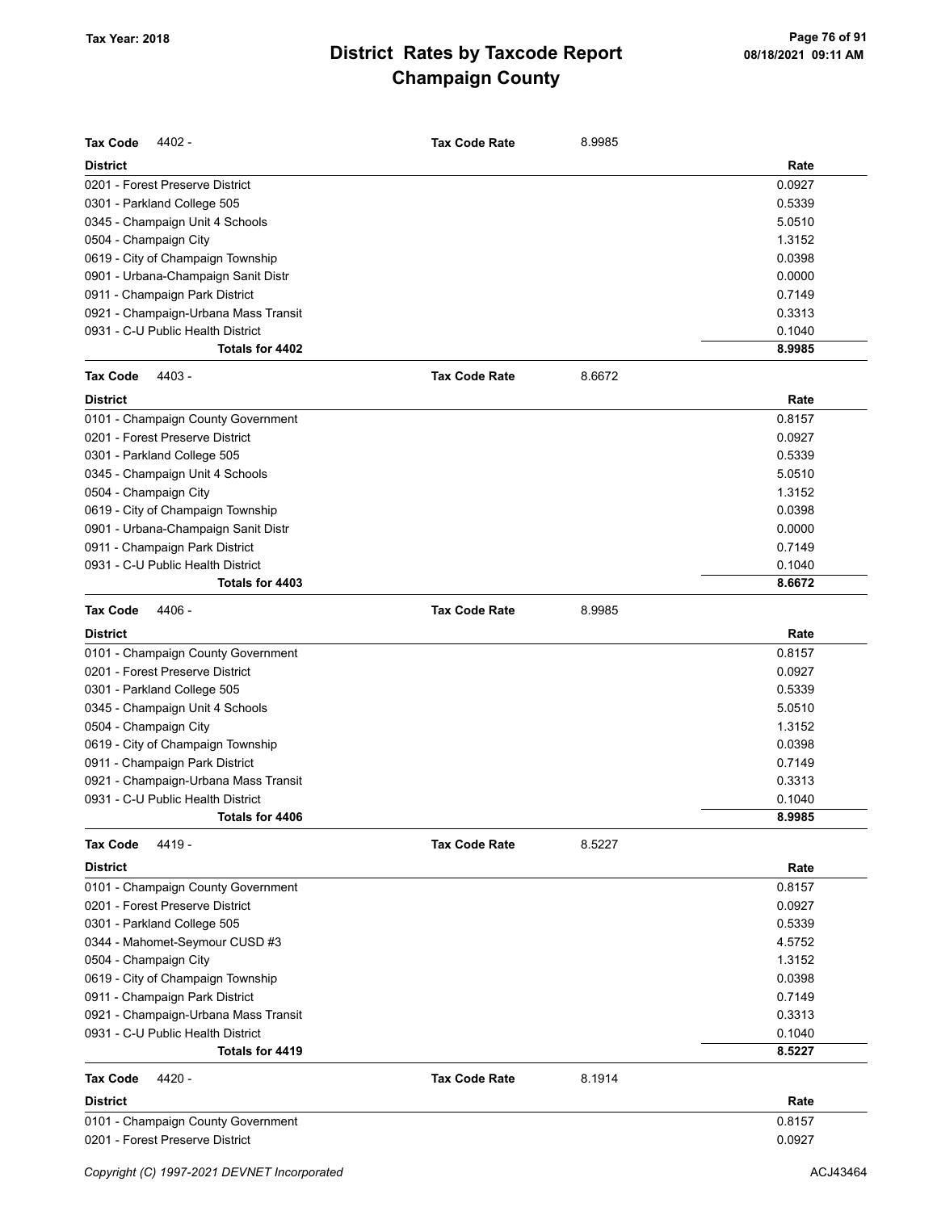| Tax Code 4402 - | Tax Code Rate | 8.9985 |
|---|---|---|
| **District** | | **Rate** |
| 0201 - Forest Preserve District | | 0.0927 |
| 0301 - Parkland College 505 | | 0.5339 |
| 0345 - Champaign Unit 4 Schools | | 5.0510 |
| 0504 - Champaign City | | 1.3152 |
| 0619 - City of Champaign Township | | 0.0398 |
| 0901 - Urbana-Champaign Sanit Distr | | 0.0000 |
| 0911 - Champaign Park District | | 0.7149 |
| 0921 - Champaign-Urbana Mass Transit | | 0.3313 |
| 0931 - C-U Public Health District | | 0.1040 |
| **Totals for 4402** | | **8.9985** |

| Tax Code 4403 - | Tax Code Rate | 8.6672 |
|---|---|---|
| **District** | | **Rate** |
| 0101 - Champaign County Government | | 0.8157 |
| 0201 - Forest Preserve District | | 0.0927 |
| 0301 - Parkland College 505 | | 0.5339 |
| 0345 - Champaign Unit 4 Schools | | 5.0510 |
| 0504 - Champaign City | | 1.3152 |
| 0619 - City of Champaign Township | | 0.0398 |
| 0901 - Urbana-Champaign Sanit Distr | | 0.0000 |
| 0911 - Champaign Park District | | 0.7149 |
| 0931 - C-U Public Health District | | 0.1040 |
| **Totals for 4403** | | **8.6672** |

| Tax Code 4406 - | Tax Code Rate | 8.9985 |
|---|---|---|
| **District** | | **Rate** |
| 0101 - Champaign County Government | | 0.8157 |
| 0201 - Forest Preserve District | | 0.0927 |
| 0301 - Parkland College 505 | | 0.5339 |
| 0345 - Champaign Unit 4 Schools | | 5.0510 |
| 0504 - Champaign City | | 1.3152 |
| 0619 - City of Champaign Township | | 0.0398 |
| 0911 - Champaign Park District | | 0.7149 |
| 0921 - Champaign-Urbana Mass Transit | | 0.3313 |
| 0931 - C-U Public Health District | | 0.1040 |
| **Totals for 4406** | | **8.9985** |

| Tax Code 4419 - | Tax Code Rate | 8.5227 |
|---|---|---|
| **District** | | **Rate** |
| 0101 - Champaign County Government | | 0.8157 |
| 0201 - Forest Preserve District | | 0.0927 |
| 0301 - Parkland College 505 | | 0.5339 |
| 0344 - Mahomet-Seymour CUSD #3 | | 4.5752 |
| 0504 - Champaign City | | 1.3152 |
| 0619 - City of Champaign Township | | 0.0398 |
| 0911 - Champaign Park District | | 0.7149 |
| 0921 - Champaign-Urbana Mass Transit | | 0.3313 |
| 0931 - C-U Public Health District | | 0.1040 |
| **Totals for 4419** | | **8.5227** |

| Tax Code 4420 - | Tax Code Rate | 8.1914 |
|---|---|---|
| **District** | | **Rate** |
| 0101 - Champaign County Government | | 0.8157 |
| 0201 - Forest Preserve District | | 0.0927 |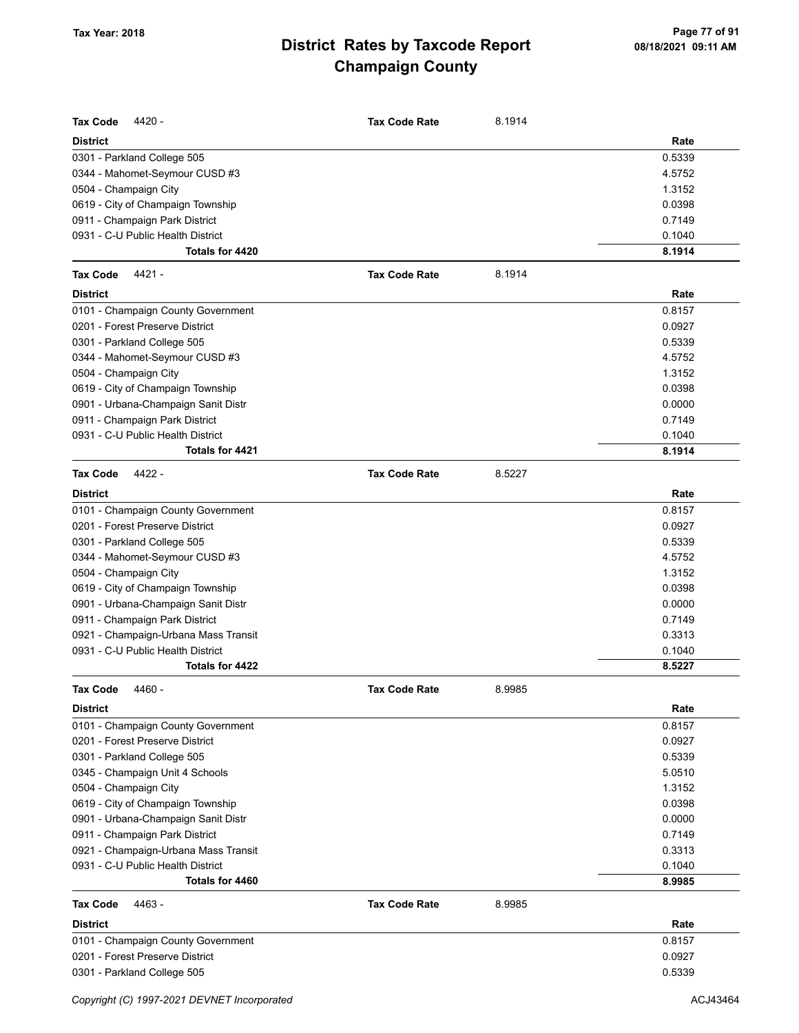# District Rates by Taxcode Report
## Champaign County

Tax Year: 2018

**Tax Code** 4420 - **Tax Code Rate** 8.1914

| District | Rate |
|---|---|
| 0301 - Parkland College 505 | 0.5339 |
| 0344 - Mahomet-Seymour CUSD #3 | 4.5752 |
| 0504 - Champaign City | 1.3152 |
| 0619 - City of Champaign Township | 0.0398 |
| 0911 - Champaign Park District | 0.7149 |
| 0931 - C-U Public Health District | 0.1040 |
| **Totals for 4420** | **8.1914** |

**Tax Code** 4421 - **Tax Code Rate** 8.1914

| District | Rate |
|---|---|
| 0101 - Champaign County Government | 0.8157 |
| 0201 - Forest Preserve District | 0.0927 |
| 0301 - Parkland College 505 | 0.5339 |
| 0344 - Mahomet-Seymour CUSD #3 | 4.5752 |
| 0504 - Champaign City | 1.3152 |
| 0619 - City of Champaign Township | 0.0398 |
| 0901 - Urbana-Champaign Sanit Distr | 0.0000 |
| 0911 - Champaign Park District | 0.7149 |
| 0931 - C-U Public Health District | 0.1040 |
| **Totals for 4421** | **8.1914** |

**Tax Code** 4422 - **Tax Code Rate** 8.5227

| District | Rate |
|---|---|
| 0101 - Champaign County Government | 0.8157 |
| 0201 - Forest Preserve District | 0.0927 |
| 0301 - Parkland College 505 | 0.5339 |
| 0344 - Mahomet-Seymour CUSD #3 | 4.5752 |
| 0504 - Champaign City | 1.3152 |
| 0619 - City of Champaign Township | 0.0398 |
| 0901 - Urbana-Champaign Sanit Distr | 0.0000 |
| 0911 - Champaign Park District | 0.7149 |
| 0921 - Champaign-Urbana Mass Transit | 0.3313 |
| 0931 - C-U Public Health District | 0.1040 |
| **Totals for 4422** | **8.5227** |

**Tax Code** 4460 - **Tax Code Rate** 8.9985

| District | Rate |
|---|---|
| 0101 - Champaign County Government | 0.8157 |
| 0201 - Forest Preserve District | 0.0927 |
| 0301 - Parkland College 505 | 0.5339 |
| 0345 - Champaign Unit 4 Schools | 5.0510 |
| 0504 - Champaign City | 1.3152 |
| 0619 - City of Champaign Township | 0.0398 |
| 0901 - Urbana-Champaign Sanit Distr | 0.0000 |
| 0911 - Champaign Park District | 0.7149 |
| 0921 - Champaign-Urbana Mass Transit | 0.3313 |
| 0931 - C-U Public Health District | 0.1040 |
| **Totals for 4460** | **8.9985** |

**Tax Code** 4463 - **Tax Code Rate** 8.9985

| District | Rate |
|---|---|
| 0101 - Champaign County Government | 0.8157 |
| 0201 - Forest Preserve District | 0.0927 |
| 0301 - Parkland College 505 | 0.5339 |

Copyright (C) 1997-2021 DEVNET Incorporated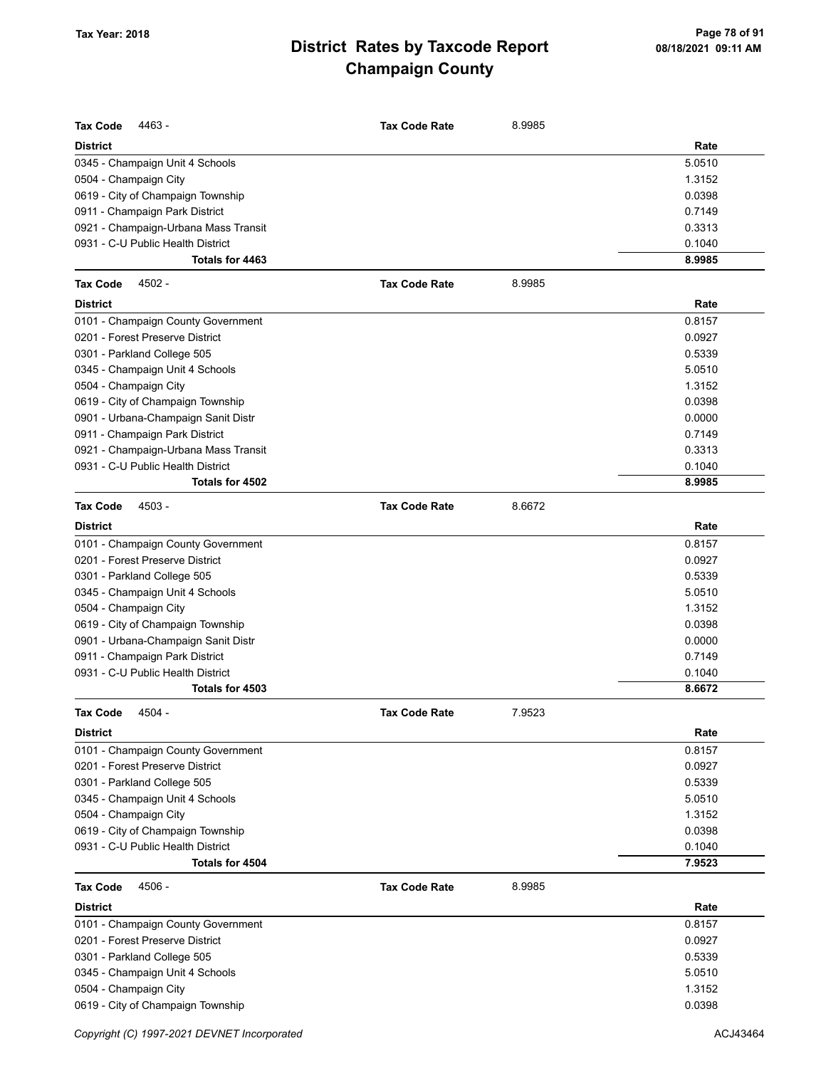# District Rates by Taxcode Report
## Champaign County

Tax Year: 2018

| Tax Code 4463 - | Tax Code Rate | 8.9985 |
|---|---|---|
| **District** | | **Rate** |
| 0345 - Champaign Unit 4 Schools | | 5.0510 |
| 0504 - Champaign City | | 1.3152 |
| 0619 - City of Champaign Township | | 0.0398 |
| 0911 - Champaign Park District | | 0.7149 |
| 0921 - Champaign-Urbana Mass Transit | | 0.3313 |
| 0931 - C-U Public Health District | | 0.1040 |
| **Totals for 4463** | | **8.9985** |

| Tax Code 4502 - | Tax Code Rate | 8.9985 |
|---|---|---|
| **District** | | **Rate** |
| 0101 - Champaign County Government | | 0.8157 |
| 0201 - Forest Preserve District | | 0.0927 |
| 0301 - Parkland College 505 | | 0.5339 |
| 0345 - Champaign Unit 4 Schools | | 5.0510 |
| 0504 - Champaign City | | 1.3152 |
| 0619 - City of Champaign Township | | 0.0398 |
| 0901 - Urbana-Champaign Sanit Distr | | 0.0000 |
| 0911 - Champaign Park District | | 0.7149 |
| 0921 - Champaign-Urbana Mass Transit | | 0.3313 |
| 0931 - C-U Public Health District | | 0.1040 |
| **Totals for 4502** | | **8.9985** |

| Tax Code 4503 - | Tax Code Rate | 8.6672 |
|---|---|---|
| **District** | | **Rate** |
| 0101 - Champaign County Government | | 0.8157 |
| 0201 - Forest Preserve District | | 0.0927 |
| 0301 - Parkland College 505 | | 0.5339 |
| 0345 - Champaign Unit 4 Schools | | 5.0510 |
| 0504 - Champaign City | | 1.3152 |
| 0619 - City of Champaign Township | | 0.0398 |
| 0901 - Urbana-Champaign Sanit Distr | | 0.0000 |
| 0911 - Champaign Park District | | 0.7149 |
| 0931 - C-U Public Health District | | 0.1040 |
| **Totals for 4503** | | **8.6672** |

| Tax Code 4504 - | Tax Code Rate | 7.9523 |
|---|---|---|
| **District** | | **Rate** |
| 0101 - Champaign County Government | | 0.8157 |
| 0201 - Forest Preserve District | | 0.0927 |
| 0301 - Parkland College 505 | | 0.5339 |
| 0345 - Champaign Unit 4 Schools | | 5.0510 |
| 0504 - Champaign City | | 1.3152 |
| 0619 - City of Champaign Township | | 0.0398 |
| 0931 - C-U Public Health District | | 0.1040 |
| **Totals for 4504** | | **7.9523** |

| Tax Code 4506 - | Tax Code Rate | 8.9985 |
|---|---|---|
| **District** | | **Rate** |
| 0101 - Champaign County Government | | 0.8157 |
| 0201 - Forest Preserve District | | 0.0927 |
| 0301 - Parkland College 505 | | 0.5339 |
| 0345 - Champaign Unit 4 Schools | | 5.0510 |
| 0504 - Champaign City | | 1.3152 |
| 0619 - City of Champaign Township | | 0.0398 |

*Copyright (C) 1997-2021 DEVNET Incorporated*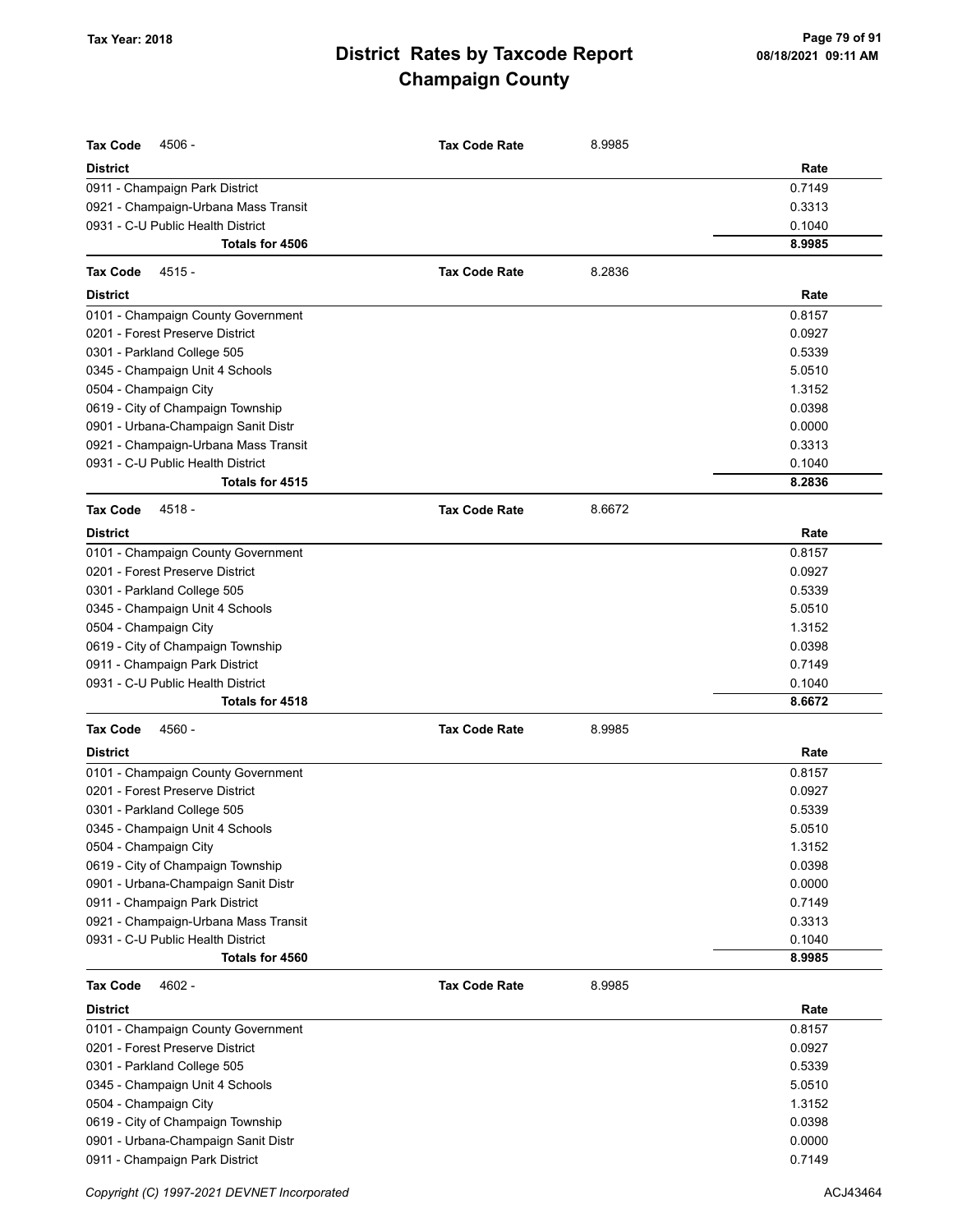| Tax Code 4506 - | Tax Code Rate | 8.9985 |
|---|---|---|
| **District** | | **Rate** |
| 0911 - Champaign Park District | | 0.7149 |
| 0921 - Champaign-Urbana Mass Transit | | 0.3313 |
| 0931 - C-U Public Health District | | 0.1040 |
| **Totals for 4506** | | **8.9985** |

| Tax Code 4515 - | Tax Code Rate | 8.2836 |
|---|---|---|
| **District** | | **Rate** |
| 0101 - Champaign County Government | | 0.8157 |
| 0201 - Forest Preserve District | | 0.0927 |
| 0301 - Parkland College 505 | | 0.5339 |
| 0345 - Champaign Unit 4 Schools | | 5.0510 |
| 0504 - Champaign City | | 1.3152 |
| 0619 - City of Champaign Township | | 0.0398 |
| 0901 - Urbana-Champaign Sanit Distr | | 0.0000 |
| 0921 - Champaign-Urbana Mass Transit | | 0.3313 |
| 0931 - C-U Public Health District | | 0.1040 |
| **Totals for 4515** | | **8.2836** |

| Tax Code 4518 - | Tax Code Rate | 8.6672 |
|---|---|---|
| **District** | | **Rate** |
| 0101 - Champaign County Government | | 0.8157 |
| 0201 - Forest Preserve District | | 0.0927 |
| 0301 - Parkland College 505 | | 0.5339 |
| 0345 - Champaign Unit 4 Schools | | 5.0510 |
| 0504 - Champaign City | | 1.3152 |
| 0619 - City of Champaign Township | | 0.0398 |
| 0911 - Champaign Park District | | 0.7149 |
| 0931 - C-U Public Health District | | 0.1040 |
| **Totals for 4518** | | **8.6672** |

| Tax Code 4560 - | Tax Code Rate | 8.9985 |
|---|---|---|
| **District** | | **Rate** |
| 0101 - Champaign County Government | | 0.8157 |
| 0201 - Forest Preserve District | | 0.0927 |
| 0301 - Parkland College 505 | | 0.5339 |
| 0345 - Champaign Unit 4 Schools | | 5.0510 |
| 0504 - Champaign City | | 1.3152 |
| 0619 - City of Champaign Township | | 0.0398 |
| 0901 - Urbana-Champaign Sanit Distr | | 0.0000 |
| 0911 - Champaign Park District | | 0.7149 |
| 0921 - Champaign-Urbana Mass Transit | | 0.3313 |
| 0931 - C-U Public Health District | | 0.1040 |
| **Totals for 4560** | | **8.9985** |

| Tax Code 4602 - | Tax Code Rate | 8.9985 |
|---|---|---|
| **District** | | **Rate** |
| 0101 - Champaign County Government | | 0.8157 |
| 0201 - Forest Preserve District | | 0.0927 |
| 0301 - Parkland College 505 | | 0.5339 |
| 0345 - Champaign Unit 4 Schools | | 5.0510 |
| 0504 - Champaign City | | 1.3152 |
| 0619 - City of Champaign Township | | 0.0398 |
| 0901 - Urbana-Champaign Sanit Distr | | 0.0000 |
| 0911 - Champaign Park District | | 0.7149 |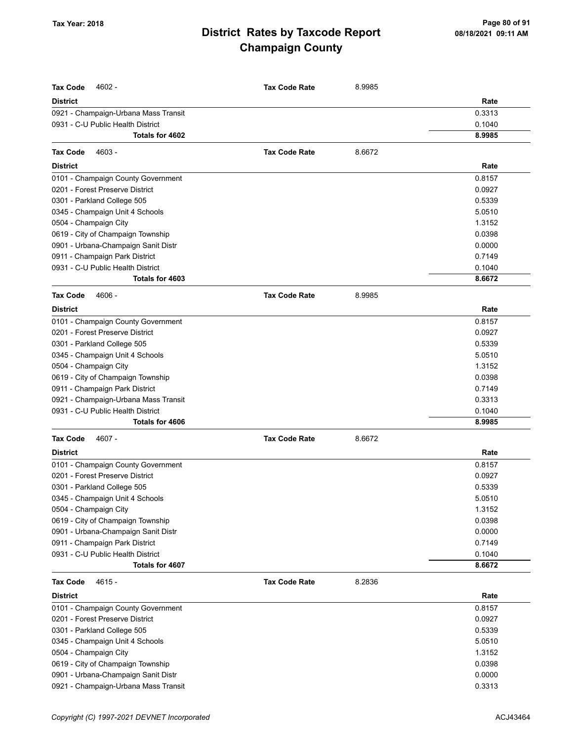| Tax Code | 4602 - | Tax Code Rate | 8.9985 |
|---|---|---|---|
| **District** | | | **Rate** |
| 0921 - Champaign-Urbana Mass Transit | | | 0.3313 |
| 0931 - C-U Public Health District | | | 0.1040 |
| **Totals for 4602** | | | **8.9985** |

| Tax Code | 4603 - | Tax Code Rate | 8.6672 |
|---|---|---|---|
| **District** | | | **Rate** |
| 0101 - Champaign County Government | | | 0.8157 |
| 0201 - Forest Preserve District | | | 0.0927 |
| 0301 - Parkland College 505 | | | 0.5339 |
| 0345 - Champaign Unit 4 Schools | | | 5.0510 |
| 0504 - Champaign City | | | 1.3152 |
| 0619 - City of Champaign Township | | | 0.0398 |
| 0901 - Urbana-Champaign Sanit Distr | | | 0.0000 |
| 0911 - Champaign Park District | | | 0.7149 |
| 0931 - C-U Public Health District | | | 0.1040 |
| **Totals for 4603** | | | **8.6672** |

| Tax Code | 4606 - | Tax Code Rate | 8.9985 |
|---|---|---|---|
| **District** | | | **Rate** |
| 0101 - Champaign County Government | | | 0.8157 |
| 0201 - Forest Preserve District | | | 0.0927 |
| 0301 - Parkland College 505 | | | 0.5339 |
| 0345 - Champaign Unit 4 Schools | | | 5.0510 |
| 0504 - Champaign City | | | 1.3152 |
| 0619 - City of Champaign Township | | | 0.0398 |
| 0911 - Champaign Park District | | | 0.7149 |
| 0921 - Champaign-Urbana Mass Transit | | | 0.3313 |
| 0931 - C-U Public Health District | | | 0.1040 |
| **Totals for 4606** | | | **8.9985** |

| Tax Code | 4607 - | Tax Code Rate | 8.6672 |
|---|---|---|---|
| **District** | | | **Rate** |
| 0101 - Champaign County Government | | | 0.8157 |
| 0201 - Forest Preserve District | | | 0.0927 |
| 0301 - Parkland College 505 | | | 0.5339 |
| 0345 - Champaign Unit 4 Schools | | | 5.0510 |
| 0504 - Champaign City | | | 1.3152 |
| 0619 - City of Champaign Township | | | 0.0398 |
| 0901 - Urbana-Champaign Sanit Distr | | | 0.0000 |
| 0911 - Champaign Park District | | | 0.7149 |
| 0931 - C-U Public Health District | | | 0.1040 |
| **Totals for 4607** | | | **8.6672** |

| Tax Code | 4615 - | Tax Code Rate | 8.2836 |
|---|---|---|---|
| **District** | | | **Rate** |
| 0101 - Champaign County Government | | | 0.8157 |
| 0201 - Forest Preserve District | | | 0.0927 |
| 0301 - Parkland College 505 | | | 0.5339 |
| 0345 - Champaign Unit 4 Schools | | | 5.0510 |
| 0504 - Champaign City | | | 1.3152 |
| 0619 - City of Champaign Township | | | 0.0398 |
| 0901 - Urbana-Champaign Sanit Distr | | | 0.0000 |
| 0921 - Champaign-Urbana Mass Transit | | | 0.3313 |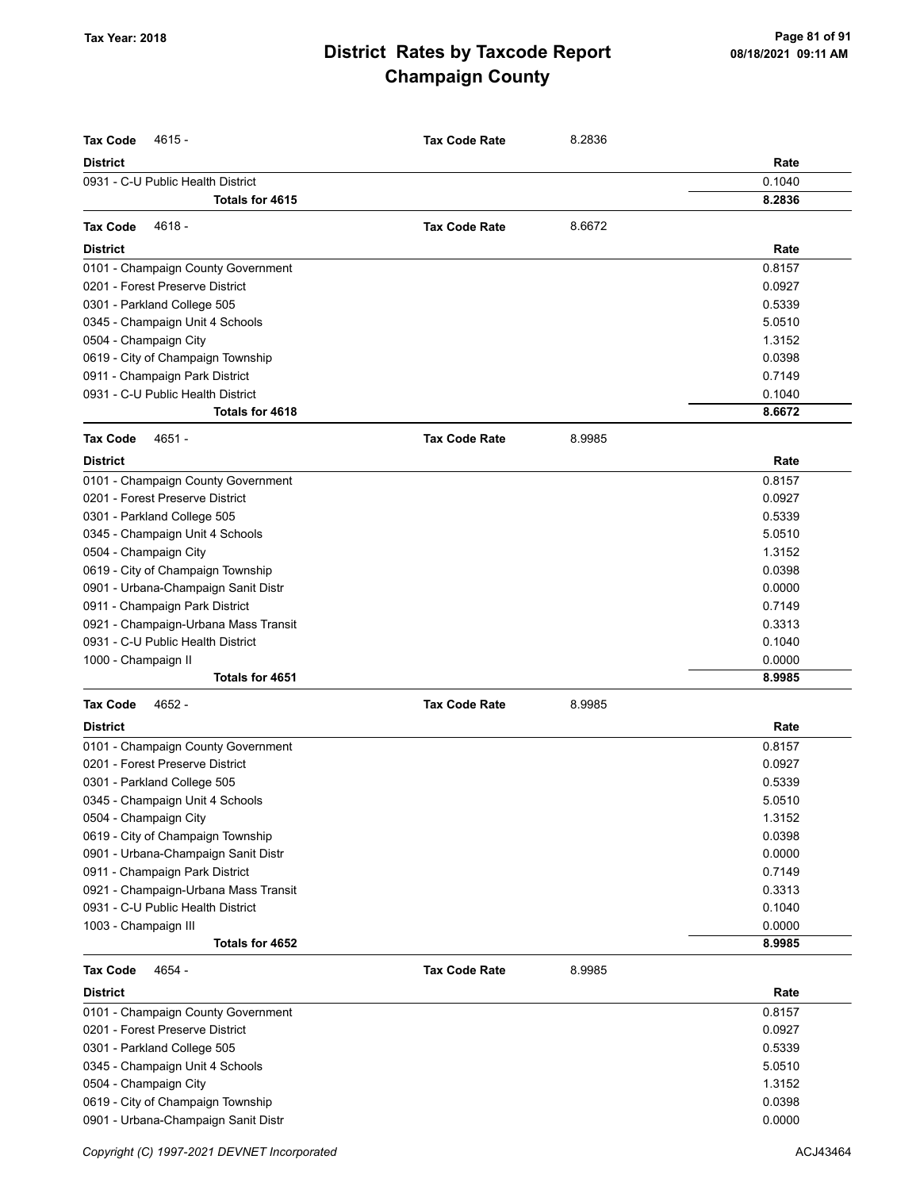# District Rates by Taxcode Report
## Champaign County

Tax Year: 2018

| **Tax Code** 4615 - | **Tax Code Rate** | 8.2836 |
|---|---|---|
| **District** | | **Rate** |
| 0931 - C-U Public Health District | | 0.1040 |
| **Totals for 4615** | | **8.2836** |

| **Tax Code** 4618 - | **Tax Code Rate** | 8.6672 |
|---|---|---|
| **District** | | **Rate** |
| 0101 - Champaign County Government | | 0.8157 |
| 0201 - Forest Preserve District | | 0.0927 |
| 0301 - Parkland College 505 | | 0.5339 |
| 0345 - Champaign Unit 4 Schools | | 5.0510 |
| 0504 - Champaign City | | 1.3152 |
| 0619 - City of Champaign Township | | 0.0398 |
| 0911 - Champaign Park District | | 0.7149 |
| 0931 - C-U Public Health District | | 0.1040 |
| **Totals for 4618** | | **8.6672** |

| **Tax Code** 4651 - | **Tax Code Rate** | 8.9985 |
|---|---|---|
| **District** | | **Rate** |
| 0101 - Champaign County Government | | 0.8157 |
| 0201 - Forest Preserve District | | 0.0927 |
| 0301 - Parkland College 505 | | 0.5339 |
| 0345 - Champaign Unit 4 Schools | | 5.0510 |
| 0504 - Champaign City | | 1.3152 |
| 0619 - City of Champaign Township | | 0.0398 |
| 0901 - Urbana-Champaign Sanit Distr | | 0.0000 |
| 0911 - Champaign Park District | | 0.7149 |
| 0921 - Champaign-Urbana Mass Transit | | 0.3313 |
| 0931 - C-U Public Health District | | 0.1040 |
| 1000 - Champaign II | | 0.0000 |
| **Totals for 4651** | | **8.9985** |

| **Tax Code** 4652 - | **Tax Code Rate** | 8.9985 |
|---|---|---|
| **District** | | **Rate** |
| 0101 - Champaign County Government | | 0.8157 |
| 0201 - Forest Preserve District | | 0.0927 |
| 0301 - Parkland College 505 | | 0.5339 |
| 0345 - Champaign Unit 4 Schools | | 5.0510 |
| 0504 - Champaign City | | 1.3152 |
| 0619 - City of Champaign Township | | 0.0398 |
| 0901 - Urbana-Champaign Sanit Distr | | 0.0000 |
| 0911 - Champaign Park District | | 0.7149 |
| 0921 - Champaign-Urbana Mass Transit | | 0.3313 |
| 0931 - C-U Public Health District | | 0.1040 |
| 1003 - Champaign III | | 0.0000 |
| **Totals for 4652** | | **8.9985** |

| **Tax Code** 4654 - | **Tax Code Rate** | 8.9985 |
|---|---|---|
| **District** | | **Rate** |
| 0101 - Champaign County Government | | 0.8157 |
| 0201 - Forest Preserve District | | 0.0927 |
| 0301 - Parkland College 505 | | 0.5339 |
| 0345 - Champaign Unit 4 Schools | | 5.0510 |
| 0504 - Champaign City | | 1.3152 |
| 0619 - City of Champaign Township | | 0.0398 |
| 0901 - Urbana-Champaign Sanit Distr | | 0.0000 |

*Copyright (C) 1997-2021 DEVNET Incorporated*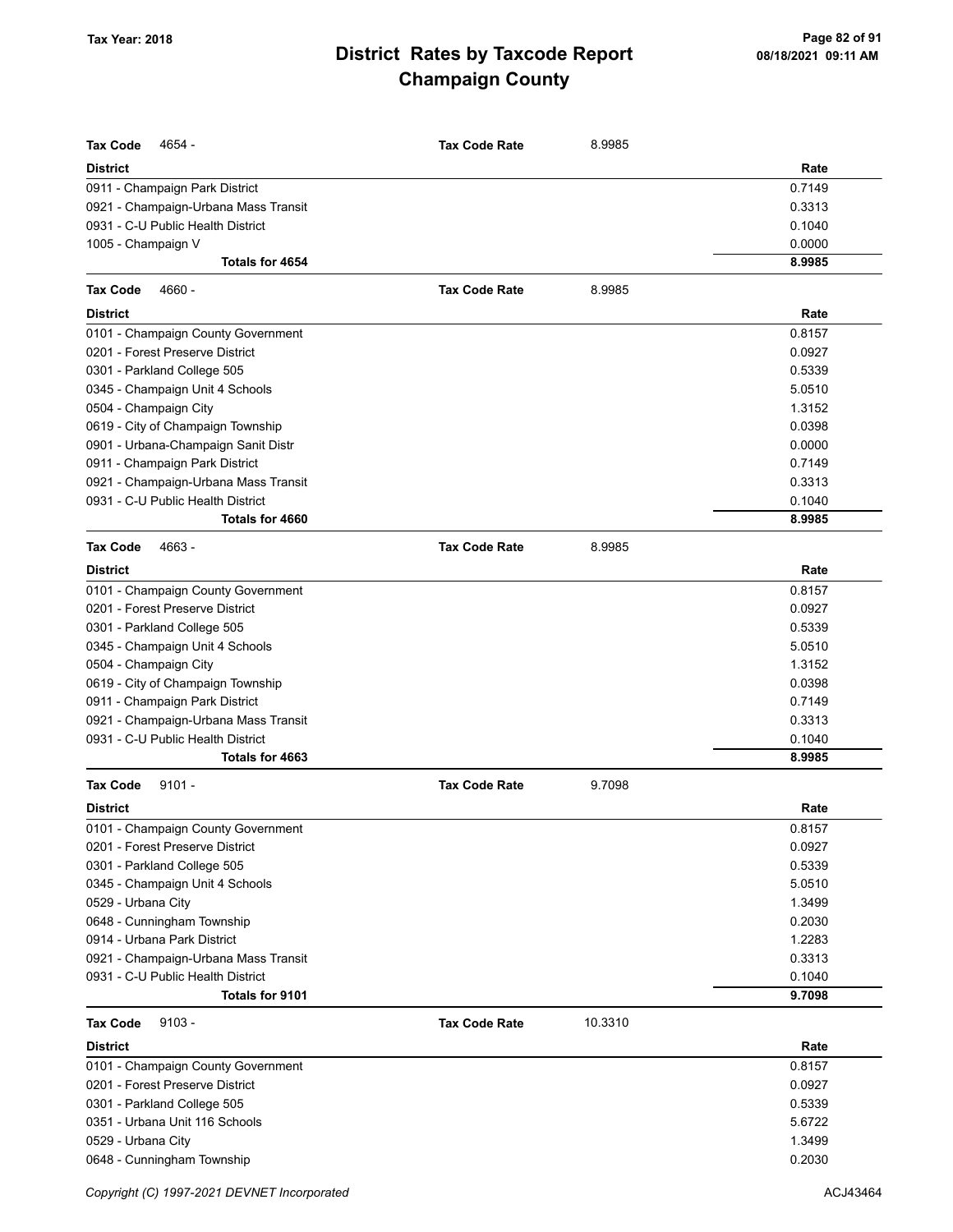| Tax Code | 4654 - | Tax Code Rate | 8.9985 |
|---|---|---|---|
| **District** | | | **Rate** |
| 0911 - Champaign Park District | | | 0.7149 |
| 0921 - Champaign-Urbana Mass Transit | | | 0.3313 |
| 0931 - C-U Public Health District | | | 0.1040 |
| 1005 - Champaign V | | | 0.0000 |
| **Totals for 4654** | | | **8.9985** |

| Tax Code | 4660 - | Tax Code Rate | 8.9985 |
|---|---|---|---|
| **District** | | | **Rate** |
| 0101 - Champaign County Government | | | 0.8157 |
| 0201 - Forest Preserve District | | | 0.0927 |
| 0301 - Parkland College 505 | | | 0.5339 |
| 0345 - Champaign Unit 4 Schools | | | 5.0510 |
| 0504 - Champaign City | | | 1.3152 |
| 0619 - City of Champaign Township | | | 0.0398 |
| 0901 - Urbana-Champaign Sanit Distr | | | 0.0000 |
| 0911 - Champaign Park District | | | 0.7149 |
| 0921 - Champaign-Urbana Mass Transit | | | 0.3313 |
| 0931 - C-U Public Health District | | | 0.1040 |
| **Totals for 4660** | | | **8.9985** |

| Tax Code | 4663 - | Tax Code Rate | 8.9985 |
|---|---|---|---|
| **District** | | | **Rate** |
| 0101 - Champaign County Government | | | 0.8157 |
| 0201 - Forest Preserve District | | | 0.0927 |
| 0301 - Parkland College 505 | | | 0.5339 |
| 0345 - Champaign Unit 4 Schools | | | 5.0510 |
| 0504 - Champaign City | | | 1.3152 |
| 0619 - City of Champaign Township | | | 0.0398 |
| 0911 - Champaign Park District | | | 0.7149 |
| 0921 - Champaign-Urbana Mass Transit | | | 0.3313 |
| 0931 - C-U Public Health District | | | 0.1040 |
| **Totals for 4663** | | | **8.9985** |

| Tax Code | 9101 - | Tax Code Rate | 9.7098 |
|---|---|---|---|
| **District** | | | **Rate** |
| 0101 - Champaign County Government | | | 0.8157 |
| 0201 - Forest Preserve District | | | 0.0927 |
| 0301 - Parkland College 505 | | | 0.5339 |
| 0345 - Champaign Unit 4 Schools | | | 5.0510 |
| 0529 - Urbana City | | | 1.3499 |
| 0648 - Cunningham Township | | | 0.2030 |
| 0914 - Urbana Park District | | | 1.2283 |
| 0921 - Champaign-Urbana Mass Transit | | | 0.3313 |
| 0931 - C-U Public Health District | | | 0.1040 |
| **Totals for 9101** | | | **9.7098** |

| Tax Code | 9103 - | Tax Code Rate | 10.3310 |
|---|---|---|---|
| **District** | | | **Rate** |
| 0101 - Champaign County Government | | | 0.8157 |
| 0201 - Forest Preserve District | | | 0.0927 |
| 0301 - Parkland College 505 | | | 0.5339 |
| 0351 - Urbana Unit 116 Schools | | | 5.6722 |
| 0529 - Urbana City | | | 1.3499 |
| 0648 - Cunningham Township | | | 0.2030 |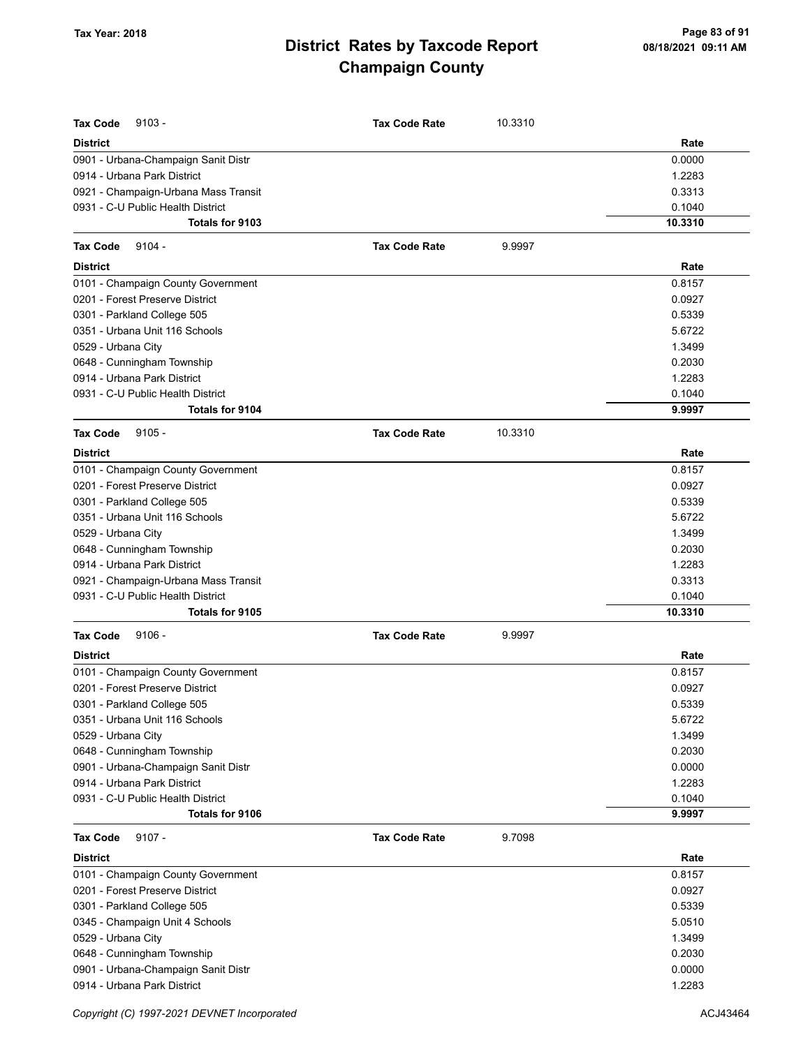| Tax Code | 9103 - | Tax Code Rate | 10.3310 |
|---|---|---|---|
| **District** | | | **Rate** |
| 0901 - Urbana-Champaign Sanit Distr | | | 0.0000 |
| 0914 - Urbana Park District | | | 1.2283 |
| 0921 - Champaign-Urbana Mass Transit | | | 0.3313 |
| 0931 - C-U Public Health District | | | 0.1040 |
| **Totals for 9103** | | | **10.3310** |

| Tax Code | 9104 - | Tax Code Rate | 9.9997 |
|---|---|---|---|
| **District** | | | **Rate** |
| 0101 - Champaign County Government | | | 0.8157 |
| 0201 - Forest Preserve District | | | 0.0927 |
| 0301 - Parkland College 505 | | | 0.5339 |
| 0351 - Urbana Unit 116 Schools | | | 5.6722 |
| 0529 - Urbana City | | | 1.3499 |
| 0648 - Cunningham Township | | | 0.2030 |
| 0914 - Urbana Park District | | | 1.2283 |
| 0931 - C-U Public Health District | | | 0.1040 |
| **Totals for 9104** | | | **9.9997** |

| Tax Code | 9105 - | Tax Code Rate | 10.3310 |
|---|---|---|---|
| **District** | | | **Rate** |
| 0101 - Champaign County Government | | | 0.8157 |
| 0201 - Forest Preserve District | | | 0.0927 |
| 0301 - Parkland College 505 | | | 0.5339 |
| 0351 - Urbana Unit 116 Schools | | | 5.6722 |
| 0529 - Urbana City | | | 1.3499 |
| 0648 - Cunningham Township | | | 0.2030 |
| 0914 - Urbana Park District | | | 1.2283 |
| 0921 - Champaign-Urbana Mass Transit | | | 0.3313 |
| 0931 - C-U Public Health District | | | 0.1040 |
| **Totals for 9105** | | | **10.3310** |

| Tax Code | 9106 - | Tax Code Rate | 9.9997 |
|---|---|---|---|
| **District** | | | **Rate** |
| 0101 - Champaign County Government | | | 0.8157 |
| 0201 - Forest Preserve District | | | 0.0927 |
| 0301 - Parkland College 505 | | | 0.5339 |
| 0351 - Urbana Unit 116 Schools | | | 5.6722 |
| 0529 - Urbana City | | | 1.3499 |
| 0648 - Cunningham Township | | | 0.2030 |
| 0901 - Urbana-Champaign Sanit Distr | | | 0.0000 |
| 0914 - Urbana Park District | | | 1.2283 |
| 0931 - C-U Public Health District | | | 0.1040 |
| **Totals for 9106** | | | **9.9997** |

| Tax Code | 9107 - | Tax Code Rate | 9.7098 |
|---|---|---|---|
| **District** | | | **Rate** |
| 0101 - Champaign County Government | | | 0.8157 |
| 0201 - Forest Preserve District | | | 0.0927 |
| 0301 - Parkland College 505 | | | 0.5339 |
| 0345 - Champaign Unit 4 Schools | | | 5.0510 |
| 0529 - Urbana City | | | 1.3499 |
| 0648 - Cunningham Township | | | 0.2030 |
| 0901 - Urbana-Champaign Sanit Distr | | | 0.0000 |
| 0914 - Urbana Park District | | | 1.2283 |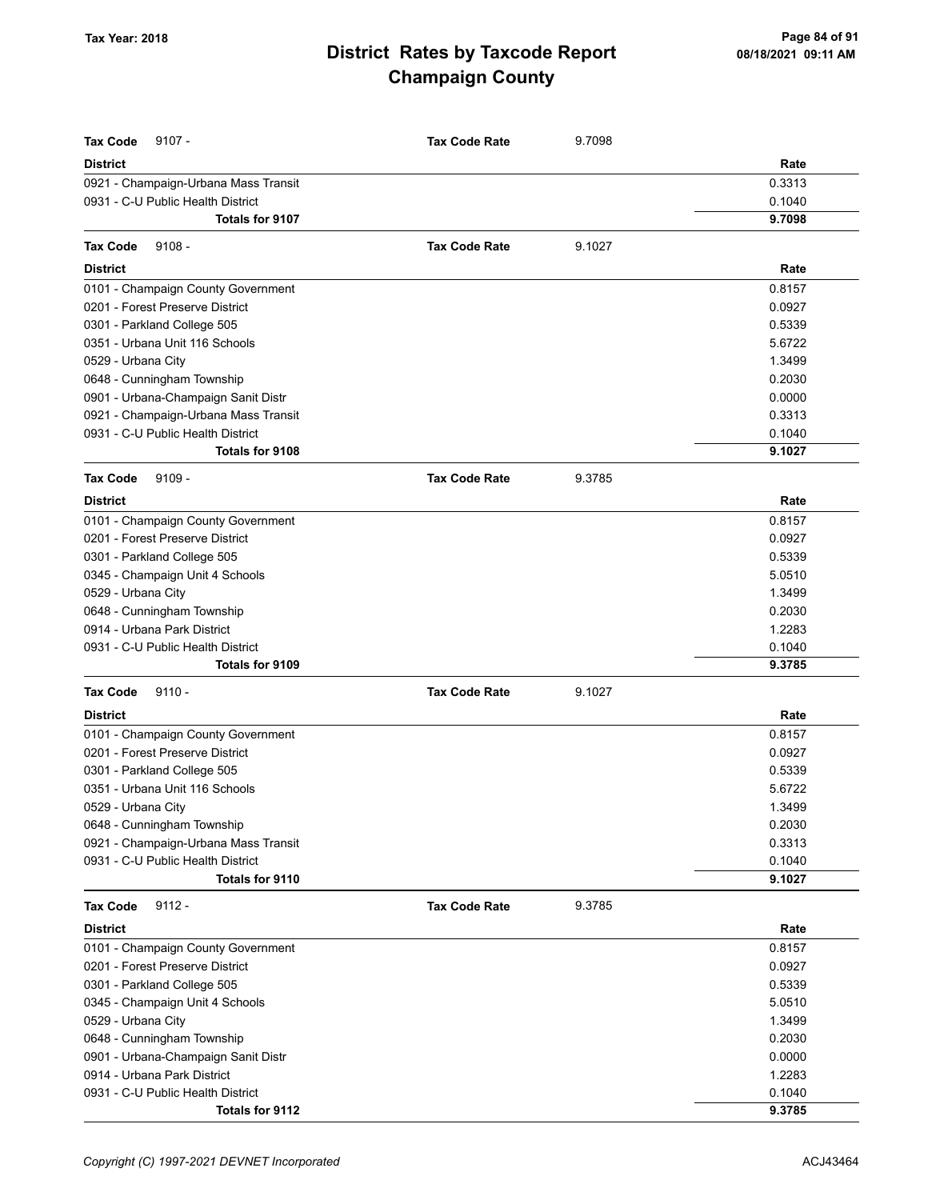# District Rates by Taxcode Report
## Champaign County

Tax Year: 2018

**Tax Code** 9107 - **Tax Code Rate** 9.7098

| District | Rate |
|---|---|
| 0921 - Champaign-Urbana Mass Transit | 0.3313 |
| 0931 - C-U Public Health District | 0.1040 |
| **Totals for 9107** | **9.7098** |

**Tax Code** 9108 - **Tax Code Rate** 9.1027

| District | Rate |
|---|---|
| 0101 - Champaign County Government | 0.8157 |
| 0201 - Forest Preserve District | 0.0927 |
| 0301 - Parkland College 505 | 0.5339 |
| 0351 - Urbana Unit 116 Schools | 5.6722 |
| 0529 - Urbana City | 1.3499 |
| 0648 - Cunningham Township | 0.2030 |
| 0901 - Urbana-Champaign Sanit Distr | 0.0000 |
| 0921 - Champaign-Urbana Mass Transit | 0.3313 |
| 0931 - C-U Public Health District | 0.1040 |
| **Totals for 9108** | **9.1027** |

**Tax Code** 9109 - **Tax Code Rate** 9.3785

| District | Rate |
|---|---|
| 0101 - Champaign County Government | 0.8157 |
| 0201 - Forest Preserve District | 0.0927 |
| 0301 - Parkland College 505 | 0.5339 |
| 0345 - Champaign Unit 4 Schools | 5.0510 |
| 0529 - Urbana City | 1.3499 |
| 0648 - Cunningham Township | 0.2030 |
| 0914 - Urbana Park District | 1.2283 |
| 0931 - C-U Public Health District | 0.1040 |
| **Totals for 9109** | **9.3785** |

**Tax Code** 9110 - **Tax Code Rate** 9.1027

| District | Rate |
|---|---|
| 0101 - Champaign County Government | 0.8157 |
| 0201 - Forest Preserve District | 0.0927 |
| 0301 - Parkland College 505 | 0.5339 |
| 0351 - Urbana Unit 116 Schools | 5.6722 |
| 0529 - Urbana City | 1.3499 |
| 0648 - Cunningham Township | 0.2030 |
| 0921 - Champaign-Urbana Mass Transit | 0.3313 |
| 0931 - C-U Public Health District | 0.1040 |
| **Totals for 9110** | **9.1027** |

**Tax Code** 9112 - **Tax Code Rate** 9.3785

| District | Rate |
|---|---|
| 0101 - Champaign County Government | 0.8157 |
| 0201 - Forest Preserve District | 0.0927 |
| 0301 - Parkland College 505 | 0.5339 |
| 0345 - Champaign Unit 4 Schools | 5.0510 |
| 0529 - Urbana City | 1.3499 |
| 0648 - Cunningham Township | 0.2030 |
| 0901 - Urbana-Champaign Sanit Distr | 0.0000 |
| 0914 - Urbana Park District | 1.2283 |
| 0931 - C-U Public Health District | 0.1040 |
| **Totals for 9112** | **9.3785** |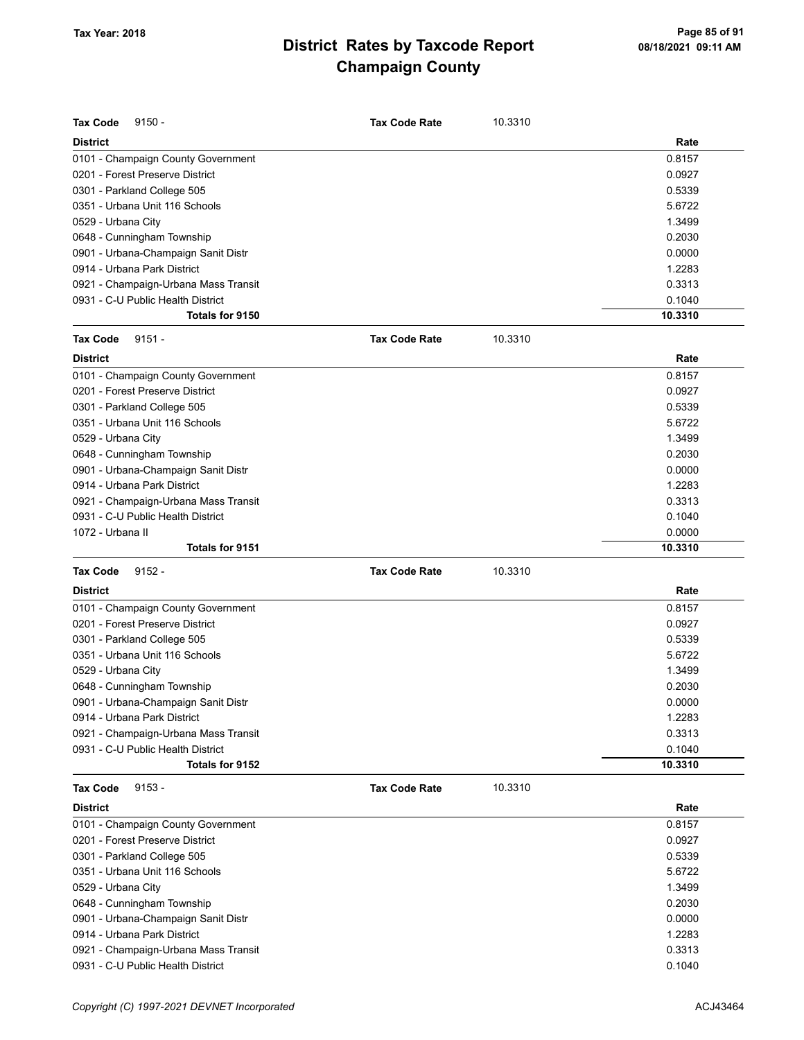# District Rates by Taxcode Report
# Champaign County

Tax Year: 2018

**Tax Code** 9150 - **Tax Code Rate** 10.3310

| District | Rate |
|---|---|
| 0101 - Champaign County Government | 0.8157 |
| 0201 - Forest Preserve District | 0.0927 |
| 0301 - Parkland College 505 | 0.5339 |
| 0351 - Urbana Unit 116 Schools | 5.6722 |
| 0529 - Urbana City | 1.3499 |
| 0648 - Cunningham Township | 0.2030 |
| 0901 - Urbana-Champaign Sanit Distr | 0.0000 |
| 0914 - Urbana Park District | 1.2283 |
| 0921 - Champaign-Urbana Mass Transit | 0.3313 |
| 0931 - C-U Public Health District | 0.1040 |
| **Totals for 9150** | **10.3310** |

**Tax Code** 9151 - **Tax Code Rate** 10.3310

| District | Rate |
|---|---|
| 0101 - Champaign County Government | 0.8157 |
| 0201 - Forest Preserve District | 0.0927 |
| 0301 - Parkland College 505 | 0.5339 |
| 0351 - Urbana Unit 116 Schools | 5.6722 |
| 0529 - Urbana City | 1.3499 |
| 0648 - Cunningham Township | 0.2030 |
| 0901 - Urbana-Champaign Sanit Distr | 0.0000 |
| 0914 - Urbana Park District | 1.2283 |
| 0921 - Champaign-Urbana Mass Transit | 0.3313 |
| 0931 - C-U Public Health District | 0.1040 |
| 1072 - Urbana II | 0.0000 |
| **Totals for 9151** | **10.3310** |

**Tax Code** 9152 - **Tax Code Rate** 10.3310

| District | Rate |
|---|---|
| 0101 - Champaign County Government | 0.8157 |
| 0201 - Forest Preserve District | 0.0927 |
| 0301 - Parkland College 505 | 0.5339 |
| 0351 - Urbana Unit 116 Schools | 5.6722 |
| 0529 - Urbana City | 1.3499 |
| 0648 - Cunningham Township | 0.2030 |
| 0901 - Urbana-Champaign Sanit Distr | 0.0000 |
| 0914 - Urbana Park District | 1.2283 |
| 0921 - Champaign-Urbana Mass Transit | 0.3313 |
| 0931 - C-U Public Health District | 0.1040 |
| **Totals for 9152** | **10.3310** |

**Tax Code** 9153 - **Tax Code Rate** 10.3310

| District | Rate |
|---|---|
| 0101 - Champaign County Government | 0.8157 |
| 0201 - Forest Preserve District | 0.0927 |
| 0301 - Parkland College 505 | 0.5339 |
| 0351 - Urbana Unit 116 Schools | 5.6722 |
| 0529 - Urbana City | 1.3499 |
| 0648 - Cunningham Township | 0.2030 |
| 0901 - Urbana-Champaign Sanit Distr | 0.0000 |
| 0914 - Urbana Park District | 1.2283 |
| 0921 - Champaign-Urbana Mass Transit | 0.3313 |
| 0931 - C-U Public Health District | 0.1040 |

Copyright (C) 1997-2021 DEVNET Incorporated ACJ43464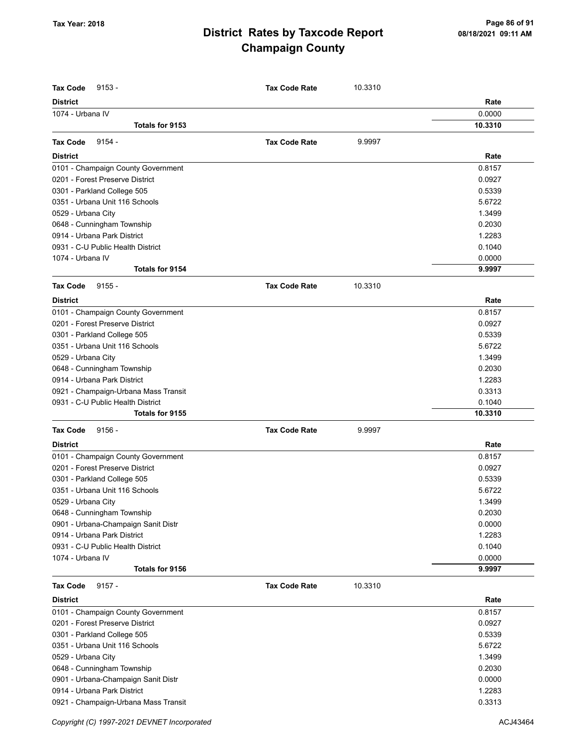## District Rates by Taxcode Report
## Champaign County

Tax Year: 2018

**Tax Code** 9153 - **Tax Code Rate** 10.3310

| District | Rate |
|---|---|
| 1074 - Urbana IV | 0.0000 |
| **Totals for 9153** | **10.3310** |

**Tax Code** 9154 - **Tax Code Rate** 9.9997

| District | Rate |
|---|---|
| 0101 - Champaign County Government | 0.8157 |
| 0201 - Forest Preserve District | 0.0927 |
| 0301 - Parkland College 505 | 0.5339 |
| 0351 - Urbana Unit 116 Schools | 5.6722 |
| 0529 - Urbana City | 1.3499 |
| 0648 - Cunningham Township | 0.2030 |
| 0914 - Urbana Park District | 1.2283 |
| 0931 - C-U Public Health District | 0.1040 |
| 1074 - Urbana IV | 0.0000 |
| **Totals for 9154** | **9.9997** |

**Tax Code** 9155 - **Tax Code Rate** 10.3310

| District | Rate |
|---|---|
| 0101 - Champaign County Government | 0.8157 |
| 0201 - Forest Preserve District | 0.0927 |
| 0301 - Parkland College 505 | 0.5339 |
| 0351 - Urbana Unit 116 Schools | 5.6722 |
| 0529 - Urbana City | 1.3499 |
| 0648 - Cunningham Township | 0.2030 |
| 0914 - Urbana Park District | 1.2283 |
| 0921 - Champaign-Urbana Mass Transit | 0.3313 |
| 0931 - C-U Public Health District | 0.1040 |
| **Totals for 9155** | **10.3310** |

**Tax Code** 9156 - **Tax Code Rate** 9.9997

| District | Rate |
|---|---|
| 0101 - Champaign County Government | 0.8157 |
| 0201 - Forest Preserve District | 0.0927 |
| 0301 - Parkland College 505 | 0.5339 |
| 0351 - Urbana Unit 116 Schools | 5.6722 |
| 0529 - Urbana City | 1.3499 |
| 0648 - Cunningham Township | 0.2030 |
| 0901 - Urbana-Champaign Sanit Distr | 0.0000 |
| 0914 - Urbana Park District | 1.2283 |
| 0931 - C-U Public Health District | 0.1040 |
| 1074 - Urbana IV | 0.0000 |
| **Totals for 9156** | **9.9997** |

**Tax Code** 9157 - **Tax Code Rate** 10.3310

| District | Rate |
|---|---|
| 0101 - Champaign County Government | 0.8157 |
| 0201 - Forest Preserve District | 0.0927 |
| 0301 - Parkland College 505 | 0.5339 |
| 0351 - Urbana Unit 116 Schools | 5.6722 |
| 0529 - Urbana City | 1.3499 |
| 0648 - Cunningham Township | 0.2030 |
| 0901 - Urbana-Champaign Sanit Distr | 0.0000 |
| 0914 - Urbana Park District | 1.2283 |
| 0921 - Champaign-Urbana Mass Transit | 0.3313 |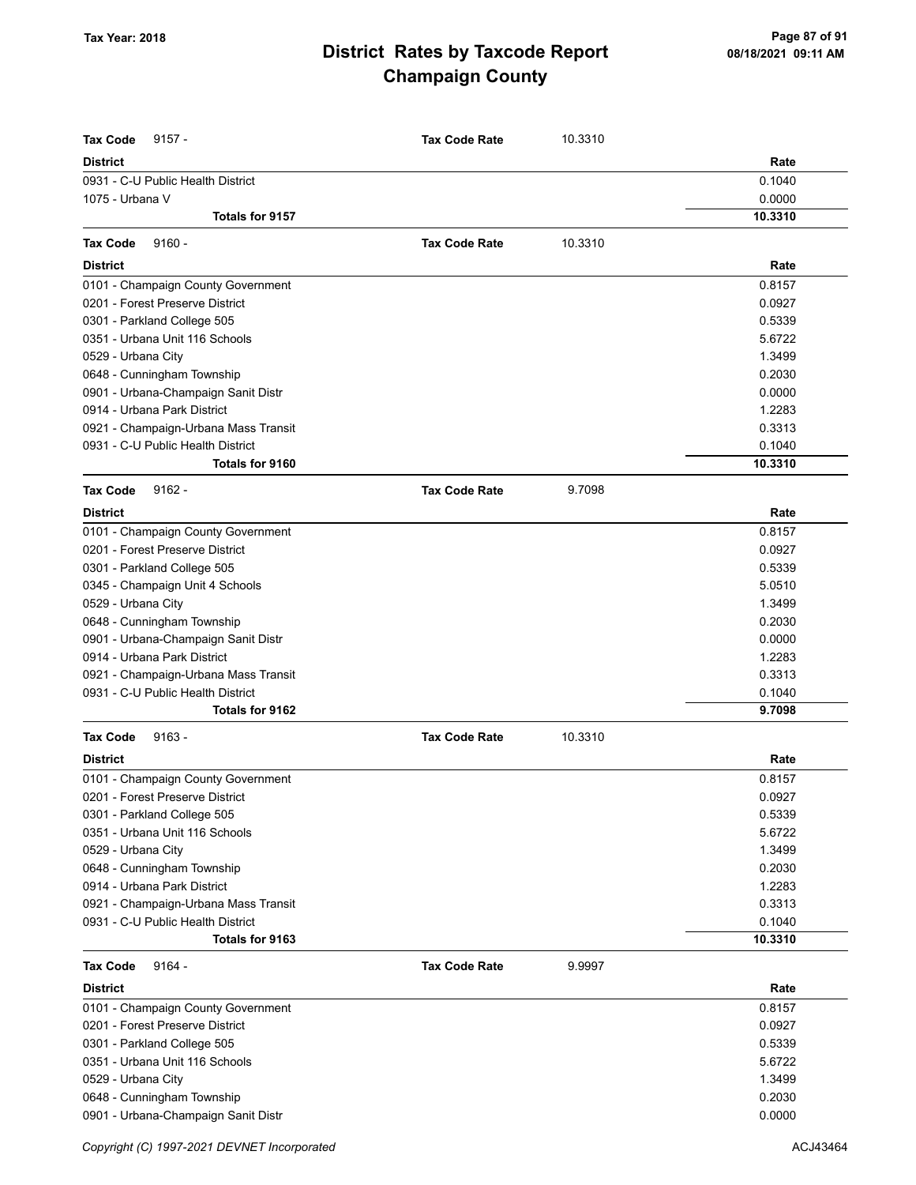## District Rates by Taxcode Report
## Champaign County

Tax Year: 2018

**Tax Code** 9157 - **Tax Code Rate** 10.3310

| District | Rate |
|---|---|
| 0931 - C-U Public Health District | 0.1040 |
| 1075 - Urbana V | 0.0000 |
| **Totals for 9157** | **10.3310** |

**Tax Code** 9160 - **Tax Code Rate** 10.3310

| District | Rate |
|---|---|
| 0101 - Champaign County Government | 0.8157 |
| 0201 - Forest Preserve District | 0.0927 |
| 0301 - Parkland College 505 | 0.5339 |
| 0351 - Urbana Unit 116 Schools | 5.6722 |
| 0529 - Urbana City | 1.3499 |
| 0648 - Cunningham Township | 0.2030 |
| 0901 - Urbana-Champaign Sanit Distr | 0.0000 |
| 0914 - Urbana Park District | 1.2283 |
| 0921 - Champaign-Urbana Mass Transit | 0.3313 |
| 0931 - C-U Public Health District | 0.1040 |
| **Totals for 9160** | **10.3310** |

**Tax Code** 9162 - **Tax Code Rate** 9.7098

| District | Rate |
|---|---|
| 0101 - Champaign County Government | 0.8157 |
| 0201 - Forest Preserve District | 0.0927 |
| 0301 - Parkland College 505 | 0.5339 |
| 0345 - Champaign Unit 4 Schools | 5.0510 |
| 0529 - Urbana City | 1.3499 |
| 0648 - Cunningham Township | 0.2030 |
| 0901 - Urbana-Champaign Sanit Distr | 0.0000 |
| 0914 - Urbana Park District | 1.2283 |
| 0921 - Champaign-Urbana Mass Transit | 0.3313 |
| 0931 - C-U Public Health District | 0.1040 |
| **Totals for 9162** | **9.7098** |

**Tax Code** 9163 - **Tax Code Rate** 10.3310

| District | Rate |
|---|---|
| 0101 - Champaign County Government | 0.8157 |
| 0201 - Forest Preserve District | 0.0927 |
| 0301 - Parkland College 505 | 0.5339 |
| 0351 - Urbana Unit 116 Schools | 5.6722 |
| 0529 - Urbana City | 1.3499 |
| 0648 - Cunningham Township | 0.2030 |
| 0914 - Urbana Park District | 1.2283 |
| 0921 - Champaign-Urbana Mass Transit | 0.3313 |
| 0931 - C-U Public Health District | 0.1040 |
| **Totals for 9163** | **10.3310** |

**Tax Code** 9164 - **Tax Code Rate** 9.9997

| District | Rate |
|---|---|
| 0101 - Champaign County Government | 0.8157 |
| 0201 - Forest Preserve District | 0.0927 |
| 0301 - Parkland College 505 | 0.5339 |
| 0351 - Urbana Unit 116 Schools | 5.6722 |
| 0529 - Urbana City | 1.3499 |
| 0648 - Cunningham Township | 0.2030 |
| 0901 - Urbana-Champaign Sanit Distr | 0.0000 |

Copyright (C) 1997-2021 DEVNET Incorporated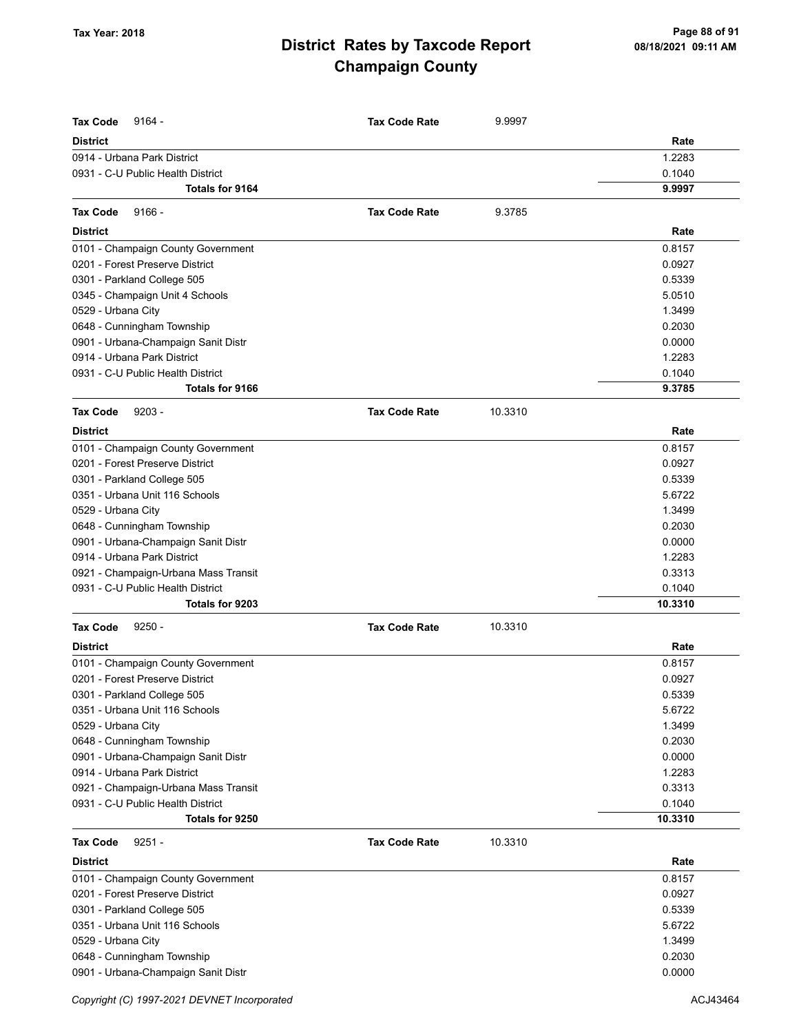| Tax Code 9164 - | Tax Code Rate | 9.9997 |
|---|---|---|
| **District** | | **Rate** |
| 0914 - Urbana Park District | | 1.2283 |
| 0931 - C-U Public Health District | | 0.1040 |
| **Totals for 9164** | | **9.9997** |

| Tax Code 9166 - | Tax Code Rate | 9.3785 |
|---|---|---|
| **District** | | **Rate** |
| 0101 - Champaign County Government | | 0.8157 |
| 0201 - Forest Preserve District | | 0.0927 |
| 0301 - Parkland College 505 | | 0.5339 |
| 0345 - Champaign Unit 4 Schools | | 5.0510 |
| 0529 - Urbana City | | 1.3499 |
| 0648 - Cunningham Township | | 0.2030 |
| 0901 - Urbana-Champaign Sanit Distr | | 0.0000 |
| 0914 - Urbana Park District | | 1.2283 |
| 0931 - C-U Public Health District | | 0.1040 |
| **Totals for 9166** | | **9.3785** |

| Tax Code 9203 - | Tax Code Rate | 10.3310 |
|---|---|---|
| **District** | | **Rate** |
| 0101 - Champaign County Government | | 0.8157 |
| 0201 - Forest Preserve District | | 0.0927 |
| 0301 - Parkland College 505 | | 0.5339 |
| 0351 - Urbana Unit 116 Schools | | 5.6722 |
| 0529 - Urbana City | | 1.3499 |
| 0648 - Cunningham Township | | 0.2030 |
| 0901 - Urbana-Champaign Sanit Distr | | 0.0000 |
| 0914 - Urbana Park District | | 1.2283 |
| 0921 - Champaign-Urbana Mass Transit | | 0.3313 |
| 0931 - C-U Public Health District | | 0.1040 |
| **Totals for 9203** | | **10.3310** |

| Tax Code 9250 - | Tax Code Rate | 10.3310 |
|---|---|---|
| **District** | | **Rate** |
| 0101 - Champaign County Government | | 0.8157 |
| 0201 - Forest Preserve District | | 0.0927 |
| 0301 - Parkland College 505 | | 0.5339 |
| 0351 - Urbana Unit 116 Schools | | 5.6722 |
| 0529 - Urbana City | | 1.3499 |
| 0648 - Cunningham Township | | 0.2030 |
| 0901 - Urbana-Champaign Sanit Distr | | 0.0000 |
| 0914 - Urbana Park District | | 1.2283 |
| 0921 - Champaign-Urbana Mass Transit | | 0.3313 |
| 0931 - C-U Public Health District | | 0.1040 |
| **Totals for 9250** | | **10.3310** |

| Tax Code 9251 - | Tax Code Rate | 10.3310 |
|---|---|---|
| **District** | | **Rate** |
| 0101 - Champaign County Government | | 0.8157 |
| 0201 - Forest Preserve District | | 0.0927 |
| 0301 - Parkland College 505 | | 0.5339 |
| 0351 - Urbana Unit 116 Schools | | 5.6722 |
| 0529 - Urbana City | | 1.3499 |
| 0648 - Cunningham Township | | 0.2030 |
| 0901 - Urbana-Champaign Sanit Distr | | 0.0000 |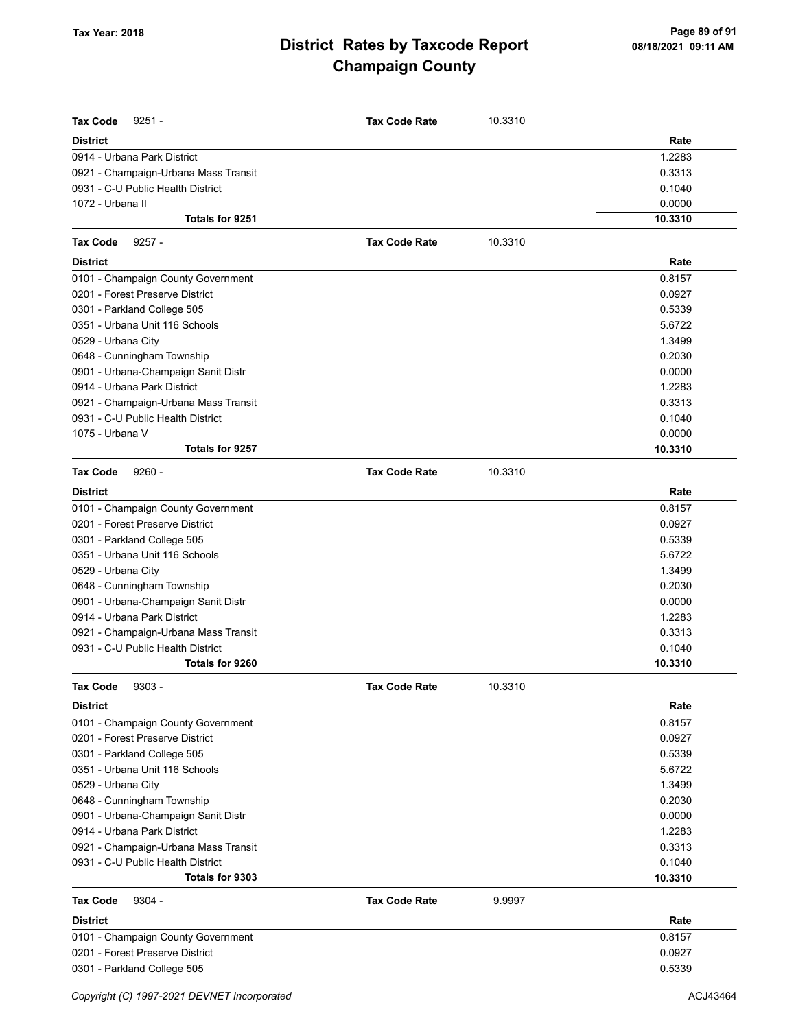**Tax Code** 9251 - **Tax Code Rate** 10.3310

| District | Rate |
|---|---|
| 0914 - Urbana Park District | 1.2283 |
| 0921 - Champaign-Urbana Mass Transit | 0.3313 |
| 0931 - C-U Public Health District | 0.1040 |
| 1072 - Urbana II | 0.0000 |
| **Totals for 9251** | **10.3310** |

**Tax Code** 9257 - **Tax Code Rate** 10.3310

| District | Rate |
|---|---|
| 0101 - Champaign County Government | 0.8157 |
| 0201 - Forest Preserve District | 0.0927 |
| 0301 - Parkland College 505 | 0.5339 |
| 0351 - Urbana Unit 116 Schools | 5.6722 |
| 0529 - Urbana City | 1.3499 |
| 0648 - Cunningham Township | 0.2030 |
| 0901 - Urbana-Champaign Sanit Distr | 0.0000 |
| 0914 - Urbana Park District | 1.2283 |
| 0921 - Champaign-Urbana Mass Transit | 0.3313 |
| 0931 - C-U Public Health District | 0.1040 |
| 1075 - Urbana V | 0.0000 |
| **Totals for 9257** | **10.3310** |

**Tax Code** 9260 - **Tax Code Rate** 10.3310

| District | Rate |
|---|---|
| 0101 - Champaign County Government | 0.8157 |
| 0201 - Forest Preserve District | 0.0927 |
| 0301 - Parkland College 505 | 0.5339 |
| 0351 - Urbana Unit 116 Schools | 5.6722 |
| 0529 - Urbana City | 1.3499 |
| 0648 - Cunningham Township | 0.2030 |
| 0901 - Urbana-Champaign Sanit Distr | 0.0000 |
| 0914 - Urbana Park District | 1.2283 |
| 0921 - Champaign-Urbana Mass Transit | 0.3313 |
| 0931 - C-U Public Health District | 0.1040 |
| **Totals for 9260** | **10.3310** |

**Tax Code** 9303 - **Tax Code Rate** 10.3310

| District | Rate |
|---|---|
| 0101 - Champaign County Government | 0.8157 |
| 0201 - Forest Preserve District | 0.0927 |
| 0301 - Parkland College 505 | 0.5339 |
| 0351 - Urbana Unit 116 Schools | 5.6722 |
| 0529 - Urbana City | 1.3499 |
| 0648 - Cunningham Township | 0.2030 |
| 0901 - Urbana-Champaign Sanit Distr | 0.0000 |
| 0914 - Urbana Park District | 1.2283 |
| 0921 - Champaign-Urbana Mass Transit | 0.3313 |
| 0931 - C-U Public Health District | 0.1040 |
| **Totals for 9303** | **10.3310** |

**Tax Code** 9304 - **Tax Code Rate** 9.9997

| District | Rate |
|---|---|
| 0101 - Champaign County Government | 0.8157 |
| 0201 - Forest Preserve District | 0.0927 |
| 0301 - Parkland College 505 | 0.5339 |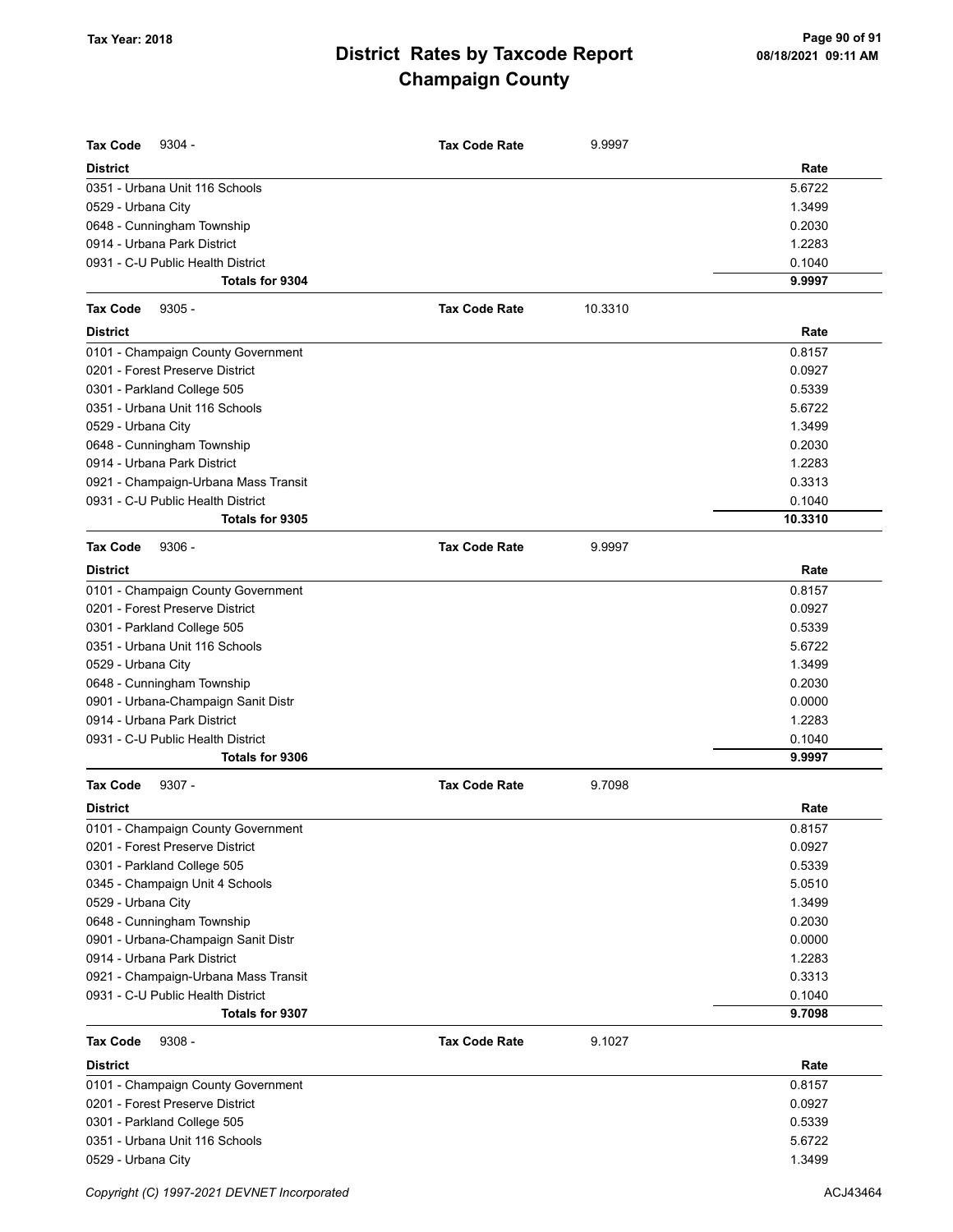## District Rates by Taxcode Report
## Champaign County

Tax Year: 2018

**Tax Code** 9304 - **Tax Code Rate** 9.9997

| District | Rate |
|---|---|
| 0351 - Urbana Unit 116 Schools | 5.6722 |
| 0529 - Urbana City | 1.3499 |
| 0648 - Cunningham Township | 0.2030 |
| 0914 - Urbana Park District | 1.2283 |
| 0931 - C-U Public Health District | 0.1040 |
| **Totals for 9304** | **9.9997** |

**Tax Code** 9305 - **Tax Code Rate** 10.3310

| District | Rate |
|---|---|
| 0101 - Champaign County Government | 0.8157 |
| 0201 - Forest Preserve District | 0.0927 |
| 0301 - Parkland College 505 | 0.5339 |
| 0351 - Urbana Unit 116 Schools | 5.6722 |
| 0529 - Urbana City | 1.3499 |
| 0648 - Cunningham Township | 0.2030 |
| 0914 - Urbana Park District | 1.2283 |
| 0921 - Champaign-Urbana Mass Transit | 0.3313 |
| 0931 - C-U Public Health District | 0.1040 |
| **Totals for 9305** | **10.3310** |

**Tax Code** 9306 - **Tax Code Rate** 9.9997

| District | Rate |
|---|---|
| 0101 - Champaign County Government | 0.8157 |
| 0201 - Forest Preserve District | 0.0927 |
| 0301 - Parkland College 505 | 0.5339 |
| 0351 - Urbana Unit 116 Schools | 5.6722 |
| 0529 - Urbana City | 1.3499 |
| 0648 - Cunningham Township | 0.2030 |
| 0901 - Urbana-Champaign Sanit Distr | 0.0000 |
| 0914 - Urbana Park District | 1.2283 |
| 0931 - C-U Public Health District | 0.1040 |
| **Totals for 9306** | **9.9997** |

**Tax Code** 9307 - **Tax Code Rate** 9.7098

| District | Rate |
|---|---|
| 0101 - Champaign County Government | 0.8157 |
| 0201 - Forest Preserve District | 0.0927 |
| 0301 - Parkland College 505 | 0.5339 |
| 0345 - Champaign Unit 4 Schools | 5.0510 |
| 0529 - Urbana City | 1.3499 |
| 0648 - Cunningham Township | 0.2030 |
| 0901 - Urbana-Champaign Sanit Distr | 0.0000 |
| 0914 - Urbana Park District | 1.2283 |
| 0921 - Champaign-Urbana Mass Transit | 0.3313 |
| 0931 - C-U Public Health District | 0.1040 |
| **Totals for 9307** | **9.7098** |

**Tax Code** 9308 - **Tax Code Rate** 9.1027

| District | Rate |
|---|---|
| 0101 - Champaign County Government | 0.8157 |
| 0201 - Forest Preserve District | 0.0927 |
| 0301 - Parkland College 505 | 0.5339 |
| 0351 - Urbana Unit 116 Schools | 5.6722 |
| 0529 - Urbana City | 1.3499 |

Copyright (C) 1997-2021 DEVNET Incorporated ACJ43464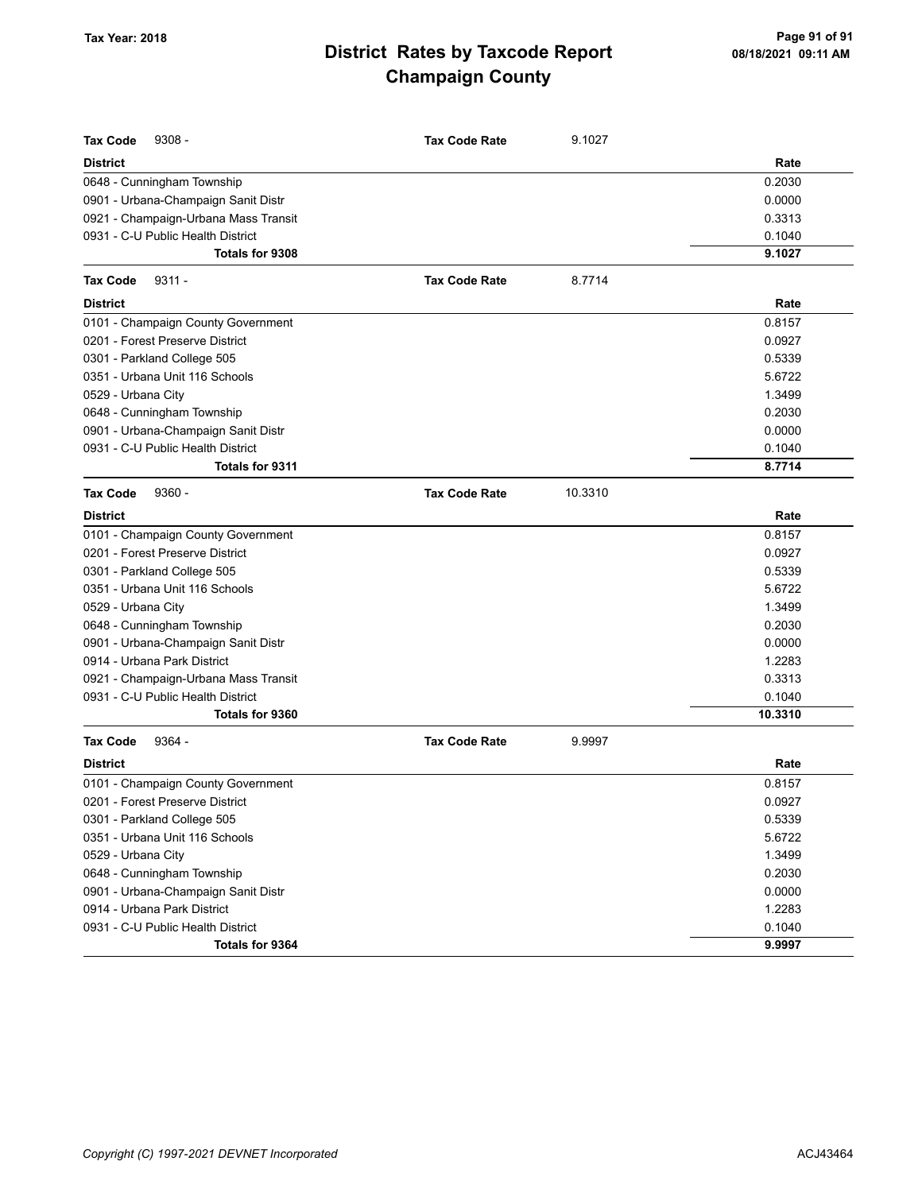| Tax Code 9308 - | Tax Code Rate 9.1027 |
|---|---|
| **District** | **Rate** |
| 0648 - Cunningham Township | 0.2030 |
| 0901 - Urbana-Champaign Sanit Distr | 0.0000 |
| 0921 - Champaign-Urbana Mass Transit | 0.3313 |
| 0931 - C-U Public Health District | 0.1040 |
| **Totals for 9308** | **9.1027** |

| Tax Code 9311 - | Tax Code Rate 8.7714 |
|---|---|
| **District** | **Rate** |
| 0101 - Champaign County Government | 0.8157 |
| 0201 - Forest Preserve District | 0.0927 |
| 0301 - Parkland College 505 | 0.5339 |
| 0351 - Urbana Unit 116 Schools | 5.6722 |
| 0529 - Urbana City | 1.3499 |
| 0648 - Cunningham Township | 0.2030 |
| 0901 - Urbana-Champaign Sanit Distr | 0.0000 |
| 0931 - C-U Public Health District | 0.1040 |
| **Totals for 9311** | **8.7714** |

| Tax Code 9360 - | Tax Code Rate 10.3310 |
|---|---|
| **District** | **Rate** |
| 0101 - Champaign County Government | 0.8157 |
| 0201 - Forest Preserve District | 0.0927 |
| 0301 - Parkland College 505 | 0.5339 |
| 0351 - Urbana Unit 116 Schools | 5.6722 |
| 0529 - Urbana City | 1.3499 |
| 0648 - Cunningham Township | 0.2030 |
| 0901 - Urbana-Champaign Sanit Distr | 0.0000 |
| 0914 - Urbana Park District | 1.2283 |
| 0921 - Champaign-Urbana Mass Transit | 0.3313 |
| 0931 - C-U Public Health District | 0.1040 |
| **Totals for 9360** | **10.3310** |

| Tax Code 9364 - | Tax Code Rate 9.9997 |
|---|---|
| **District** | **Rate** |
| 0101 - Champaign County Government | 0.8157 |
| 0201 - Forest Preserve District | 0.0927 |
| 0301 - Parkland College 505 | 0.5339 |
| 0351 - Urbana Unit 116 Schools | 5.6722 |
| 0529 - Urbana City | 1.3499 |
| 0648 - Cunningham Township | 0.2030 |
| 0901 - Urbana-Champaign Sanit Distr | 0.0000 |
| 0914 - Urbana Park District | 1.2283 |
| 0931 - C-U Public Health District | 0.1040 |
| **Totals for 9364** | **9.9997** |